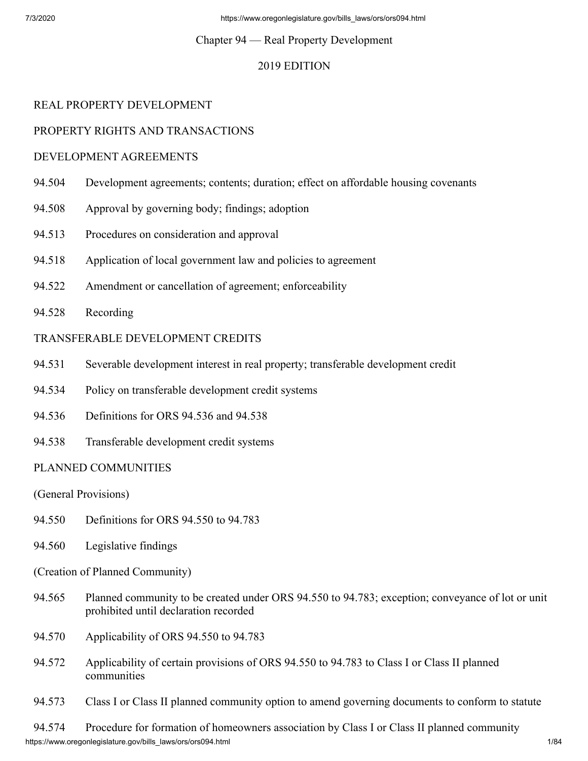# Chapter 94 — Real Property Development

## 2019 EDITION

## REAL PROPERTY DEVELOPMENT

## PROPERTY RIGHTS AND TRANSACTIONS

### DEVELOPMENT AGREEMENTS

94.504 Development agreements; contents; duration; effect on affordable housing covenants

94.508 Approval by governing body; findings; adoption

94.513 Procedures on consideration and approval

94.518 Application of local government law and policies to agreement

94.522 Amendment or cancellation of agreement; enforceability

94.528 Recording

### TRANSFERABLE DEVELOPMENT CREDITS

94.531 Severable development interest in real property; transferable development credit

94.534 Policy on transferable development credit systems

94.536 Definitions for ORS 94.536 and 94.538

94.538 Transferable development credit systems

### PLANNED COMMUNITIES

(General Provisions)

94.550 Definitions for ORS 94.550 to 94.783

94.560 Legislative findings

(Creation of Planned Community)

94.565 Planned community to be created under ORS 94.550 to 94.783; exception; conveyance of lot or unit prohibited until declaration recorded

94.570 Applicability of ORS 94.550 to 94.783

94.572 Applicability of certain provisions of ORS 94.550 to 94.783 to Class I or Class II planned communities

94.573 Class I or Class II planned community option to amend governing documents to conform to statute

94.574 Procedure for formation of homeowners association by Class I or Class II planned community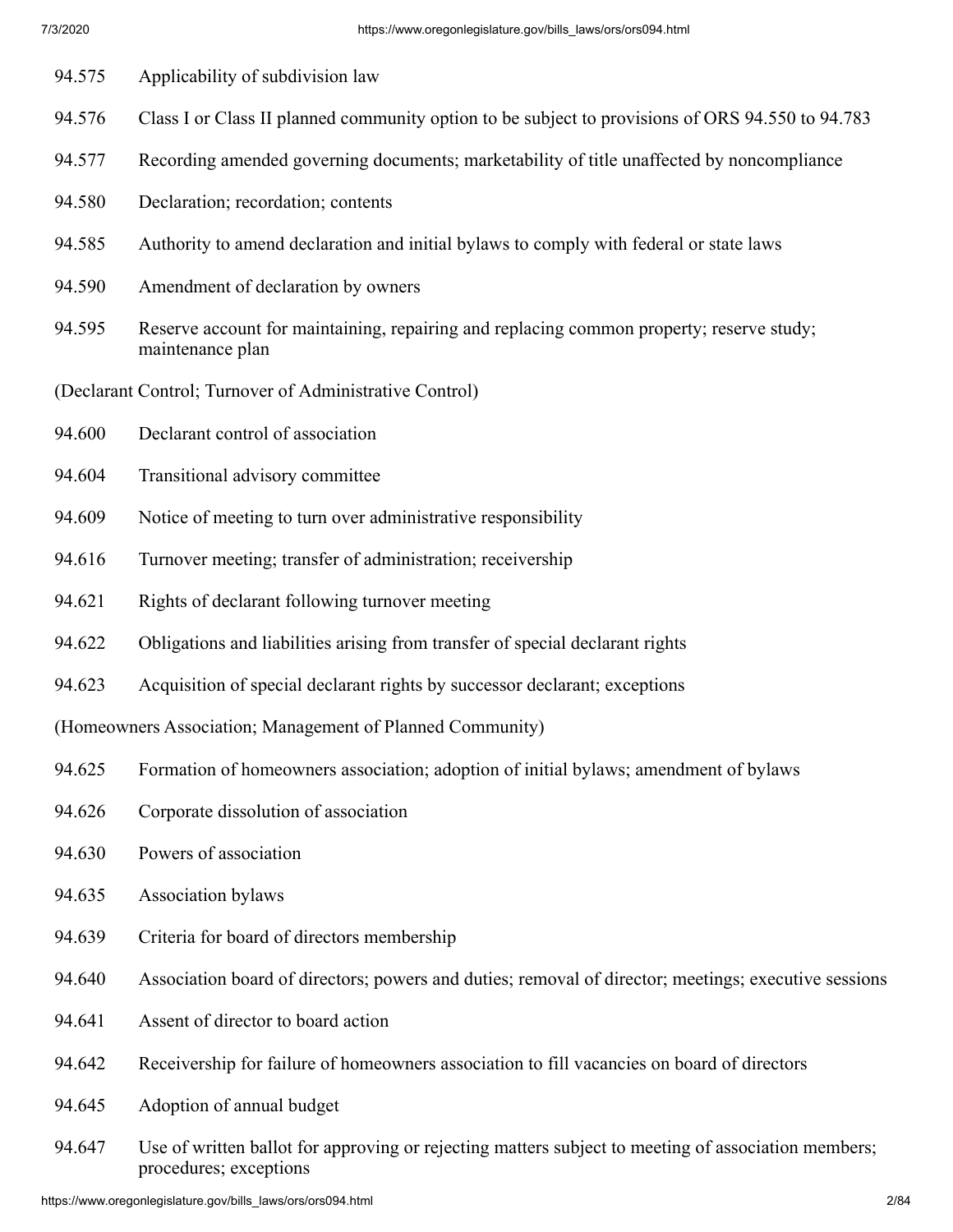94.575 Applicability of subdivision law

94.576 Class I or Class II planned community option to be subject to provisions of ORS 94.550 to 94.783

94.577 Recording amended governing documents; marketability of title unaffected by noncompliance

94.580 Declaration; recordation; contents

94.585 Authority to amend declaration and initial bylaws to comply with federal or state laws

94.590 Amendment of declaration by owners

94.595 Reserve account for maintaining, repairing and replacing common property; reserve study; maintenance plan

(Declarant Control; Turnover of Administrative Control)

94.600 Declarant control of association

94.604 Transitional advisory committee

94.609 Notice of meeting to turn over administrative responsibility

94.616 Turnover meeting; transfer of administration; receivership

94.621 Rights of declarant following turnover meeting

94.622 Obligations and liabilities arising from transfer of special declarant rights

94.623 Acquisition of special declarant rights by successor declarant; exceptions

(Homeowners Association; Management of Planned Community)

94.625 Formation of homeowners association; adoption of initial bylaws; amendment of bylaws

94.626 Corporate dissolution of association

94.630 Powers of association

94.635 Association bylaws

94.639 Criteria for board of directors membership

94.640 Association board of directors; powers and duties; removal of director; meetings; executive sessions

94.641 Assent of director to board action

94.642 Receivership for failure of homeowners association to fill vacancies on board of directors

94.645 Adoption of annual budget

94.647 Use of written ballot for approving or rejecting matters subject to meeting of association members; procedures; exceptions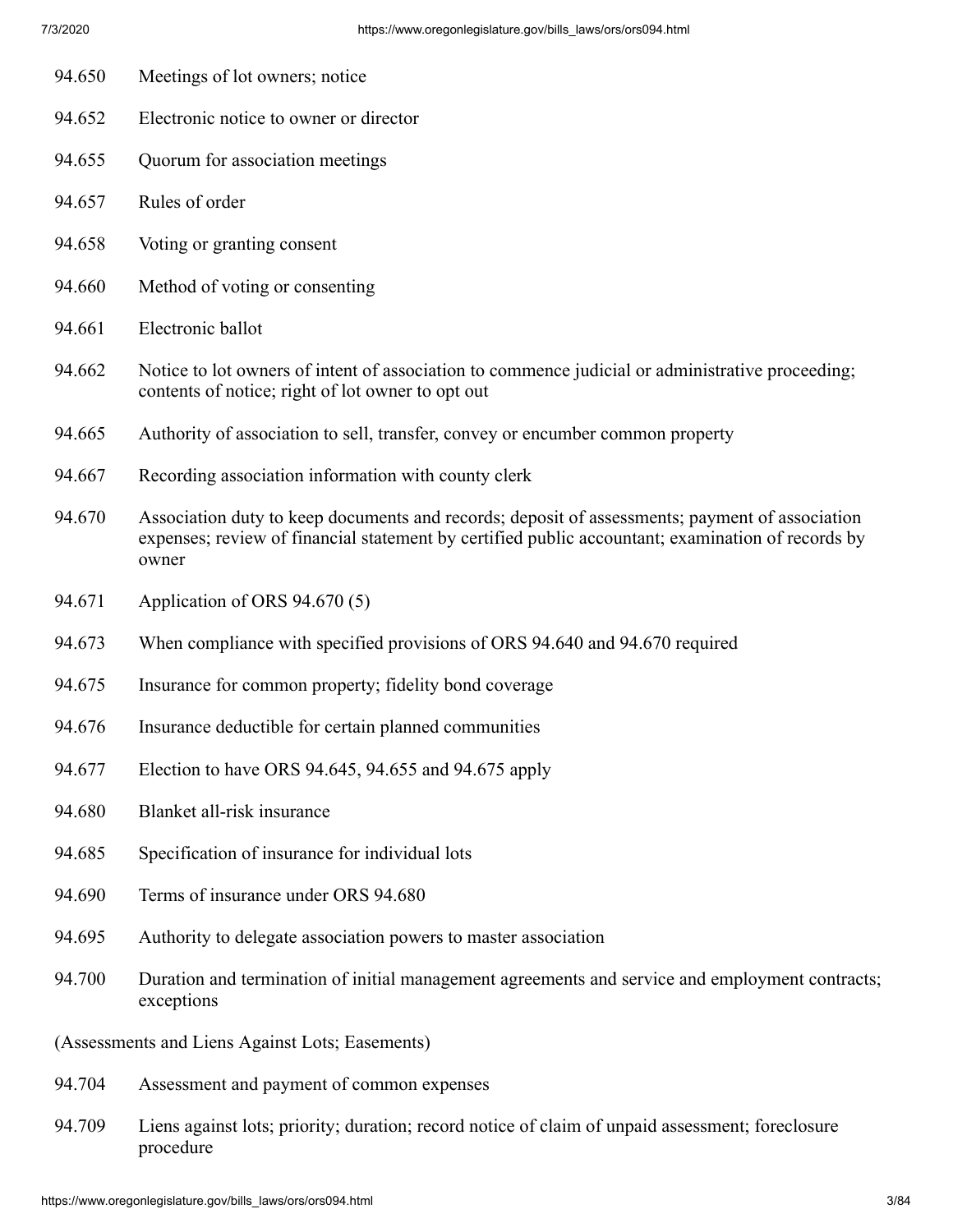94.650 Meetings of lot owners; notice

94.652 Electronic notice to owner or director

94.655 Quorum for association meetings

94.657 Rules of order

94.658 Voting or granting consent

94.660 Method of voting or consenting

94.661 Electronic ballot

94.662 Notice to lot owners of intent of association to commence judicial or administrative proceeding; contents of notice; right of lot owner to opt out

94.665 Authority of association to sell, transfer, convey or encumber common property

94.667 Recording association information with county clerk

94.670 Association duty to keep documents and records; deposit of assessments; payment of association expenses; review of financial statement by certified public accountant; examination of records by owner

94.671 Application of ORS 94.670 (5)

94.673 When compliance with specified provisions of ORS 94.640 and 94.670 required

94.675 Insurance for common property; fidelity bond coverage

94.676 Insurance deductible for certain planned communities

94.677 Election to have ORS 94.645, 94.655 and 94.675 apply

94.680 Blanket all-risk insurance

94.685 Specification of insurance for individual lots

94.690 Terms of insurance under ORS 94.680

94.695 Authority to delegate association powers to master association

94.700 Duration and termination of initial management agreements and service and employment contracts; exceptions

(Assessments and Liens Against Lots; Easements)

94.704 Assessment and payment of common expenses

94.709 Liens against lots; priority; duration; record notice of claim of unpaid assessment; foreclosure procedure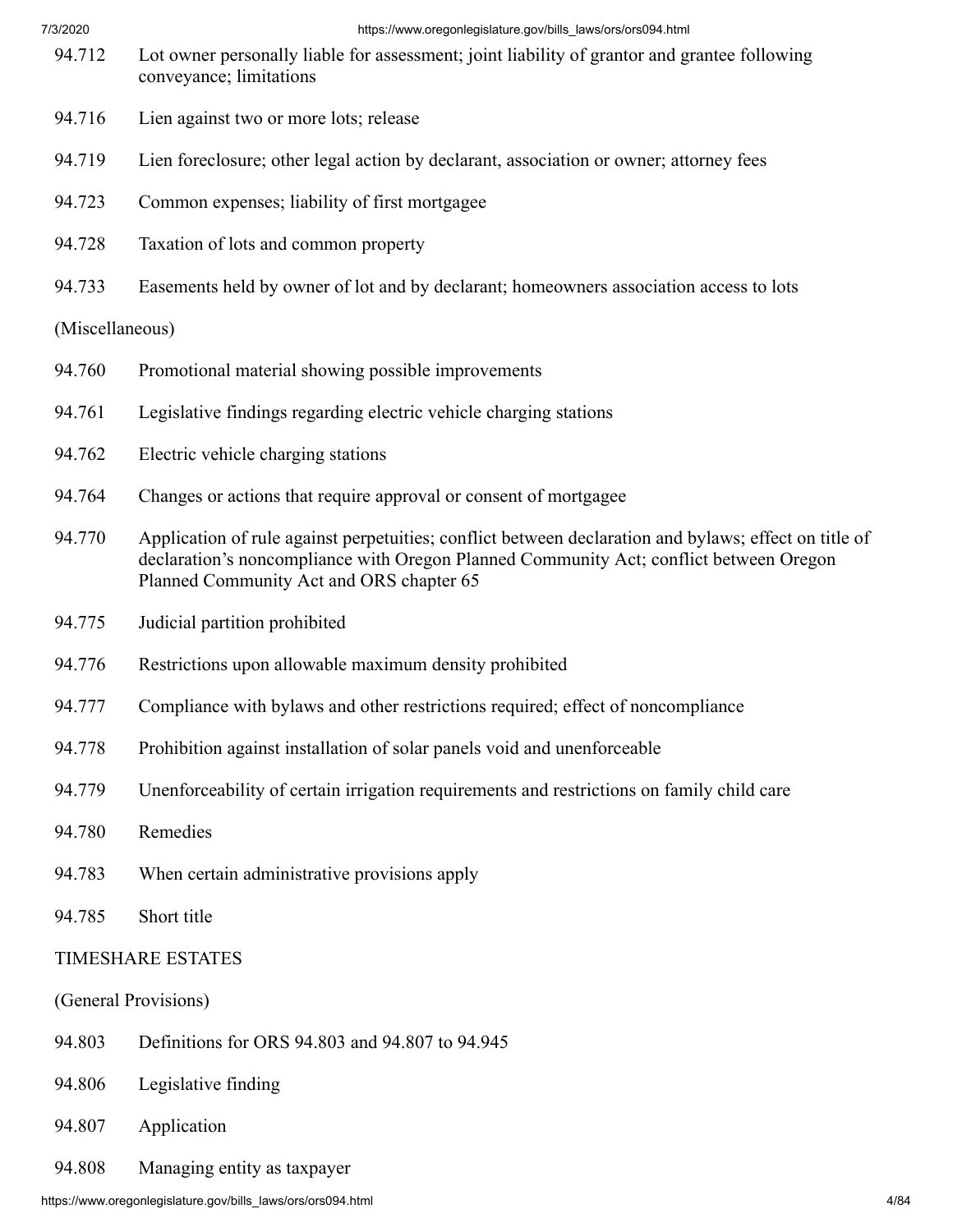94.712 Lot owner personally liable for assessment; joint liability of grantor and grantee following conveyance; limitations

94.716 Lien against two or more lots; release

94.719 Lien foreclosure; other legal action by declarant, association or owner; attorney fees

94.723 Common expenses; liability of first mortgagee

94.728 Taxation of lots and common property

94.733 Easements held by owner of lot and by declarant; homeowners association access to lots

(Miscellaneous)

94.760 Promotional material showing possible improvements

94.761 Legislative findings regarding electric vehicle charging stations

94.762 Electric vehicle charging stations

94.764 Changes or actions that require approval or consent of mortgagee

94.770 Application of rule against perpetuities; conflict between declaration and bylaws; effect on title of declaration's noncompliance with Oregon Planned Community Act; conflict between Oregon Planned Community Act and ORS chapter 65

94.775 Judicial partition prohibited

94.776 Restrictions upon allowable maximum density prohibited

94.777 Compliance with bylaws and other restrictions required; effect of noncompliance

94.778 Prohibition against installation of solar panels void and unenforceable

94.779 Unenforceability of certain irrigation requirements and restrictions on family child care

94.780 Remedies

94.783 When certain administrative provisions apply

94.785 Short title

TIMESHARE ESTATES

(General Provisions)

94.803 Definitions for ORS 94.803 and 94.807 to 94.945

94.806 Legislative finding

94.807 Application

94.808 Managing entity as taxpayer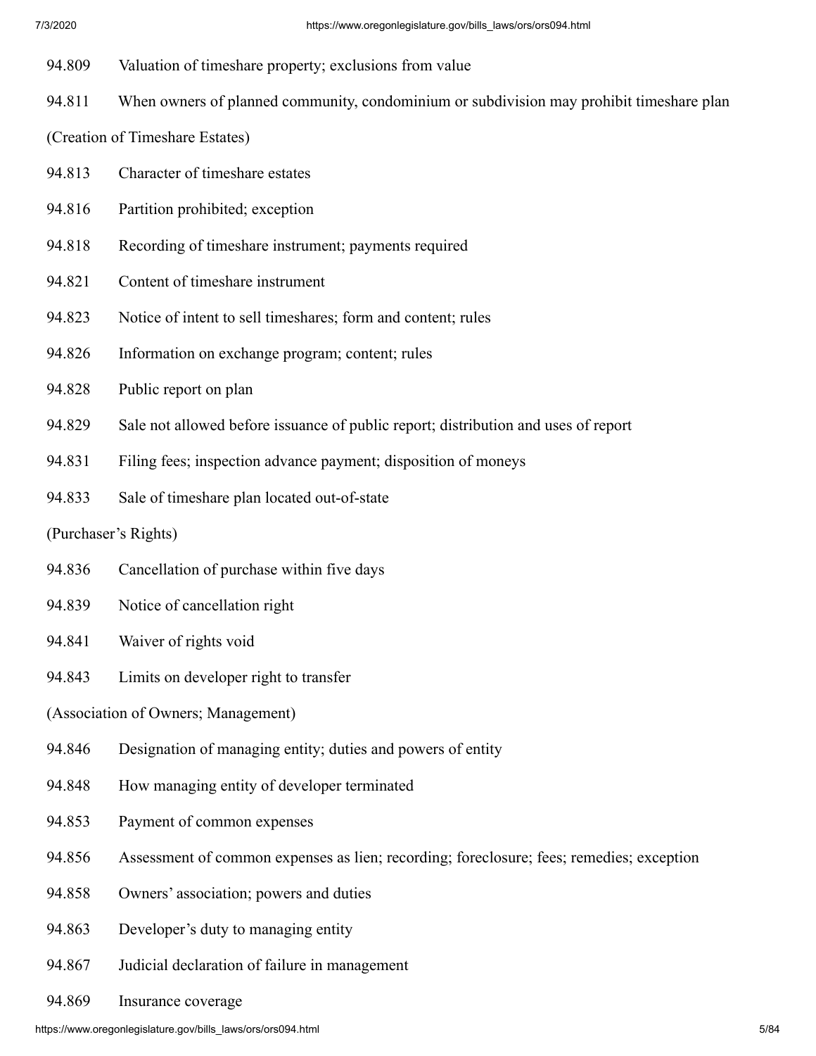94.809 Valuation of timeshare property; exclusions from value

94.811 When owners of planned community, condominium or subdivision may prohibit timeshare plan

(Creation of Timeshare Estates)

94.813 Character of timeshare estates

94.816 Partition prohibited; exception

94.818 Recording of timeshare instrument; payments required

94.821 Content of timeshare instrument

94.823 Notice of intent to sell timeshares; form and content; rules

94.826 Information on exchange program; content; rules

94.828 Public report on plan

94.829 Sale not allowed before issuance of public report; distribution and uses of report

94.831 Filing fees; inspection advance payment; disposition of moneys

94.833 Sale of timeshare plan located out-of-state

(Purchaser's Rights)

94.836 Cancellation of purchase within five days

94.839 Notice of cancellation right

94.841 Waiver of rights void

94.843 Limits on developer right to transfer

(Association of Owners; Management)

94.846 Designation of managing entity; duties and powers of entity

94.848 How managing entity of developer terminated

94.853 Payment of common expenses

94.856 Assessment of common expenses as lien; recording; foreclosure; fees; remedies; exception

94.858 Owners' association; powers and duties

94.863 Developer's duty to managing entity

94.867 Judicial declaration of failure in management

94.869 Insurance coverage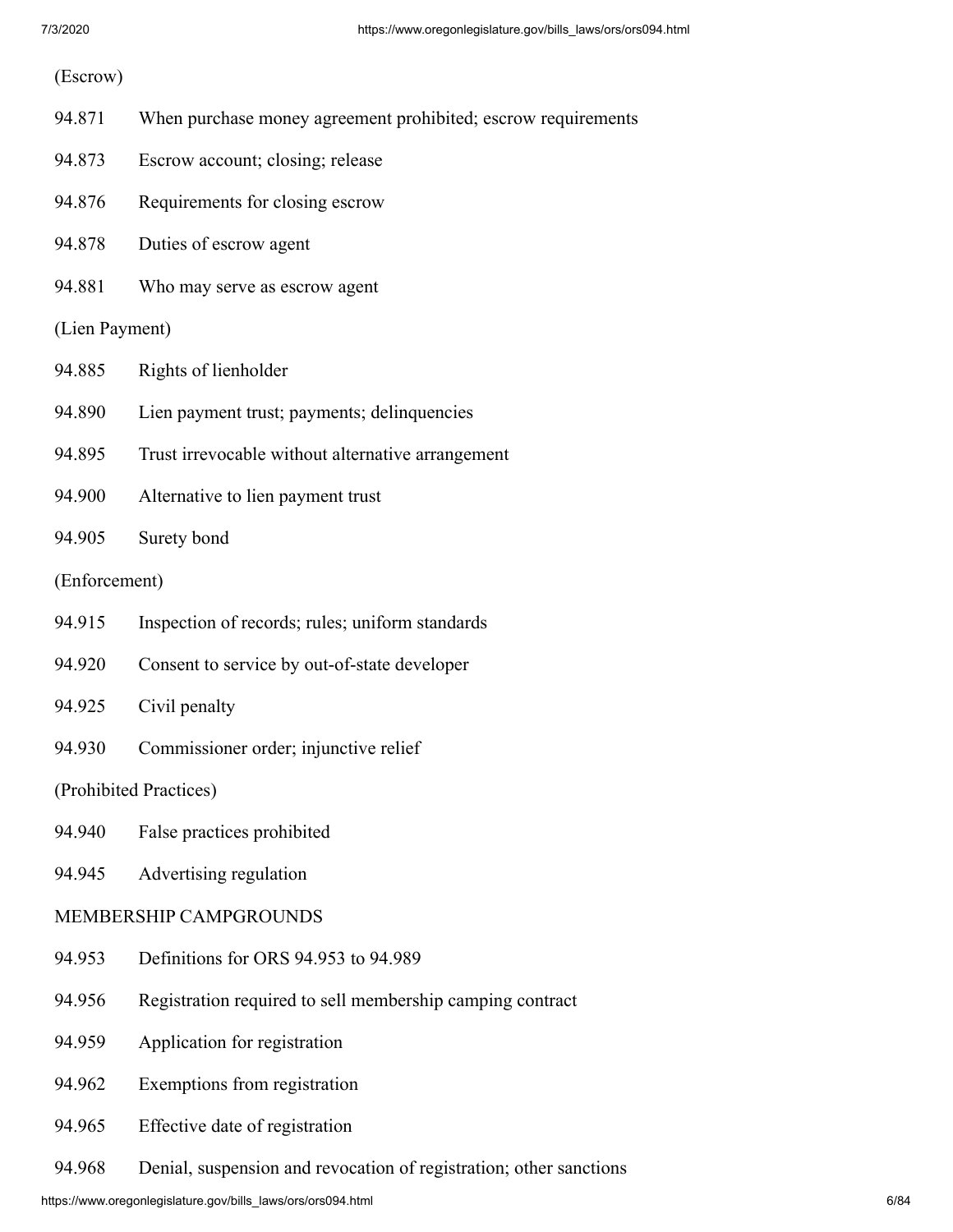(Escrow)

94.871 When purchase money agreement prohibited; escrow requirements

94.873 Escrow account; closing; release

94.876 Requirements for closing escrow

94.878 Duties of escrow agent

94.881 Who may serve as escrow agent

(Lien Payment)

94.885 Rights of lienholder

94.890 Lien payment trust; payments; delinquencies

94.895 Trust irrevocable without alternative arrangement

94.900 Alternative to lien payment trust

94.905 Surety bond

(Enforcement)

94.915 Inspection of records; rules; uniform standards

94.920 Consent to service by out-of-state developer

94.925 Civil penalty

94.930 Commissioner order; injunctive relief

(Prohibited Practices)

94.940 False practices prohibited

94.945 Advertising regulation

MEMBERSHIP CAMPGROUNDS

94.953 Definitions for ORS 94.953 to 94.989

94.956 Registration required to sell membership camping contract

94.959 Application for registration

94.962 Exemptions from registration

94.965 Effective date of registration

94.968 Denial, suspension and revocation of registration; other sanctions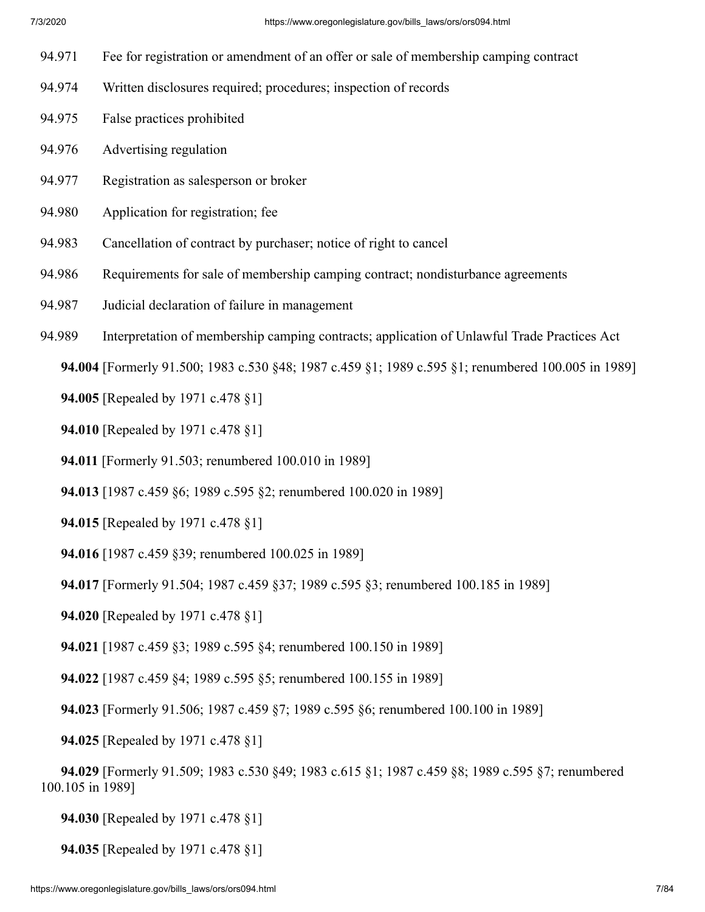94.971 Fee for registration or amendment of an offer or sale of membership camping contract

94.974 Written disclosures required; procedures; inspection of records

94.975 False practices prohibited

94.976 Advertising regulation

94.977 Registration as salesperson or broker

94.980 Application for registration; fee

94.983 Cancellation of contract by purchaser; notice of right to cancel

94.986 Requirements for sale of membership camping contract; nondisturbance agreements

94.987 Judicial declaration of failure in management

94.989 Interpretation of membership camping contracts; application of Unlawful Trade Practices Act

**94.004** [Formerly 91.500; 1983 c.530 §48; 1987 c.459 §1; 1989 c.595 §1; renumbered 100.005 in 1989]

**94.005** [Repealed by 1971 c.478 §1]

**94.010** [Repealed by 1971 c.478 §1]

**94.011** [Formerly 91.503; renumbered 100.010 in 1989]

**94.013** [1987 c.459 §6; 1989 c.595 §2; renumbered 100.020 in 1989]

**94.015** [Repealed by 1971 c.478 §1]

**94.016** [1987 c.459 §39; renumbered 100.025 in 1989]

**94.017** [Formerly 91.504; 1987 c.459 §37; 1989 c.595 §3; renumbered 100.185 in 1989]

**94.020** [Repealed by 1971 c.478 §1]

**94.021** [1987 c.459 §3; 1989 c.595 §4; renumbered 100.150 in 1989]

**94.022** [1987 c.459 §4; 1989 c.595 §5; renumbered 100.155 in 1989]

**94.023** [Formerly 91.506; 1987 c.459 §7; 1989 c.595 §6; renumbered 100.100 in 1989]

**94.025** [Repealed by 1971 c.478 §1]

**94.029** [Formerly 91.509; 1983 c.530 §49; 1983 c.615 §1; 1987 c.459 §8; 1989 c.595 §7; renumbered 100.105 in 1989]

**94.030** [Repealed by 1971 c.478 §1]

**94.035** [Repealed by 1971 c.478 §1]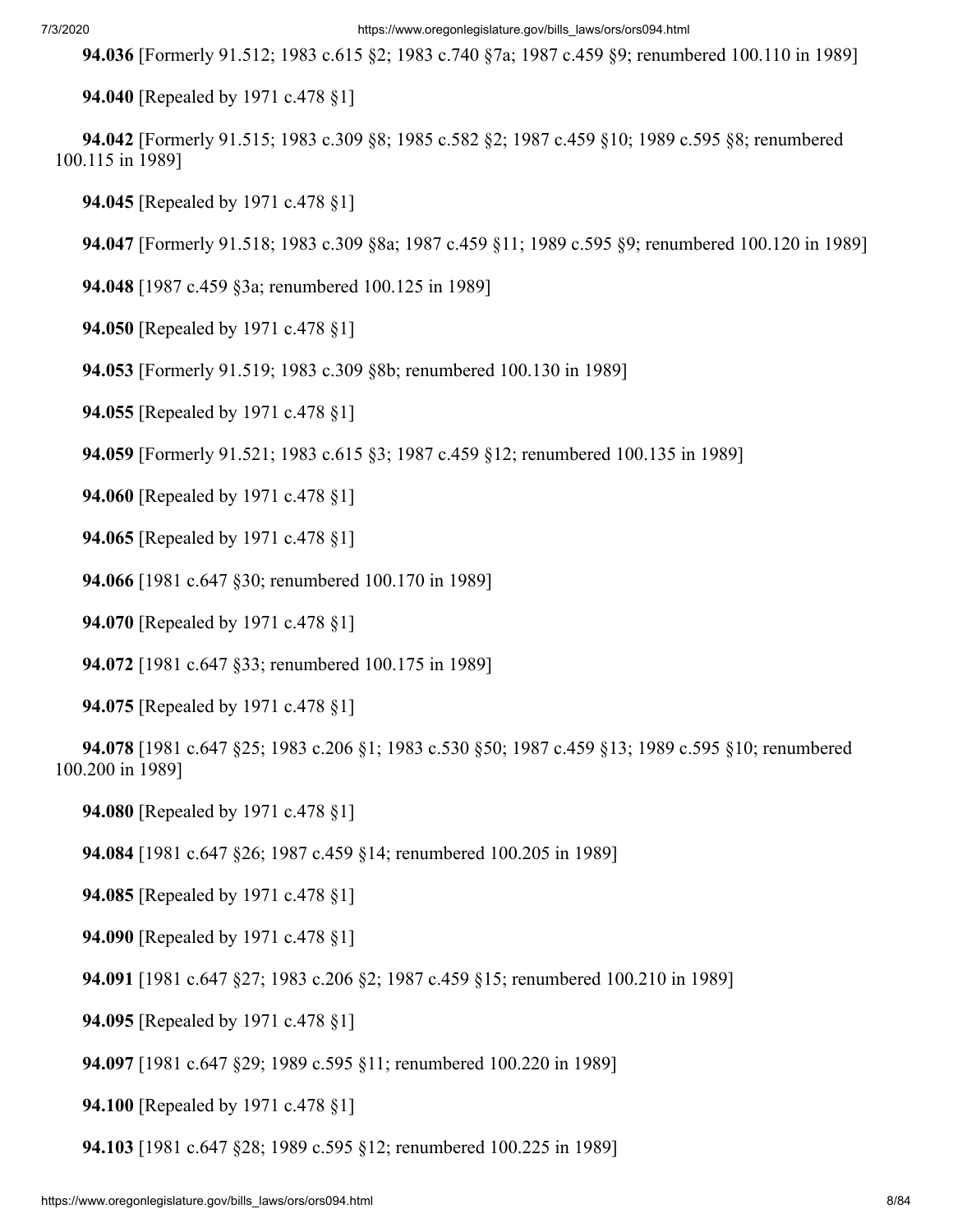**94.036** [Formerly 91.512; 1983 c.615 §2; 1983 c.740 §7a; 1987 c.459 §9; renumbered 100.110 in 1989]

**94.040** [Repealed by 1971 c.478 §1]

**94.042** [Formerly 91.515; 1983 c.309 §8; 1985 c.582 §2; 1987 c.459 §10; 1989 c.595 §8; renumbered 100.115 in 1989]

**94.045** [Repealed by 1971 c.478 §1]

**94.047** [Formerly 91.518; 1983 c.309 §8a; 1987 c.459 §11; 1989 c.595 §9; renumbered 100.120 in 1989]

**94.048** [1987 c.459 §3a; renumbered 100.125 in 1989]

**94.050** [Repealed by 1971 c.478 §1]

**94.053** [Formerly 91.519; 1983 c.309 §8b; renumbered 100.130 in 1989]

**94.055** [Repealed by 1971 c.478 §1]

**94.059** [Formerly 91.521; 1983 c.615 §3; 1987 c.459 §12; renumbered 100.135 in 1989]

**94.060** [Repealed by 1971 c.478 §1]

**94.065** [Repealed by 1971 c.478 §1]

**94.066** [1981 c.647 §30; renumbered 100.170 in 1989]

**94.070** [Repealed by 1971 c.478 §1]

**94.072** [1981 c.647 §33; renumbered 100.175 in 1989]

**94.075** [Repealed by 1971 c.478 §1]

**94.078** [1981 c.647 §25; 1983 c.206 §1; 1983 c.530 §50; 1987 c.459 §13; 1989 c.595 §10; renumbered 100.200 in 1989]

**94.080** [Repealed by 1971 c.478 §1]

**94.084** [1981 c.647 §26; 1987 c.459 §14; renumbered 100.205 in 1989]

**94.085** [Repealed by 1971 c.478 §1]

**94.090** [Repealed by 1971 c.478 §1]

**94.091** [1981 c.647 §27; 1983 c.206 §2; 1987 c.459 §15; renumbered 100.210 in 1989]

**94.095** [Repealed by 1971 c.478 §1]

**94.097** [1981 c.647 §29; 1989 c.595 §11; renumbered 100.220 in 1989]

**94.100** [Repealed by 1971 c.478 §1]

**94.103** [1981 c.647 §28; 1989 c.595 §12; renumbered 100.225 in 1989]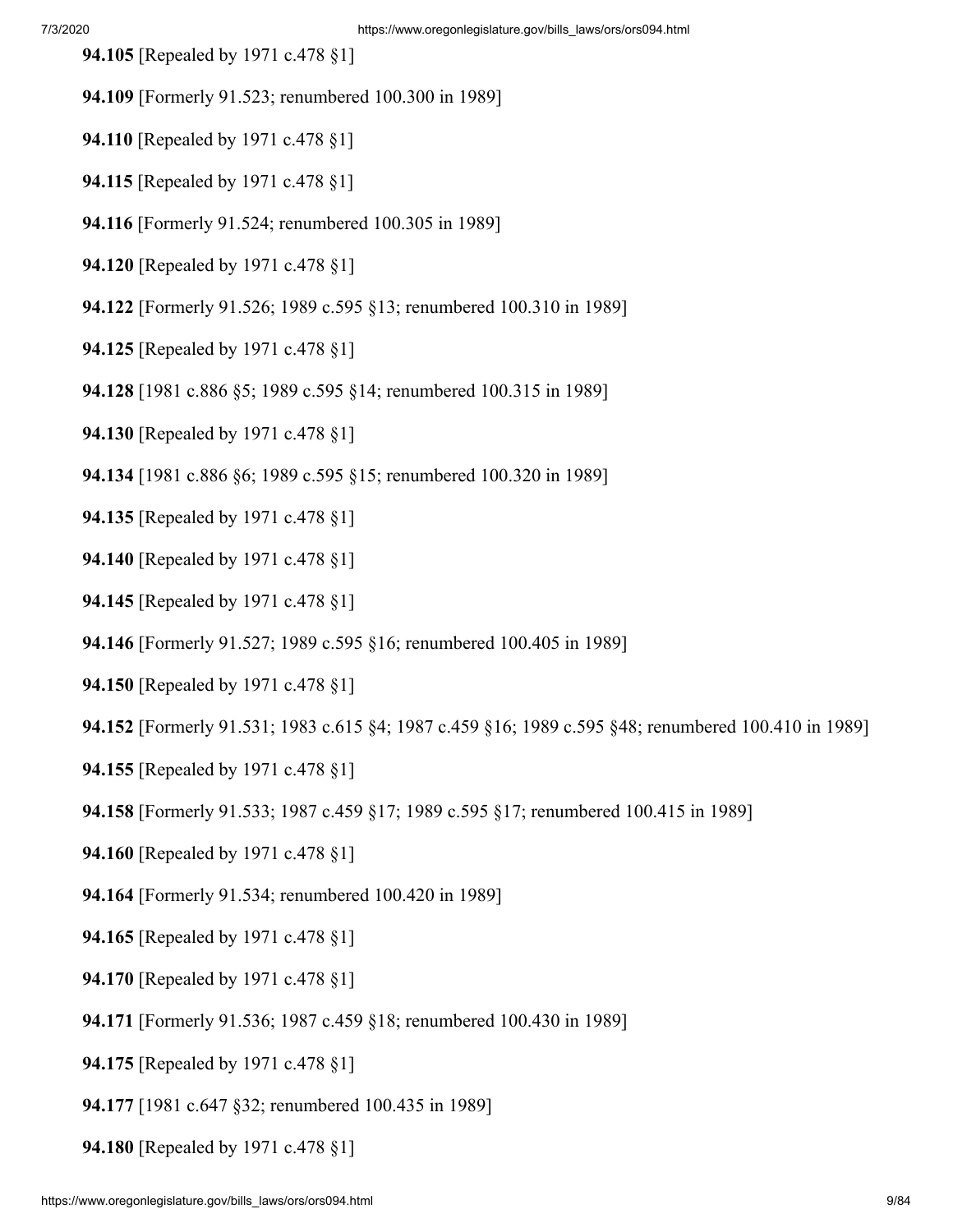**94.105** [Repealed by 1971 c.478 §1]

**94.109** [Formerly 91.523; renumbered 100.300 in 1989]

**94.110** [Repealed by 1971 c.478 §1]

**94.115** [Repealed by 1971 c.478 §1]

**94.116** [Formerly 91.524; renumbered 100.305 in 1989]

**94.120** [Repealed by 1971 c.478 §1]

**94.122** [Formerly 91.526; 1989 c.595 §13; renumbered 100.310 in 1989]

**94.125** [Repealed by 1971 c.478 §1]

**94.128** [1981 c.886 §5; 1989 c.595 §14; renumbered 100.315 in 1989]

**94.130** [Repealed by 1971 c.478 §1]

**94.134** [1981 c.886 §6; 1989 c.595 §15; renumbered 100.320 in 1989]

**94.135** [Repealed by 1971 c.478 §1]

**94.140** [Repealed by 1971 c.478 §1]

**94.145** [Repealed by 1971 c.478 §1]

**94.146** [Formerly 91.527; 1989 c.595 §16; renumbered 100.405 in 1989]

**94.150** [Repealed by 1971 c.478 §1]

**94.152** [Formerly 91.531; 1983 c.615 §4; 1987 c.459 §16; 1989 c.595 §48; renumbered 100.410 in 1989]

**94.155** [Repealed by 1971 c.478 §1]

**94.158** [Formerly 91.533; 1987 c.459 §17; 1989 c.595 §17; renumbered 100.415 in 1989]

**94.160** [Repealed by 1971 c.478 §1]

**94.164** [Formerly 91.534; renumbered 100.420 in 1989]

**94.165** [Repealed by 1971 c.478 §1]

**94.170** [Repealed by 1971 c.478 §1]

**94.171** [Formerly 91.536; 1987 c.459 §18; renumbered 100.430 in 1989]

**94.175** [Repealed by 1971 c.478 §1]

**94.177** [1981 c.647 §32; renumbered 100.435 in 1989]

**94.180** [Repealed by 1971 c.478 §1]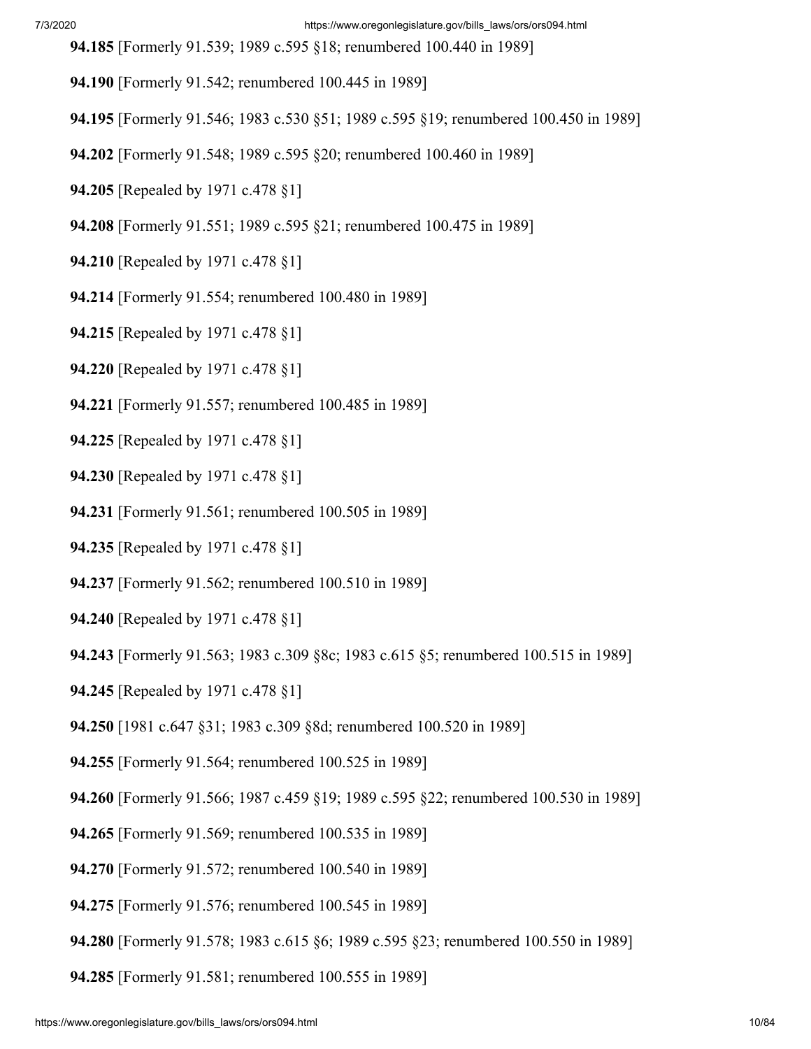**94.185** [Formerly 91.539; 1989 c.595 §18; renumbered 100.440 in 1989]

**94.190** [Formerly 91.542; renumbered 100.445 in 1989]

**94.195** [Formerly 91.546; 1983 c.530 §51; 1989 c.595 §19; renumbered 100.450 in 1989]

**94.202** [Formerly 91.548; 1989 c.595 §20; renumbered 100.460 in 1989]

**94.205** [Repealed by 1971 c.478 §1]

**94.208** [Formerly 91.551; 1989 c.595 §21; renumbered 100.475 in 1989]

**94.210** [Repealed by 1971 c.478 §1]

**94.214** [Formerly 91.554; renumbered 100.480 in 1989]

**94.215** [Repealed by 1971 c.478 §1]

**94.220** [Repealed by 1971 c.478 §1]

**94.221** [Formerly 91.557; renumbered 100.485 in 1989]

**94.225** [Repealed by 1971 c.478 §1]

**94.230** [Repealed by 1971 c.478 §1]

**94.231** [Formerly 91.561; renumbered 100.505 in 1989]

**94.235** [Repealed by 1971 c.478 §1]

**94.237** [Formerly 91.562; renumbered 100.510 in 1989]

**94.240** [Repealed by 1971 c.478 §1]

**94.243** [Formerly 91.563; 1983 c.309 §8c; 1983 c.615 §5; renumbered 100.515 in 1989]

**94.245** [Repealed by 1971 c.478 §1]

**94.250** [1981 c.647 §31; 1983 c.309 §8d; renumbered 100.520 in 1989]

**94.255** [Formerly 91.564; renumbered 100.525 in 1989]

**94.260** [Formerly 91.566; 1987 c.459 §19; 1989 c.595 §22; renumbered 100.530 in 1989]

**94.265** [Formerly 91.569; renumbered 100.535 in 1989]

**94.270** [Formerly 91.572; renumbered 100.540 in 1989]

**94.275** [Formerly 91.576; renumbered 100.545 in 1989]

**94.280** [Formerly 91.578; 1983 c.615 §6; 1989 c.595 §23; renumbered 100.550 in 1989]

**94.285** [Formerly 91.581; renumbered 100.555 in 1989]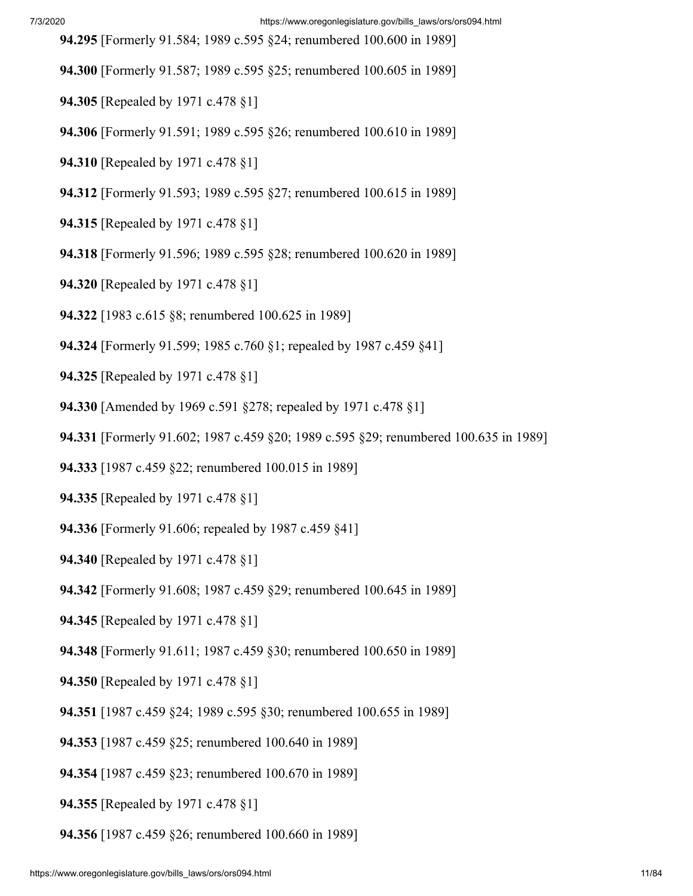**94.295** [Formerly 91.584; 1989 c.595 §24; renumbered 100.600 in 1989]

**94.300** [Formerly 91.587; 1989 c.595 §25; renumbered 100.605 in 1989]

**94.305** [Repealed by 1971 c.478 §1]

**94.306** [Formerly 91.591; 1989 c.595 §26; renumbered 100.610 in 1989]

**94.310** [Repealed by 1971 c.478 §1]

**94.312** [Formerly 91.593; 1989 c.595 §27; renumbered 100.615 in 1989]

**94.315** [Repealed by 1971 c.478 §1]

**94.318** [Formerly 91.596; 1989 c.595 §28; renumbered 100.620 in 1989]

**94.320** [Repealed by 1971 c.478 §1]

**94.322** [1983 c.615 §8; renumbered 100.625 in 1989]

**94.324** [Formerly 91.599; 1985 c.760 §1; repealed by 1987 c.459 §41]

**94.325** [Repealed by 1971 c.478 §1]

**94.330** [Amended by 1969 c.591 §278; repealed by 1971 c.478 §1]

**94.331** [Formerly 91.602; 1987 c.459 §20; 1989 c.595 §29; renumbered 100.635 in 1989]

**94.333** [1987 c.459 §22; renumbered 100.015 in 1989]

**94.335** [Repealed by 1971 c.478 §1]

**94.336** [Formerly 91.606; repealed by 1987 c.459 §41]

**94.340** [Repealed by 1971 c.478 §1]

**94.342** [Formerly 91.608; 1987 c.459 §29; renumbered 100.645 in 1989]

**94.345** [Repealed by 1971 c.478 §1]

**94.348** [Formerly 91.611; 1987 c.459 §30; renumbered 100.650 in 1989]

**94.350** [Repealed by 1971 c.478 §1]

**94.351** [1987 c.459 §24; 1989 c.595 §30; renumbered 100.655 in 1989]

**94.353** [1987 c.459 §25; renumbered 100.640 in 1989]

**94.354** [1987 c.459 §23; renumbered 100.670 in 1989]

**94.355** [Repealed by 1971 c.478 §1]

**94.356** [1987 c.459 §26; renumbered 100.660 in 1989]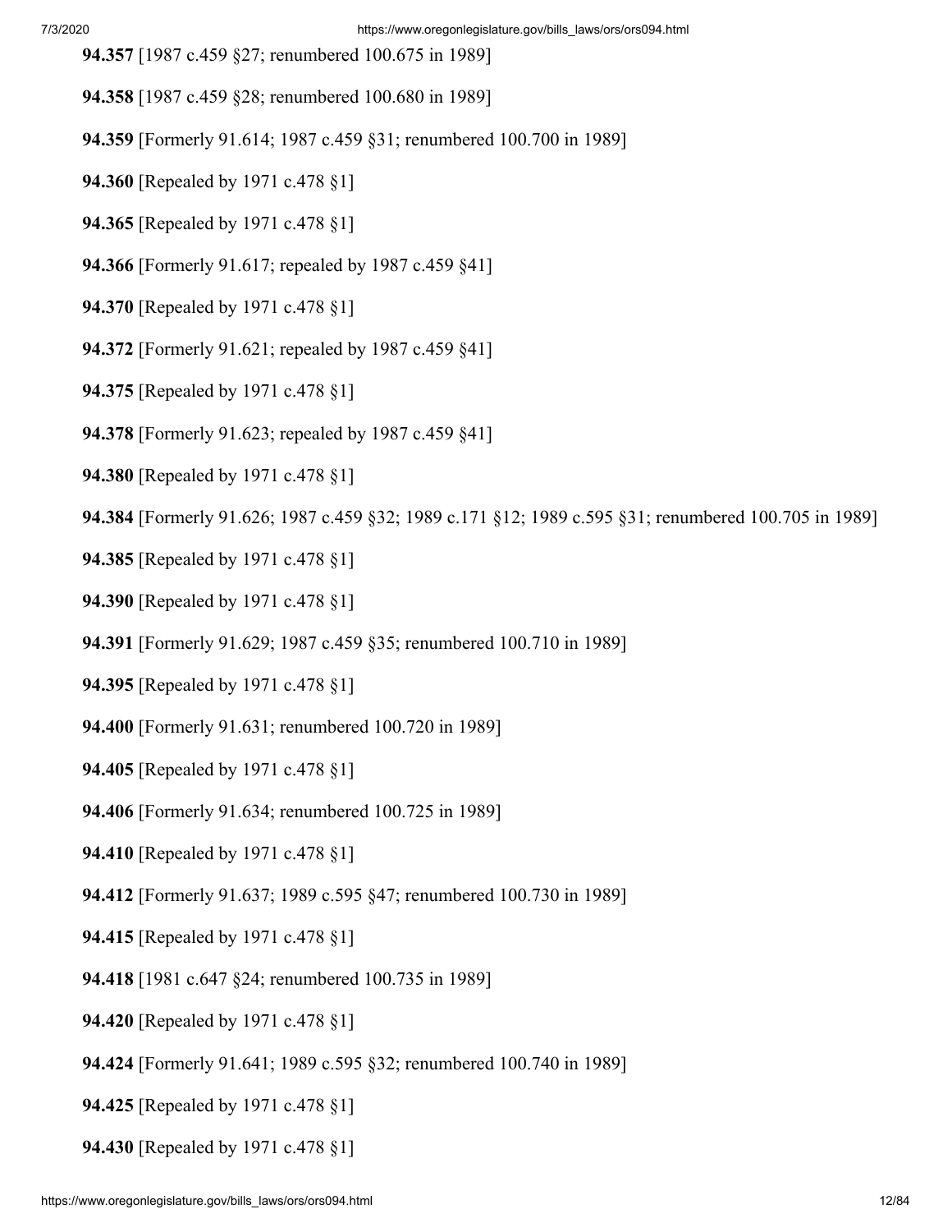**94.357** [1987 c.459 §27; renumbered 100.675 in 1989]

**94.358** [1987 c.459 §28; renumbered 100.680 in 1989]

**94.359** [Formerly 91.614; 1987 c.459 §31; renumbered 100.700 in 1989]

**94.360** [Repealed by 1971 c.478 §1]

**94.365** [Repealed by 1971 c.478 §1]

**94.366** [Formerly 91.617; repealed by 1987 c.459 §41]

**94.370** [Repealed by 1971 c.478 §1]

**94.372** [Formerly 91.621; repealed by 1987 c.459 §41]

**94.375** [Repealed by 1971 c.478 §1]

**94.378** [Formerly 91.623; repealed by 1987 c.459 §41]

**94.380** [Repealed by 1971 c.478 §1]

**94.384** [Formerly 91.626; 1987 c.459 §32; 1989 c.171 §12; 1989 c.595 §31; renumbered 100.705 in 1989]

**94.385** [Repealed by 1971 c.478 §1]

**94.390** [Repealed by 1971 c.478 §1]

**94.391** [Formerly 91.629; 1987 c.459 §35; renumbered 100.710 in 1989]

**94.395** [Repealed by 1971 c.478 §1]

**94.400** [Formerly 91.631; renumbered 100.720 in 1989]

**94.405** [Repealed by 1971 c.478 §1]

**94.406** [Formerly 91.634; renumbered 100.725 in 1989]

**94.410** [Repealed by 1971 c.478 §1]

**94.412** [Formerly 91.637; 1989 c.595 §47; renumbered 100.730 in 1989]

**94.415** [Repealed by 1971 c.478 §1]

**94.418** [1981 c.647 §24; renumbered 100.735 in 1989]

**94.420** [Repealed by 1971 c.478 §1]

**94.424** [Formerly 91.641; 1989 c.595 §32; renumbered 100.740 in 1989]

**94.425** [Repealed by 1971 c.478 §1]

**94.430** [Repealed by 1971 c.478 §1]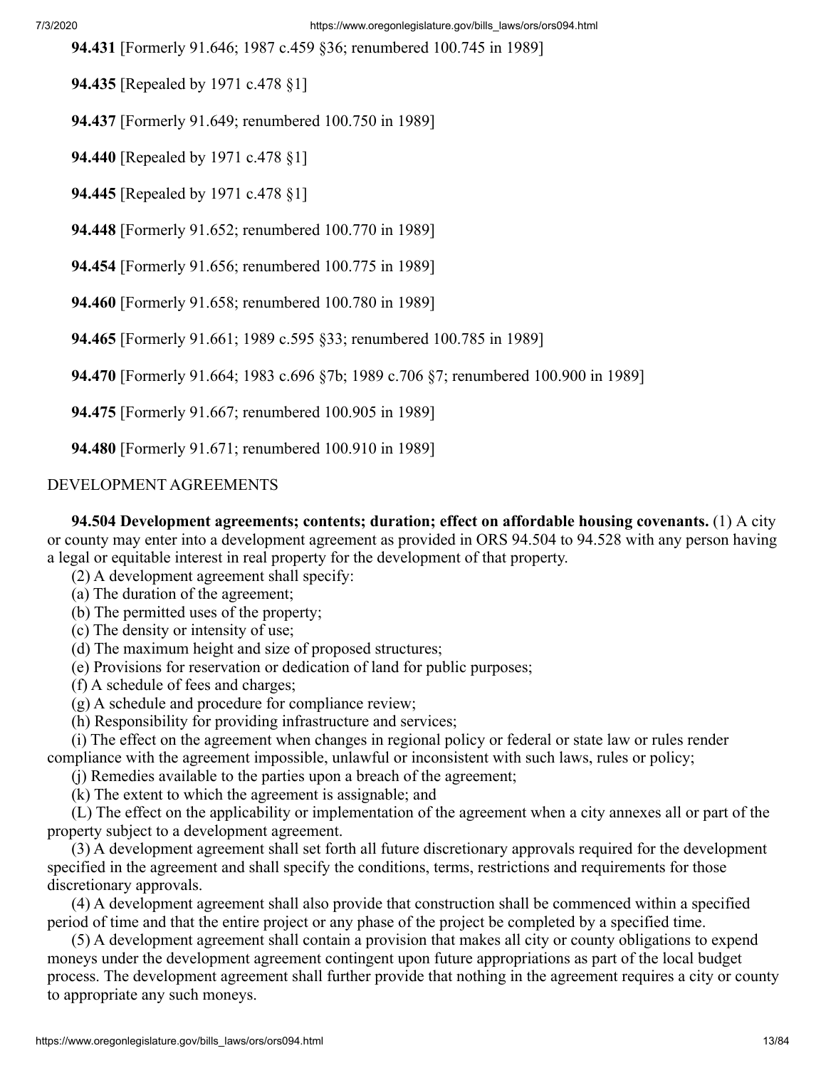**94.431** [Formerly 91.646; 1987 c.459 §36; renumbered 100.745 in 1989]

**94.435** [Repealed by 1971 c.478 §1]

**94.437** [Formerly 91.649; renumbered 100.750 in 1989]

**94.440** [Repealed by 1971 c.478 §1]

**94.445** [Repealed by 1971 c.478 §1]

**94.448** [Formerly 91.652; renumbered 100.770 in 1989]

**94.454** [Formerly 91.656; renumbered 100.775 in 1989]

**94.460** [Formerly 91.658; renumbered 100.780 in 1989]

**94.465** [Formerly 91.661; 1989 c.595 §33; renumbered 100.785 in 1989]

**94.470** [Formerly 91.664; 1983 c.696 §7b; 1989 c.706 §7; renumbered 100.900 in 1989]

**94.475** [Formerly 91.667; renumbered 100.905 in 1989]

**94.480** [Formerly 91.671; renumbered 100.910 in 1989]

DEVELOPMENT AGREEMENTS

**94.504 Development agreements; contents; duration; effect on affordable housing covenants.** (1) A city or county may enter into a development agreement as provided in ORS 94.504 to 94.528 with any person having a legal or equitable interest in real property for the development of that property.

(2) A development agreement shall specify:

(a) The duration of the agreement;

(b) The permitted uses of the property;

(c) The density or intensity of use;

(d) The maximum height and size of proposed structures;

(e) Provisions for reservation or dedication of land for public purposes;

(f) A schedule of fees and charges;

(g) A schedule and procedure for compliance review;

(h) Responsibility for providing infrastructure and services;

(i) The effect on the agreement when changes in regional policy or federal or state law or rules render compliance with the agreement impossible, unlawful or inconsistent with such laws, rules or policy;

(j) Remedies available to the parties upon a breach of the agreement;

(k) The extent to which the agreement is assignable; and

(L) The effect on the applicability or implementation of the agreement when a city annexes all or part of the property subject to a development agreement.

(3) A development agreement shall set forth all future discretionary approvals required for the development specified in the agreement and shall specify the conditions, terms, restrictions and requirements for those discretionary approvals.

(4) A development agreement shall also provide that construction shall be commenced within a specified period of time and that the entire project or any phase of the project be completed by a specified time.

(5) A development agreement shall contain a provision that makes all city or county obligations to expend moneys under the development agreement contingent upon future appropriations as part of the local budget process. The development agreement shall further provide that nothing in the agreement requires a city or county to appropriate any such moneys.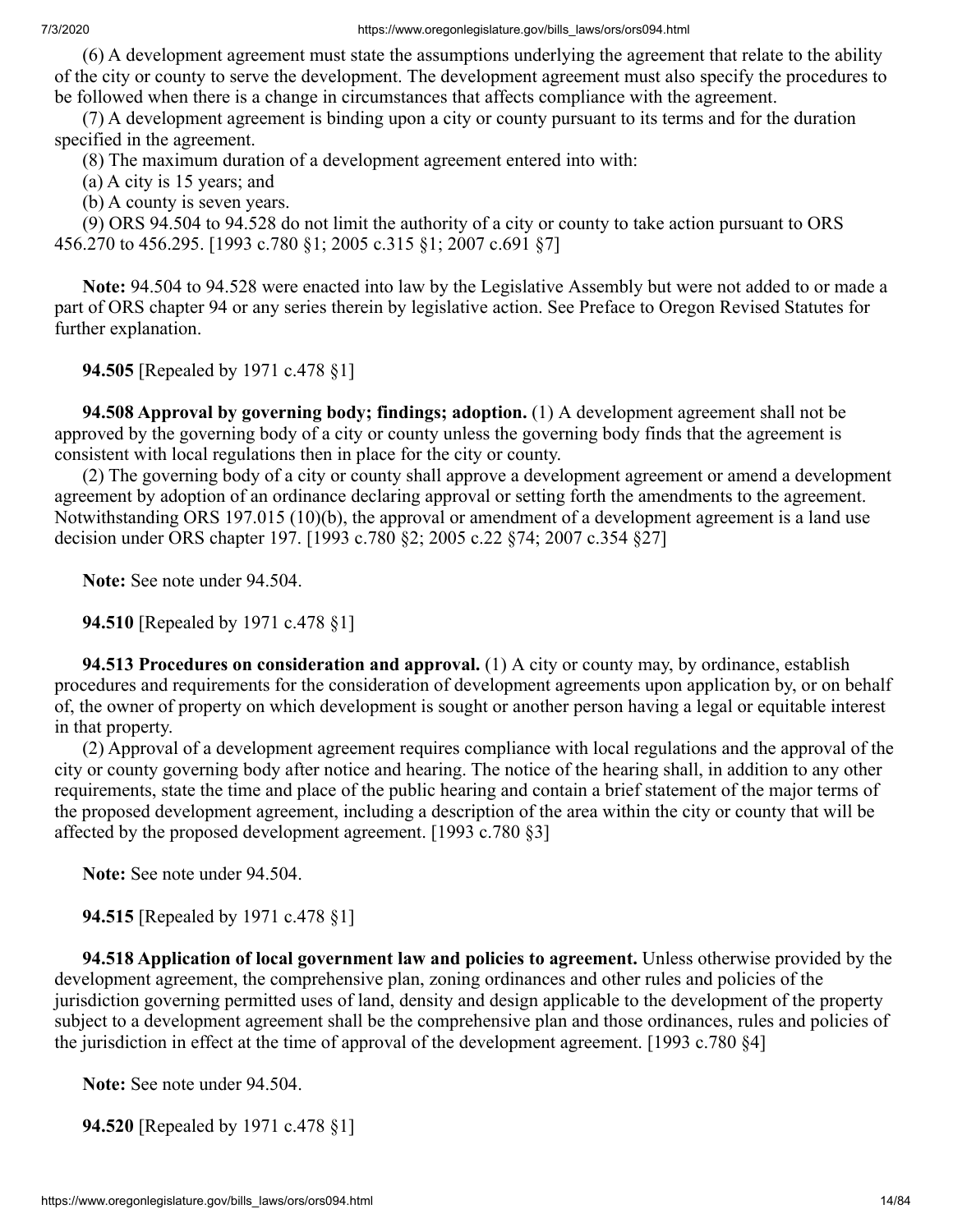(6) A development agreement must state the assumptions underlying the agreement that relate to the ability of the city or county to serve the development. The development agreement must also specify the procedures to be followed when there is a change in circumstances that affects compliance with the agreement.

(7) A development agreement is binding upon a city or county pursuant to its terms and for the duration specified in the agreement.

(8) The maximum duration of a development agreement entered into with:

(a) A city is 15 years; and

(b) A county is seven years.

(9) ORS 94.504 to 94.528 do not limit the authority of a city or county to take action pursuant to ORS 456.270 to 456.295. [1993 c.780 §1; 2005 c.315 §1; 2007 c.691 §7]

**Note:** 94.504 to 94.528 were enacted into law by the Legislative Assembly but were not added to or made a part of ORS chapter 94 or any series therein by legislative action. See Preface to Oregon Revised Statutes for further explanation.

**94.505** [Repealed by 1971 c.478 §1]

**94.508 Approval by governing body; findings; adoption.** (1) A development agreement shall not be approved by the governing body of a city or county unless the governing body finds that the agreement is consistent with local regulations then in place for the city or county.

(2) The governing body of a city or county shall approve a development agreement or amend a development agreement by adoption of an ordinance declaring approval or setting forth the amendments to the agreement. Notwithstanding ORS 197.015 (10)(b), the approval or amendment of a development agreement is a land use decision under ORS chapter 197. [1993 c.780 §2; 2005 c.22 §74; 2007 c.354 §27]

**Note:** See note under 94.504.

**94.510** [Repealed by 1971 c.478 §1]

**94.513 Procedures on consideration and approval.** (1) A city or county may, by ordinance, establish procedures and requirements for the consideration of development agreements upon application by, or on behalf of, the owner of property on which development is sought or another person having a legal or equitable interest in that property.

(2) Approval of a development agreement requires compliance with local regulations and the approval of the city or county governing body after notice and hearing. The notice of the hearing shall, in addition to any other requirements, state the time and place of the public hearing and contain a brief statement of the major terms of the proposed development agreement, including a description of the area within the city or county that will be affected by the proposed development agreement. [1993 c.780 §3]

**Note:** See note under 94.504.

**94.515** [Repealed by 1971 c.478 §1]

**94.518 Application of local government law and policies to agreement.** Unless otherwise provided by the development agreement, the comprehensive plan, zoning ordinances and other rules and policies of the jurisdiction governing permitted uses of land, density and design applicable to the development of the property subject to a development agreement shall be the comprehensive plan and those ordinances, rules and policies of the jurisdiction in effect at the time of approval of the development agreement. [1993 c.780 §4]

**Note:** See note under 94.504.

**94.520** [Repealed by 1971 c.478 §1]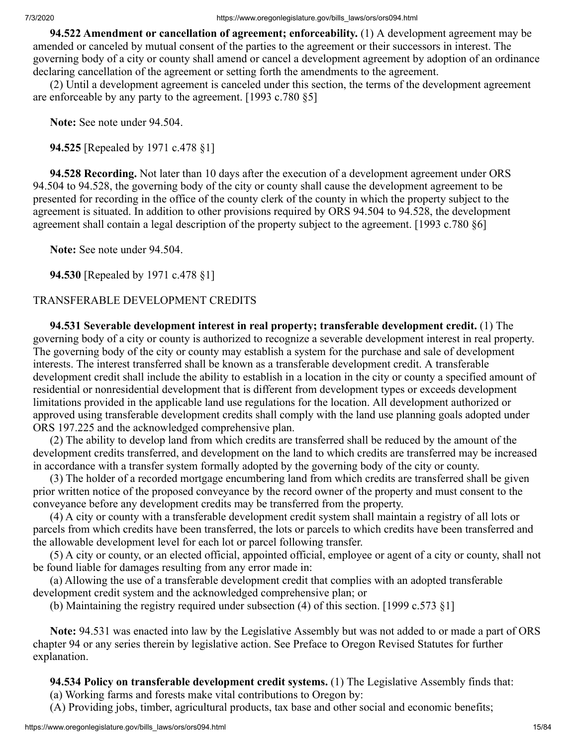**94.522 Amendment or cancellation of agreement; enforceability.** (1) A development agreement may be amended or canceled by mutual consent of the parties to the agreement or their successors in interest. The governing body of a city or county shall amend or cancel a development agreement by adoption of an ordinance declaring cancellation of the agreement or setting forth the amendments to the agreement.

(2) Until a development agreement is canceled under this section, the terms of the development agreement are enforceable by any party to the agreement. [1993 c.780 §5]

**Note:** See note under 94.504.

**94.525** [Repealed by 1971 c.478 §1]

**94.528 Recording.** Not later than 10 days after the execution of a development agreement under ORS 94.504 to 94.528, the governing body of the city or county shall cause the development agreement to be presented for recording in the office of the county clerk of the county in which the property subject to the agreement is situated. In addition to other provisions required by ORS 94.504 to 94.528, the development agreement shall contain a legal description of the property subject to the agreement. [1993 c.780 §6]

**Note:** See note under 94.504.

**94.530** [Repealed by 1971 c.478 §1]

TRANSFERABLE DEVELOPMENT CREDITS

**94.531 Severable development interest in real property; transferable development credit.** (1) The governing body of a city or county is authorized to recognize a severable development interest in real property. The governing body of the city or county may establish a system for the purchase and sale of development interests. The interest transferred shall be known as a transferable development credit. A transferable development credit shall include the ability to establish in a location in the city or county a specified amount of residential or nonresidential development that is different from development types or exceeds development limitations provided in the applicable land use regulations for the location. All development authorized or approved using transferable development credits shall comply with the land use planning goals adopted under ORS 197.225 and the acknowledged comprehensive plan.

(2) The ability to develop land from which credits are transferred shall be reduced by the amount of the development credits transferred, and development on the land to which credits are transferred may be increased in accordance with a transfer system formally adopted by the governing body of the city or county.

(3) The holder of a recorded mortgage encumbering land from which credits are transferred shall be given prior written notice of the proposed conveyance by the record owner of the property and must consent to the conveyance before any development credits may be transferred from the property.

(4) A city or county with a transferable development credit system shall maintain a registry of all lots or parcels from which credits have been transferred, the lots or parcels to which credits have been transferred and the allowable development level for each lot or parcel following transfer.

(5) A city or county, or an elected official, appointed official, employee or agent of a city or county, shall not be found liable for damages resulting from any error made in:

(a) Allowing the use of a transferable development credit that complies with an adopted transferable development credit system and the acknowledged comprehensive plan; or

(b) Maintaining the registry required under subsection (4) of this section. [1999 c.573 §1]

**Note:** 94.531 was enacted into law by the Legislative Assembly but was not added to or made a part of ORS chapter 94 or any series therein by legislative action. See Preface to Oregon Revised Statutes for further explanation.

**94.534 Policy on transferable development credit systems.** (1) The Legislative Assembly finds that:

(a) Working farms and forests make vital contributions to Oregon by:

(A) Providing jobs, timber, agricultural products, tax base and other social and economic benefits;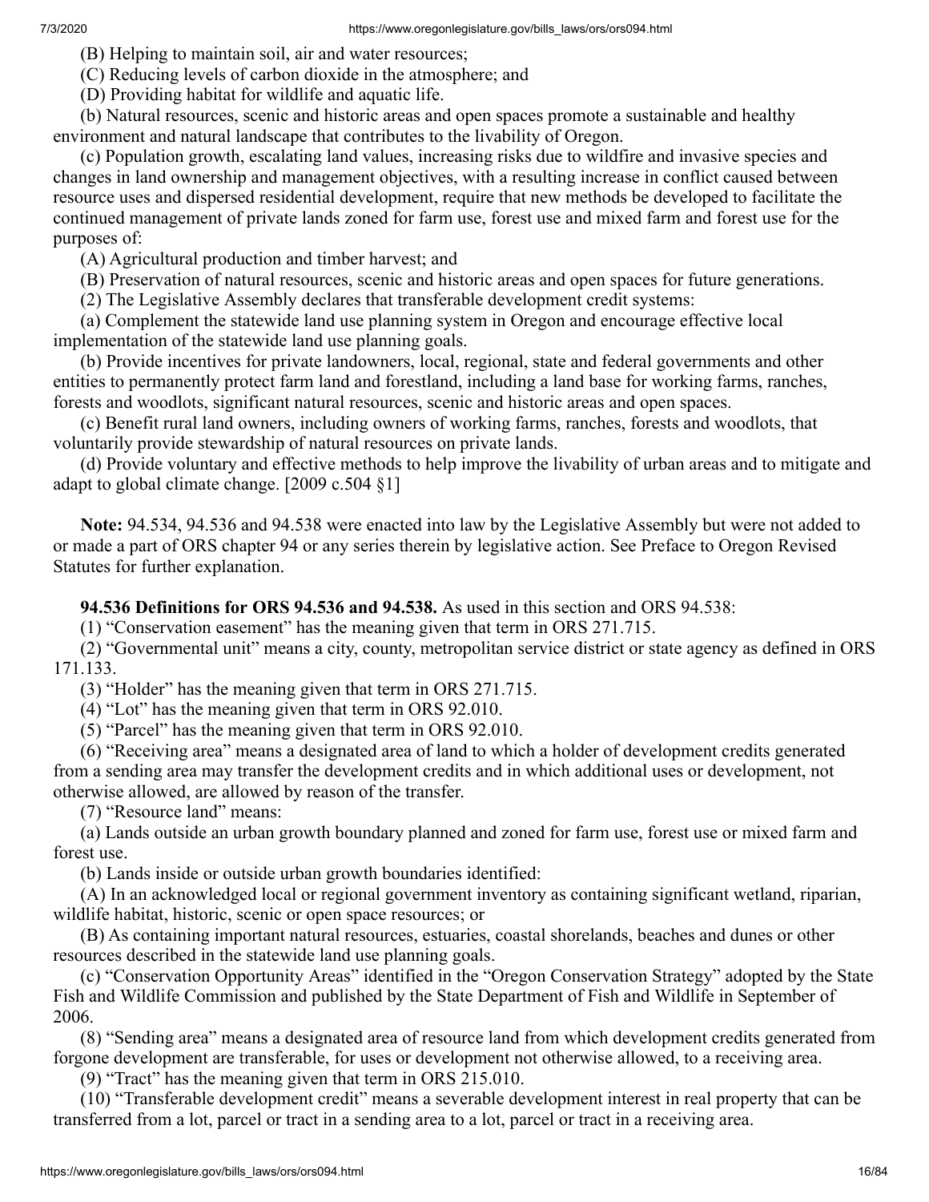(B) Helping to maintain soil, air and water resources;

(C) Reducing levels of carbon dioxide in the atmosphere; and

(D) Providing habitat for wildlife and aquatic life.

(b) Natural resources, scenic and historic areas and open spaces promote a sustainable and healthy environment and natural landscape that contributes to the livability of Oregon.

(c) Population growth, escalating land values, increasing risks due to wildfire and invasive species and changes in land ownership and management objectives, with a resulting increase in conflict caused between resource uses and dispersed residential development, require that new methods be developed to facilitate the continued management of private lands zoned for farm use, forest use and mixed farm and forest use for the purposes of:

(A) Agricultural production and timber harvest; and

(B) Preservation of natural resources, scenic and historic areas and open spaces for future generations.

(2) The Legislative Assembly declares that transferable development credit systems:

(a) Complement the statewide land use planning system in Oregon and encourage effective local implementation of the statewide land use planning goals.

(b) Provide incentives for private landowners, local, regional, state and federal governments and other entities to permanently protect farm land and forestland, including a land base for working farms, ranches, forests and woodlots, significant natural resources, scenic and historic areas and open spaces.

(c) Benefit rural land owners, including owners of working farms, ranches, forests and woodlots, that voluntarily provide stewardship of natural resources on private lands.

(d) Provide voluntary and effective methods to help improve the livability of urban areas and to mitigate and adapt to global climate change. [2009 c.504 §1]

**Note:** 94.534, 94.536 and 94.538 were enacted into law by the Legislative Assembly but were not added to or made a part of ORS chapter 94 or any series therein by legislative action. See Preface to Oregon Revised Statutes for further explanation.

**94.536 Definitions for ORS 94.536 and 94.538.** As used in this section and ORS 94.538:

(1) "Conservation easement" has the meaning given that term in ORS 271.715.

(2) "Governmental unit" means a city, county, metropolitan service district or state agency as defined in ORS 171.133.

(3) "Holder" has the meaning given that term in ORS 271.715.

(4) "Lot" has the meaning given that term in ORS 92.010.

(5) "Parcel" has the meaning given that term in ORS 92.010.

(6) "Receiving area" means a designated area of land to which a holder of development credits generated from a sending area may transfer the development credits and in which additional uses or development, not otherwise allowed, are allowed by reason of the transfer.

(7) "Resource land" means:

(a) Lands outside an urban growth boundary planned and zoned for farm use, forest use or mixed farm and forest use.

(b) Lands inside or outside urban growth boundaries identified:

(A) In an acknowledged local or regional government inventory as containing significant wetland, riparian, wildlife habitat, historic, scenic or open space resources; or

(B) As containing important natural resources, estuaries, coastal shorelands, beaches and dunes or other resources described in the statewide land use planning goals.

(c) "Conservation Opportunity Areas" identified in the "Oregon Conservation Strategy" adopted by the State Fish and Wildlife Commission and published by the State Department of Fish and Wildlife in September of 2006.

(8) "Sending area" means a designated area of resource land from which development credits generated from forgone development are transferable, for uses or development not otherwise allowed, to a receiving area.

(9) "Tract" has the meaning given that term in ORS 215.010.

(10) "Transferable development credit" means a severable development interest in real property that can be transferred from a lot, parcel or tract in a sending area to a lot, parcel or tract in a receiving area.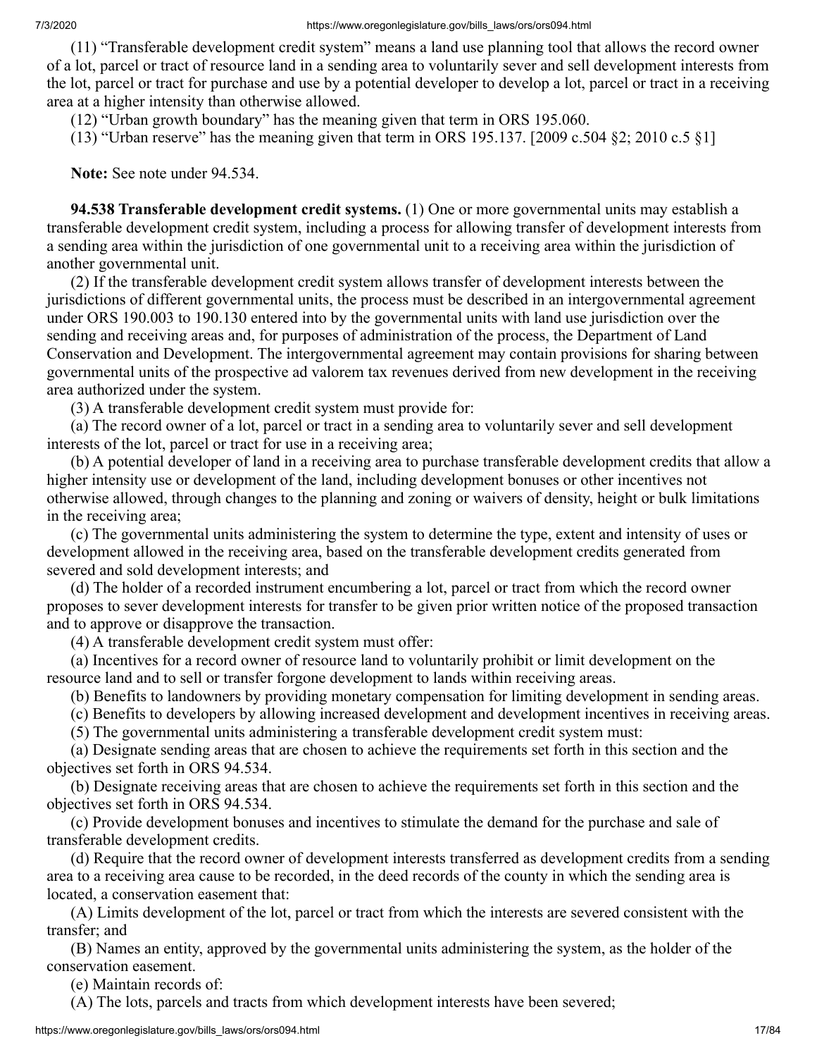(11) "Transferable development credit system" means a land use planning tool that allows the record owner of a lot, parcel or tract of resource land in a sending area to voluntarily sever and sell development interests from the lot, parcel or tract for purchase and use by a potential developer to develop a lot, parcel or tract in a receiving area at a higher intensity than otherwise allowed.

(12) "Urban growth boundary" has the meaning given that term in ORS 195.060.

(13) "Urban reserve" has the meaning given that term in ORS 195.137. [2009 c.504 §2; 2010 c.5 §1]

**Note:** See note under 94.534.

**94.538 Transferable development credit systems.** (1) One or more governmental units may establish a transferable development credit system, including a process for allowing transfer of development interests from a sending area within the jurisdiction of one governmental unit to a receiving area within the jurisdiction of another governmental unit.

(2) If the transferable development credit system allows transfer of development interests between the jurisdictions of different governmental units, the process must be described in an intergovernmental agreement under ORS 190.003 to 190.130 entered into by the governmental units with land use jurisdiction over the sending and receiving areas and, for purposes of administration of the process, the Department of Land Conservation and Development. The intergovernmental agreement may contain provisions for sharing between governmental units of the prospective ad valorem tax revenues derived from new development in the receiving area authorized under the system.

(3) A transferable development credit system must provide for:

(a) The record owner of a lot, parcel or tract in a sending area to voluntarily sever and sell development interests of the lot, parcel or tract for use in a receiving area;

(b) A potential developer of land in a receiving area to purchase transferable development credits that allow a higher intensity use or development of the land, including development bonuses or other incentives not otherwise allowed, through changes to the planning and zoning or waivers of density, height or bulk limitations in the receiving area;

(c) The governmental units administering the system to determine the type, extent and intensity of uses or development allowed in the receiving area, based on the transferable development credits generated from severed and sold development interests; and

(d) The holder of a recorded instrument encumbering a lot, parcel or tract from which the record owner proposes to sever development interests for transfer to be given prior written notice of the proposed transaction and to approve or disapprove the transaction.

(4) A transferable development credit system must offer:

(a) Incentives for a record owner of resource land to voluntarily prohibit or limit development on the resource land and to sell or transfer forgone development to lands within receiving areas.

(b) Benefits to landowners by providing monetary compensation for limiting development in sending areas.

(c) Benefits to developers by allowing increased development and development incentives in receiving areas.

(5) The governmental units administering a transferable development credit system must:

(a) Designate sending areas that are chosen to achieve the requirements set forth in this section and the objectives set forth in ORS 94.534.

(b) Designate receiving areas that are chosen to achieve the requirements set forth in this section and the objectives set forth in ORS 94.534.

(c) Provide development bonuses and incentives to stimulate the demand for the purchase and sale of transferable development credits.

(d) Require that the record owner of development interests transferred as development credits from a sending area to a receiving area cause to be recorded, in the deed records of the county in which the sending area is located, a conservation easement that:

(A) Limits development of the lot, parcel or tract from which the interests are severed consistent with the transfer; and

(B) Names an entity, approved by the governmental units administering the system, as the holder of the conservation easement.

(e) Maintain records of:

(A) The lots, parcels and tracts from which development interests have been severed;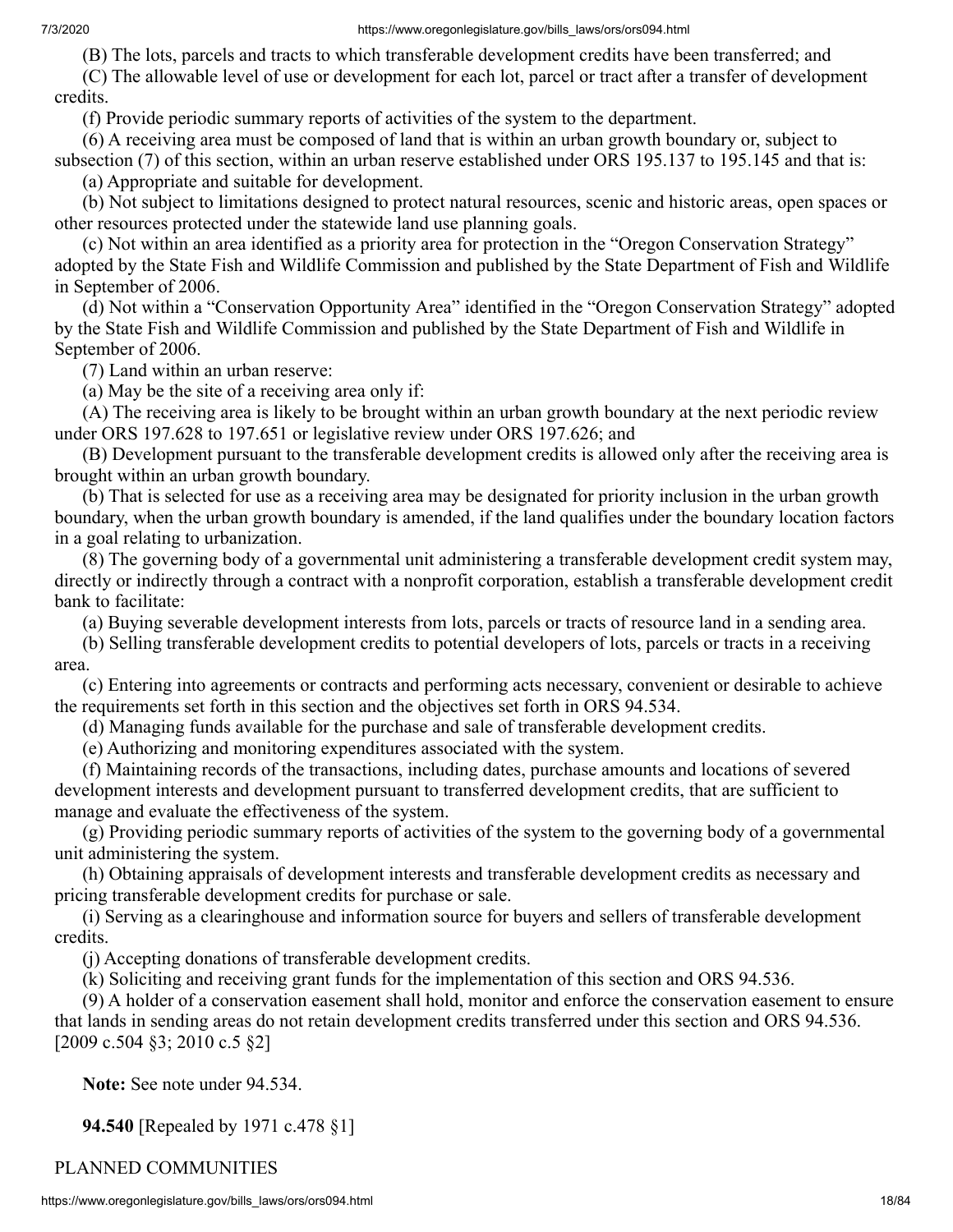(B) The lots, parcels and tracts to which transferable development credits have been transferred; and

(C) The allowable level of use or development for each lot, parcel or tract after a transfer of development credits.

(f) Provide periodic summary reports of activities of the system to the department.

(6) A receiving area must be composed of land that is within an urban growth boundary or, subject to subsection (7) of this section, within an urban reserve established under ORS 195.137 to 195.145 and that is:

(a) Appropriate and suitable for development.

(b) Not subject to limitations designed to protect natural resources, scenic and historic areas, open spaces or other resources protected under the statewide land use planning goals.

(c) Not within an area identified as a priority area for protection in the "Oregon Conservation Strategy" adopted by the State Fish and Wildlife Commission and published by the State Department of Fish and Wildlife in September of 2006.

(d) Not within a "Conservation Opportunity Area" identified in the "Oregon Conservation Strategy" adopted by the State Fish and Wildlife Commission and published by the State Department of Fish and Wildlife in September of 2006.

(7) Land within an urban reserve:

(a) May be the site of a receiving area only if:

(A) The receiving area is likely to be brought within an urban growth boundary at the next periodic review under ORS 197.628 to 197.651 or legislative review under ORS 197.626; and

(B) Development pursuant to the transferable development credits is allowed only after the receiving area is brought within an urban growth boundary.

(b) That is selected for use as a receiving area may be designated for priority inclusion in the urban growth boundary, when the urban growth boundary is amended, if the land qualifies under the boundary location factors in a goal relating to urbanization.

(8) The governing body of a governmental unit administering a transferable development credit system may, directly or indirectly through a contract with a nonprofit corporation, establish a transferable development credit bank to facilitate:

(a) Buying severable development interests from lots, parcels or tracts of resource land in a sending area.

(b) Selling transferable development credits to potential developers of lots, parcels or tracts in a receiving area.

(c) Entering into agreements or contracts and performing acts necessary, convenient or desirable to achieve the requirements set forth in this section and the objectives set forth in ORS 94.534.

(d) Managing funds available for the purchase and sale of transferable development credits.

(e) Authorizing and monitoring expenditures associated with the system.

(f) Maintaining records of the transactions, including dates, purchase amounts and locations of severed development interests and development pursuant to transferred development credits, that are sufficient to manage and evaluate the effectiveness of the system.

(g) Providing periodic summary reports of activities of the system to the governing body of a governmental unit administering the system.

(h) Obtaining appraisals of development interests and transferable development credits as necessary and pricing transferable development credits for purchase or sale.

(i) Serving as a clearinghouse and information source for buyers and sellers of transferable development credits.

(j) Accepting donations of transferable development credits.

(k) Soliciting and receiving grant funds for the implementation of this section and ORS 94.536.

(9) A holder of a conservation easement shall hold, monitor and enforce the conservation easement to ensure that lands in sending areas do not retain development credits transferred under this section and ORS 94.536. [2009 c.504 §3; 2010 c.5 §2]

**Note:** See note under 94.534.

**94.540** [Repealed by 1971 c.478 §1]

PLANNED COMMUNITIES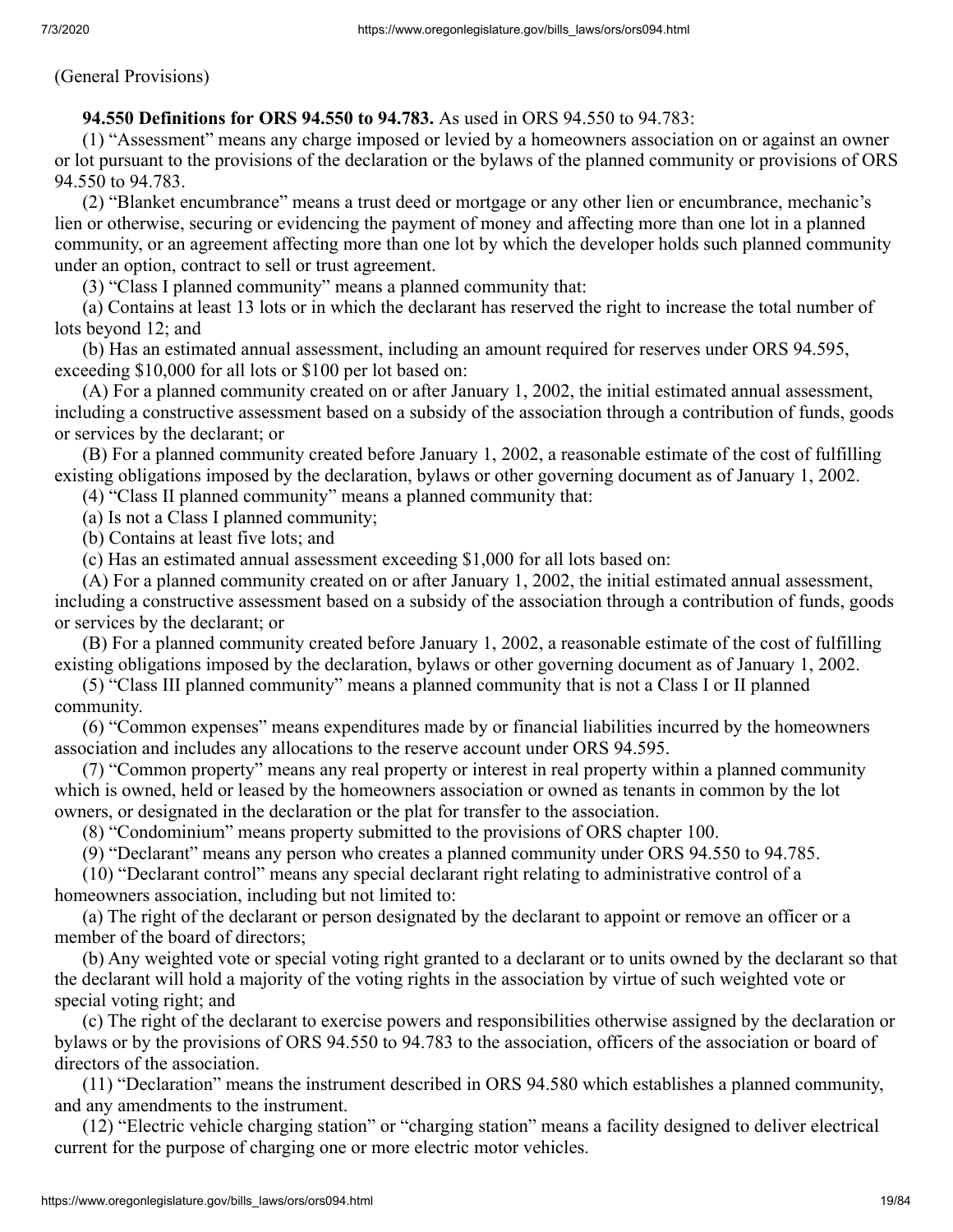(General Provisions)

**94.550 Definitions for ORS 94.550 to 94.783.** As used in ORS 94.550 to 94.783:

(1) "Assessment" means any charge imposed or levied by a homeowners association on or against an owner or lot pursuant to the provisions of the declaration or the bylaws of the planned community or provisions of ORS 94.550 to 94.783.

(2) "Blanket encumbrance" means a trust deed or mortgage or any other lien or encumbrance, mechanic's lien or otherwise, securing or evidencing the payment of money and affecting more than one lot in a planned community, or an agreement affecting more than one lot by which the developer holds such planned community under an option, contract to sell or trust agreement.

(3) "Class I planned community" means a planned community that:

(a) Contains at least 13 lots or in which the declarant has reserved the right to increase the total number of lots beyond 12; and

(b) Has an estimated annual assessment, including an amount required for reserves under ORS 94.595, exceeding $10,000 for all lots or $100 per lot based on:

(A) For a planned community created on or after January 1, 2002, the initial estimated annual assessment, including a constructive assessment based on a subsidy of the association through a contribution of funds, goods or services by the declarant; or

(B) For a planned community created before January 1, 2002, a reasonable estimate of the cost of fulfilling existing obligations imposed by the declaration, bylaws or other governing document as of January 1, 2002.

(4) "Class II planned community" means a planned community that:

(a) Is not a Class I planned community;

(b) Contains at least five lots; and

(c) Has an estimated annual assessment exceeding $1,000 for all lots based on:

(A) For a planned community created on or after January 1, 2002, the initial estimated annual assessment, including a constructive assessment based on a subsidy of the association through a contribution of funds, goods or services by the declarant; or

(B) For a planned community created before January 1, 2002, a reasonable estimate of the cost of fulfilling existing obligations imposed by the declaration, bylaws or other governing document as of January 1, 2002.

(5) "Class III planned community" means a planned community that is not a Class I or II planned community.

(6) "Common expenses" means expenditures made by or financial liabilities incurred by the homeowners association and includes any allocations to the reserve account under ORS 94.595.

(7) "Common property" means any real property or interest in real property within a planned community which is owned, held or leased by the homeowners association or owned as tenants in common by the lot owners, or designated in the declaration or the plat for transfer to the association.

(8) "Condominium" means property submitted to the provisions of ORS chapter 100.

(9) "Declarant" means any person who creates a planned community under ORS 94.550 to 94.785.

(10) "Declarant control" means any special declarant right relating to administrative control of a homeowners association, including but not limited to:

(a) The right of the declarant or person designated by the declarant to appoint or remove an officer or a member of the board of directors;

(b) Any weighted vote or special voting right granted to a declarant or to units owned by the declarant so that the declarant will hold a majority of the voting rights in the association by virtue of such weighted vote or special voting right; and

(c) The right of the declarant to exercise powers and responsibilities otherwise assigned by the declaration or bylaws or by the provisions of ORS 94.550 to 94.783 to the association, officers of the association or board of directors of the association.

(11) "Declaration" means the instrument described in ORS 94.580 which establishes a planned community, and any amendments to the instrument.

(12) "Electric vehicle charging station" or "charging station" means a facility designed to deliver electrical current for the purpose of charging one or more electric motor vehicles.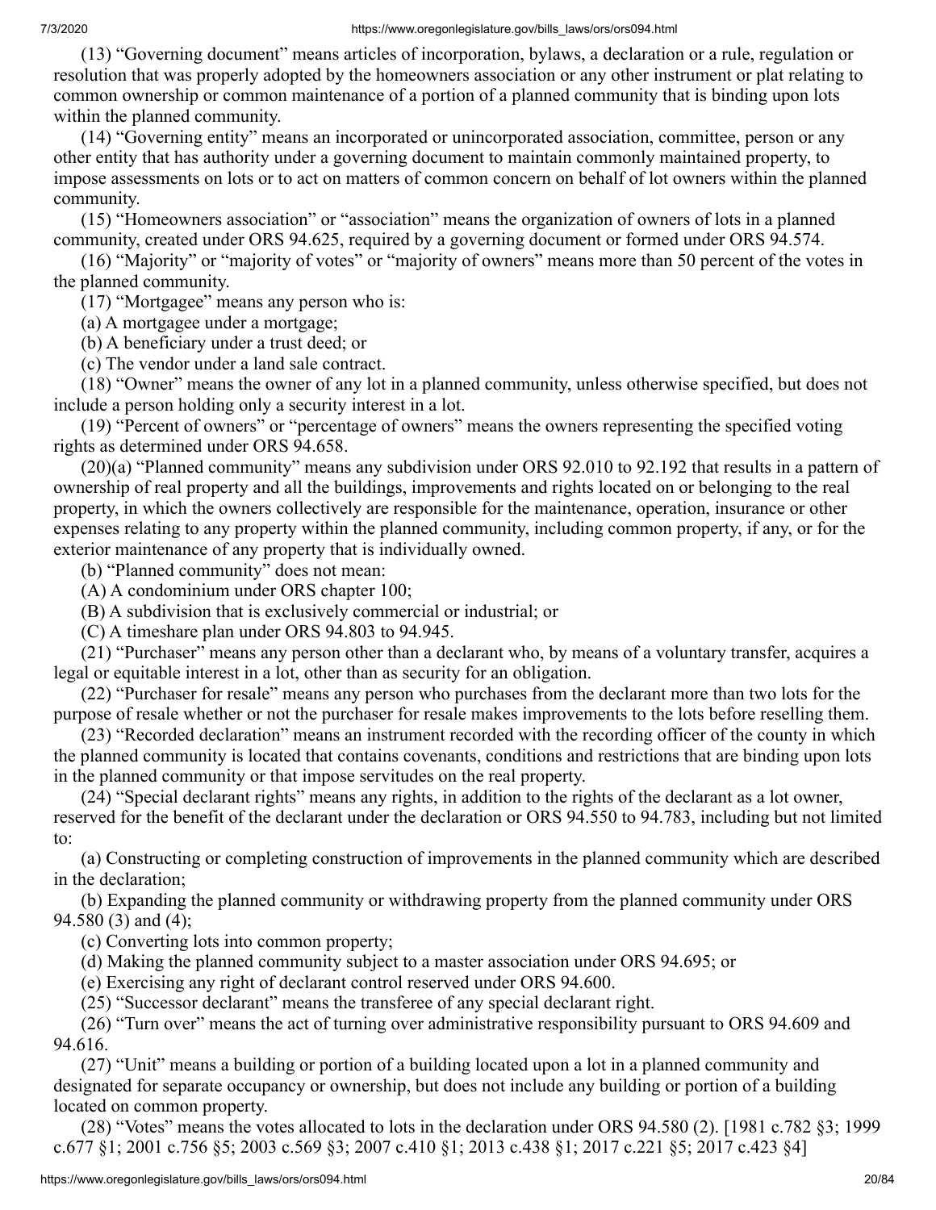(13) "Governing document" means articles of incorporation, bylaws, a declaration or a rule, regulation or resolution that was properly adopted by the homeowners association or any other instrument or plat relating to common ownership or common maintenance of a portion of a planned community that is binding upon lots within the planned community.

(14) "Governing entity" means an incorporated or unincorporated association, committee, person or any other entity that has authority under a governing document to maintain commonly maintained property, to impose assessments on lots or to act on matters of common concern on behalf of lot owners within the planned community.

(15) "Homeowners association" or "association" means the organization of owners of lots in a planned community, created under ORS 94.625, required by a governing document or formed under ORS 94.574.

(16) "Majority" or "majority of votes" or "majority of owners" means more than 50 percent of the votes in the planned community.

(17) "Mortgagee" means any person who is:

(a) A mortgagee under a mortgage;

(b) A beneficiary under a trust deed; or

(c) The vendor under a land sale contract.

(18) "Owner" means the owner of any lot in a planned community, unless otherwise specified, but does not include a person holding only a security interest in a lot.

(19) "Percent of owners" or "percentage of owners" means the owners representing the specified voting rights as determined under ORS 94.658.

(20)(a) "Planned community" means any subdivision under ORS 92.010 to 92.192 that results in a pattern of ownership of real property and all the buildings, improvements and rights located on or belonging to the real property, in which the owners collectively are responsible for the maintenance, operation, insurance or other expenses relating to any property within the planned community, including common property, if any, or for the exterior maintenance of any property that is individually owned.

(b) "Planned community" does not mean:

(A) A condominium under ORS chapter 100;

(B) A subdivision that is exclusively commercial or industrial; or

(C) A timeshare plan under ORS 94.803 to 94.945.

(21) "Purchaser" means any person other than a declarant who, by means of a voluntary transfer, acquires a legal or equitable interest in a lot, other than as security for an obligation.

(22) "Purchaser for resale" means any person who purchases from the declarant more than two lots for the purpose of resale whether or not the purchaser for resale makes improvements to the lots before reselling them.

(23) "Recorded declaration" means an instrument recorded with the recording officer of the county in which the planned community is located that contains covenants, conditions and restrictions that are binding upon lots in the planned community or that impose servitudes on the real property.

(24) "Special declarant rights" means any rights, in addition to the rights of the declarant as a lot owner, reserved for the benefit of the declarant under the declaration or ORS 94.550 to 94.783, including but not limited to:

(a) Constructing or completing construction of improvements in the planned community which are described in the declaration;

(b) Expanding the planned community or withdrawing property from the planned community under ORS 94.580 (3) and (4);

(c) Converting lots into common property;

(d) Making the planned community subject to a master association under ORS 94.695; or

(e) Exercising any right of declarant control reserved under ORS 94.600.

(25) "Successor declarant" means the transferee of any special declarant right.

(26) "Turn over" means the act of turning over administrative responsibility pursuant to ORS 94.609 and 94.616.

(27) "Unit" means a building or portion of a building located upon a lot in a planned community and designated for separate occupancy or ownership, but does not include any building or portion of a building located on common property.

(28) "Votes" means the votes allocated to lots in the declaration under ORS 94.580 (2). [1981 c.782 §3; 1999 c.677 §1; 2001 c.756 §5; 2003 c.569 §3; 2007 c.410 §1; 2013 c.438 §1; 2017 c.221 §5; 2017 c.423 §4]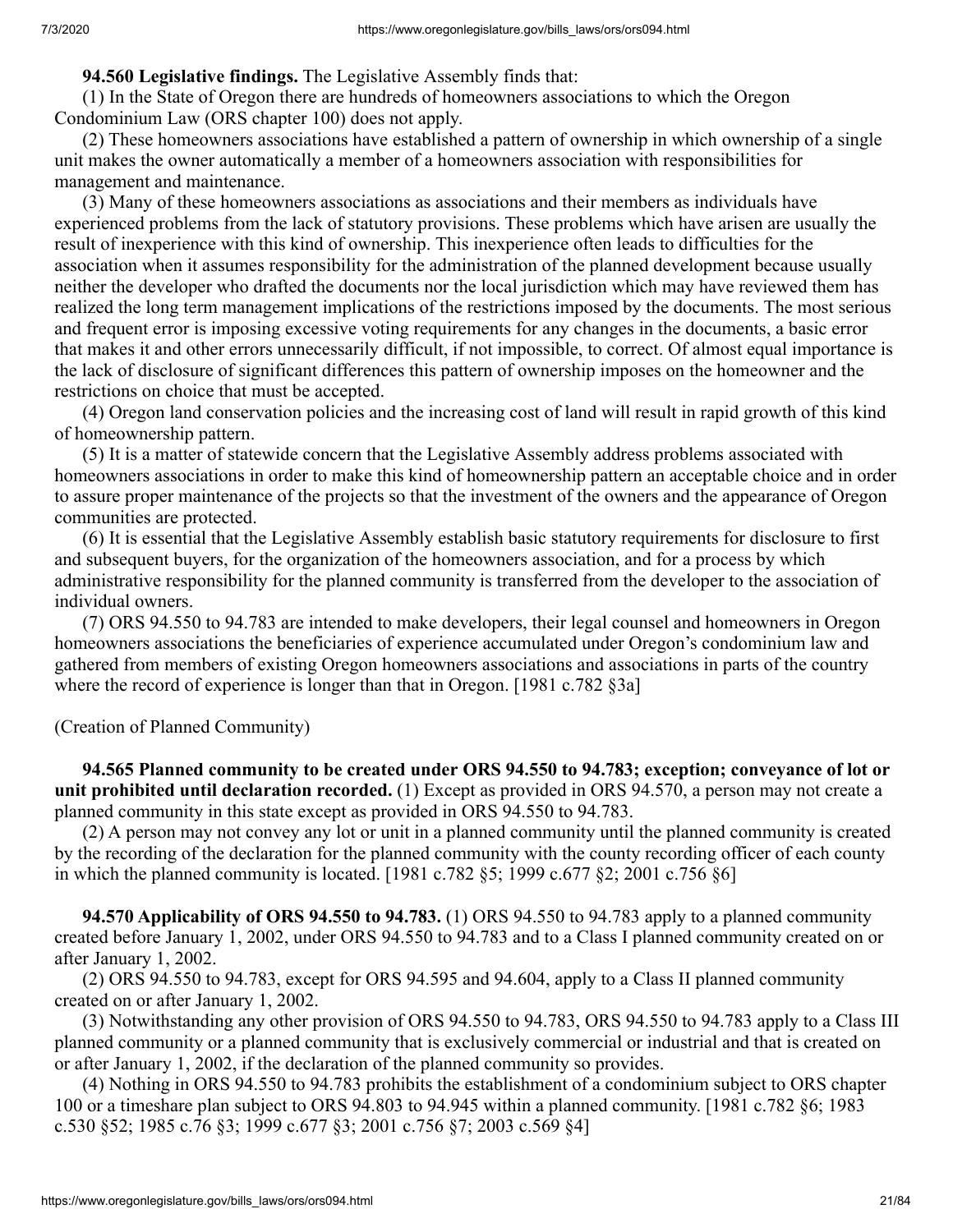**94.560 Legislative findings.** The Legislative Assembly finds that:

(1) In the State of Oregon there are hundreds of homeowners associations to which the Oregon Condominium Law (ORS chapter 100) does not apply.

(2) These homeowners associations have established a pattern of ownership in which ownership of a single unit makes the owner automatically a member of a homeowners association with responsibilities for management and maintenance.

(3) Many of these homeowners associations as associations and their members as individuals have experienced problems from the lack of statutory provisions. These problems which have arisen are usually the result of inexperience with this kind of ownership. This inexperience often leads to difficulties for the association when it assumes responsibility for the administration of the planned development because usually neither the developer who drafted the documents nor the local jurisdiction which may have reviewed them has realized the long term management implications of the restrictions imposed by the documents. The most serious and frequent error is imposing excessive voting requirements for any changes in the documents, a basic error that makes it and other errors unnecessarily difficult, if not impossible, to correct. Of almost equal importance is the lack of disclosure of significant differences this pattern of ownership imposes on the homeowner and the restrictions on choice that must be accepted.

(4) Oregon land conservation policies and the increasing cost of land will result in rapid growth of this kind of homeownership pattern.

(5) It is a matter of statewide concern that the Legislative Assembly address problems associated with homeowners associations in order to make this kind of homeownership pattern an acceptable choice and in order to assure proper maintenance of the projects so that the investment of the owners and the appearance of Oregon communities are protected.

(6) It is essential that the Legislative Assembly establish basic statutory requirements for disclosure to first and subsequent buyers, for the organization of the homeowners association, and for a process by which administrative responsibility for the planned community is transferred from the developer to the association of individual owners.

(7) ORS 94.550 to 94.783 are intended to make developers, their legal counsel and homeowners in Oregon homeowners associations the beneficiaries of experience accumulated under Oregon's condominium law and gathered from members of existing Oregon homeowners associations and associations in parts of the country where the record of experience is longer than that in Oregon. [1981 c.782 §3a]

(Creation of Planned Community)

**94.565 Planned community to be created under ORS 94.550 to 94.783; exception; conveyance of lot or unit prohibited until declaration recorded.** (1) Except as provided in ORS 94.570, a person may not create a planned community in this state except as provided in ORS 94.550 to 94.783.

(2) A person may not convey any lot or unit in a planned community until the planned community is created by the recording of the declaration for the planned community with the county recording officer of each county in which the planned community is located. [1981 c.782 §5; 1999 c.677 §2; 2001 c.756 §6]

**94.570 Applicability of ORS 94.550 to 94.783.** (1) ORS 94.550 to 94.783 apply to a planned community created before January 1, 2002, under ORS 94.550 to 94.783 and to a Class I planned community created on or after January 1, 2002.

(2) ORS 94.550 to 94.783, except for ORS 94.595 and 94.604, apply to a Class II planned community created on or after January 1, 2002.

(3) Notwithstanding any other provision of ORS 94.550 to 94.783, ORS 94.550 to 94.783 apply to a Class III planned community or a planned community that is exclusively commercial or industrial and that is created on or after January 1, 2002, if the declaration of the planned community so provides.

(4) Nothing in ORS 94.550 to 94.783 prohibits the establishment of a condominium subject to ORS chapter 100 or a timeshare plan subject to ORS 94.803 to 94.945 within a planned community. [1981 c.782 §6; 1983 c.530 §52; 1985 c.76 §3; 1999 c.677 §3; 2001 c.756 §7; 2003 c.569 §4]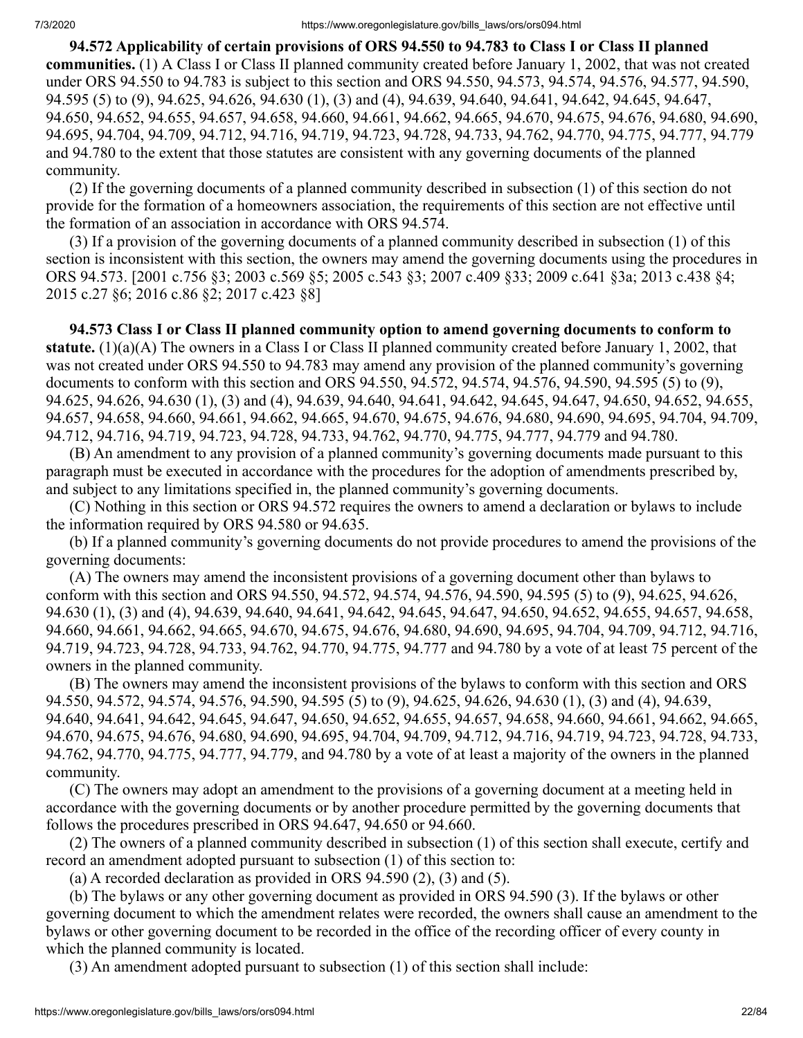**94.572 Applicability of certain provisions of ORS 94.550 to 94.783 to Class I or Class II planned communities.** (1) A Class I or Class II planned community created before January 1, 2002, that was not created under ORS 94.550 to 94.783 is subject to this section and ORS 94.550, 94.573, 94.574, 94.576, 94.577, 94.590, 94.595 (5) to (9), 94.625, 94.626, 94.630 (1), (3) and (4), 94.639, 94.640, 94.641, 94.642, 94.645, 94.647, 94.650, 94.652, 94.655, 94.657, 94.658, 94.660, 94.661, 94.662, 94.665, 94.670, 94.675, 94.676, 94.680, 94.690, 94.695, 94.704, 94.709, 94.712, 94.716, 94.719, 94.723, 94.728, 94.733, 94.762, 94.770, 94.775, 94.777, 94.779 and 94.780 to the extent that those statutes are consistent with any governing documents of the planned community.

(2) If the governing documents of a planned community described in subsection (1) of this section do not provide for the formation of a homeowners association, the requirements of this section are not effective until the formation of an association in accordance with ORS 94.574.

(3) If a provision of the governing documents of a planned community described in subsection (1) of this section is inconsistent with this section, the owners may amend the governing documents using the procedures in ORS 94.573. [2001 c.756 §3; 2003 c.569 §5; 2005 c.543 §3; 2007 c.409 §33; 2009 c.641 §3a; 2013 c.438 §4; 2015 c.27 §6; 2016 c.86 §2; 2017 c.423 §8]

**94.573 Class I or Class II planned community option to amend governing documents to conform to statute.** (1)(a)(A) The owners in a Class I or Class II planned community created before January 1, 2002, that was not created under ORS 94.550 to 94.783 may amend any provision of the planned community's governing documents to conform with this section and ORS 94.550, 94.572, 94.574, 94.576, 94.590, 94.595 (5) to (9), 94.625, 94.626, 94.630 (1), (3) and (4), 94.639, 94.640, 94.641, 94.642, 94.645, 94.647, 94.650, 94.652, 94.655, 94.657, 94.658, 94.660, 94.661, 94.662, 94.665, 94.670, 94.675, 94.676, 94.680, 94.690, 94.695, 94.704, 94.709, 94.712, 94.716, 94.719, 94.723, 94.728, 94.733, 94.762, 94.770, 94.775, 94.777, 94.779 and 94.780.

(B) An amendment to any provision of a planned community's governing documents made pursuant to this paragraph must be executed in accordance with the procedures for the adoption of amendments prescribed by, and subject to any limitations specified in, the planned community's governing documents.

(C) Nothing in this section or ORS 94.572 requires the owners to amend a declaration or bylaws to include the information required by ORS 94.580 or 94.635.

(b) If a planned community's governing documents do not provide procedures to amend the provisions of the governing documents:

(A) The owners may amend the inconsistent provisions of a governing document other than bylaws to conform with this section and ORS 94.550, 94.572, 94.574, 94.576, 94.590, 94.595 (5) to (9), 94.625, 94.626, 94.630 (1), (3) and (4), 94.639, 94.640, 94.641, 94.642, 94.645, 94.647, 94.650, 94.652, 94.655, 94.657, 94.658, 94.660, 94.661, 94.662, 94.665, 94.670, 94.675, 94.676, 94.680, 94.690, 94.695, 94.704, 94.709, 94.712, 94.716, 94.719, 94.723, 94.728, 94.733, 94.762, 94.770, 94.775, 94.777 and 94.780 by a vote of at least 75 percent of the owners in the planned community.

(B) The owners may amend the inconsistent provisions of the bylaws to conform with this section and ORS 94.550, 94.572, 94.574, 94.576, 94.590, 94.595 (5) to (9), 94.625, 94.626, 94.630 (1), (3) and (4), 94.639, 94.640, 94.641, 94.642, 94.645, 94.647, 94.650, 94.652, 94.655, 94.657, 94.658, 94.660, 94.661, 94.662, 94.665, 94.670, 94.675, 94.676, 94.680, 94.690, 94.695, 94.704, 94.709, 94.712, 94.716, 94.719, 94.723, 94.728, 94.733, 94.762, 94.770, 94.775, 94.777, 94.779, and 94.780 by a vote of at least a majority of the owners in the planned community.

(C) The owners may adopt an amendment to the provisions of a governing document at a meeting held in accordance with the governing documents or by another procedure permitted by the governing documents that follows the procedures prescribed in ORS 94.647, 94.650 or 94.660.

(2) The owners of a planned community described in subsection (1) of this section shall execute, certify and record an amendment adopted pursuant to subsection (1) of this section to:

(a) A recorded declaration as provided in ORS 94.590 (2), (3) and (5).

(b) The bylaws or any other governing document as provided in ORS 94.590 (3). If the bylaws or other governing document to which the amendment relates were recorded, the owners shall cause an amendment to the bylaws or other governing document to be recorded in the office of the recording officer of every county in which the planned community is located.

(3) An amendment adopted pursuant to subsection (1) of this section shall include: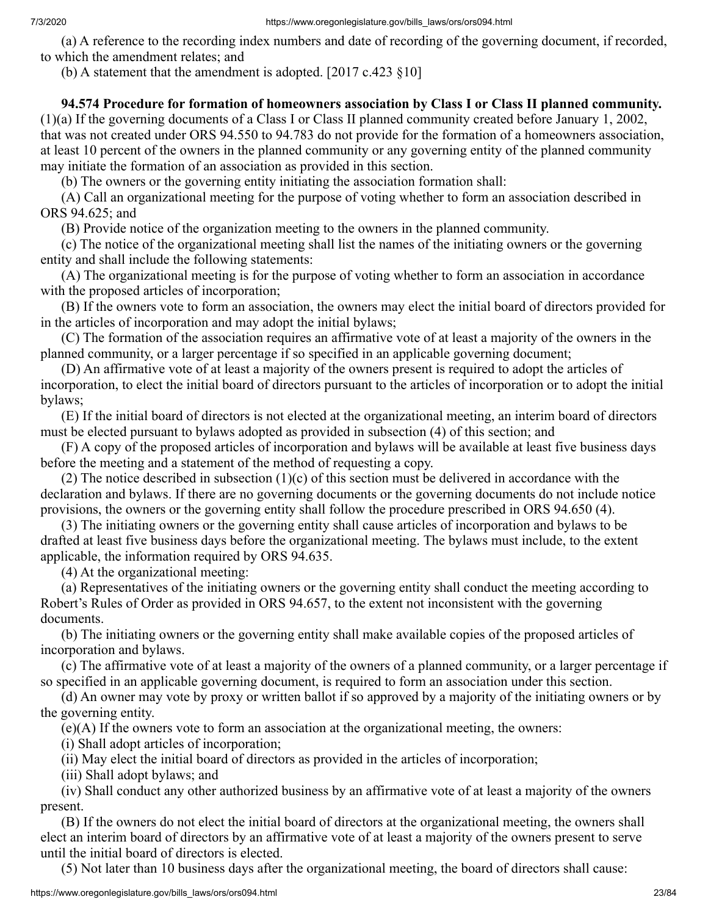(a) A reference to the recording index numbers and date of recording of the governing document, if recorded, to which the amendment relates; and

(b) A statement that the amendment is adopted. [2017 c.423 §10]

**94.574 Procedure for formation of homeowners association by Class I or Class II planned community.** (1)(a) If the governing documents of a Class I or Class II planned community created before January 1, 2002, that was not created under ORS 94.550 to 94.783 do not provide for the formation of a homeowners association, at least 10 percent of the owners in the planned community or any governing entity of the planned community may initiate the formation of an association as provided in this section.

(b) The owners or the governing entity initiating the association formation shall:

(A) Call an organizational meeting for the purpose of voting whether to form an association described in ORS 94.625; and

(B) Provide notice of the organization meeting to the owners in the planned community.

(c) The notice of the organizational meeting shall list the names of the initiating owners or the governing entity and shall include the following statements:

(A) The organizational meeting is for the purpose of voting whether to form an association in accordance with the proposed articles of incorporation;

(B) If the owners vote to form an association, the owners may elect the initial board of directors provided for in the articles of incorporation and may adopt the initial bylaws;

(C) The formation of the association requires an affirmative vote of at least a majority of the owners in the planned community, or a larger percentage if so specified in an applicable governing document;

(D) An affirmative vote of at least a majority of the owners present is required to adopt the articles of incorporation, to elect the initial board of directors pursuant to the articles of incorporation or to adopt the initial bylaws;

(E) If the initial board of directors is not elected at the organizational meeting, an interim board of directors must be elected pursuant to bylaws adopted as provided in subsection (4) of this section; and

(F) A copy of the proposed articles of incorporation and bylaws will be available at least five business days before the meeting and a statement of the method of requesting a copy.

(2) The notice described in subsection (1)(c) of this section must be delivered in accordance with the declaration and bylaws. If there are no governing documents or the governing documents do not include notice provisions, the owners or the governing entity shall follow the procedure prescribed in ORS 94.650 (4).

(3) The initiating owners or the governing entity shall cause articles of incorporation and bylaws to be drafted at least five business days before the organizational meeting. The bylaws must include, to the extent applicable, the information required by ORS 94.635.

(4) At the organizational meeting:

(a) Representatives of the initiating owners or the governing entity shall conduct the meeting according to Robert's Rules of Order as provided in ORS 94.657, to the extent not inconsistent with the governing documents.

(b) The initiating owners or the governing entity shall make available copies of the proposed articles of incorporation and bylaws.

(c) The affirmative vote of at least a majority of the owners of a planned community, or a larger percentage if so specified in an applicable governing document, is required to form an association under this section.

(d) An owner may vote by proxy or written ballot if so approved by a majority of the initiating owners or by the governing entity.

(e)(A) If the owners vote to form an association at the organizational meeting, the owners:

(i) Shall adopt articles of incorporation;

(ii) May elect the initial board of directors as provided in the articles of incorporation;

(iii) Shall adopt bylaws; and

(iv) Shall conduct any other authorized business by an affirmative vote of at least a majority of the owners present.

(B) If the owners do not elect the initial board of directors at the organizational meeting, the owners shall elect an interim board of directors by an affirmative vote of at least a majority of the owners present to serve until the initial board of directors is elected.

(5) Not later than 10 business days after the organizational meeting, the board of directors shall cause: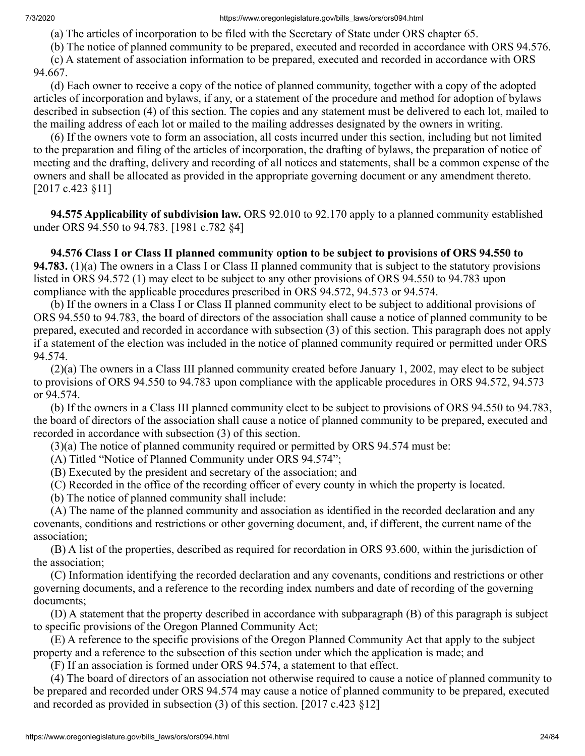(a) The articles of incorporation to be filed with the Secretary of State under ORS chapter 65.

(b) The notice of planned community to be prepared, executed and recorded in accordance with ORS 94.576.

(c) A statement of association information to be prepared, executed and recorded in accordance with ORS 94.667.

(d) Each owner to receive a copy of the notice of planned community, together with a copy of the adopted articles of incorporation and bylaws, if any, or a statement of the procedure and method for adoption of bylaws described in subsection (4) of this section. The copies and any statement must be delivered to each lot, mailed to the mailing address of each lot or mailed to the mailing addresses designated by the owners in writing.

(6) If the owners vote to form an association, all costs incurred under this section, including but not limited to the preparation and filing of the articles of incorporation, the drafting of bylaws, the preparation of notice of meeting and the drafting, delivery and recording of all notices and statements, shall be a common expense of the owners and shall be allocated as provided in the appropriate governing document or any amendment thereto. [2017 c.423 §11]

**94.575 Applicability of subdivision law.** ORS 92.010 to 92.170 apply to a planned community established under ORS 94.550 to 94.783. [1981 c.782 §4]

**94.576 Class I or Class II planned community option to be subject to provisions of ORS 94.550 to 94.783.** (1)(a) The owners in a Class I or Class II planned community that is subject to the statutory provisions listed in ORS 94.572 (1) may elect to be subject to any other provisions of ORS 94.550 to 94.783 upon compliance with the applicable procedures prescribed in ORS 94.572, 94.573 or 94.574.

(b) If the owners in a Class I or Class II planned community elect to be subject to additional provisions of ORS 94.550 to 94.783, the board of directors of the association shall cause a notice of planned community to be prepared, executed and recorded in accordance with subsection (3) of this section. This paragraph does not apply if a statement of the election was included in the notice of planned community required or permitted under ORS 94.574.

(2)(a) The owners in a Class III planned community created before January 1, 2002, may elect to be subject to provisions of ORS 94.550 to 94.783 upon compliance with the applicable procedures in ORS 94.572, 94.573 or 94.574.

(b) If the owners in a Class III planned community elect to be subject to provisions of ORS 94.550 to 94.783, the board of directors of the association shall cause a notice of planned community to be prepared, executed and recorded in accordance with subsection (3) of this section.

(3)(a) The notice of planned community required or permitted by ORS 94.574 must be:

(A) Titled "Notice of Planned Community under ORS 94.574";

(B) Executed by the president and secretary of the association; and

(C) Recorded in the office of the recording officer of every county in which the property is located.

(b) The notice of planned community shall include:

(A) The name of the planned community and association as identified in the recorded declaration and any covenants, conditions and restrictions or other governing document, and, if different, the current name of the association;

(B) A list of the properties, described as required for recordation in ORS 93.600, within the jurisdiction of the association;

(C) Information identifying the recorded declaration and any covenants, conditions and restrictions or other governing documents, and a reference to the recording index numbers and date of recording of the governing documents;

(D) A statement that the property described in accordance with subparagraph (B) of this paragraph is subject to specific provisions of the Oregon Planned Community Act;

(E) A reference to the specific provisions of the Oregon Planned Community Act that apply to the subject property and a reference to the subsection of this section under which the application is made; and

(F) If an association is formed under ORS 94.574, a statement to that effect.

(4) The board of directors of an association not otherwise required to cause a notice of planned community to be prepared and recorded under ORS 94.574 may cause a notice of planned community to be prepared, executed and recorded as provided in subsection (3) of this section. [2017 c.423 §12]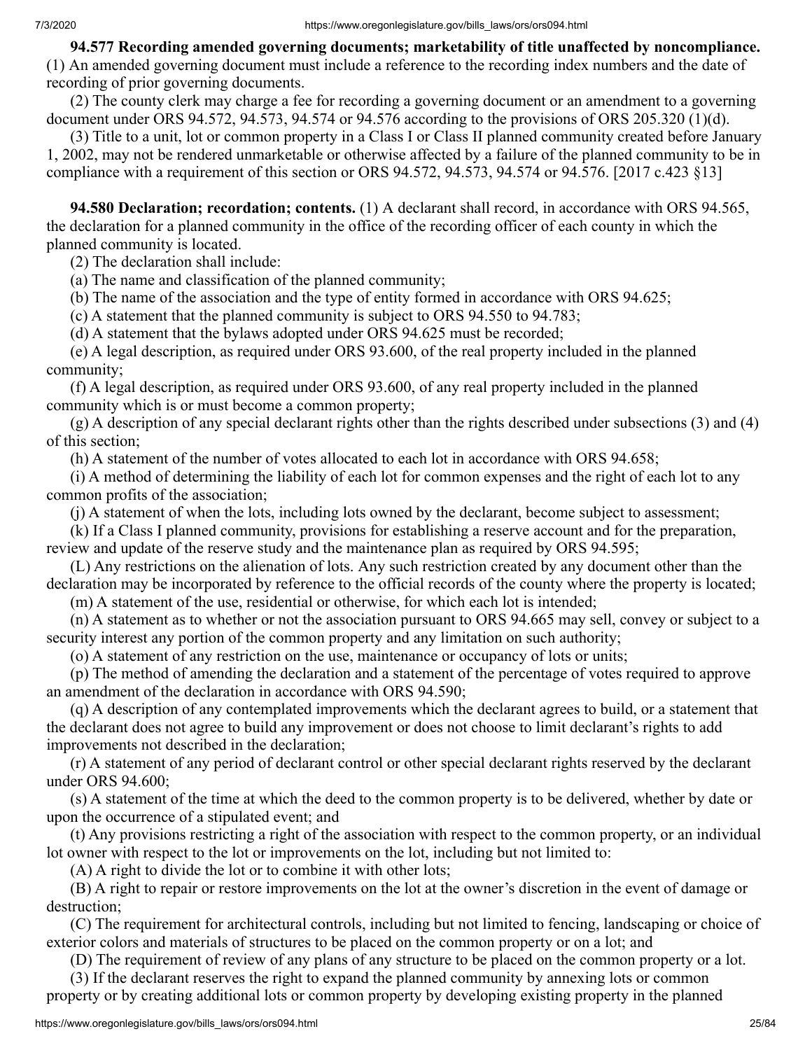**94.577 Recording amended governing documents; marketability of title unaffected by noncompliance.** (1) An amended governing document must include a reference to the recording index numbers and the date of recording of prior governing documents.

(2) The county clerk may charge a fee for recording a governing document or an amendment to a governing document under ORS 94.572, 94.573, 94.574 or 94.576 according to the provisions of ORS 205.320 (1)(d).

(3) Title to a unit, lot or common property in a Class I or Class II planned community created before January 1, 2002, may not be rendered unmarketable or otherwise affected by a failure of the planned community to be in compliance with a requirement of this section or ORS 94.572, 94.573, 94.574 or 94.576. [2017 c.423 §13]

**94.580 Declaration; recordation; contents.** (1) A declarant shall record, in accordance with ORS 94.565, the declaration for a planned community in the office of the recording officer of each county in which the planned community is located.

(2) The declaration shall include:

(a) The name and classification of the planned community;

(b) The name of the association and the type of entity formed in accordance with ORS 94.625;

(c) A statement that the planned community is subject to ORS 94.550 to 94.783;

(d) A statement that the bylaws adopted under ORS 94.625 must be recorded;

(e) A legal description, as required under ORS 93.600, of the real property included in the planned community;

(f) A legal description, as required under ORS 93.600, of any real property included in the planned community which is or must become a common property;

(g) A description of any special declarant rights other than the rights described under subsections (3) and (4) of this section;

(h) A statement of the number of votes allocated to each lot in accordance with ORS 94.658;

(i) A method of determining the liability of each lot for common expenses and the right of each lot to any common profits of the association;

(j) A statement of when the lots, including lots owned by the declarant, become subject to assessment;

(k) If a Class I planned community, provisions for establishing a reserve account and for the preparation, review and update of the reserve study and the maintenance plan as required by ORS 94.595;

(L) Any restrictions on the alienation of lots. Any such restriction created by any document other than the declaration may be incorporated by reference to the official records of the county where the property is located;

(m) A statement of the use, residential or otherwise, for which each lot is intended;

(n) A statement as to whether or not the association pursuant to ORS 94.665 may sell, convey or subject to a security interest any portion of the common property and any limitation on such authority;

(o) A statement of any restriction on the use, maintenance or occupancy of lots or units;

(p) The method of amending the declaration and a statement of the percentage of votes required to approve an amendment of the declaration in accordance with ORS 94.590;

(q) A description of any contemplated improvements which the declarant agrees to build, or a statement that the declarant does not agree to build any improvement or does not choose to limit declarant's rights to add improvements not described in the declaration;

(r) A statement of any period of declarant control or other special declarant rights reserved by the declarant under ORS 94.600;

(s) A statement of the time at which the deed to the common property is to be delivered, whether by date or upon the occurrence of a stipulated event; and

(t) Any provisions restricting a right of the association with respect to the common property, or an individual lot owner with respect to the lot or improvements on the lot, including but not limited to:

(A) A right to divide the lot or to combine it with other lots;

(B) A right to repair or restore improvements on the lot at the owner's discretion in the event of damage or destruction;

(C) The requirement for architectural controls, including but not limited to fencing, landscaping or choice of exterior colors and materials of structures to be placed on the common property or on a lot; and

(D) The requirement of review of any plans of any structure to be placed on the common property or a lot.

(3) If the declarant reserves the right to expand the planned community by annexing lots or common property or by creating additional lots or common property by developing existing property in the planned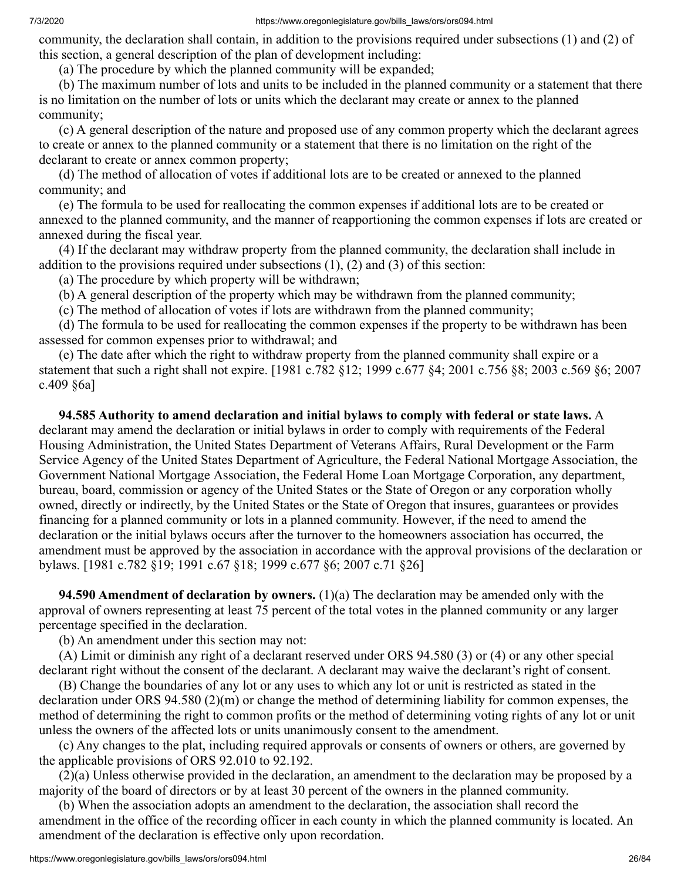community, the declaration shall contain, in addition to the provisions required under subsections (1) and (2) of this section, a general description of the plan of development including:

(a) The procedure by which the planned community will be expanded;

(b) The maximum number of lots and units to be included in the planned community or a statement that there is no limitation on the number of lots or units which the declarant may create or annex to the planned community;

(c) A general description of the nature and proposed use of any common property which the declarant agrees to create or annex to the planned community or a statement that there is no limitation on the right of the declarant to create or annex common property;

(d) The method of allocation of votes if additional lots are to be created or annexed to the planned community; and

(e) The formula to be used for reallocating the common expenses if additional lots are to be created or annexed to the planned community, and the manner of reapportioning the common expenses if lots are created or annexed during the fiscal year.

(4) If the declarant may withdraw property from the planned community, the declaration shall include in addition to the provisions required under subsections (1), (2) and (3) of this section:

(a) The procedure by which property will be withdrawn;

(b) A general description of the property which may be withdrawn from the planned community;

(c) The method of allocation of votes if lots are withdrawn from the planned community;

(d) The formula to be used for reallocating the common expenses if the property to be withdrawn has been assessed for common expenses prior to withdrawal; and

(e) The date after which the right to withdraw property from the planned community shall expire or a statement that such a right shall not expire. [1981 c.782 §12; 1999 c.677 §4; 2001 c.756 §8; 2003 c.569 §6; 2007 c.409 §6a]

**94.585 Authority to amend declaration and initial bylaws to comply with federal or state laws.** A declarant may amend the declaration or initial bylaws in order to comply with requirements of the Federal Housing Administration, the United States Department of Veterans Affairs, Rural Development or the Farm Service Agency of the United States Department of Agriculture, the Federal National Mortgage Association, the Government National Mortgage Association, the Federal Home Loan Mortgage Corporation, any department, bureau, board, commission or agency of the United States or the State of Oregon or any corporation wholly owned, directly or indirectly, by the United States or the State of Oregon that insures, guarantees or provides financing for a planned community or lots in a planned community. However, if the need to amend the declaration or the initial bylaws occurs after the turnover to the homeowners association has occurred, the amendment must be approved by the association in accordance with the approval provisions of the declaration or bylaws. [1981 c.782 §19; 1991 c.67 §18; 1999 c.677 §6; 2007 c.71 §26]

**94.590 Amendment of declaration by owners.** (1)(a) The declaration may be amended only with the approval of owners representing at least 75 percent of the total votes in the planned community or any larger percentage specified in the declaration.

(b) An amendment under this section may not:

(A) Limit or diminish any right of a declarant reserved under ORS 94.580 (3) or (4) or any other special declarant right without the consent of the declarant. A declarant may waive the declarant's right of consent.

(B) Change the boundaries of any lot or any uses to which any lot or unit is restricted as stated in the declaration under ORS 94.580 (2)(m) or change the method of determining liability for common expenses, the method of determining the right to common profits or the method of determining voting rights of any lot or unit unless the owners of the affected lots or units unanimously consent to the amendment.

(c) Any changes to the plat, including required approvals or consents of owners or others, are governed by the applicable provisions of ORS 92.010 to 92.192.

(2)(a) Unless otherwise provided in the declaration, an amendment to the declaration may be proposed by a majority of the board of directors or by at least 30 percent of the owners in the planned community.

(b) When the association adopts an amendment to the declaration, the association shall record the amendment in the office of the recording officer in each county in which the planned community is located. An amendment of the declaration is effective only upon recordation.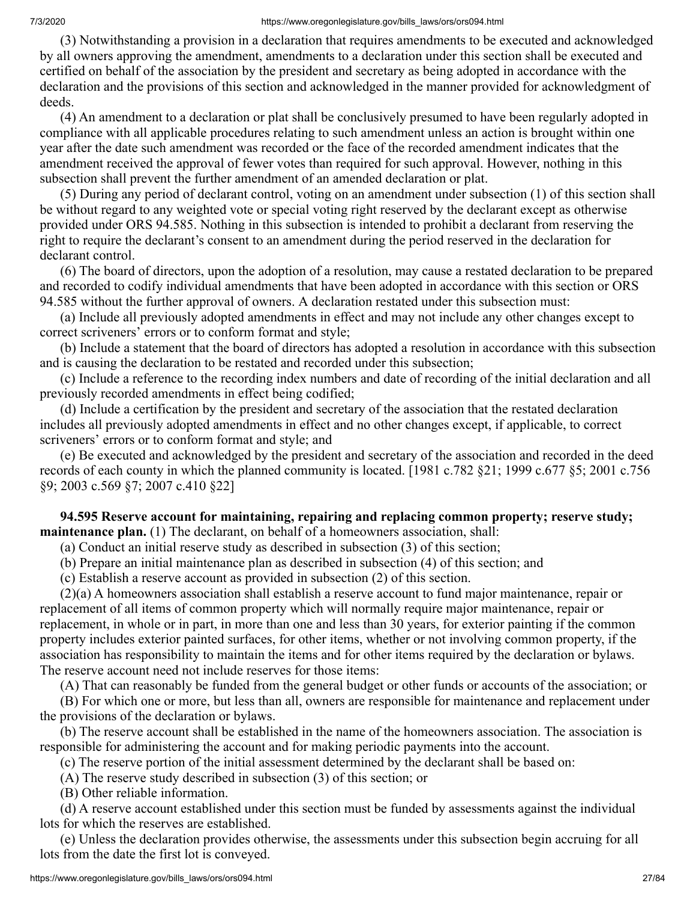(3) Notwithstanding a provision in a declaration that requires amendments to be executed and acknowledged by all owners approving the amendment, amendments to a declaration under this section shall be executed and certified on behalf of the association by the president and secretary as being adopted in accordance with the declaration and the provisions of this section and acknowledged in the manner provided for acknowledgment of deeds.

(4) An amendment to a declaration or plat shall be conclusively presumed to have been regularly adopted in compliance with all applicable procedures relating to such amendment unless an action is brought within one year after the date such amendment was recorded or the face of the recorded amendment indicates that the amendment received the approval of fewer votes than required for such approval. However, nothing in this subsection shall prevent the further amendment of an amended declaration or plat.

(5) During any period of declarant control, voting on an amendment under subsection (1) of this section shall be without regard to any weighted vote or special voting right reserved by the declarant except as otherwise provided under ORS 94.585. Nothing in this subsection is intended to prohibit a declarant from reserving the right to require the declarant's consent to an amendment during the period reserved in the declaration for declarant control.

(6) The board of directors, upon the adoption of a resolution, may cause a restated declaration to be prepared and recorded to codify individual amendments that have been adopted in accordance with this section or ORS 94.585 without the further approval of owners. A declaration restated under this subsection must:

(a) Include all previously adopted amendments in effect and may not include any other changes except to correct scriveners' errors or to conform format and style;

(b) Include a statement that the board of directors has adopted a resolution in accordance with this subsection and is causing the declaration to be restated and recorded under this subsection;

(c) Include a reference to the recording index numbers and date of recording of the initial declaration and all previously recorded amendments in effect being codified;

(d) Include a certification by the president and secretary of the association that the restated declaration includes all previously adopted amendments in effect and no other changes except, if applicable, to correct scriveners' errors or to conform format and style; and

(e) Be executed and acknowledged by the president and secretary of the association and recorded in the deed records of each county in which the planned community is located. [1981 c.782 §21; 1999 c.677 §5; 2001 c.756 §9; 2003 c.569 §7; 2007 c.410 §22]

**94.595 Reserve account for maintaining, repairing and replacing common property; reserve study; maintenance plan.** (1) The declarant, on behalf of a homeowners association, shall:

(a) Conduct an initial reserve study as described in subsection (3) of this section;

(b) Prepare an initial maintenance plan as described in subsection (4) of this section; and

(c) Establish a reserve account as provided in subsection (2) of this section.

(2)(a) A homeowners association shall establish a reserve account to fund major maintenance, repair or replacement of all items of common property which will normally require major maintenance, repair or replacement, in whole or in part, in more than one and less than 30 years, for exterior painting if the common property includes exterior painted surfaces, for other items, whether or not involving common property, if the association has responsibility to maintain the items and for other items required by the declaration or bylaws. The reserve account need not include reserves for those items:

(A) That can reasonably be funded from the general budget or other funds or accounts of the association; or

(B) For which one or more, but less than all, owners are responsible for maintenance and replacement under the provisions of the declaration or bylaws.

(b) The reserve account shall be established in the name of the homeowners association. The association is responsible for administering the account and for making periodic payments into the account.

(c) The reserve portion of the initial assessment determined by the declarant shall be based on:

(A) The reserve study described in subsection (3) of this section; or

(B) Other reliable information.

(d) A reserve account established under this section must be funded by assessments against the individual lots for which the reserves are established.

(e) Unless the declaration provides otherwise, the assessments under this subsection begin accruing for all lots from the date the first lot is conveyed.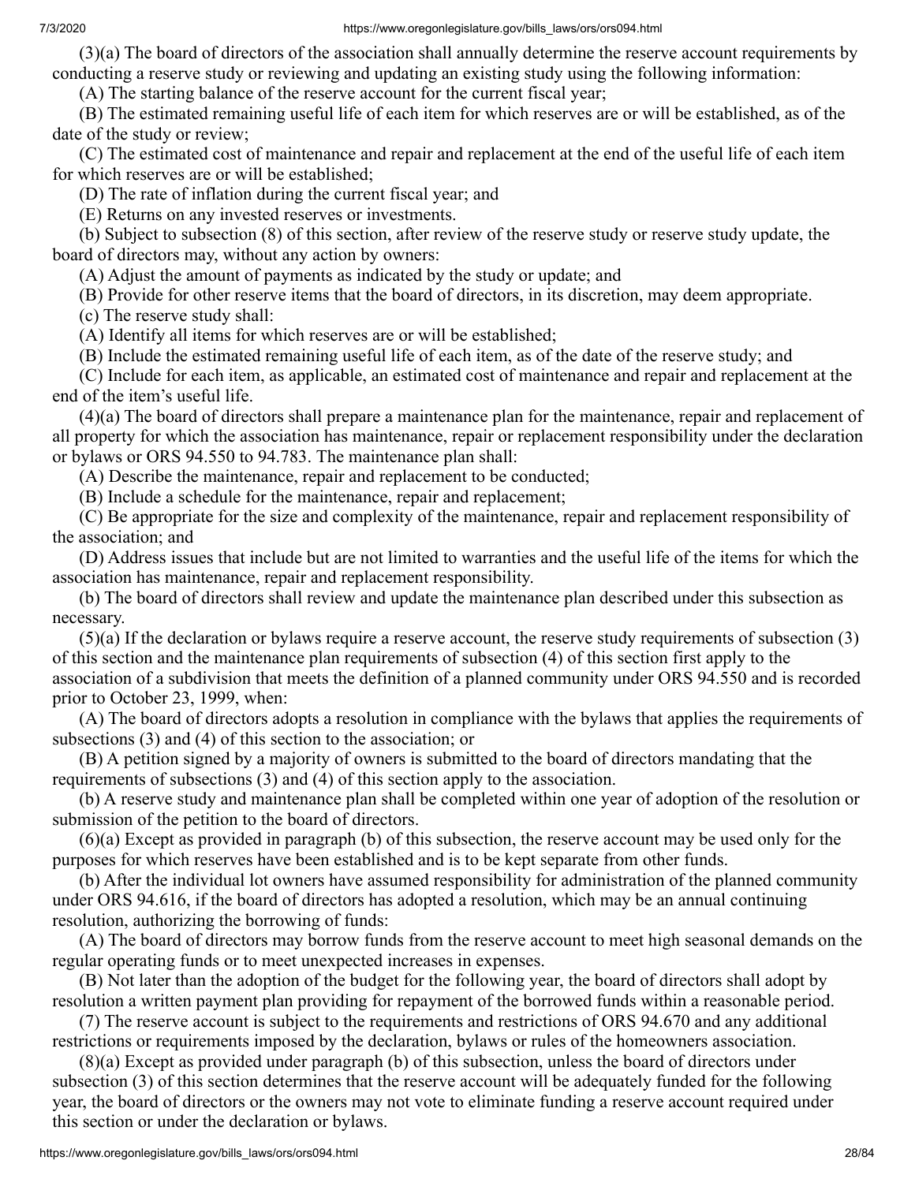(3)(a) The board of directors of the association shall annually determine the reserve account requirements by conducting a reserve study or reviewing and updating an existing study using the following information:

(A) The starting balance of the reserve account for the current fiscal year;

(B) The estimated remaining useful life of each item for which reserves are or will be established, as of the date of the study or review;

(C) The estimated cost of maintenance and repair and replacement at the end of the useful life of each item for which reserves are or will be established;

(D) The rate of inflation during the current fiscal year; and

(E) Returns on any invested reserves or investments.

(b) Subject to subsection (8) of this section, after review of the reserve study or reserve study update, the board of directors may, without any action by owners:

(A) Adjust the amount of payments as indicated by the study or update; and

(B) Provide for other reserve items that the board of directors, in its discretion, may deem appropriate.

(c) The reserve study shall:

(A) Identify all items for which reserves are or will be established;

(B) Include the estimated remaining useful life of each item, as of the date of the reserve study; and

(C) Include for each item, as applicable, an estimated cost of maintenance and repair and replacement at the end of the item's useful life.

(4)(a) The board of directors shall prepare a maintenance plan for the maintenance, repair and replacement of all property for which the association has maintenance, repair or replacement responsibility under the declaration or bylaws or ORS 94.550 to 94.783. The maintenance plan shall:

(A) Describe the maintenance, repair and replacement to be conducted;

(B) Include a schedule for the maintenance, repair and replacement;

(C) Be appropriate for the size and complexity of the maintenance, repair and replacement responsibility of the association; and

(D) Address issues that include but are not limited to warranties and the useful life of the items for which the association has maintenance, repair and replacement responsibility.

(b) The board of directors shall review and update the maintenance plan described under this subsection as necessary.

(5)(a) If the declaration or bylaws require a reserve account, the reserve study requirements of subsection (3) of this section and the maintenance plan requirements of subsection (4) of this section first apply to the association of a subdivision that meets the definition of a planned community under ORS 94.550 and is recorded prior to October 23, 1999, when:

(A) The board of directors adopts a resolution in compliance with the bylaws that applies the requirements of subsections (3) and (4) of this section to the association; or

(B) A petition signed by a majority of owners is submitted to the board of directors mandating that the requirements of subsections (3) and (4) of this section apply to the association.

(b) A reserve study and maintenance plan shall be completed within one year of adoption of the resolution or submission of the petition to the board of directors.

(6)(a) Except as provided in paragraph (b) of this subsection, the reserve account may be used only for the purposes for which reserves have been established and is to be kept separate from other funds.

(b) After the individual lot owners have assumed responsibility for administration of the planned community under ORS 94.616, if the board of directors has adopted a resolution, which may be an annual continuing resolution, authorizing the borrowing of funds:

(A) The board of directors may borrow funds from the reserve account to meet high seasonal demands on the regular operating funds or to meet unexpected increases in expenses.

(B) Not later than the adoption of the budget for the following year, the board of directors shall adopt by resolution a written payment plan providing for repayment of the borrowed funds within a reasonable period.

(7) The reserve account is subject to the requirements and restrictions of ORS 94.670 and any additional restrictions or requirements imposed by the declaration, bylaws or rules of the homeowners association.

(8)(a) Except as provided under paragraph (b) of this subsection, unless the board of directors under subsection (3) of this section determines that the reserve account will be adequately funded for the following year, the board of directors or the owners may not vote to eliminate funding a reserve account required under this section or under the declaration or bylaws.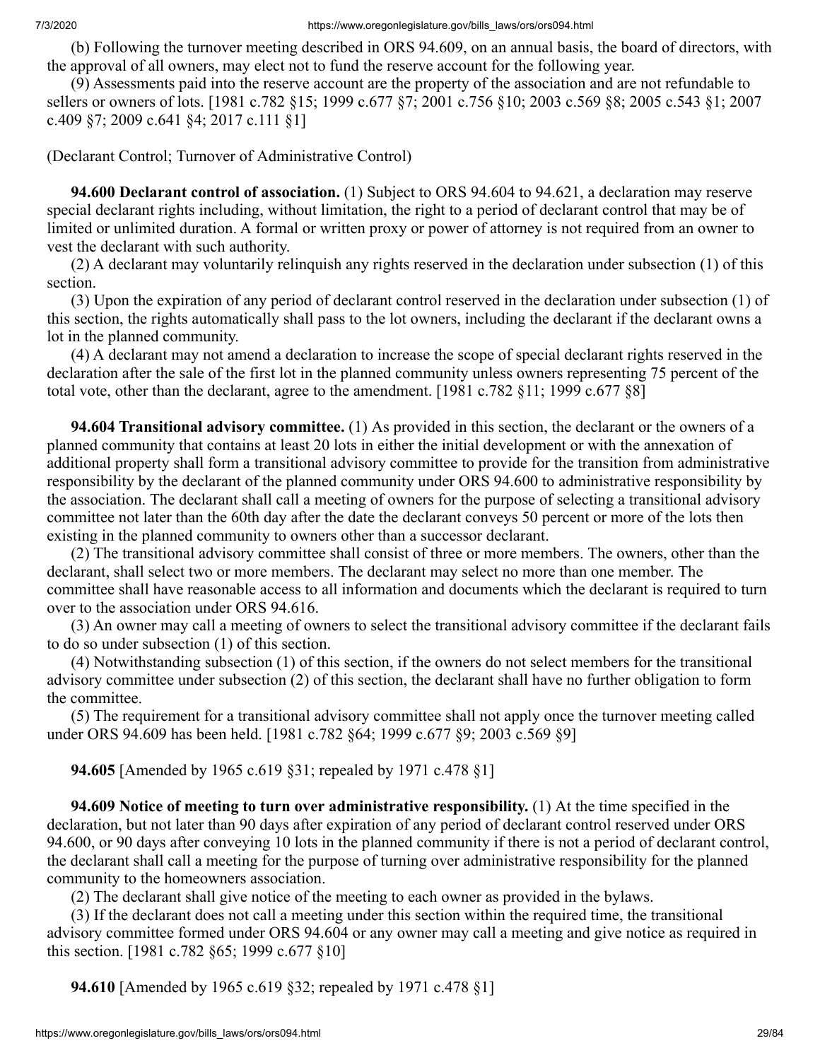(b) Following the turnover meeting described in ORS 94.609, on an annual basis, the board of directors, with the approval of all owners, may elect not to fund the reserve account for the following year.

(9) Assessments paid into the reserve account are the property of the association and are not refundable to sellers or owners of lots. [1981 c.782 §15; 1999 c.677 §7; 2001 c.756 §10; 2003 c.569 §8; 2005 c.543 §1; 2007 c.409 §7; 2009 c.641 §4; 2017 c.111 §1]

(Declarant Control; Turnover of Administrative Control)

**94.600 Declarant control of association.** (1) Subject to ORS 94.604 to 94.621, a declaration may reserve special declarant rights including, without limitation, the right to a period of declarant control that may be of limited or unlimited duration. A formal or written proxy or power of attorney is not required from an owner to vest the declarant with such authority.

(2) A declarant may voluntarily relinquish any rights reserved in the declaration under subsection (1) of this section.

(3) Upon the expiration of any period of declarant control reserved in the declaration under subsection (1) of this section, the rights automatically shall pass to the lot owners, including the declarant if the declarant owns a lot in the planned community.

(4) A declarant may not amend a declaration to increase the scope of special declarant rights reserved in the declaration after the sale of the first lot in the planned community unless owners representing 75 percent of the total vote, other than the declarant, agree to the amendment. [1981 c.782 §11; 1999 c.677 §8]

**94.604 Transitional advisory committee.** (1) As provided in this section, the declarant or the owners of a planned community that contains at least 20 lots in either the initial development or with the annexation of additional property shall form a transitional advisory committee to provide for the transition from administrative responsibility by the declarant of the planned community under ORS 94.600 to administrative responsibility by the association. The declarant shall call a meeting of owners for the purpose of selecting a transitional advisory committee not later than the 60th day after the date the declarant conveys 50 percent or more of the lots then existing in the planned community to owners other than a successor declarant.

(2) The transitional advisory committee shall consist of three or more members. The owners, other than the declarant, shall select two or more members. The declarant may select no more than one member. The committee shall have reasonable access to all information and documents which the declarant is required to turn over to the association under ORS 94.616.

(3) An owner may call a meeting of owners to select the transitional advisory committee if the declarant fails to do so under subsection (1) of this section.

(4) Notwithstanding subsection (1) of this section, if the owners do not select members for the transitional advisory committee under subsection (2) of this section, the declarant shall have no further obligation to form the committee.

(5) The requirement for a transitional advisory committee shall not apply once the turnover meeting called under ORS 94.609 has been held. [1981 c.782 §64; 1999 c.677 §9; 2003 c.569 §9]

**94.605** [Amended by 1965 c.619 §31; repealed by 1971 c.478 §1]

**94.609 Notice of meeting to turn over administrative responsibility.** (1) At the time specified in the declaration, but not later than 90 days after expiration of any period of declarant control reserved under ORS 94.600, or 90 days after conveying 10 lots in the planned community if there is not a period of declarant control, the declarant shall call a meeting for the purpose of turning over administrative responsibility for the planned community to the homeowners association.

(2) The declarant shall give notice of the meeting to each owner as provided in the bylaws.

(3) If the declarant does not call a meeting under this section within the required time, the transitional advisory committee formed under ORS 94.604 or any owner may call a meeting and give notice as required in this section. [1981 c.782 §65; 1999 c.677 §10]

**94.610** [Amended by 1965 c.619 §32; repealed by 1971 c.478 §1]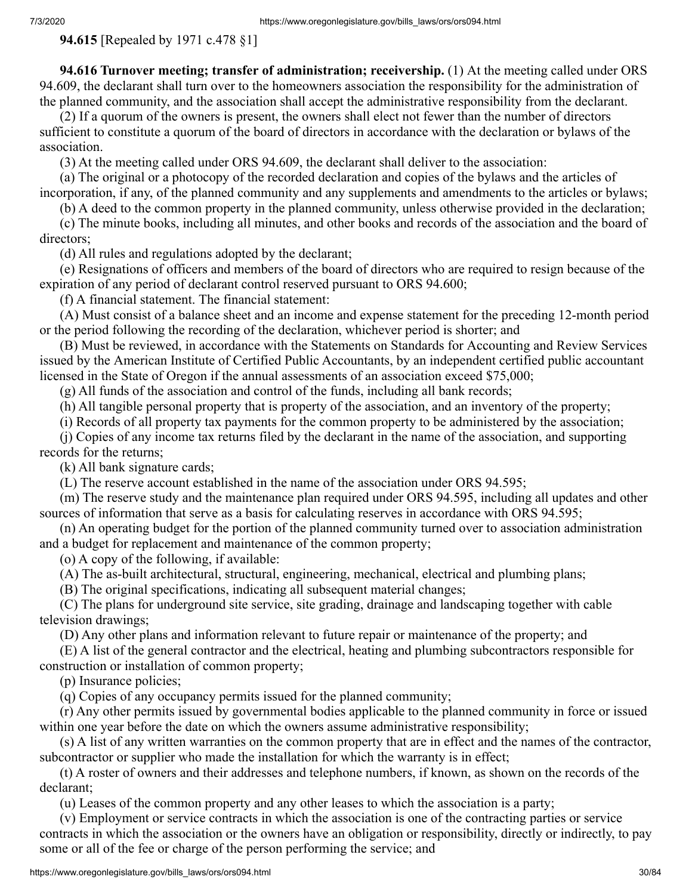**94.615** [Repealed by 1971 c.478 §1]

**94.616 Turnover meeting; transfer of administration; receivership.** (1) At the meeting called under ORS 94.609, the declarant shall turn over to the homeowners association the responsibility for the administration of the planned community, and the association shall accept the administrative responsibility from the declarant.

(2) If a quorum of the owners is present, the owners shall elect not fewer than the number of directors sufficient to constitute a quorum of the board of directors in accordance with the declaration or bylaws of the association.

(3) At the meeting called under ORS 94.609, the declarant shall deliver to the association:

(a) The original or a photocopy of the recorded declaration and copies of the bylaws and the articles of incorporation, if any, of the planned community and any supplements and amendments to the articles or bylaws;

(b) A deed to the common property in the planned community, unless otherwise provided in the declaration;

(c) The minute books, including all minutes, and other books and records of the association and the board of directors;

(d) All rules and regulations adopted by the declarant;

(e) Resignations of officers and members of the board of directors who are required to resign because of the expiration of any period of declarant control reserved pursuant to ORS 94.600;

(f) A financial statement. The financial statement:

(A) Must consist of a balance sheet and an income and expense statement for the preceding 12-month period or the period following the recording of the declaration, whichever period is shorter; and

(B) Must be reviewed, in accordance with the Statements on Standards for Accounting and Review Services issued by the American Institute of Certified Public Accountants, by an independent certified public accountant licensed in the State of Oregon if the annual assessments of an association exceed $75,000;

(g) All funds of the association and control of the funds, including all bank records;

(h) All tangible personal property that is property of the association, and an inventory of the property;

(i) Records of all property tax payments for the common property to be administered by the association;

(j) Copies of any income tax returns filed by the declarant in the name of the association, and supporting records for the returns;

(k) All bank signature cards;

(L) The reserve account established in the name of the association under ORS 94.595;

(m) The reserve study and the maintenance plan required under ORS 94.595, including all updates and other sources of information that serve as a basis for calculating reserves in accordance with ORS 94.595;

(n) An operating budget for the portion of the planned community turned over to association administration and a budget for replacement and maintenance of the common property;

(o) A copy of the following, if available:

(A) The as-built architectural, structural, engineering, mechanical, electrical and plumbing plans;

(B) The original specifications, indicating all subsequent material changes;

(C) The plans for underground site service, site grading, drainage and landscaping together with cable television drawings;

(D) Any other plans and information relevant to future repair or maintenance of the property; and

(E) A list of the general contractor and the electrical, heating and plumbing subcontractors responsible for construction or installation of common property;

(p) Insurance policies;

(q) Copies of any occupancy permits issued for the planned community;

(r) Any other permits issued by governmental bodies applicable to the planned community in force or issued within one year before the date on which the owners assume administrative responsibility;

(s) A list of any written warranties on the common property that are in effect and the names of the contractor, subcontractor or supplier who made the installation for which the warranty is in effect;

(t) A roster of owners and their addresses and telephone numbers, if known, as shown on the records of the declarant;

(u) Leases of the common property and any other leases to which the association is a party;

(v) Employment or service contracts in which the association is one of the contracting parties or service contracts in which the association or the owners have an obligation or responsibility, directly or indirectly, to pay some or all of the fee or charge of the person performing the service; and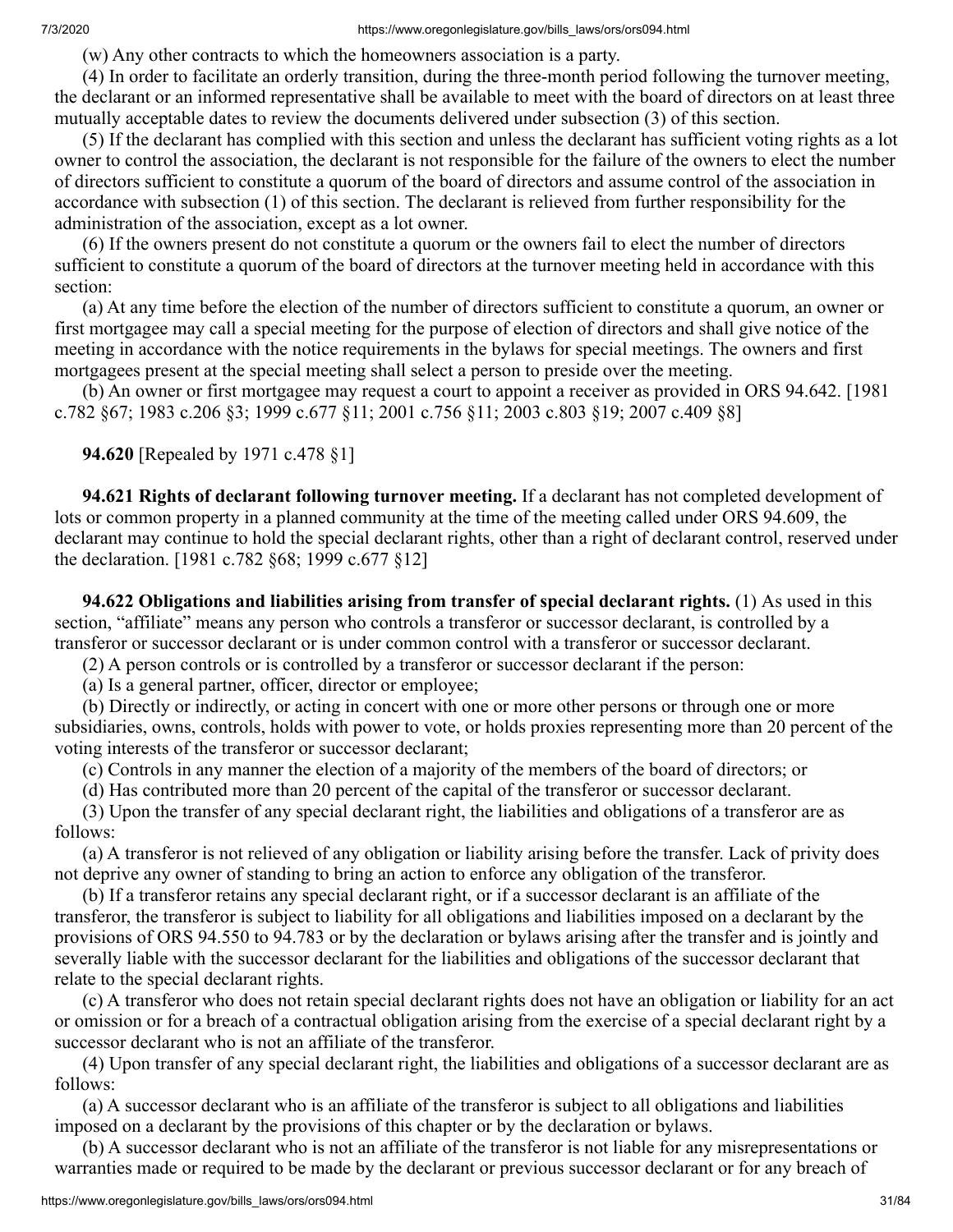(w) Any other contracts to which the homeowners association is a party.

(4) In order to facilitate an orderly transition, during the three-month period following the turnover meeting, the declarant or an informed representative shall be available to meet with the board of directors on at least three mutually acceptable dates to review the documents delivered under subsection (3) of this section.

(5) If the declarant has complied with this section and unless the declarant has sufficient voting rights as a lot owner to control the association, the declarant is not responsible for the failure of the owners to elect the number of directors sufficient to constitute a quorum of the board of directors and assume control of the association in accordance with subsection (1) of this section. The declarant is relieved from further responsibility for the administration of the association, except as a lot owner.

(6) If the owners present do not constitute a quorum or the owners fail to elect the number of directors sufficient to constitute a quorum of the board of directors at the turnover meeting held in accordance with this section:

(a) At any time before the election of the number of directors sufficient to constitute a quorum, an owner or first mortgagee may call a special meeting for the purpose of election of directors and shall give notice of the meeting in accordance with the notice requirements in the bylaws for special meetings. The owners and first mortgagees present at the special meeting shall select a person to preside over the meeting.

(b) An owner or first mortgagee may request a court to appoint a receiver as provided in ORS 94.642. [1981 c.782 §67; 1983 c.206 §3; 1999 c.677 §11; 2001 c.756 §11; 2003 c.803 §19; 2007 c.409 §8]

**94.620** [Repealed by 1971 c.478 §1]

**94.621 Rights of declarant following turnover meeting.** If a declarant has not completed development of lots or common property in a planned community at the time of the meeting called under ORS 94.609, the declarant may continue to hold the special declarant rights, other than a right of declarant control, reserved under the declaration. [1981 c.782 §68; 1999 c.677 §12]

**94.622 Obligations and liabilities arising from transfer of special declarant rights.** (1) As used in this section, "affiliate" means any person who controls a transferor or successor declarant, is controlled by a transferor or successor declarant or is under common control with a transferor or successor declarant.

(2) A person controls or is controlled by a transferor or successor declarant if the person:

(a) Is a general partner, officer, director or employee;

(b) Directly or indirectly, or acting in concert with one or more other persons or through one or more subsidiaries, owns, controls, holds with power to vote, or holds proxies representing more than 20 percent of the voting interests of the transferor or successor declarant;

(c) Controls in any manner the election of a majority of the members of the board of directors; or

(d) Has contributed more than 20 percent of the capital of the transferor or successor declarant.

(3) Upon the transfer of any special declarant right, the liabilities and obligations of a transferor are as follows:

(a) A transferor is not relieved of any obligation or liability arising before the transfer. Lack of privity does not deprive any owner of standing to bring an action to enforce any obligation of the transferor.

(b) If a transferor retains any special declarant right, or if a successor declarant is an affiliate of the transferor, the transferor is subject to liability for all obligations and liabilities imposed on a declarant by the provisions of ORS 94.550 to 94.783 or by the declaration or bylaws arising after the transfer and is jointly and severally liable with the successor declarant for the liabilities and obligations of the successor declarant that relate to the special declarant rights.

(c) A transferor who does not retain special declarant rights does not have an obligation or liability for an act or omission or for a breach of a contractual obligation arising from the exercise of a special declarant right by a successor declarant who is not an affiliate of the transferor.

(4) Upon transfer of any special declarant right, the liabilities and obligations of a successor declarant are as follows:

(a) A successor declarant who is an affiliate of the transferor is subject to all obligations and liabilities imposed on a declarant by the provisions of this chapter or by the declaration or bylaws.

(b) A successor declarant who is not an affiliate of the transferor is not liable for any misrepresentations or warranties made or required to be made by the declarant or previous successor declarant or for any breach of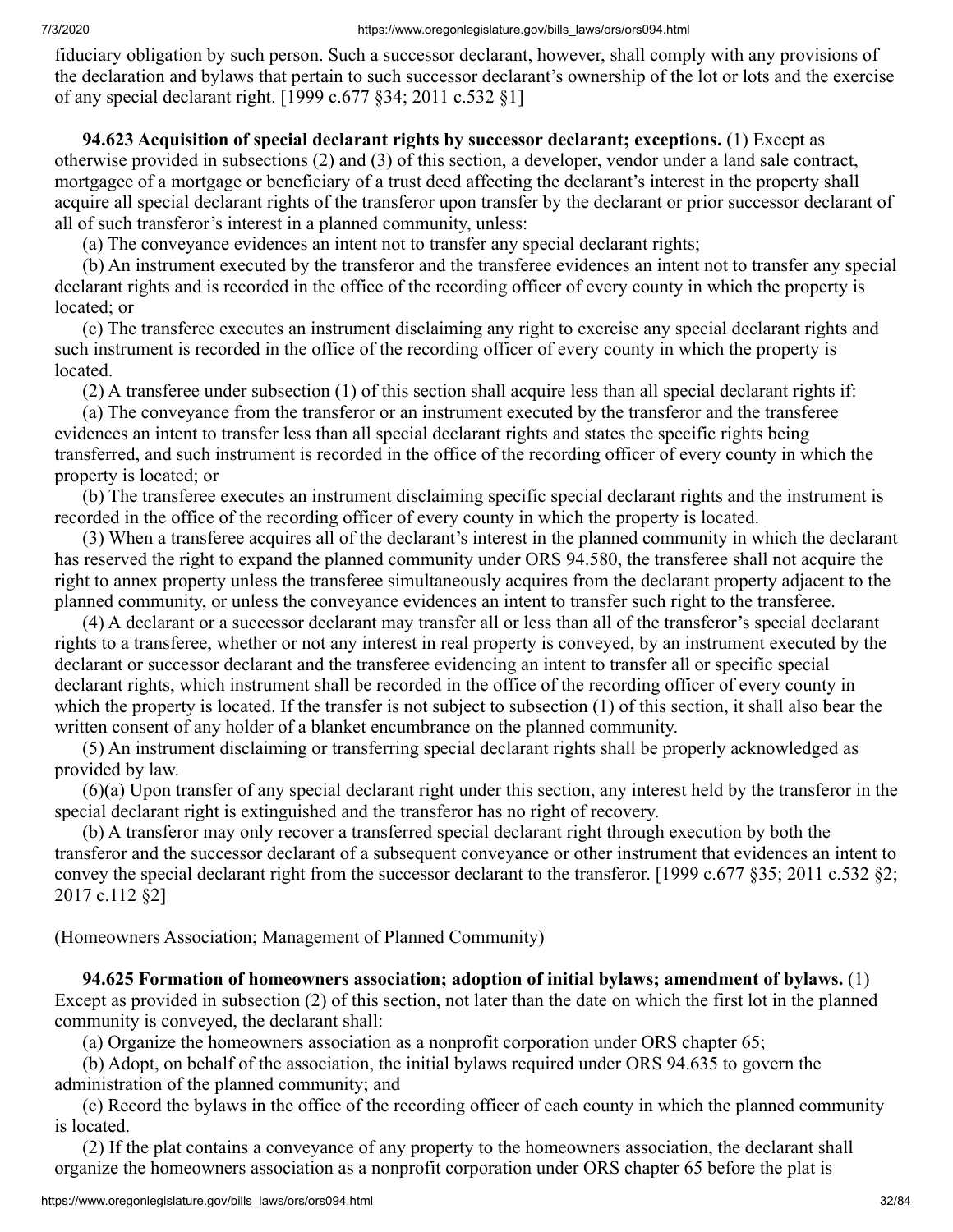fiduciary obligation by such person. Such a successor declarant, however, shall comply with any provisions of the declaration and bylaws that pertain to such successor declarant's ownership of the lot or lots and the exercise of any special declarant right. [1999 c.677 §34; 2011 c.532 §1]

**94.623 Acquisition of special declarant rights by successor declarant; exceptions.** (1) Except as otherwise provided in subsections (2) and (3) of this section, a developer, vendor under a land sale contract, mortgagee of a mortgage or beneficiary of a trust deed affecting the declarant's interest in the property shall acquire all special declarant rights of the transferor upon transfer by the declarant or prior successor declarant of all of such transferor's interest in a planned community, unless:

(a) The conveyance evidences an intent not to transfer any special declarant rights;

(b) An instrument executed by the transferor and the transferee evidences an intent not to transfer any special declarant rights and is recorded in the office of the recording officer of every county in which the property is located; or

(c) The transferee executes an instrument disclaiming any right to exercise any special declarant rights and such instrument is recorded in the office of the recording officer of every county in which the property is located.

(2) A transferee under subsection (1) of this section shall acquire less than all special declarant rights if:

(a) The conveyance from the transferor or an instrument executed by the transferor and the transferee evidences an intent to transfer less than all special declarant rights and states the specific rights being transferred, and such instrument is recorded in the office of the recording officer of every county in which the property is located; or

(b) The transferee executes an instrument disclaiming specific special declarant rights and the instrument is recorded in the office of the recording officer of every county in which the property is located.

(3) When a transferee acquires all of the declarant's interest in the planned community in which the declarant has reserved the right to expand the planned community under ORS 94.580, the transferee shall not acquire the right to annex property unless the transferee simultaneously acquires from the declarant property adjacent to the planned community, or unless the conveyance evidences an intent to transfer such right to the transferee.

(4) A declarant or a successor declarant may transfer all or less than all of the transferor's special declarant rights to a transferee, whether or not any interest in real property is conveyed, by an instrument executed by the declarant or successor declarant and the transferee evidencing an intent to transfer all or specific special declarant rights, which instrument shall be recorded in the office of the recording officer of every county in which the property is located. If the transfer is not subject to subsection (1) of this section, it shall also bear the written consent of any holder of a blanket encumbrance on the planned community.

(5) An instrument disclaiming or transferring special declarant rights shall be properly acknowledged as provided by law.

(6)(a) Upon transfer of any special declarant right under this section, any interest held by the transferor in the special declarant right is extinguished and the transferor has no right of recovery.

(b) A transferor may only recover a transferred special declarant right through execution by both the transferor and the successor declarant of a subsequent conveyance or other instrument that evidences an intent to convey the special declarant right from the successor declarant to the transferor. [1999 c.677 §35; 2011 c.532 §2; 2017 c.112 §2]

(Homeowners Association; Management of Planned Community)

**94.625 Formation of homeowners association; adoption of initial bylaws; amendment of bylaws.** (1) Except as provided in subsection (2) of this section, not later than the date on which the first lot in the planned community is conveyed, the declarant shall:

(a) Organize the homeowners association as a nonprofit corporation under ORS chapter 65;

(b) Adopt, on behalf of the association, the initial bylaws required under ORS 94.635 to govern the administration of the planned community; and

(c) Record the bylaws in the office of the recording officer of each county in which the planned community is located.

(2) If the plat contains a conveyance of any property to the homeowners association, the declarant shall organize the homeowners association as a nonprofit corporation under ORS chapter 65 before the plat is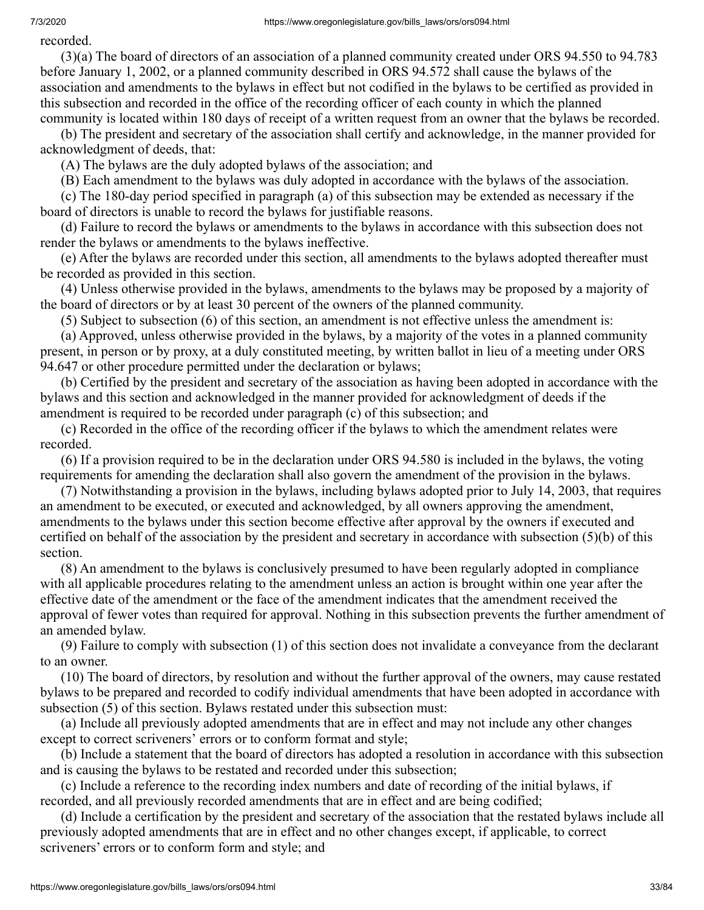recorded.

(3)(a) The board of directors of an association of a planned community created under ORS 94.550 to 94.783 before January 1, 2002, or a planned community described in ORS 94.572 shall cause the bylaws of the association and amendments to the bylaws in effect but not codified in the bylaws to be certified as provided in this subsection and recorded in the office of the recording officer of each county in which the planned community is located within 180 days of receipt of a written request from an owner that the bylaws be recorded.

(b) The president and secretary of the association shall certify and acknowledge, in the manner provided for acknowledgment of deeds, that:

(A) The bylaws are the duly adopted bylaws of the association; and

(B) Each amendment to the bylaws was duly adopted in accordance with the bylaws of the association.

(c) The 180-day period specified in paragraph (a) of this subsection may be extended as necessary if the board of directors is unable to record the bylaws for justifiable reasons.

(d) Failure to record the bylaws or amendments to the bylaws in accordance with this subsection does not render the bylaws or amendments to the bylaws ineffective.

(e) After the bylaws are recorded under this section, all amendments to the bylaws adopted thereafter must be recorded as provided in this section.

(4) Unless otherwise provided in the bylaws, amendments to the bylaws may be proposed by a majority of the board of directors or by at least 30 percent of the owners of the planned community.

(5) Subject to subsection (6) of this section, an amendment is not effective unless the amendment is:

(a) Approved, unless otherwise provided in the bylaws, by a majority of the votes in a planned community present, in person or by proxy, at a duly constituted meeting, by written ballot in lieu of a meeting under ORS 94.647 or other procedure permitted under the declaration or bylaws;

(b) Certified by the president and secretary of the association as having been adopted in accordance with the bylaws and this section and acknowledged in the manner provided for acknowledgment of deeds if the amendment is required to be recorded under paragraph (c) of this subsection; and

(c) Recorded in the office of the recording officer if the bylaws to which the amendment relates were recorded.

(6) If a provision required to be in the declaration under ORS 94.580 is included in the bylaws, the voting requirements for amending the declaration shall also govern the amendment of the provision in the bylaws.

(7) Notwithstanding a provision in the bylaws, including bylaws adopted prior to July 14, 2003, that requires an amendment to be executed, or executed and acknowledged, by all owners approving the amendment, amendments to the bylaws under this section become effective after approval by the owners if executed and certified on behalf of the association by the president and secretary in accordance with subsection (5)(b) of this section.

(8) An amendment to the bylaws is conclusively presumed to have been regularly adopted in compliance with all applicable procedures relating to the amendment unless an action is brought within one year after the effective date of the amendment or the face of the amendment indicates that the amendment received the approval of fewer votes than required for approval. Nothing in this subsection prevents the further amendment of an amended bylaw.

(9) Failure to comply with subsection (1) of this section does not invalidate a conveyance from the declarant to an owner.

(10) The board of directors, by resolution and without the further approval of the owners, may cause restated bylaws to be prepared and recorded to codify individual amendments that have been adopted in accordance with subsection (5) of this section. Bylaws restated under this subsection must:

(a) Include all previously adopted amendments that are in effect and may not include any other changes except to correct scriveners' errors or to conform format and style;

(b) Include a statement that the board of directors has adopted a resolution in accordance with this subsection and is causing the bylaws to be restated and recorded under this subsection;

(c) Include a reference to the recording index numbers and date of recording of the initial bylaws, if recorded, and all previously recorded amendments that are in effect and are being codified;

(d) Include a certification by the president and secretary of the association that the restated bylaws include all previously adopted amendments that are in effect and no other changes except, if applicable, to correct scriveners' errors or to conform form and style; and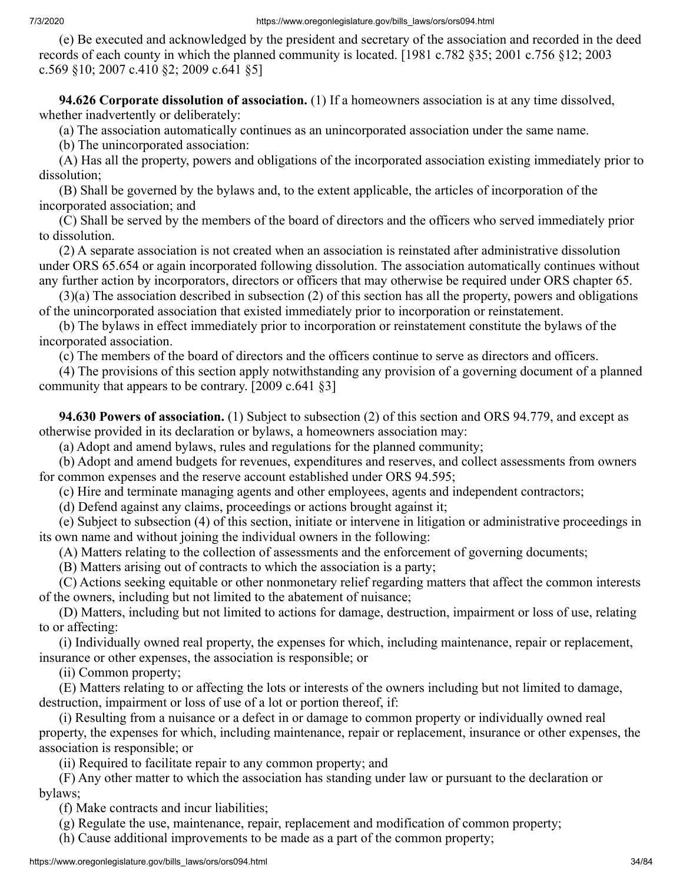(e) Be executed and acknowledged by the president and secretary of the association and recorded in the deed records of each county in which the planned community is located. [1981 c.782 §35; 2001 c.756 §12; 2003 c.569 §10; 2007 c.410 §2; 2009 c.641 §5]

**94.626 Corporate dissolution of association.** (1) If a homeowners association is at any time dissolved, whether inadvertently or deliberately:

(a) The association automatically continues as an unincorporated association under the same name.

(b) The unincorporated association:

(A) Has all the property, powers and obligations of the incorporated association existing immediately prior to dissolution;

(B) Shall be governed by the bylaws and, to the extent applicable, the articles of incorporation of the incorporated association; and

(C) Shall be served by the members of the board of directors and the officers who served immediately prior to dissolution.

(2) A separate association is not created when an association is reinstated after administrative dissolution under ORS 65.654 or again incorporated following dissolution. The association automatically continues without any further action by incorporators, directors or officers that may otherwise be required under ORS chapter 65.

(3)(a) The association described in subsection (2) of this section has all the property, powers and obligations of the unincorporated association that existed immediately prior to incorporation or reinstatement.

(b) The bylaws in effect immediately prior to incorporation or reinstatement constitute the bylaws of the incorporated association.

(c) The members of the board of directors and the officers continue to serve as directors and officers.

(4) The provisions of this section apply notwithstanding any provision of a governing document of a planned community that appears to be contrary. [2009 c.641 §3]

**94.630 Powers of association.** (1) Subject to subsection (2) of this section and ORS 94.779, and except as otherwise provided in its declaration or bylaws, a homeowners association may:

(a) Adopt and amend bylaws, rules and regulations for the planned community;

(b) Adopt and amend budgets for revenues, expenditures and reserves, and collect assessments from owners for common expenses and the reserve account established under ORS 94.595;

(c) Hire and terminate managing agents and other employees, agents and independent contractors;

(d) Defend against any claims, proceedings or actions brought against it;

(e) Subject to subsection (4) of this section, initiate or intervene in litigation or administrative proceedings in its own name and without joining the individual owners in the following:

(A) Matters relating to the collection of assessments and the enforcement of governing documents;

(B) Matters arising out of contracts to which the association is a party;

(C) Actions seeking equitable or other nonmonetary relief regarding matters that affect the common interests of the owners, including but not limited to the abatement of nuisance;

(D) Matters, including but not limited to actions for damage, destruction, impairment or loss of use, relating to or affecting:

(i) Individually owned real property, the expenses for which, including maintenance, repair or replacement, insurance or other expenses, the association is responsible; or

(ii) Common property;

(E) Matters relating to or affecting the lots or interests of the owners including but not limited to damage, destruction, impairment or loss of use of a lot or portion thereof, if:

(i) Resulting from a nuisance or a defect in or damage to common property or individually owned real property, the expenses for which, including maintenance, repair or replacement, insurance or other expenses, the association is responsible; or

(ii) Required to facilitate repair to any common property; and

(F) Any other matter to which the association has standing under law or pursuant to the declaration or bylaws;

(f) Make contracts and incur liabilities;

(g) Regulate the use, maintenance, repair, replacement and modification of common property;

(h) Cause additional improvements to be made as a part of the common property;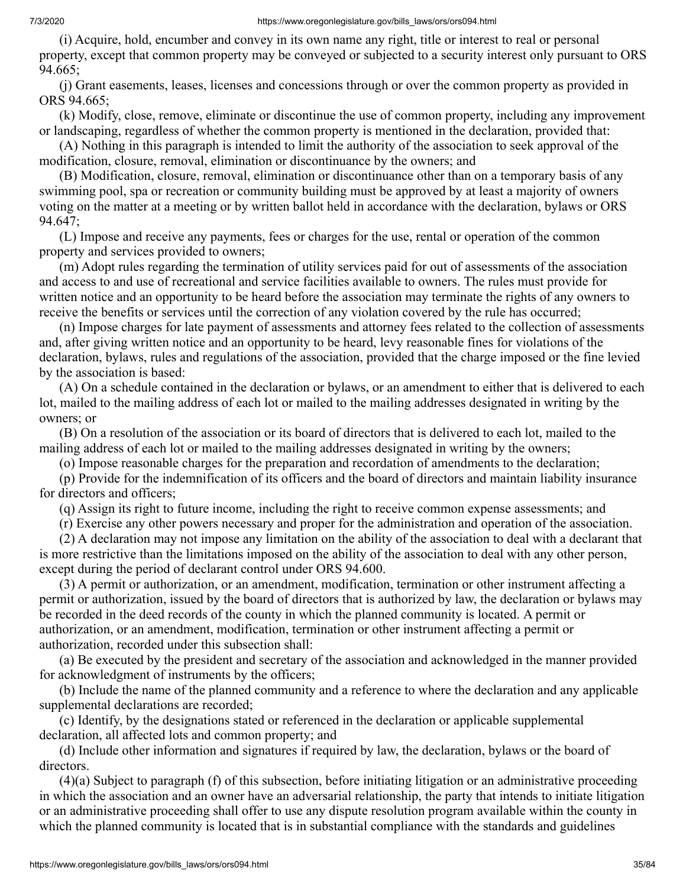(i) Acquire, hold, encumber and convey in its own name any right, title or interest to real or personal property, except that common property may be conveyed or subjected to a security interest only pursuant to ORS 94.665;

(j) Grant easements, leases, licenses and concessions through or over the common property as provided in ORS 94.665;

(k) Modify, close, remove, eliminate or discontinue the use of common property, including any improvement or landscaping, regardless of whether the common property is mentioned in the declaration, provided that:

(A) Nothing in this paragraph is intended to limit the authority of the association to seek approval of the modification, closure, removal, elimination or discontinuance by the owners; and

(B) Modification, closure, removal, elimination or discontinuance other than on a temporary basis of any swimming pool, spa or recreation or community building must be approved by at least a majority of owners voting on the matter at a meeting or by written ballot held in accordance with the declaration, bylaws or ORS 94.647;

(L) Impose and receive any payments, fees or charges for the use, rental or operation of the common property and services provided to owners;

(m) Adopt rules regarding the termination of utility services paid for out of assessments of the association and access to and use of recreational and service facilities available to owners. The rules must provide for written notice and an opportunity to be heard before the association may terminate the rights of any owners to receive the benefits or services until the correction of any violation covered by the rule has occurred;

(n) Impose charges for late payment of assessments and attorney fees related to the collection of assessments and, after giving written notice and an opportunity to be heard, levy reasonable fines for violations of the declaration, bylaws, rules and regulations of the association, provided that the charge imposed or the fine levied by the association is based:

(A) On a schedule contained in the declaration or bylaws, or an amendment to either that is delivered to each lot, mailed to the mailing address of each lot or mailed to the mailing addresses designated in writing by the owners; or

(B) On a resolution of the association or its board of directors that is delivered to each lot, mailed to the mailing address of each lot or mailed to the mailing addresses designated in writing by the owners;

(o) Impose reasonable charges for the preparation and recordation of amendments to the declaration;

(p) Provide for the indemnification of its officers and the board of directors and maintain liability insurance for directors and officers;

(q) Assign its right to future income, including the right to receive common expense assessments; and

(r) Exercise any other powers necessary and proper for the administration and operation of the association.

(2) A declaration may not impose any limitation on the ability of the association to deal with a declarant that is more restrictive than the limitations imposed on the ability of the association to deal with any other person, except during the period of declarant control under ORS 94.600.

(3) A permit or authorization, or an amendment, modification, termination or other instrument affecting a permit or authorization, issued by the board of directors that is authorized by law, the declaration or bylaws may be recorded in the deed records of the county in which the planned community is located. A permit or authorization, or an amendment, modification, termination or other instrument affecting a permit or authorization, recorded under this subsection shall:

(a) Be executed by the president and secretary of the association and acknowledged in the manner provided for acknowledgment of instruments by the officers;

(b) Include the name of the planned community and a reference to where the declaration and any applicable supplemental declarations are recorded;

(c) Identify, by the designations stated or referenced in the declaration or applicable supplemental declaration, all affected lots and common property; and

(d) Include other information and signatures if required by law, the declaration, bylaws or the board of directors.

(4)(a) Subject to paragraph (f) of this subsection, before initiating litigation or an administrative proceeding in which the association and an owner have an adversarial relationship, the party that intends to initiate litigation or an administrative proceeding shall offer to use any dispute resolution program available within the county in which the planned community is located that is in substantial compliance with the standards and guidelines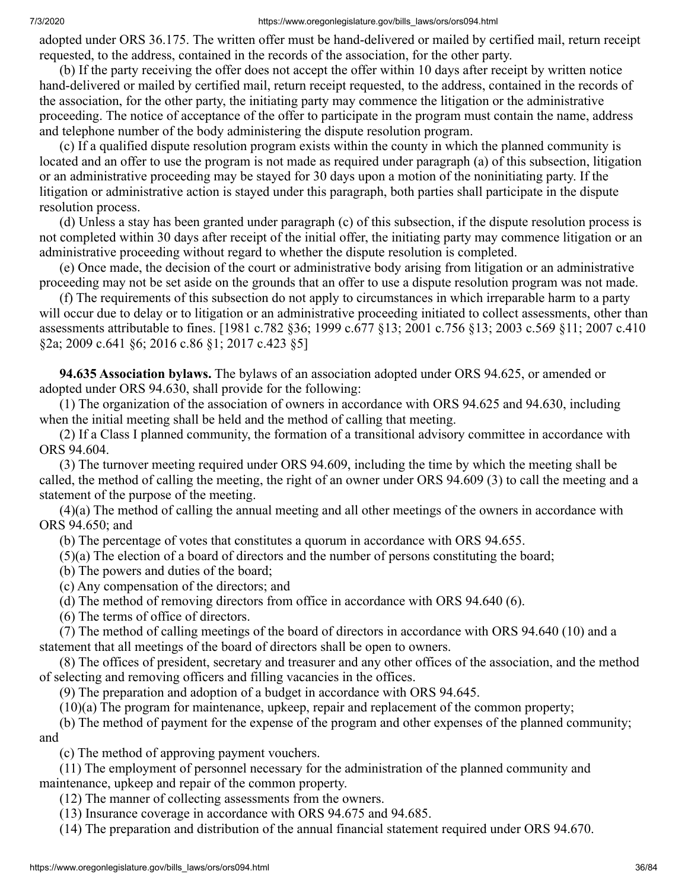adopted under ORS 36.175. The written offer must be hand-delivered or mailed by certified mail, return receipt requested, to the address, contained in the records of the association, for the other party.

(b) If the party receiving the offer does not accept the offer within 10 days after receipt by written notice hand-delivered or mailed by certified mail, return receipt requested, to the address, contained in the records of the association, for the other party, the initiating party may commence the litigation or the administrative proceeding. The notice of acceptance of the offer to participate in the program must contain the name, address and telephone number of the body administering the dispute resolution program.

(c) If a qualified dispute resolution program exists within the county in which the planned community is located and an offer to use the program is not made as required under paragraph (a) of this subsection, litigation or an administrative proceeding may be stayed for 30 days upon a motion of the noninitiating party. If the litigation or administrative action is stayed under this paragraph, both parties shall participate in the dispute resolution process.

(d) Unless a stay has been granted under paragraph (c) of this subsection, if the dispute resolution process is not completed within 30 days after receipt of the initial offer, the initiating party may commence litigation or an administrative proceeding without regard to whether the dispute resolution is completed.

(e) Once made, the decision of the court or administrative body arising from litigation or an administrative proceeding may not be set aside on the grounds that an offer to use a dispute resolution program was not made.

(f) The requirements of this subsection do not apply to circumstances in which irreparable harm to a party will occur due to delay or to litigation or an administrative proceeding initiated to collect assessments, other than assessments attributable to fines. [1981 c.782 §36; 1999 c.677 §13; 2001 c.756 §13; 2003 c.569 §11; 2007 c.410 §2a; 2009 c.641 §6; 2016 c.86 §1; 2017 c.423 §5]

**94.635 Association bylaws.** The bylaws of an association adopted under ORS 94.625, or amended or adopted under ORS 94.630, shall provide for the following:

(1) The organization of the association of owners in accordance with ORS 94.625 and 94.630, including when the initial meeting shall be held and the method of calling that meeting.

(2) If a Class I planned community, the formation of a transitional advisory committee in accordance with ORS 94.604.

(3) The turnover meeting required under ORS 94.609, including the time by which the meeting shall be called, the method of calling the meeting, the right of an owner under ORS 94.609 (3) to call the meeting and a statement of the purpose of the meeting.

(4)(a) The method of calling the annual meeting and all other meetings of the owners in accordance with ORS 94.650; and

(b) The percentage of votes that constitutes a quorum in accordance with ORS 94.655.

(5)(a) The election of a board of directors and the number of persons constituting the board;

(b) The powers and duties of the board;

(c) Any compensation of the directors; and

(d) The method of removing directors from office in accordance with ORS 94.640 (6).

(6) The terms of office of directors.

(7) The method of calling meetings of the board of directors in accordance with ORS 94.640 (10) and a statement that all meetings of the board of directors shall be open to owners.

(8) The offices of president, secretary and treasurer and any other offices of the association, and the method of selecting and removing officers and filling vacancies in the offices.

(9) The preparation and adoption of a budget in accordance with ORS 94.645.

(10)(a) The program for maintenance, upkeep, repair and replacement of the common property;

(b) The method of payment for the expense of the program and other expenses of the planned community; and

(c) The method of approving payment vouchers.

(11) The employment of personnel necessary for the administration of the planned community and maintenance, upkeep and repair of the common property.

(12) The manner of collecting assessments from the owners.

(13) Insurance coverage in accordance with ORS 94.675 and 94.685.

(14) The preparation and distribution of the annual financial statement required under ORS 94.670.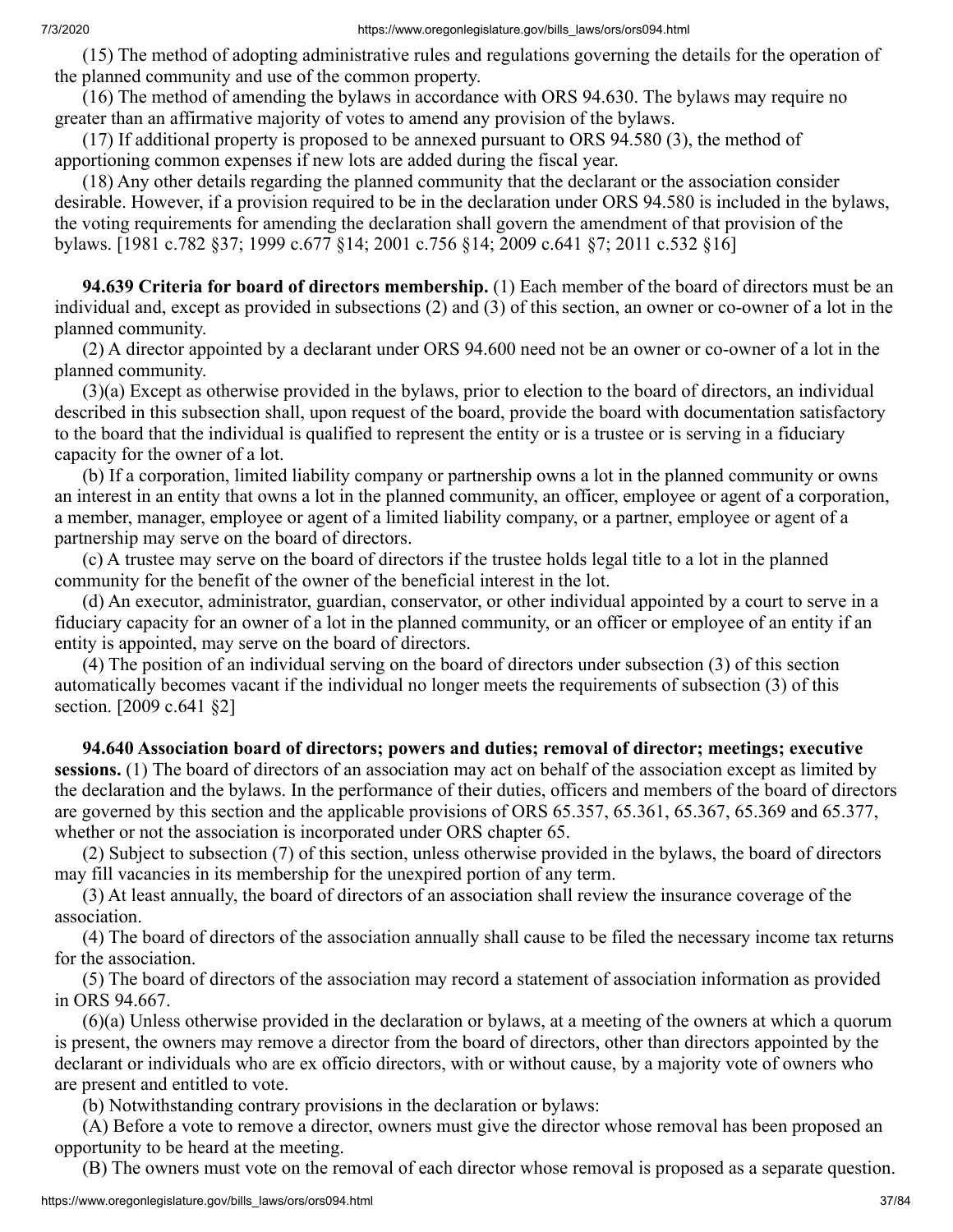(15) The method of adopting administrative rules and regulations governing the details for the operation of the planned community and use of the common property.

(16) The method of amending the bylaws in accordance with ORS 94.630. The bylaws may require no greater than an affirmative majority of votes to amend any provision of the bylaws.

(17) If additional property is proposed to be annexed pursuant to ORS 94.580 (3), the method of apportioning common expenses if new lots are added during the fiscal year.

(18) Any other details regarding the planned community that the declarant or the association consider desirable. However, if a provision required to be in the declaration under ORS 94.580 is included in the bylaws, the voting requirements for amending the declaration shall govern the amendment of that provision of the bylaws. [1981 c.782 §37; 1999 c.677 §14; 2001 c.756 §14; 2009 c.641 §7; 2011 c.532 §16]

**94.639 Criteria for board of directors membership.** (1) Each member of the board of directors must be an individual and, except as provided in subsections (2) and (3) of this section, an owner or co-owner of a lot in the planned community.

(2) A director appointed by a declarant under ORS 94.600 need not be an owner or co-owner of a lot in the planned community.

(3)(a) Except as otherwise provided in the bylaws, prior to election to the board of directors, an individual described in this subsection shall, upon request of the board, provide the board with documentation satisfactory to the board that the individual is qualified to represent the entity or is a trustee or is serving in a fiduciary capacity for the owner of a lot.

(b) If a corporation, limited liability company or partnership owns a lot in the planned community or owns an interest in an entity that owns a lot in the planned community, an officer, employee or agent of a corporation, a member, manager, employee or agent of a limited liability company, or a partner, employee or agent of a partnership may serve on the board of directors.

(c) A trustee may serve on the board of directors if the trustee holds legal title to a lot in the planned community for the benefit of the owner of the beneficial interest in the lot.

(d) An executor, administrator, guardian, conservator, or other individual appointed by a court to serve in a fiduciary capacity for an owner of a lot in the planned community, or an officer or employee of an entity if an entity is appointed, may serve on the board of directors.

(4) The position of an individual serving on the board of directors under subsection (3) of this section automatically becomes vacant if the individual no longer meets the requirements of subsection (3) of this section. [2009 c.641 §2]

**94.640 Association board of directors; powers and duties; removal of director; meetings; executive sessions.** (1) The board of directors of an association may act on behalf of the association except as limited by the declaration and the bylaws. In the performance of their duties, officers and members of the board of directors are governed by this section and the applicable provisions of ORS 65.357, 65.361, 65.367, 65.369 and 65.377, whether or not the association is incorporated under ORS chapter 65.

(2) Subject to subsection (7) of this section, unless otherwise provided in the bylaws, the board of directors may fill vacancies in its membership for the unexpired portion of any term.

(3) At least annually, the board of directors of an association shall review the insurance coverage of the association.

(4) The board of directors of the association annually shall cause to be filed the necessary income tax returns for the association.

(5) The board of directors of the association may record a statement of association information as provided in ORS 94.667.

(6)(a) Unless otherwise provided in the declaration or bylaws, at a meeting of the owners at which a quorum is present, the owners may remove a director from the board of directors, other than directors appointed by the declarant or individuals who are ex officio directors, with or without cause, by a majority vote of owners who are present and entitled to vote.

(b) Notwithstanding contrary provisions in the declaration or bylaws:

(A) Before a vote to remove a director, owners must give the director whose removal has been proposed an opportunity to be heard at the meeting.

(B) The owners must vote on the removal of each director whose removal is proposed as a separate question.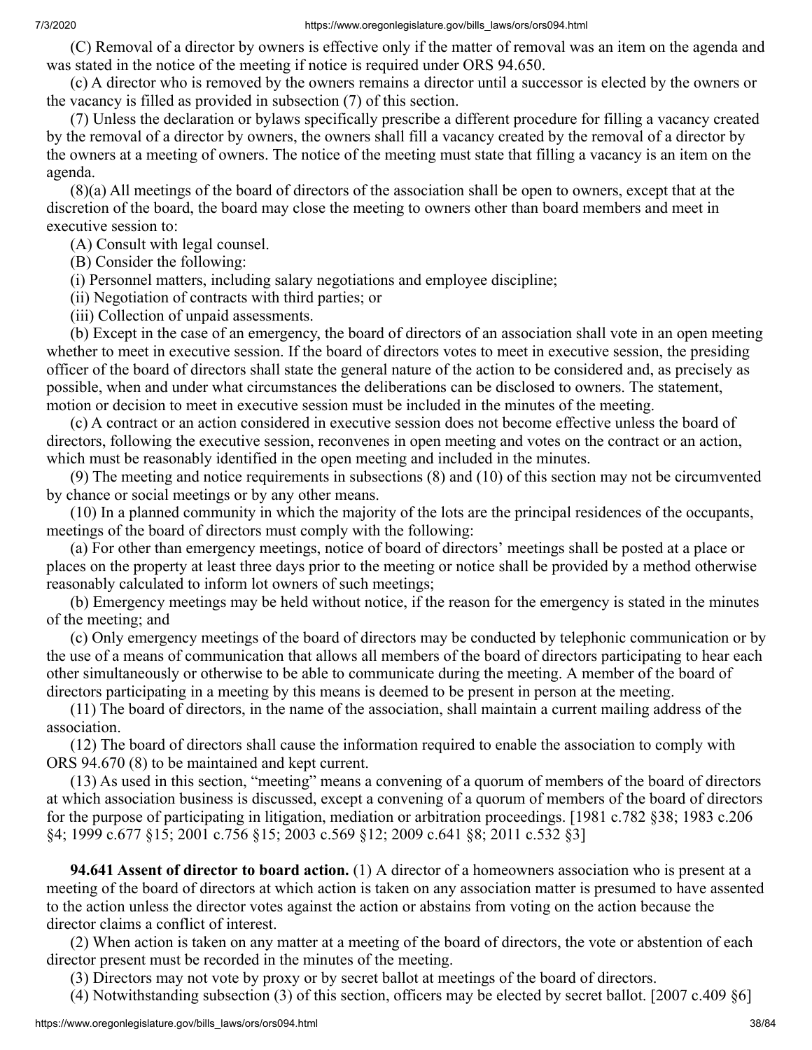(C) Removal of a director by owners is effective only if the matter of removal was an item on the agenda and was stated in the notice of the meeting if notice is required under ORS 94.650.

(c) A director who is removed by the owners remains a director until a successor is elected by the owners or the vacancy is filled as provided in subsection (7) of this section.

(7) Unless the declaration or bylaws specifically prescribe a different procedure for filling a vacancy created by the removal of a director by owners, the owners shall fill a vacancy created by the removal of a director by the owners at a meeting of owners. The notice of the meeting must state that filling a vacancy is an item on the agenda.

(8)(a) All meetings of the board of directors of the association shall be open to owners, except that at the discretion of the board, the board may close the meeting to owners other than board members and meet in executive session to:

(A) Consult with legal counsel.

(B) Consider the following:

(i) Personnel matters, including salary negotiations and employee discipline;

(ii) Negotiation of contracts with third parties; or

(iii) Collection of unpaid assessments.

(b) Except in the case of an emergency, the board of directors of an association shall vote in an open meeting whether to meet in executive session. If the board of directors votes to meet in executive session, the presiding officer of the board of directors shall state the general nature of the action to be considered and, as precisely as possible, when and under what circumstances the deliberations can be disclosed to owners. The statement, motion or decision to meet in executive session must be included in the minutes of the meeting.

(c) A contract or an action considered in executive session does not become effective unless the board of directors, following the executive session, reconvenes in open meeting and votes on the contract or an action, which must be reasonably identified in the open meeting and included in the minutes.

(9) The meeting and notice requirements in subsections (8) and (10) of this section may not be circumvented by chance or social meetings or by any other means.

(10) In a planned community in which the majority of the lots are the principal residences of the occupants, meetings of the board of directors must comply with the following:

(a) For other than emergency meetings, notice of board of directors' meetings shall be posted at a place or places on the property at least three days prior to the meeting or notice shall be provided by a method otherwise reasonably calculated to inform lot owners of such meetings;

(b) Emergency meetings may be held without notice, if the reason for the emergency is stated in the minutes of the meeting; and

(c) Only emergency meetings of the board of directors may be conducted by telephonic communication or by the use of a means of communication that allows all members of the board of directors participating to hear each other simultaneously or otherwise to be able to communicate during the meeting. A member of the board of directors participating in a meeting by this means is deemed to be present in person at the meeting.

(11) The board of directors, in the name of the association, shall maintain a current mailing address of the association.

(12) The board of directors shall cause the information required to enable the association to comply with ORS 94.670 (8) to be maintained and kept current.

(13) As used in this section, "meeting" means a convening of a quorum of members of the board of directors at which association business is discussed, except a convening of a quorum of members of the board of directors for the purpose of participating in litigation, mediation or arbitration proceedings. [1981 c.782 §38; 1983 c.206 §4; 1999 c.677 §15; 2001 c.756 §15; 2003 c.569 §12; 2009 c.641 §8; 2011 c.532 §3]

**94.641 Assent of director to board action.** (1) A director of a homeowners association who is present at a meeting of the board of directors at which action is taken on any association matter is presumed to have assented to the action unless the director votes against the action or abstains from voting on the action because the director claims a conflict of interest.

(2) When action is taken on any matter at a meeting of the board of directors, the vote or abstention of each director present must be recorded in the minutes of the meeting.

(3) Directors may not vote by proxy or by secret ballot at meetings of the board of directors.

(4) Notwithstanding subsection (3) of this section, officers may be elected by secret ballot. [2007 c.409 §6]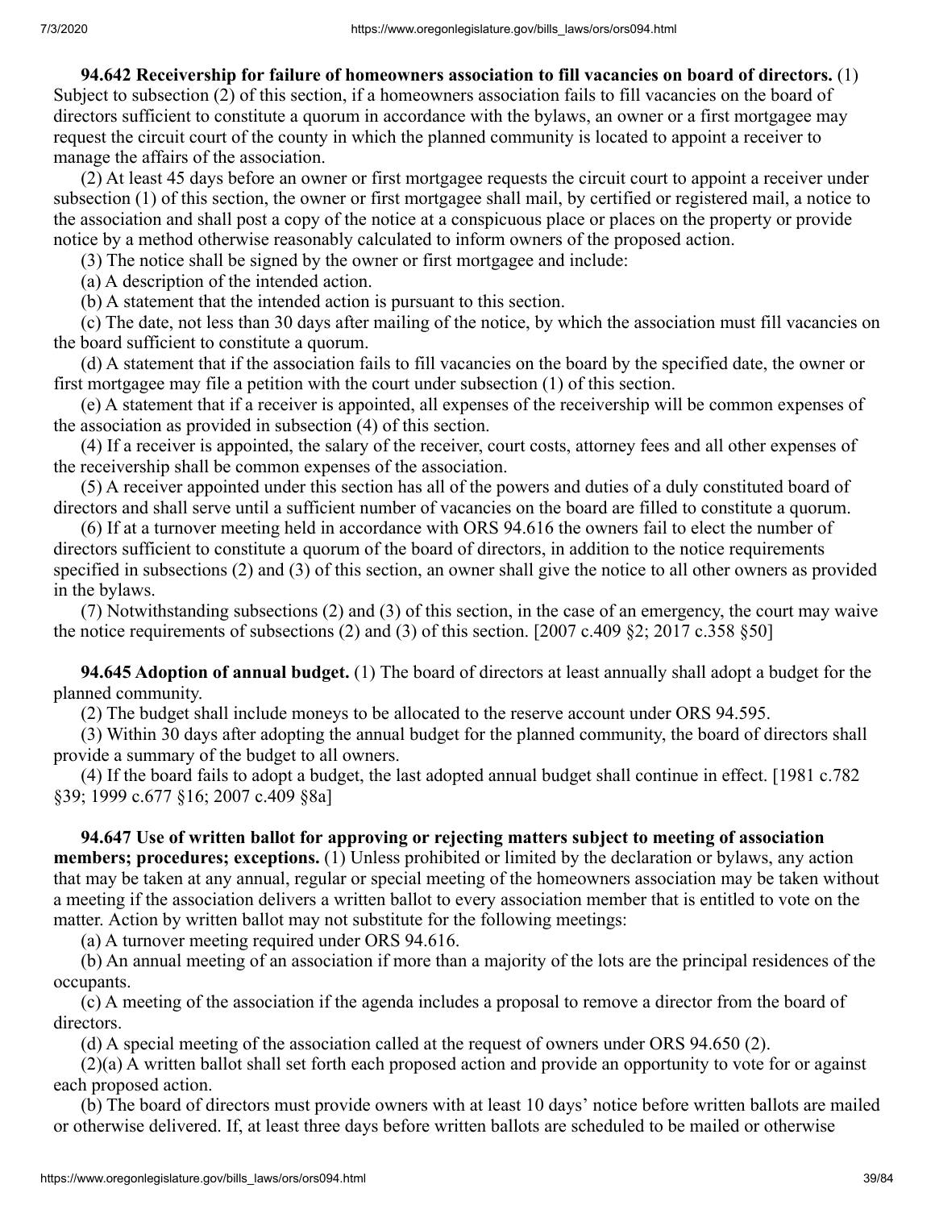**94.642 Receivership for failure of homeowners association to fill vacancies on board of directors.** (1) Subject to subsection (2) of this section, if a homeowners association fails to fill vacancies on the board of directors sufficient to constitute a quorum in accordance with the bylaws, an owner or a first mortgagee may request the circuit court of the county in which the planned community is located to appoint a receiver to manage the affairs of the association.

(2) At least 45 days before an owner or first mortgagee requests the circuit court to appoint a receiver under subsection (1) of this section, the owner or first mortgagee shall mail, by certified or registered mail, a notice to the association and shall post a copy of the notice at a conspicuous place or places on the property or provide notice by a method otherwise reasonably calculated to inform owners of the proposed action.

(3) The notice shall be signed by the owner or first mortgagee and include:

(a) A description of the intended action.

(b) A statement that the intended action is pursuant to this section.

(c) The date, not less than 30 days after mailing of the notice, by which the association must fill vacancies on the board sufficient to constitute a quorum.

(d) A statement that if the association fails to fill vacancies on the board by the specified date, the owner or first mortgagee may file a petition with the court under subsection (1) of this section.

(e) A statement that if a receiver is appointed, all expenses of the receivership will be common expenses of the association as provided in subsection (4) of this section.

(4) If a receiver is appointed, the salary of the receiver, court costs, attorney fees and all other expenses of the receivership shall be common expenses of the association.

(5) A receiver appointed under this section has all of the powers and duties of a duly constituted board of directors and shall serve until a sufficient number of vacancies on the board are filled to constitute a quorum.

(6) If at a turnover meeting held in accordance with ORS 94.616 the owners fail to elect the number of directors sufficient to constitute a quorum of the board of directors, in addition to the notice requirements specified in subsections (2) and (3) of this section, an owner shall give the notice to all other owners as provided in the bylaws.

(7) Notwithstanding subsections (2) and (3) of this section, in the case of an emergency, the court may waive the notice requirements of subsections (2) and (3) of this section. [2007 c.409 §2; 2017 c.358 §50]

**94.645 Adoption of annual budget.** (1) The board of directors at least annually shall adopt a budget for the planned community.

(2) The budget shall include moneys to be allocated to the reserve account under ORS 94.595.

(3) Within 30 days after adopting the annual budget for the planned community, the board of directors shall provide a summary of the budget to all owners.

(4) If the board fails to adopt a budget, the last adopted annual budget shall continue in effect. [1981 c.782 §39; 1999 c.677 §16; 2007 c.409 §8a]

**94.647 Use of written ballot for approving or rejecting matters subject to meeting of association members; procedures; exceptions.** (1) Unless prohibited or limited by the declaration or bylaws, any action that may be taken at any annual, regular or special meeting of the homeowners association may be taken without a meeting if the association delivers a written ballot to every association member that is entitled to vote on the matter. Action by written ballot may not substitute for the following meetings:

(a) A turnover meeting required under ORS 94.616.

(b) An annual meeting of an association if more than a majority of the lots are the principal residences of the occupants.

(c) A meeting of the association if the agenda includes a proposal to remove a director from the board of directors.

(d) A special meeting of the association called at the request of owners under ORS 94.650 (2).

(2)(a) A written ballot shall set forth each proposed action and provide an opportunity to vote for or against each proposed action.

(b) The board of directors must provide owners with at least 10 days' notice before written ballots are mailed or otherwise delivered. If, at least three days before written ballots are scheduled to be mailed or otherwise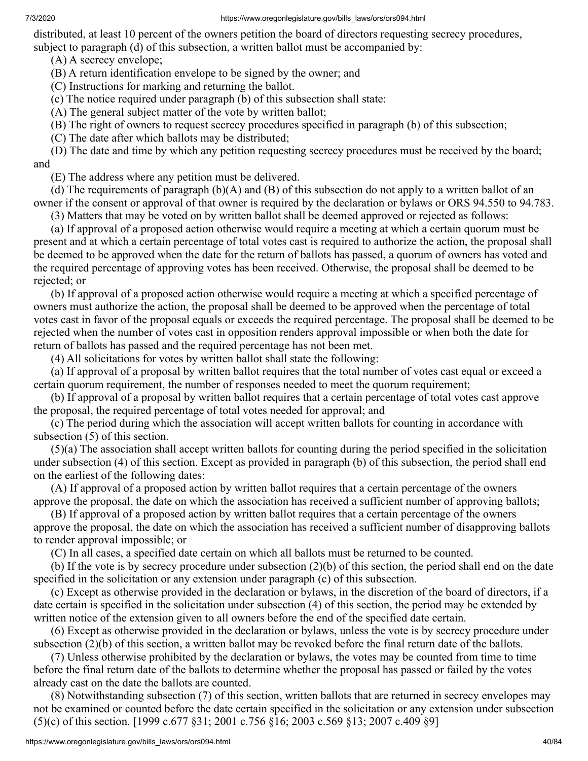distributed, at least 10 percent of the owners petition the board of directors requesting secrecy procedures, subject to paragraph (d) of this subsection, a written ballot must be accompanied by:

(A) A secrecy envelope;

(B) A return identification envelope to be signed by the owner; and

(C) Instructions for marking and returning the ballot.

(c) The notice required under paragraph (b) of this subsection shall state:

(A) The general subject matter of the vote by written ballot;

(B) The right of owners to request secrecy procedures specified in paragraph (b) of this subsection;

(C) The date after which ballots may be distributed;

(D) The date and time by which any petition requesting secrecy procedures must be received by the board; and

(E) The address where any petition must be delivered.

(d) The requirements of paragraph (b)(A) and (B) of this subsection do not apply to a written ballot of an owner if the consent or approval of that owner is required by the declaration or bylaws or ORS 94.550 to 94.783.

(3) Matters that may be voted on by written ballot shall be deemed approved or rejected as follows:

(a) If approval of a proposed action otherwise would require a meeting at which a certain quorum must be present and at which a certain percentage of total votes cast is required to authorize the action, the proposal shall be deemed to be approved when the date for the return of ballots has passed, a quorum of owners has voted and the required percentage of approving votes has been received. Otherwise, the proposal shall be deemed to be rejected; or

(b) If approval of a proposed action otherwise would require a meeting at which a specified percentage of owners must authorize the action, the proposal shall be deemed to be approved when the percentage of total votes cast in favor of the proposal equals or exceeds the required percentage. The proposal shall be deemed to be rejected when the number of votes cast in opposition renders approval impossible or when both the date for return of ballots has passed and the required percentage has not been met.

(4) All solicitations for votes by written ballot shall state the following:

(a) If approval of a proposal by written ballot requires that the total number of votes cast equal or exceed a certain quorum requirement, the number of responses needed to meet the quorum requirement;

(b) If approval of a proposal by written ballot requires that a certain percentage of total votes cast approve the proposal, the required percentage of total votes needed for approval; and

(c) The period during which the association will accept written ballots for counting in accordance with subsection (5) of this section.

(5)(a) The association shall accept written ballots for counting during the period specified in the solicitation under subsection (4) of this section. Except as provided in paragraph (b) of this subsection, the period shall end on the earliest of the following dates:

(A) If approval of a proposed action by written ballot requires that a certain percentage of the owners approve the proposal, the date on which the association has received a sufficient number of approving ballots;

(B) If approval of a proposed action by written ballot requires that a certain percentage of the owners approve the proposal, the date on which the association has received a sufficient number of disapproving ballots to render approval impossible; or

(C) In all cases, a specified date certain on which all ballots must be returned to be counted.

(b) If the vote is by secrecy procedure under subsection (2)(b) of this section, the period shall end on the date specified in the solicitation or any extension under paragraph (c) of this subsection.

(c) Except as otherwise provided in the declaration or bylaws, in the discretion of the board of directors, if a date certain is specified in the solicitation under subsection (4) of this section, the period may be extended by written notice of the extension given to all owners before the end of the specified date certain.

(6) Except as otherwise provided in the declaration or bylaws, unless the vote is by secrecy procedure under subsection (2)(b) of this section, a written ballot may be revoked before the final return date of the ballots.

(7) Unless otherwise prohibited by the declaration or bylaws, the votes may be counted from time to time before the final return date of the ballots to determine whether the proposal has passed or failed by the votes already cast on the date the ballots are counted.

(8) Notwithstanding subsection (7) of this section, written ballots that are returned in secrecy envelopes may not be examined or counted before the date certain specified in the solicitation or any extension under subsection (5)(c) of this section. [1999 c.677 §31; 2001 c.756 §16; 2003 c.569 §13; 2007 c.409 §9]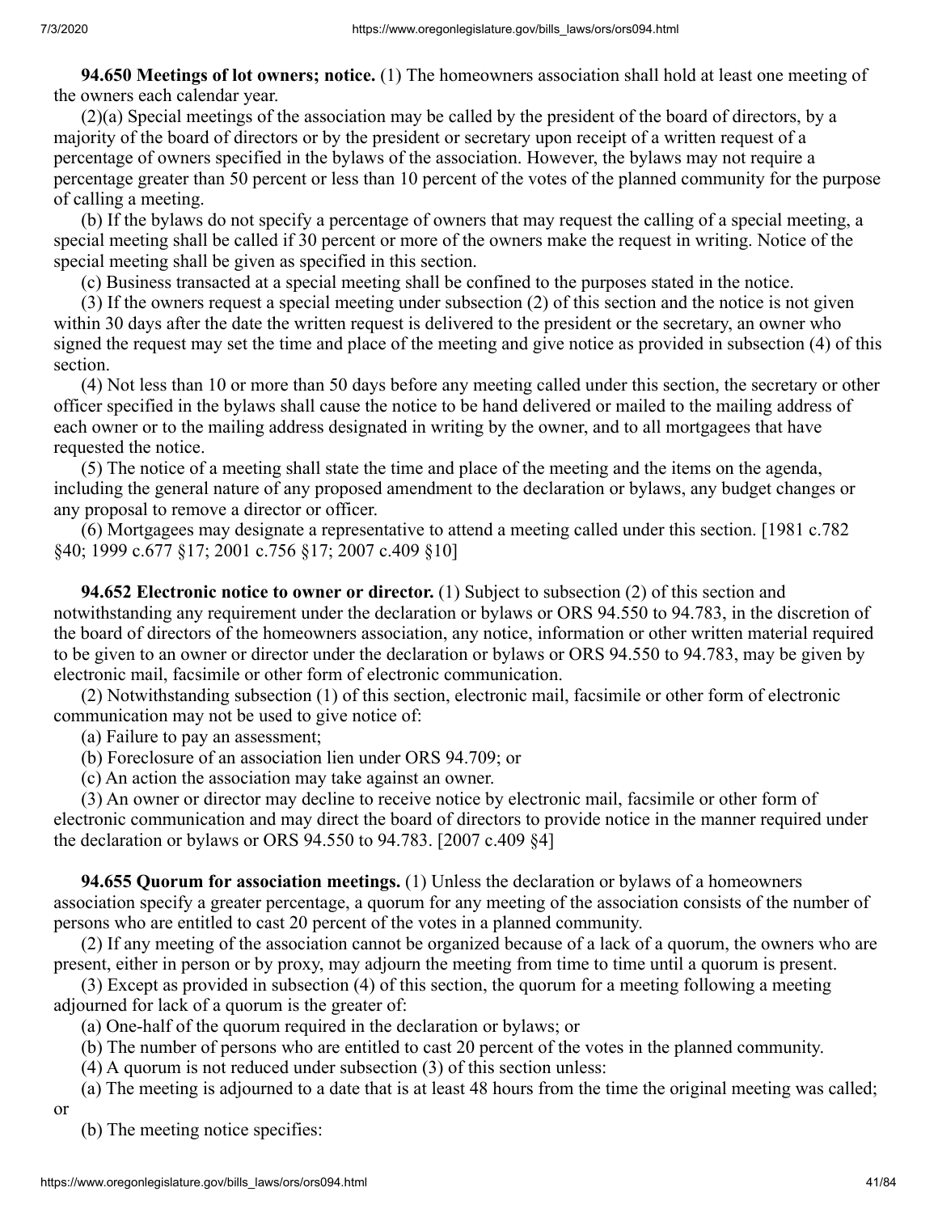**94.650 Meetings of lot owners; notice.** (1) The homeowners association shall hold at least one meeting of the owners each calendar year.

(2)(a) Special meetings of the association may be called by the president of the board of directors, by a majority of the board of directors or by the president or secretary upon receipt of a written request of a percentage of owners specified in the bylaws of the association. However, the bylaws may not require a percentage greater than 50 percent or less than 10 percent of the votes of the planned community for the purpose of calling a meeting.

(b) If the bylaws do not specify a percentage of owners that may request the calling of a special meeting, a special meeting shall be called if 30 percent or more of the owners make the request in writing. Notice of the special meeting shall be given as specified in this section.

(c) Business transacted at a special meeting shall be confined to the purposes stated in the notice.

(3) If the owners request a special meeting under subsection (2) of this section and the notice is not given within 30 days after the date the written request is delivered to the president or the secretary, an owner who signed the request may set the time and place of the meeting and give notice as provided in subsection (4) of this section.

(4) Not less than 10 or more than 50 days before any meeting called under this section, the secretary or other officer specified in the bylaws shall cause the notice to be hand delivered or mailed to the mailing address of each owner or to the mailing address designated in writing by the owner, and to all mortgagees that have requested the notice.

(5) The notice of a meeting shall state the time and place of the meeting and the items on the agenda, including the general nature of any proposed amendment to the declaration or bylaws, any budget changes or any proposal to remove a director or officer.

(6) Mortgagees may designate a representative to attend a meeting called under this section. [1981 c.782 §40; 1999 c.677 §17; 2001 c.756 §17; 2007 c.409 §10]

**94.652 Electronic notice to owner or director.** (1) Subject to subsection (2) of this section and notwithstanding any requirement under the declaration or bylaws or ORS 94.550 to 94.783, in the discretion of the board of directors of the homeowners association, any notice, information or other written material required to be given to an owner or director under the declaration or bylaws or ORS 94.550 to 94.783, may be given by electronic mail, facsimile or other form of electronic communication.

(2) Notwithstanding subsection (1) of this section, electronic mail, facsimile or other form of electronic communication may not be used to give notice of:

(a) Failure to pay an assessment;

(b) Foreclosure of an association lien under ORS 94.709; or

(c) An action the association may take against an owner.

(3) An owner or director may decline to receive notice by electronic mail, facsimile or other form of electronic communication and may direct the board of directors to provide notice in the manner required under the declaration or bylaws or ORS 94.550 to 94.783. [2007 c.409 §4]

**94.655 Quorum for association meetings.** (1) Unless the declaration or bylaws of a homeowners association specify a greater percentage, a quorum for any meeting of the association consists of the number of persons who are entitled to cast 20 percent of the votes in a planned community.

(2) If any meeting of the association cannot be organized because of a lack of a quorum, the owners who are present, either in person or by proxy, may adjourn the meeting from time to time until a quorum is present.

(3) Except as provided in subsection (4) of this section, the quorum for a meeting following a meeting adjourned for lack of a quorum is the greater of:

(a) One-half of the quorum required in the declaration or bylaws; or

(b) The number of persons who are entitled to cast 20 percent of the votes in the planned community.

(4) A quorum is not reduced under subsection (3) of this section unless:

(a) The meeting is adjourned to a date that is at least 48 hours from the time the original meeting was called; or

(b) The meeting notice specifies: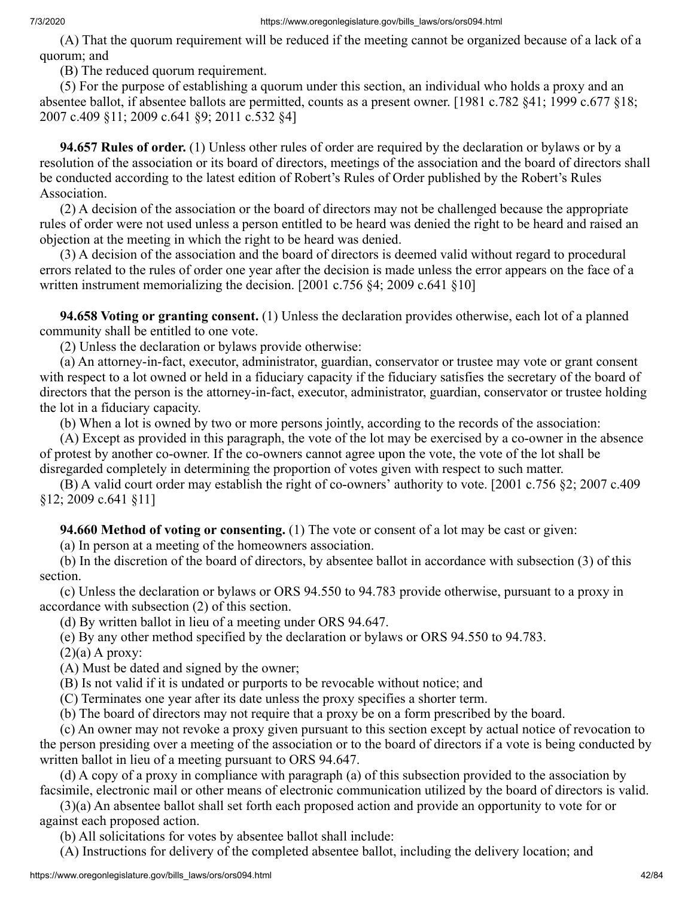(A) That the quorum requirement will be reduced if the meeting cannot be organized because of a lack of a quorum; and

(B) The reduced quorum requirement.

(5) For the purpose of establishing a quorum under this section, an individual who holds a proxy and an absentee ballot, if absentee ballots are permitted, counts as a present owner. [1981 c.782 §41; 1999 c.677 §18; 2007 c.409 §11; 2009 c.641 §9; 2011 c.532 §4]

**94.657 Rules of order.** (1) Unless other rules of order are required by the declaration or bylaws or by a resolution of the association or its board of directors, meetings of the association and the board of directors shall be conducted according to the latest edition of Robert's Rules of Order published by the Robert's Rules Association.

(2) A decision of the association or the board of directors may not be challenged because the appropriate rules of order were not used unless a person entitled to be heard was denied the right to be heard and raised an objection at the meeting in which the right to be heard was denied.

(3) A decision of the association and the board of directors is deemed valid without regard to procedural errors related to the rules of order one year after the decision is made unless the error appears on the face of a written instrument memorializing the decision. [2001 c.756 §4; 2009 c.641 §10]

**94.658 Voting or granting consent.** (1) Unless the declaration provides otherwise, each lot of a planned community shall be entitled to one vote.

(2) Unless the declaration or bylaws provide otherwise:

(a) An attorney-in-fact, executor, administrator, guardian, conservator or trustee may vote or grant consent with respect to a lot owned or held in a fiduciary capacity if the fiduciary satisfies the secretary of the board of directors that the person is the attorney-in-fact, executor, administrator, guardian, conservator or trustee holding the lot in a fiduciary capacity.

(b) When a lot is owned by two or more persons jointly, according to the records of the association:

(A) Except as provided in this paragraph, the vote of the lot may be exercised by a co-owner in the absence of protest by another co-owner. If the co-owners cannot agree upon the vote, the vote of the lot shall be disregarded completely in determining the proportion of votes given with respect to such matter.

(B) A valid court order may establish the right of co-owners' authority to vote. [2001 c.756 §2; 2007 c.409 §12; 2009 c.641 §11]

**94.660 Method of voting or consenting.** (1) The vote or consent of a lot may be cast or given:

(a) In person at a meeting of the homeowners association.

(b) In the discretion of the board of directors, by absentee ballot in accordance with subsection (3) of this section.

(c) Unless the declaration or bylaws or ORS 94.550 to 94.783 provide otherwise, pursuant to a proxy in accordance with subsection (2) of this section.

(d) By written ballot in lieu of a meeting under ORS 94.647.

(e) By any other method specified by the declaration or bylaws or ORS 94.550 to 94.783.

(2)(a) A proxy:

(A) Must be dated and signed by the owner;

(B) Is not valid if it is undated or purports to be revocable without notice; and

(C) Terminates one year after its date unless the proxy specifies a shorter term.

(b) The board of directors may not require that a proxy be on a form prescribed by the board.

(c) An owner may not revoke a proxy given pursuant to this section except by actual notice of revocation to the person presiding over a meeting of the association or to the board of directors if a vote is being conducted by written ballot in lieu of a meeting pursuant to ORS 94.647.

(d) A copy of a proxy in compliance with paragraph (a) of this subsection provided to the association by facsimile, electronic mail or other means of electronic communication utilized by the board of directors is valid.

(3)(a) An absentee ballot shall set forth each proposed action and provide an opportunity to vote for or against each proposed action.

(b) All solicitations for votes by absentee ballot shall include:

(A) Instructions for delivery of the completed absentee ballot, including the delivery location; and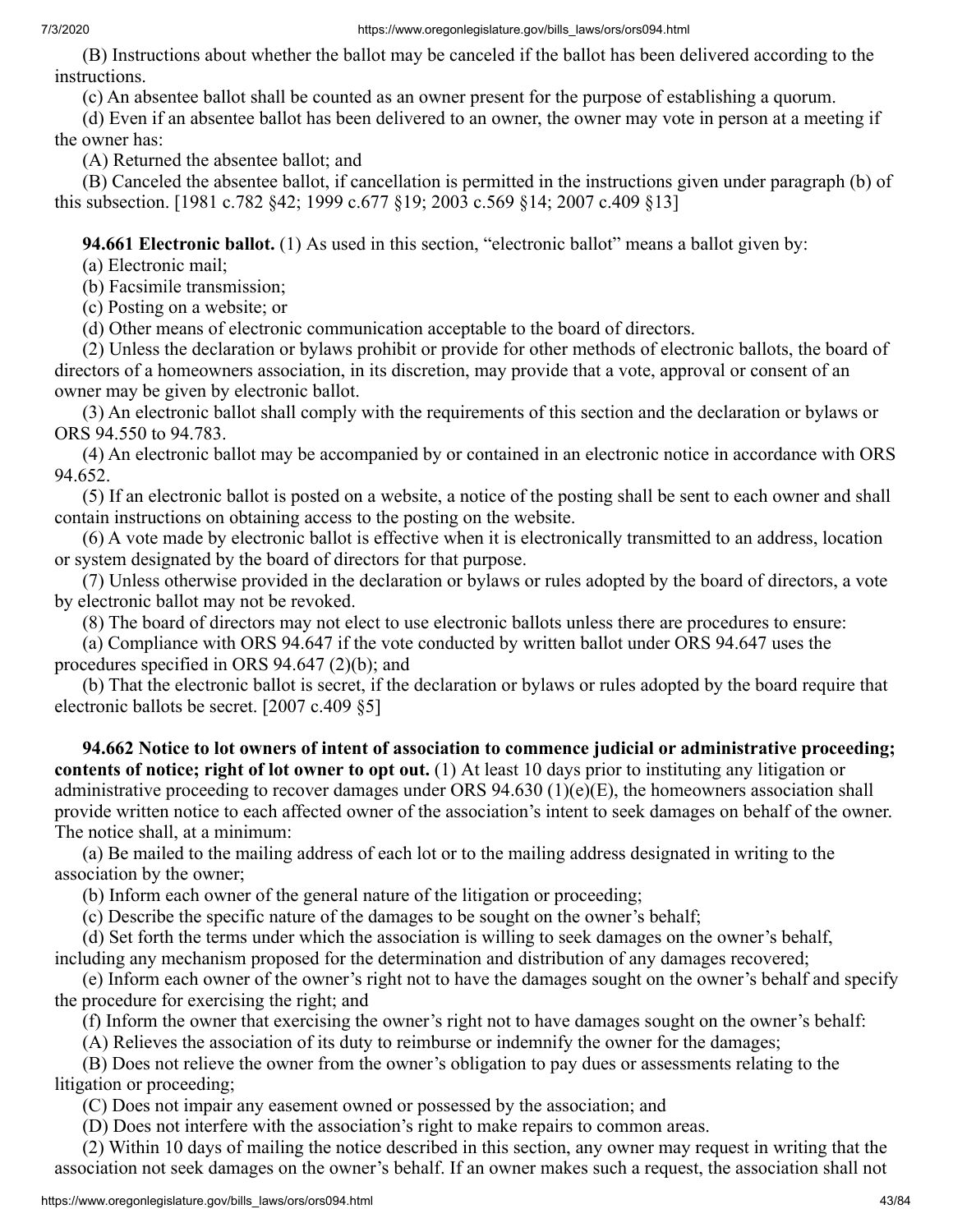(B) Instructions about whether the ballot may be canceled if the ballot has been delivered according to the instructions.

(c) An absentee ballot shall be counted as an owner present for the purpose of establishing a quorum.

(d) Even if an absentee ballot has been delivered to an owner, the owner may vote in person at a meeting if the owner has:

(A) Returned the absentee ballot; and

(B) Canceled the absentee ballot, if cancellation is permitted in the instructions given under paragraph (b) of this subsection. [1981 c.782 §42; 1999 c.677 §19; 2003 c.569 §14; 2007 c.409 §13]

**94.661 Electronic ballot.** (1) As used in this section, "electronic ballot" means a ballot given by:

(a) Electronic mail;

(b) Facsimile transmission;

(c) Posting on a website; or

(d) Other means of electronic communication acceptable to the board of directors.

(2) Unless the declaration or bylaws prohibit or provide for other methods of electronic ballots, the board of directors of a homeowners association, in its discretion, may provide that a vote, approval or consent of an owner may be given by electronic ballot.

(3) An electronic ballot shall comply with the requirements of this section and the declaration or bylaws or ORS 94.550 to 94.783.

(4) An electronic ballot may be accompanied by or contained in an electronic notice in accordance with ORS 94.652.

(5) If an electronic ballot is posted on a website, a notice of the posting shall be sent to each owner and shall contain instructions on obtaining access to the posting on the website.

(6) A vote made by electronic ballot is effective when it is electronically transmitted to an address, location or system designated by the board of directors for that purpose.

(7) Unless otherwise provided in the declaration or bylaws or rules adopted by the board of directors, a vote by electronic ballot may not be revoked.

(8) The board of directors may not elect to use electronic ballots unless there are procedures to ensure:

(a) Compliance with ORS 94.647 if the vote conducted by written ballot under ORS 94.647 uses the procedures specified in ORS 94.647 (2)(b); and

(b) That the electronic ballot is secret, if the declaration or bylaws or rules adopted by the board require that electronic ballots be secret. [2007 c.409 §5]

**94.662 Notice to lot owners of intent of association to commence judicial or administrative proceeding; contents of notice; right of lot owner to opt out.** (1) At least 10 days prior to instituting any litigation or administrative proceeding to recover damages under ORS 94.630 (1)(e)(E), the homeowners association shall provide written notice to each affected owner of the association's intent to seek damages on behalf of the owner. The notice shall, at a minimum:

(a) Be mailed to the mailing address of each lot or to the mailing address designated in writing to the association by the owner;

(b) Inform each owner of the general nature of the litigation or proceeding;

(c) Describe the specific nature of the damages to be sought on the owner's behalf;

(d) Set forth the terms under which the association is willing to seek damages on the owner's behalf, including any mechanism proposed for the determination and distribution of any damages recovered;

(e) Inform each owner of the owner's right not to have the damages sought on the owner's behalf and specify the procedure for exercising the right; and

(f) Inform the owner that exercising the owner's right not to have damages sought on the owner's behalf:

(A) Relieves the association of its duty to reimburse or indemnify the owner for the damages;

(B) Does not relieve the owner from the owner's obligation to pay dues or assessments relating to the litigation or proceeding;

(C) Does not impair any easement owned or possessed by the association; and

(D) Does not interfere with the association's right to make repairs to common areas.

(2) Within 10 days of mailing the notice described in this section, any owner may request in writing that the association not seek damages on the owner's behalf. If an owner makes such a request, the association shall not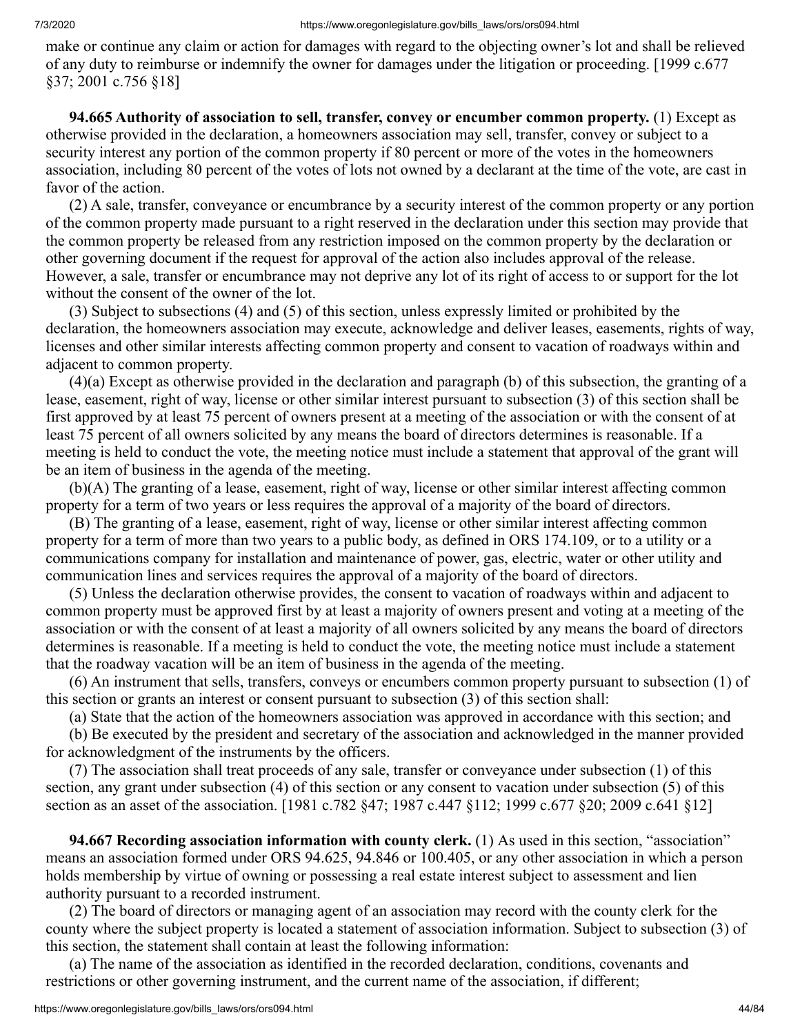make or continue any claim or action for damages with regard to the objecting owner's lot and shall be relieved of any duty to reimburse or indemnify the owner for damages under the litigation or proceeding. [1999 c.677 §37; 2001 c.756 §18]

**94.665 Authority of association to sell, transfer, convey or encumber common property.** (1) Except as otherwise provided in the declaration, a homeowners association may sell, transfer, convey or subject to a security interest any portion of the common property if 80 percent or more of the votes in the homeowners association, including 80 percent of the votes of lots not owned by a declarant at the time of the vote, are cast in favor of the action.

(2) A sale, transfer, conveyance or encumbrance by a security interest of the common property or any portion of the common property made pursuant to a right reserved in the declaration under this section may provide that the common property be released from any restriction imposed on the common property by the declaration or other governing document if the request for approval of the action also includes approval of the release. However, a sale, transfer or encumbrance may not deprive any lot of its right of access to or support for the lot without the consent of the owner of the lot.

(3) Subject to subsections (4) and (5) of this section, unless expressly limited or prohibited by the declaration, the homeowners association may execute, acknowledge and deliver leases, easements, rights of way, licenses and other similar interests affecting common property and consent to vacation of roadways within and adjacent to common property.

(4)(a) Except as otherwise provided in the declaration and paragraph (b) of this subsection, the granting of a lease, easement, right of way, license or other similar interest pursuant to subsection (3) of this section shall be first approved by at least 75 percent of owners present at a meeting of the association or with the consent of at least 75 percent of all owners solicited by any means the board of directors determines is reasonable. If a meeting is held to conduct the vote, the meeting notice must include a statement that approval of the grant will be an item of business in the agenda of the meeting.

(b)(A) The granting of a lease, easement, right of way, license or other similar interest affecting common property for a term of two years or less requires the approval of a majority of the board of directors.

(B) The granting of a lease, easement, right of way, license or other similar interest affecting common property for a term of more than two years to a public body, as defined in ORS 174.109, or to a utility or a communications company for installation and maintenance of power, gas, electric, water or other utility and communication lines and services requires the approval of a majority of the board of directors.

(5) Unless the declaration otherwise provides, the consent to vacation of roadways within and adjacent to common property must be approved first by at least a majority of owners present and voting at a meeting of the association or with the consent of at least a majority of all owners solicited by any means the board of directors determines is reasonable. If a meeting is held to conduct the vote, the meeting notice must include a statement that the roadway vacation will be an item of business in the agenda of the meeting.

(6) An instrument that sells, transfers, conveys or encumbers common property pursuant to subsection (1) of this section or grants an interest or consent pursuant to subsection (3) of this section shall:

(a) State that the action of the homeowners association was approved in accordance with this section; and

(b) Be executed by the president and secretary of the association and acknowledged in the manner provided for acknowledgment of the instruments by the officers.

(7) The association shall treat proceeds of any sale, transfer or conveyance under subsection (1) of this section, any grant under subsection (4) of this section or any consent to vacation under subsection (5) of this section as an asset of the association. [1981 c.782 §47; 1987 c.447 §112; 1999 c.677 §20; 2009 c.641 §12]

**94.667 Recording association information with county clerk.** (1) As used in this section, "association" means an association formed under ORS 94.625, 94.846 or 100.405, or any other association in which a person holds membership by virtue of owning or possessing a real estate interest subject to assessment and lien authority pursuant to a recorded instrument.

(2) The board of directors or managing agent of an association may record with the county clerk for the county where the subject property is located a statement of association information. Subject to subsection (3) of this section, the statement shall contain at least the following information:

(a) The name of the association as identified in the recorded declaration, conditions, covenants and restrictions or other governing instrument, and the current name of the association, if different;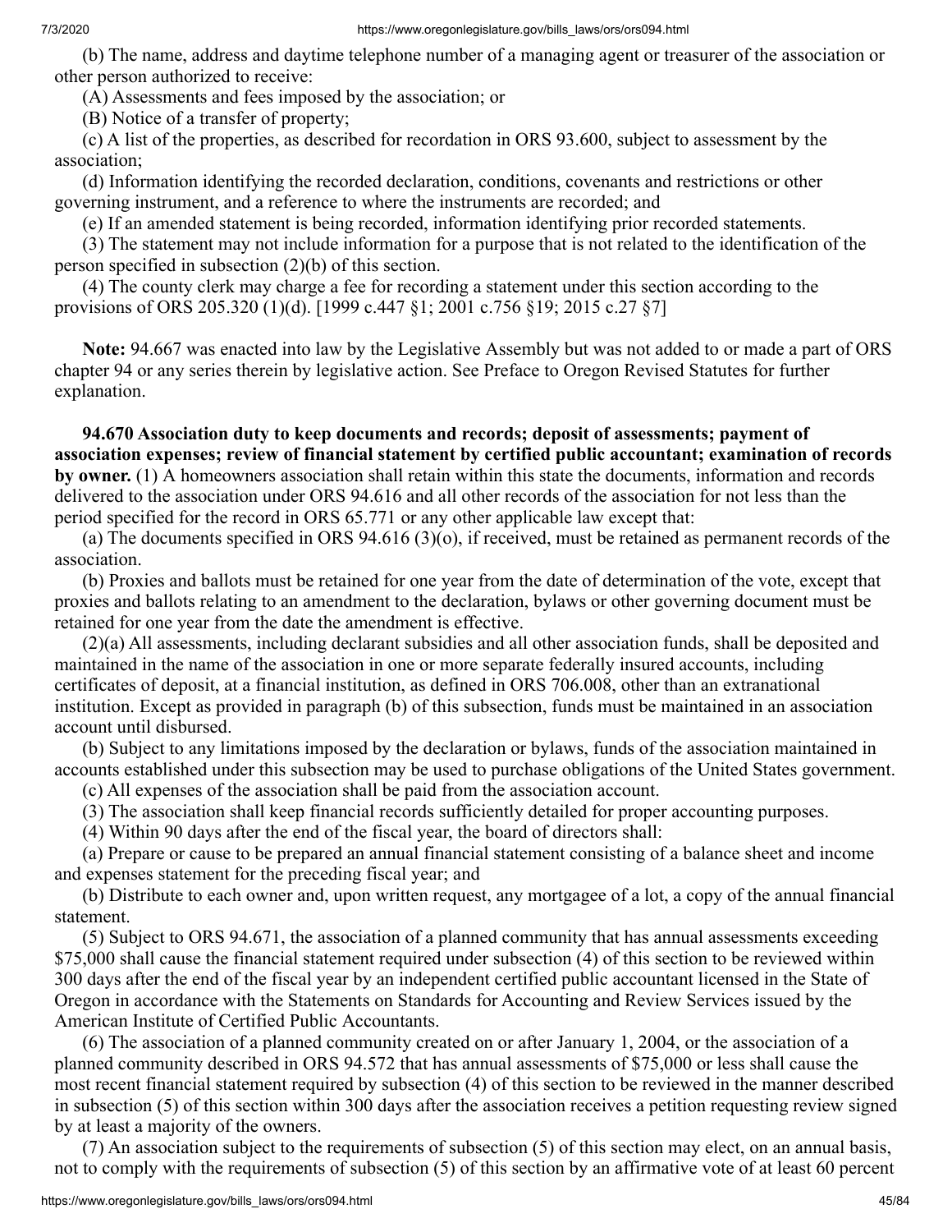(b) The name, address and daytime telephone number of a managing agent or treasurer of the association or other person authorized to receive:

(A) Assessments and fees imposed by the association; or

(B) Notice of a transfer of property;

(c) A list of the properties, as described for recordation in ORS 93.600, subject to assessment by the association;

(d) Information identifying the recorded declaration, conditions, covenants and restrictions or other governing instrument, and a reference to where the instruments are recorded; and

(e) If an amended statement is being recorded, information identifying prior recorded statements.

(3) The statement may not include information for a purpose that is not related to the identification of the person specified in subsection (2)(b) of this section.

(4) The county clerk may charge a fee for recording a statement under this section according to the provisions of ORS 205.320 (1)(d). [1999 c.447 §1; 2001 c.756 §19; 2015 c.27 §7]

**Note:** 94.667 was enacted into law by the Legislative Assembly but was not added to or made a part of ORS chapter 94 or any series therein by legislative action. See Preface to Oregon Revised Statutes for further explanation.

**94.670 Association duty to keep documents and records; deposit of assessments; payment of association expenses; review of financial statement by certified public accountant; examination of records by owner.** (1) A homeowners association shall retain within this state the documents, information and records delivered to the association under ORS 94.616 and all other records of the association for not less than the period specified for the record in ORS 65.771 or any other applicable law except that:

(a) The documents specified in ORS 94.616 (3)(o), if received, must be retained as permanent records of the association.

(b) Proxies and ballots must be retained for one year from the date of determination of the vote, except that proxies and ballots relating to an amendment to the declaration, bylaws or other governing document must be retained for one year from the date the amendment is effective.

(2)(a) All assessments, including declarant subsidies and all other association funds, shall be deposited and maintained in the name of the association in one or more separate federally insured accounts, including certificates of deposit, at a financial institution, as defined in ORS 706.008, other than an extranational institution. Except as provided in paragraph (b) of this subsection, funds must be maintained in an association account until disbursed.

(b) Subject to any limitations imposed by the declaration or bylaws, funds of the association maintained in accounts established under this subsection may be used to purchase obligations of the United States government.

(c) All expenses of the association shall be paid from the association account.

(3) The association shall keep financial records sufficiently detailed for proper accounting purposes.

(4) Within 90 days after the end of the fiscal year, the board of directors shall:

(a) Prepare or cause to be prepared an annual financial statement consisting of a balance sheet and income and expenses statement for the preceding fiscal year; and

(b) Distribute to each owner and, upon written request, any mortgagee of a lot, a copy of the annual financial statement.

(5) Subject to ORS 94.671, the association of a planned community that has annual assessments exceeding $75,000 shall cause the financial statement required under subsection (4) of this section to be reviewed within 300 days after the end of the fiscal year by an independent certified public accountant licensed in the State of Oregon in accordance with the Statements on Standards for Accounting and Review Services issued by the American Institute of Certified Public Accountants.

(6) The association of a planned community created on or after January 1, 2004, or the association of a planned community described in ORS 94.572 that has annual assessments of $75,000 or less shall cause the most recent financial statement required by subsection (4) of this section to be reviewed in the manner described in subsection (5) of this section within 300 days after the association receives a petition requesting review signed by at least a majority of the owners.

(7) An association subject to the requirements of subsection (5) of this section may elect, on an annual basis, not to comply with the requirements of subsection (5) of this section by an affirmative vote of at least 60 percent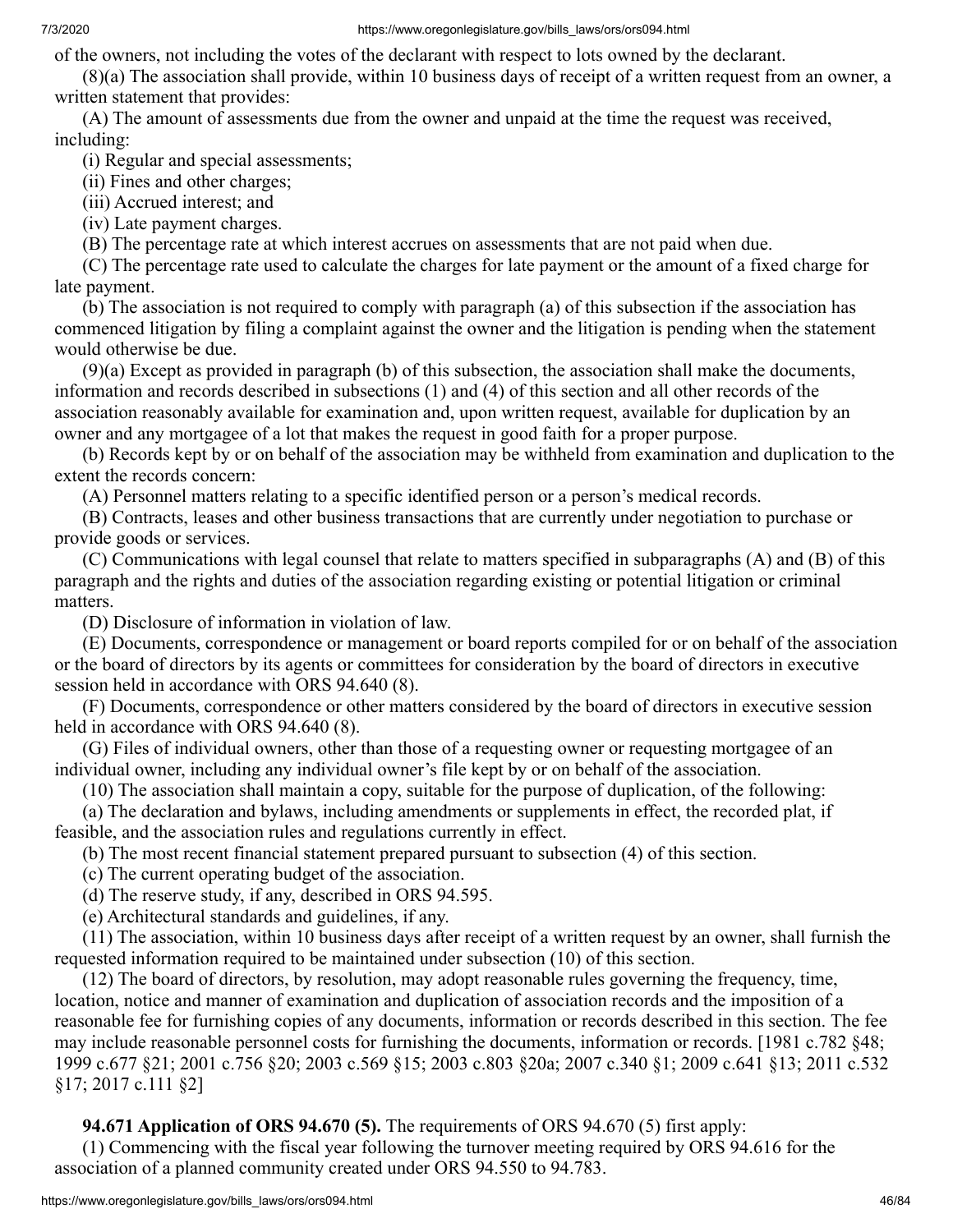of the owners, not including the votes of the declarant with respect to lots owned by the declarant.

(8)(a) The association shall provide, within 10 business days of receipt of a written request from an owner, a written statement that provides:

(A) The amount of assessments due from the owner and unpaid at the time the request was received, including:

(i) Regular and special assessments;

(ii) Fines and other charges;

(iii) Accrued interest; and

(iv) Late payment charges.

(B) The percentage rate at which interest accrues on assessments that are not paid when due.

(C) The percentage rate used to calculate the charges for late payment or the amount of a fixed charge for late payment.

(b) The association is not required to comply with paragraph (a) of this subsection if the association has commenced litigation by filing a complaint against the owner and the litigation is pending when the statement would otherwise be due.

(9)(a) Except as provided in paragraph (b) of this subsection, the association shall make the documents, information and records described in subsections (1) and (4) of this section and all other records of the association reasonably available for examination and, upon written request, available for duplication by an owner and any mortgagee of a lot that makes the request in good faith for a proper purpose.

(b) Records kept by or on behalf of the association may be withheld from examination and duplication to the extent the records concern:

(A) Personnel matters relating to a specific identified person or a person's medical records.

(B) Contracts, leases and other business transactions that are currently under negotiation to purchase or provide goods or services.

(C) Communications with legal counsel that relate to matters specified in subparagraphs (A) and (B) of this paragraph and the rights and duties of the association regarding existing or potential litigation or criminal matters.

(D) Disclosure of information in violation of law.

(E) Documents, correspondence or management or board reports compiled for or on behalf of the association or the board of directors by its agents or committees for consideration by the board of directors in executive session held in accordance with ORS 94.640 (8).

(F) Documents, correspondence or other matters considered by the board of directors in executive session held in accordance with ORS 94.640 (8).

(G) Files of individual owners, other than those of a requesting owner or requesting mortgagee of an individual owner, including any individual owner's file kept by or on behalf of the association.

(10) The association shall maintain a copy, suitable for the purpose of duplication, of the following:

(a) The declaration and bylaws, including amendments or supplements in effect, the recorded plat, if feasible, and the association rules and regulations currently in effect.

(b) The most recent financial statement prepared pursuant to subsection (4) of this section.

(c) The current operating budget of the association.

(d) The reserve study, if any, described in ORS 94.595.

(e) Architectural standards and guidelines, if any.

(11) The association, within 10 business days after receipt of a written request by an owner, shall furnish the requested information required to be maintained under subsection (10) of this section.

(12) The board of directors, by resolution, may adopt reasonable rules governing the frequency, time, location, notice and manner of examination and duplication of association records and the imposition of a reasonable fee for furnishing copies of any documents, information or records described in this section. The fee may include reasonable personnel costs for furnishing the documents, information or records. [1981 c.782 §48; 1999 c.677 §21; 2001 c.756 §20; 2003 c.569 §15; 2003 c.803 §20a; 2007 c.340 §1; 2009 c.641 §13; 2011 c.532 §17; 2017 c.111 §2]

**94.671 Application of ORS 94.670 (5).** The requirements of ORS 94.670 (5) first apply:

(1) Commencing with the fiscal year following the turnover meeting required by ORS 94.616 for the association of a planned community created under ORS 94.550 to 94.783.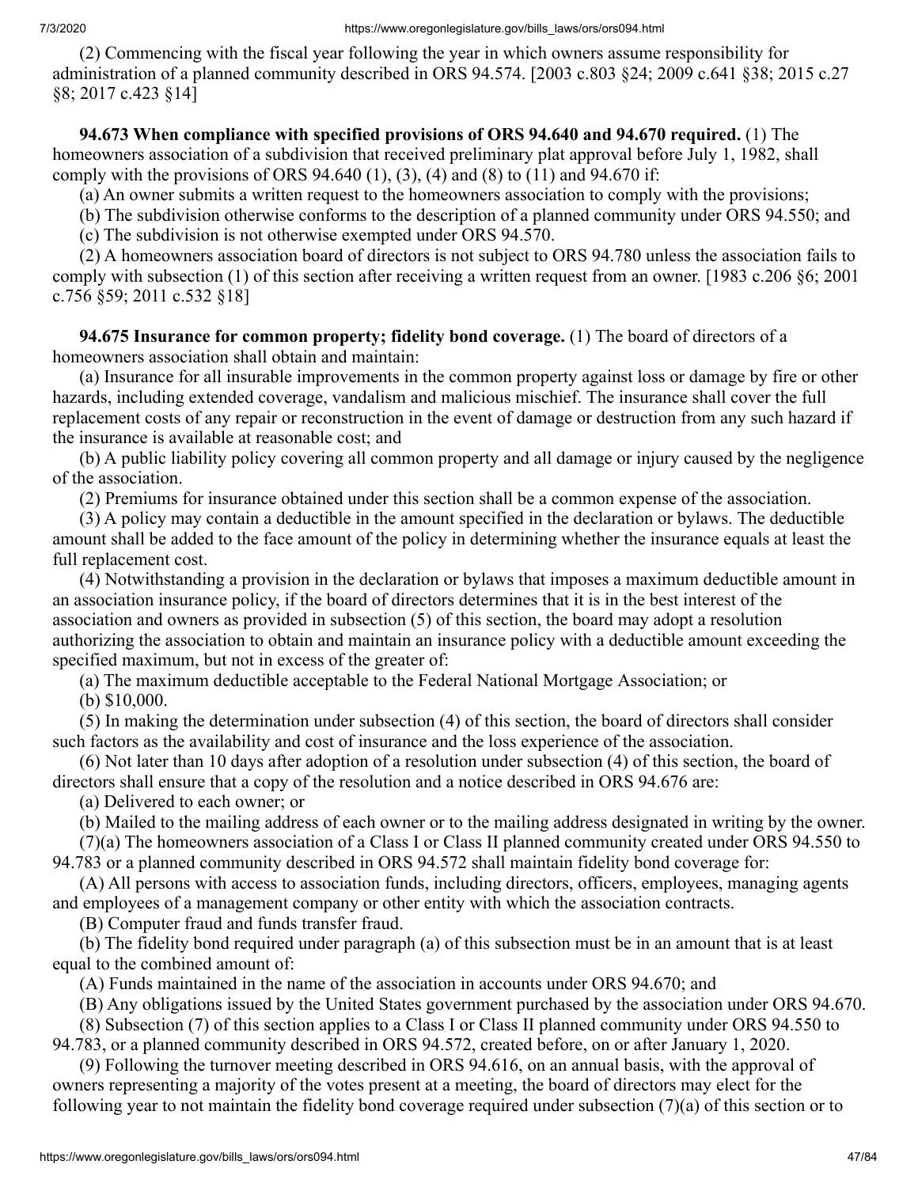(2) Commencing with the fiscal year following the year in which owners assume responsibility for administration of a planned community described in ORS 94.574. [2003 c.803 §24; 2009 c.641 §38; 2015 c.27 §8; 2017 c.423 §14]

**94.673 When compliance with specified provisions of ORS 94.640 and 94.670 required.** (1) The homeowners association of a subdivision that received preliminary plat approval before July 1, 1982, shall comply with the provisions of ORS 94.640 (1), (3), (4) and (8) to (11) and 94.670 if:

(a) An owner submits a written request to the homeowners association to comply with the provisions;

(b) The subdivision otherwise conforms to the description of a planned community under ORS 94.550; and

(c) The subdivision is not otherwise exempted under ORS 94.570.

(2) A homeowners association board of directors is not subject to ORS 94.780 unless the association fails to comply with subsection (1) of this section after receiving a written request from an owner. [1983 c.206 §6; 2001 c.756 §59; 2011 c.532 §18]

**94.675 Insurance for common property; fidelity bond coverage.** (1) The board of directors of a homeowners association shall obtain and maintain:

(a) Insurance for all insurable improvements in the common property against loss or damage by fire or other hazards, including extended coverage, vandalism and malicious mischief. The insurance shall cover the full replacement costs of any repair or reconstruction in the event of damage or destruction from any such hazard if the insurance is available at reasonable cost; and

(b) A public liability policy covering all common property and all damage or injury caused by the negligence of the association.

(2) Premiums for insurance obtained under this section shall be a common expense of the association.

(3) A policy may contain a deductible in the amount specified in the declaration or bylaws. The deductible amount shall be added to the face amount of the policy in determining whether the insurance equals at least the full replacement cost.

(4) Notwithstanding a provision in the declaration or bylaws that imposes a maximum deductible amount in an association insurance policy, if the board of directors determines that it is in the best interest of the association and owners as provided in subsection (5) of this section, the board may adopt a resolution authorizing the association to obtain and maintain an insurance policy with a deductible amount exceeding the specified maximum, but not in excess of the greater of:

(a) The maximum deductible acceptable to the Federal National Mortgage Association; or

(b) $10,000.

(5) In making the determination under subsection (4) of this section, the board of directors shall consider such factors as the availability and cost of insurance and the loss experience of the association.

(6) Not later than 10 days after adoption of a resolution under subsection (4) of this section, the board of directors shall ensure that a copy of the resolution and a notice described in ORS 94.676 are:

(a) Delivered to each owner; or

(b) Mailed to the mailing address of each owner or to the mailing address designated in writing by the owner.

(7)(a) The homeowners association of a Class I or Class II planned community created under ORS 94.550 to 94.783 or a planned community described in ORS 94.572 shall maintain fidelity bond coverage for:

(A) All persons with access to association funds, including directors, officers, employees, managing agents and employees of a management company or other entity with which the association contracts.

(B) Computer fraud and funds transfer fraud.

(b) The fidelity bond required under paragraph (a) of this subsection must be in an amount that is at least equal to the combined amount of:

(A) Funds maintained in the name of the association in accounts under ORS 94.670; and

(B) Any obligations issued by the United States government purchased by the association under ORS 94.670.

(8) Subsection (7) of this section applies to a Class I or Class II planned community under ORS 94.550 to 94.783, or a planned community described in ORS 94.572, created before, on or after January 1, 2020.

(9) Following the turnover meeting described in ORS 94.616, on an annual basis, with the approval of owners representing a majority of the votes present at a meeting, the board of directors may elect for the following year to not maintain the fidelity bond coverage required under subsection (7)(a) of this section or to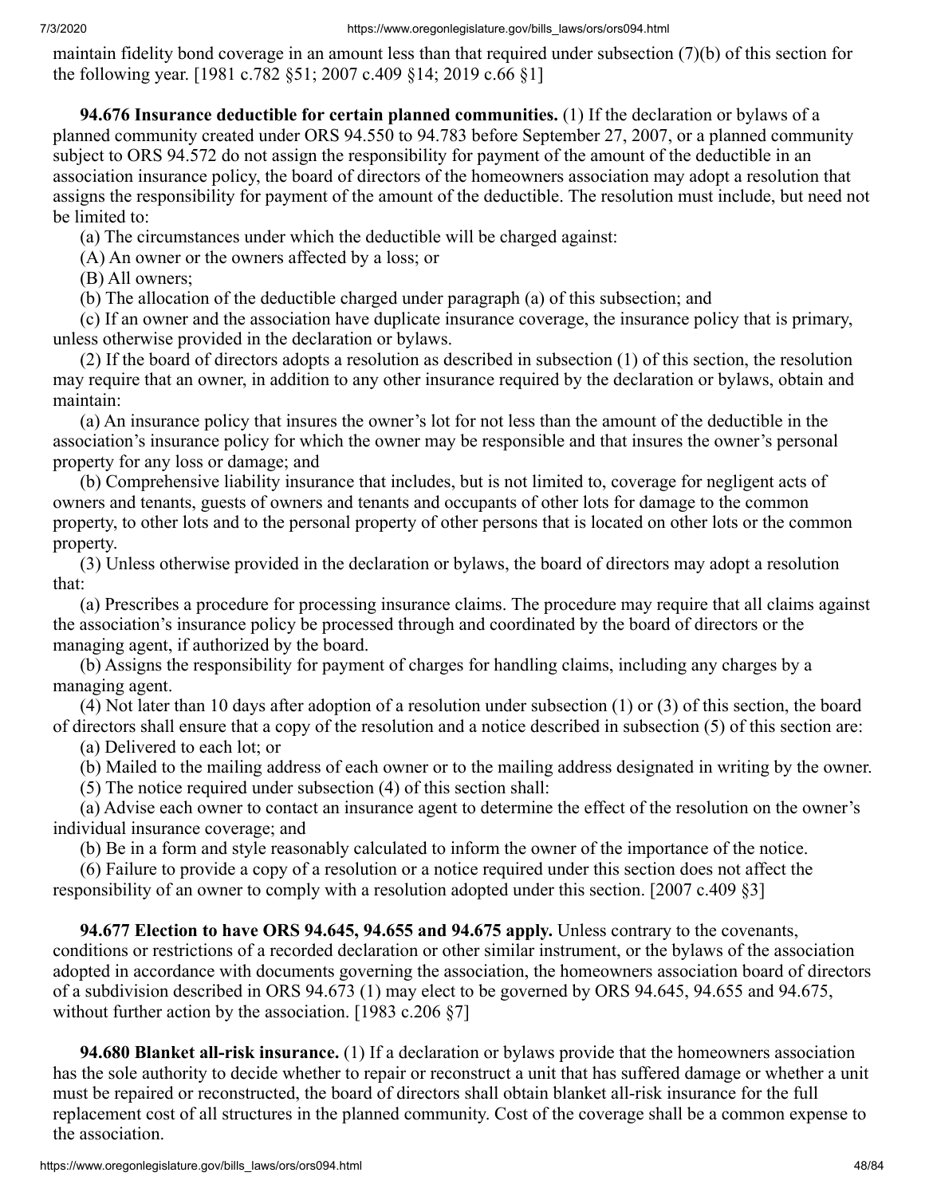maintain fidelity bond coverage in an amount less than that required under subsection (7)(b) of this section for the following year. [1981 c.782 §51; 2007 c.409 §14; 2019 c.66 §1]

**94.676 Insurance deductible for certain planned communities.** (1) If the declaration or bylaws of a planned community created under ORS 94.550 to 94.783 before September 27, 2007, or a planned community subject to ORS 94.572 do not assign the responsibility for payment of the amount of the deductible in an association insurance policy, the board of directors of the homeowners association may adopt a resolution that assigns the responsibility for payment of the amount of the deductible. The resolution must include, but need not be limited to:

(a) The circumstances under which the deductible will be charged against:

(A) An owner or the owners affected by a loss; or

(B) All owners;

(b) The allocation of the deductible charged under paragraph (a) of this subsection; and

(c) If an owner and the association have duplicate insurance coverage, the insurance policy that is primary, unless otherwise provided in the declaration or bylaws.

(2) If the board of directors adopts a resolution as described in subsection (1) of this section, the resolution may require that an owner, in addition to any other insurance required by the declaration or bylaws, obtain and maintain:

(a) An insurance policy that insures the owner's lot for not less than the amount of the deductible in the association's insurance policy for which the owner may be responsible and that insures the owner's personal property for any loss or damage; and

(b) Comprehensive liability insurance that includes, but is not limited to, coverage for negligent acts of owners and tenants, guests of owners and tenants and occupants of other lots for damage to the common property, to other lots and to the personal property of other persons that is located on other lots or the common property.

(3) Unless otherwise provided in the declaration or bylaws, the board of directors may adopt a resolution that:

(a) Prescribes a procedure for processing insurance claims. The procedure may require that all claims against the association's insurance policy be processed through and coordinated by the board of directors or the managing agent, if authorized by the board.

(b) Assigns the responsibility for payment of charges for handling claims, including any charges by a managing agent.

(4) Not later than 10 days after adoption of a resolution under subsection (1) or (3) of this section, the board of directors shall ensure that a copy of the resolution and a notice described in subsection (5) of this section are:

(a) Delivered to each lot; or

(b) Mailed to the mailing address of each owner or to the mailing address designated in writing by the owner.

(5) The notice required under subsection (4) of this section shall:

(a) Advise each owner to contact an insurance agent to determine the effect of the resolution on the owner's individual insurance coverage; and

(b) Be in a form and style reasonably calculated to inform the owner of the importance of the notice.

(6) Failure to provide a copy of a resolution or a notice required under this section does not affect the responsibility of an owner to comply with a resolution adopted under this section. [2007 c.409 §3]

**94.677 Election to have ORS 94.645, 94.655 and 94.675 apply.** Unless contrary to the covenants, conditions or restrictions of a recorded declaration or other similar instrument, or the bylaws of the association adopted in accordance with documents governing the association, the homeowners association board of directors of a subdivision described in ORS 94.673 (1) may elect to be governed by ORS 94.645, 94.655 and 94.675, without further action by the association. [1983 c.206 §7]

**94.680 Blanket all-risk insurance.** (1) If a declaration or bylaws provide that the homeowners association has the sole authority to decide whether to repair or reconstruct a unit that has suffered damage or whether a unit must be repaired or reconstructed, the board of directors shall obtain blanket all-risk insurance for the full replacement cost of all structures in the planned community. Cost of the coverage shall be a common expense to the association.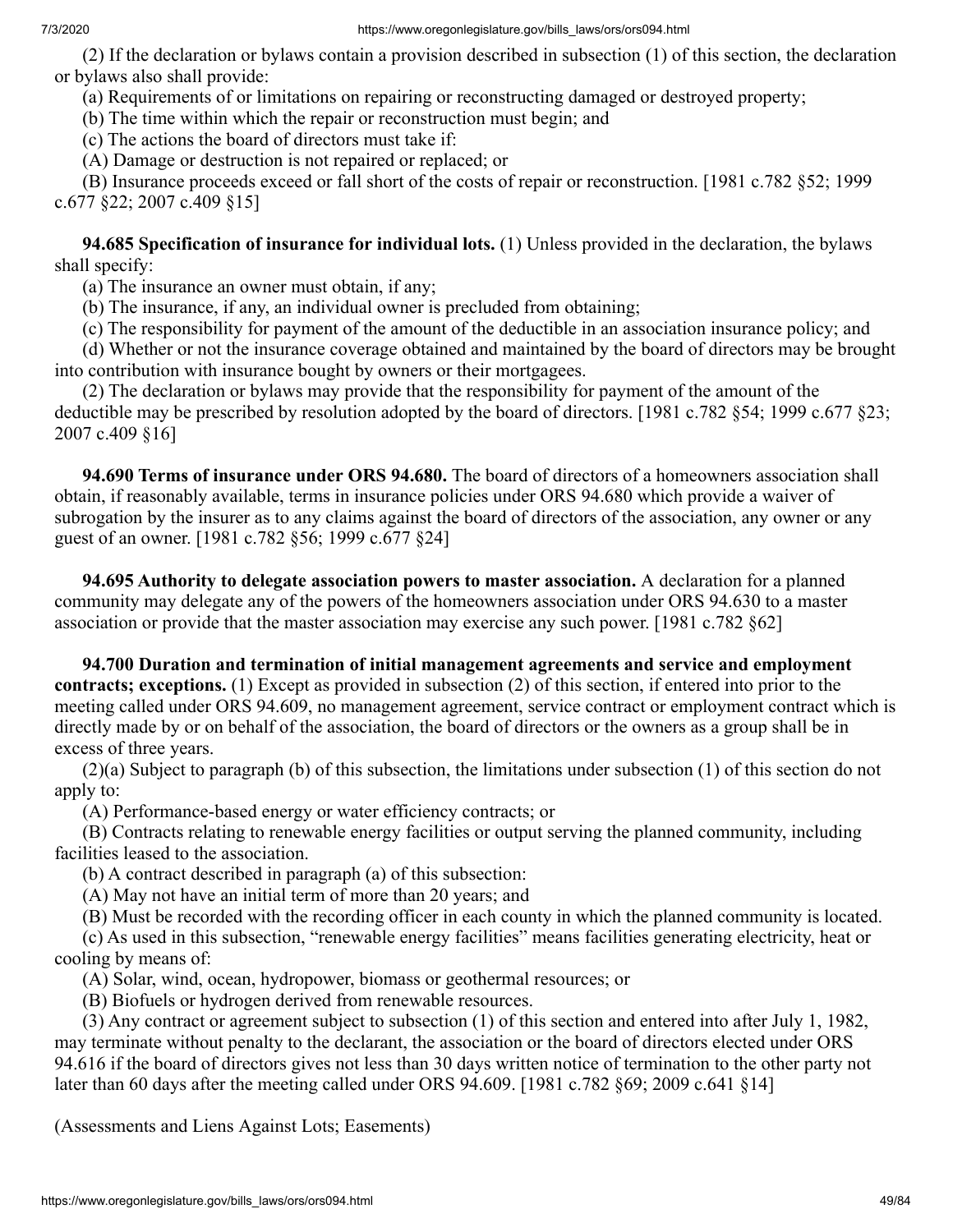(2) If the declaration or bylaws contain a provision described in subsection (1) of this section, the declaration or bylaws also shall provide:

(a) Requirements of or limitations on repairing or reconstructing damaged or destroyed property;

(b) The time within which the repair or reconstruction must begin; and

(c) The actions the board of directors must take if:

(A) Damage or destruction is not repaired or replaced; or

(B) Insurance proceeds exceed or fall short of the costs of repair or reconstruction. [1981 c.782 §52; 1999 c.677 §22; 2007 c.409 §15]

**94.685 Specification of insurance for individual lots.** (1) Unless provided in the declaration, the bylaws shall specify:

(a) The insurance an owner must obtain, if any;

(b) The insurance, if any, an individual owner is precluded from obtaining;

(c) The responsibility for payment of the amount of the deductible in an association insurance policy; and

(d) Whether or not the insurance coverage obtained and maintained by the board of directors may be brought into contribution with insurance bought by owners or their mortgagees.

(2) The declaration or bylaws may provide that the responsibility for payment of the amount of the deductible may be prescribed by resolution adopted by the board of directors. [1981 c.782 §54; 1999 c.677 §23; 2007 c.409 §16]

**94.690 Terms of insurance under ORS 94.680.** The board of directors of a homeowners association shall obtain, if reasonably available, terms in insurance policies under ORS 94.680 which provide a waiver of subrogation by the insurer as to any claims against the board of directors of the association, any owner or any guest of an owner. [1981 c.782 §56; 1999 c.677 §24]

**94.695 Authority to delegate association powers to master association.** A declaration for a planned community may delegate any of the powers of the homeowners association under ORS 94.630 to a master association or provide that the master association may exercise any such power. [1981 c.782 §62]

**94.700 Duration and termination of initial management agreements and service and employment contracts; exceptions.** (1) Except as provided in subsection (2) of this section, if entered into prior to the meeting called under ORS 94.609, no management agreement, service contract or employment contract which is directly made by or on behalf of the association, the board of directors or the owners as a group shall be in excess of three years.

(2)(a) Subject to paragraph (b) of this subsection, the limitations under subsection (1) of this section do not apply to:

(A) Performance-based energy or water efficiency contracts; or

(B) Contracts relating to renewable energy facilities or output serving the planned community, including facilities leased to the association.

(b) A contract described in paragraph (a) of this subsection:

(A) May not have an initial term of more than 20 years; and

(B) Must be recorded with the recording officer in each county in which the planned community is located.

(c) As used in this subsection, "renewable energy facilities" means facilities generating electricity, heat or cooling by means of:

(A) Solar, wind, ocean, hydropower, biomass or geothermal resources; or

(B) Biofuels or hydrogen derived from renewable resources.

(3) Any contract or agreement subject to subsection (1) of this section and entered into after July 1, 1982, may terminate without penalty to the declarant, the association or the board of directors elected under ORS 94.616 if the board of directors gives not less than 30 days written notice of termination to the other party not later than 60 days after the meeting called under ORS 94.609. [1981 c.782 §69; 2009 c.641 §14]

(Assessments and Liens Against Lots; Easements)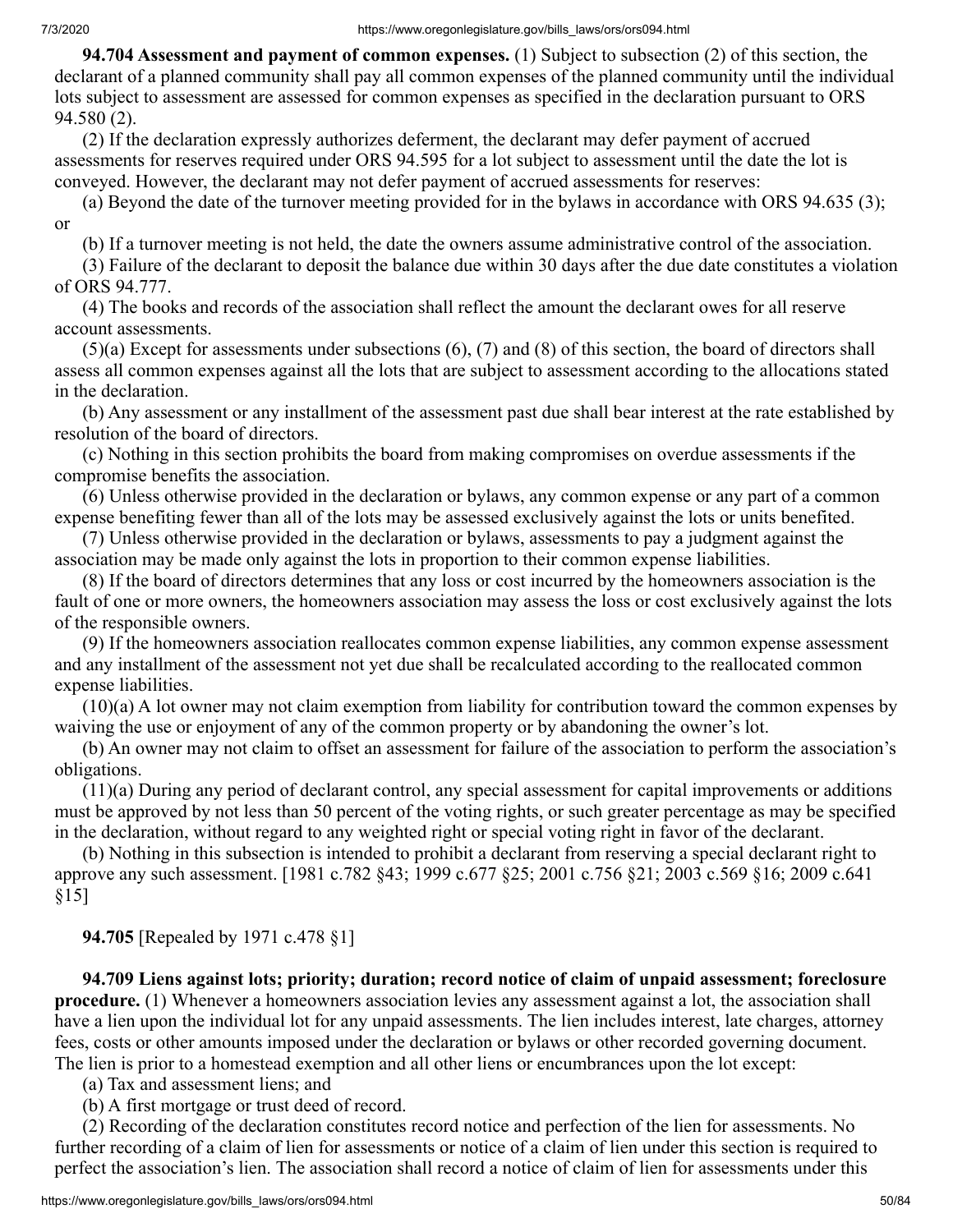**94.704 Assessment and payment of common expenses.** (1) Subject to subsection (2) of this section, the declarant of a planned community shall pay all common expenses of the planned community until the individual lots subject to assessment are assessed for common expenses as specified in the declaration pursuant to ORS 94.580 (2).

(2) If the declaration expressly authorizes deferment, the declarant may defer payment of accrued assessments for reserves required under ORS 94.595 for a lot subject to assessment until the date the lot is conveyed. However, the declarant may not defer payment of accrued assessments for reserves:

(a) Beyond the date of the turnover meeting provided for in the bylaws in accordance with ORS 94.635 (3); or

(b) If a turnover meeting is not held, the date the owners assume administrative control of the association.

(3) Failure of the declarant to deposit the balance due within 30 days after the due date constitutes a violation of ORS 94.777.

(4) The books and records of the association shall reflect the amount the declarant owes for all reserve account assessments.

(5)(a) Except for assessments under subsections (6), (7) and (8) of this section, the board of directors shall assess all common expenses against all the lots that are subject to assessment according to the allocations stated in the declaration.

(b) Any assessment or any installment of the assessment past due shall bear interest at the rate established by resolution of the board of directors.

(c) Nothing in this section prohibits the board from making compromises on overdue assessments if the compromise benefits the association.

(6) Unless otherwise provided in the declaration or bylaws, any common expense or any part of a common expense benefiting fewer than all of the lots may be assessed exclusively against the lots or units benefited.

(7) Unless otherwise provided in the declaration or bylaws, assessments to pay a judgment against the association may be made only against the lots in proportion to their common expense liabilities.

(8) If the board of directors determines that any loss or cost incurred by the homeowners association is the fault of one or more owners, the homeowners association may assess the loss or cost exclusively against the lots of the responsible owners.

(9) If the homeowners association reallocates common expense liabilities, any common expense assessment and any installment of the assessment not yet due shall be recalculated according to the reallocated common expense liabilities.

(10)(a) A lot owner may not claim exemption from liability for contribution toward the common expenses by waiving the use or enjoyment of any of the common property or by abandoning the owner's lot.

(b) An owner may not claim to offset an assessment for failure of the association to perform the association's obligations.

(11)(a) During any period of declarant control, any special assessment for capital improvements or additions must be approved by not less than 50 percent of the voting rights, or such greater percentage as may be specified in the declaration, without regard to any weighted right or special voting right in favor of the declarant.

(b) Nothing in this subsection is intended to prohibit a declarant from reserving a special declarant right to approve any such assessment. [1981 c.782 §43; 1999 c.677 §25; 2001 c.756 §21; 2003 c.569 §16; 2009 c.641 §15]

**94.705** [Repealed by 1971 c.478 §1]

**94.709 Liens against lots; priority; duration; record notice of claim of unpaid assessment; foreclosure procedure.** (1) Whenever a homeowners association levies any assessment against a lot, the association shall have a lien upon the individual lot for any unpaid assessments. The lien includes interest, late charges, attorney fees, costs or other amounts imposed under the declaration or bylaws or other recorded governing document. The lien is prior to a homestead exemption and all other liens or encumbrances upon the lot except:

(a) Tax and assessment liens; and

(b) A first mortgage or trust deed of record.

(2) Recording of the declaration constitutes record notice and perfection of the lien for assessments. No further recording of a claim of lien for assessments or notice of a claim of lien under this section is required to perfect the association's lien. The association shall record a notice of claim of lien for assessments under this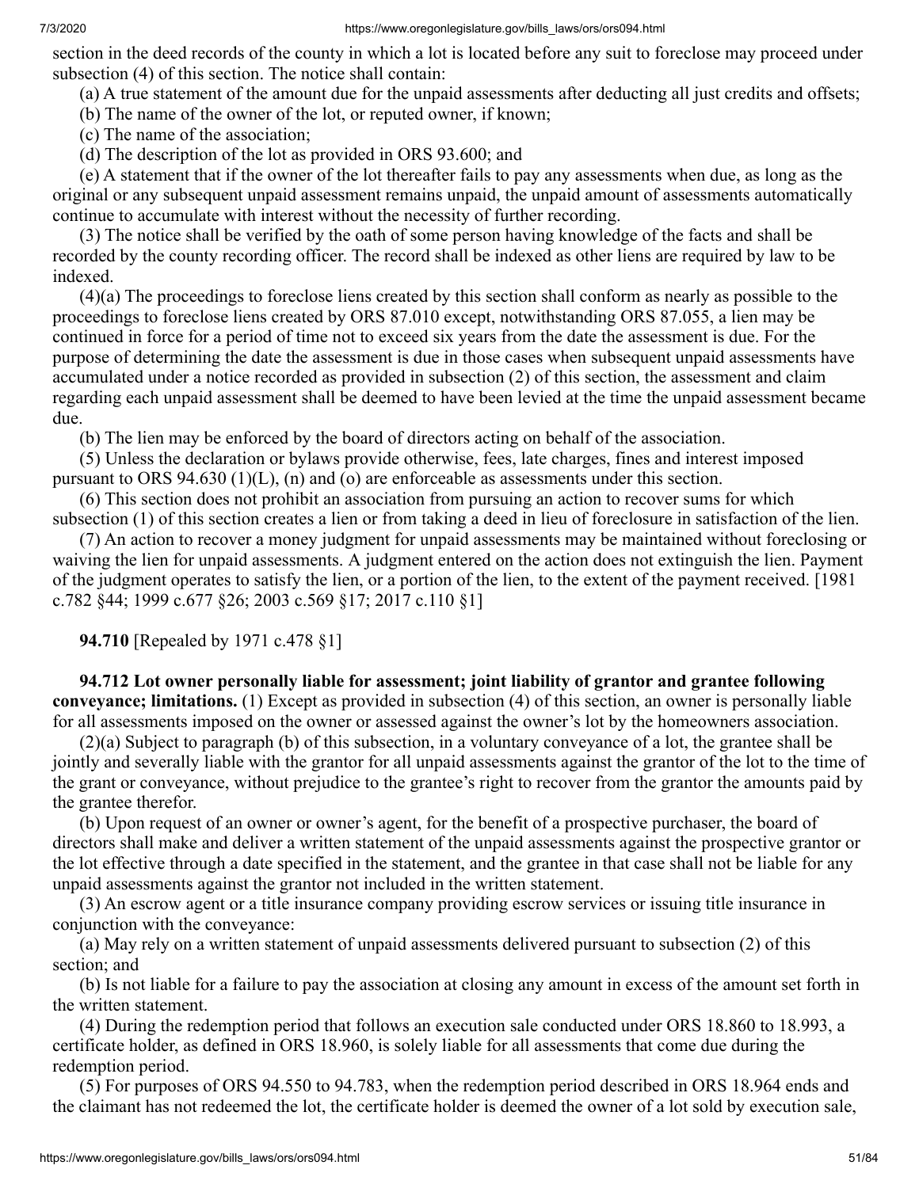section in the deed records of the county in which a lot is located before any suit to foreclose may proceed under subsection (4) of this section. The notice shall contain:

(a) A true statement of the amount due for the unpaid assessments after deducting all just credits and offsets;

(b) The name of the owner of the lot, or reputed owner, if known;

(c) The name of the association;

(d) The description of the lot as provided in ORS 93.600; and

(e) A statement that if the owner of the lot thereafter fails to pay any assessments when due, as long as the original or any subsequent unpaid assessment remains unpaid, the unpaid amount of assessments automatically continue to accumulate with interest without the necessity of further recording.

(3) The notice shall be verified by the oath of some person having knowledge of the facts and shall be recorded by the county recording officer. The record shall be indexed as other liens are required by law to be indexed.

(4)(a) The proceedings to foreclose liens created by this section shall conform as nearly as possible to the proceedings to foreclose liens created by ORS 87.010 except, notwithstanding ORS 87.055, a lien may be continued in force for a period of time not to exceed six years from the date the assessment is due. For the purpose of determining the date the assessment is due in those cases when subsequent unpaid assessments have accumulated under a notice recorded as provided in subsection (2) of this section, the assessment and claim regarding each unpaid assessment shall be deemed to have been levied at the time the unpaid assessment became due.

(b) The lien may be enforced by the board of directors acting on behalf of the association.

(5) Unless the declaration or bylaws provide otherwise, fees, late charges, fines and interest imposed pursuant to ORS 94.630 (1)(L), (n) and (o) are enforceable as assessments under this section.

(6) This section does not prohibit an association from pursuing an action to recover sums for which subsection (1) of this section creates a lien or from taking a deed in lieu of foreclosure in satisfaction of the lien.

(7) An action to recover a money judgment for unpaid assessments may be maintained without foreclosing or waiving the lien for unpaid assessments. A judgment entered on the action does not extinguish the lien. Payment of the judgment operates to satisfy the lien, or a portion of the lien, to the extent of the payment received. [1981 c.782 §44; 1999 c.677 §26; 2003 c.569 §17; 2017 c.110 §1]

**94.710** [Repealed by 1971 c.478 §1]

**94.712 Lot owner personally liable for assessment; joint liability of grantor and grantee following conveyance; limitations.** (1) Except as provided in subsection (4) of this section, an owner is personally liable for all assessments imposed on the owner or assessed against the owner's lot by the homeowners association.

(2)(a) Subject to paragraph (b) of this subsection, in a voluntary conveyance of a lot, the grantee shall be jointly and severally liable with the grantor for all unpaid assessments against the grantor of the lot to the time of the grant or conveyance, without prejudice to the grantee's right to recover from the grantor the amounts paid by the grantee therefor.

(b) Upon request of an owner or owner's agent, for the benefit of a prospective purchaser, the board of directors shall make and deliver a written statement of the unpaid assessments against the prospective grantor or the lot effective through a date specified in the statement, and the grantee in that case shall not be liable for any unpaid assessments against the grantor not included in the written statement.

(3) An escrow agent or a title insurance company providing escrow services or issuing title insurance in conjunction with the conveyance:

(a) May rely on a written statement of unpaid assessments delivered pursuant to subsection (2) of this section; and

(b) Is not liable for a failure to pay the association at closing any amount in excess of the amount set forth in the written statement.

(4) During the redemption period that follows an execution sale conducted under ORS 18.860 to 18.993, a certificate holder, as defined in ORS 18.960, is solely liable for all assessments that come due during the redemption period.

(5) For purposes of ORS 94.550 to 94.783, when the redemption period described in ORS 18.964 ends and the claimant has not redeemed the lot, the certificate holder is deemed the owner of a lot sold by execution sale,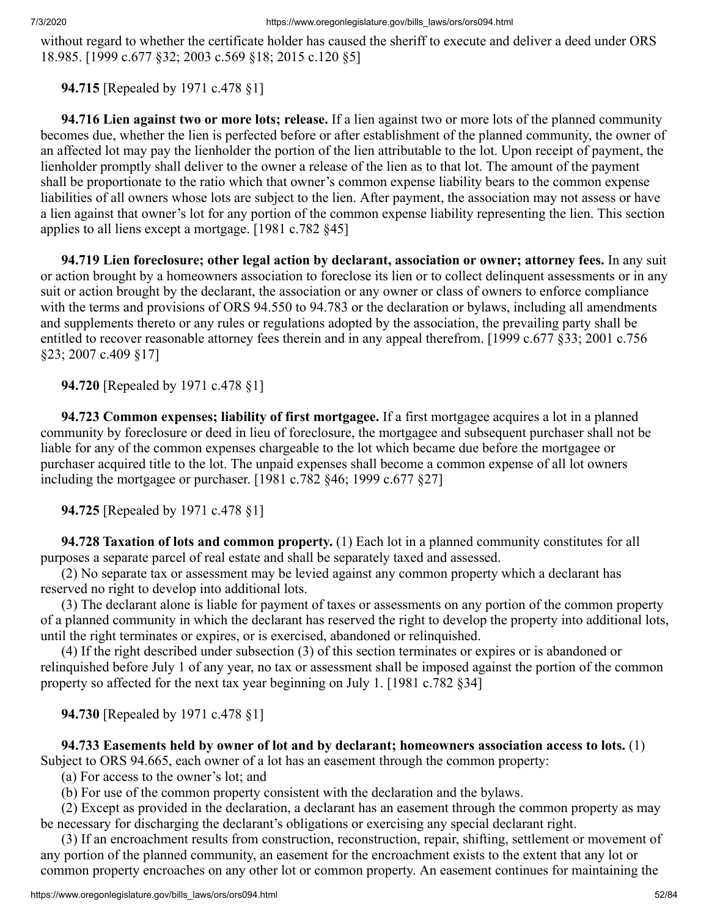without regard to whether the certificate holder has caused the sheriff to execute and deliver a deed under ORS 18.985. [1999 c.677 §32; 2003 c.569 §18; 2015 c.120 §5]

**94.715** [Repealed by 1971 c.478 §1]

**94.716 Lien against two or more lots; release.** If a lien against two or more lots of the planned community becomes due, whether the lien is perfected before or after establishment of the planned community, the owner of an affected lot may pay the lienholder the portion of the lien attributable to the lot. Upon receipt of payment, the lienholder promptly shall deliver to the owner a release of the lien as to that lot. The amount of the payment shall be proportionate to the ratio which that owner's common expense liability bears to the common expense liabilities of all owners whose lots are subject to the lien. After payment, the association may not assess or have a lien against that owner's lot for any portion of the common expense liability representing the lien. This section applies to all liens except a mortgage. [1981 c.782 §45]

**94.719 Lien foreclosure; other legal action by declarant, association or owner; attorney fees.** In any suit or action brought by a homeowners association to foreclose its lien or to collect delinquent assessments or in any suit or action brought by the declarant, the association or any owner or class of owners to enforce compliance with the terms and provisions of ORS 94.550 to 94.783 or the declaration or bylaws, including all amendments and supplements thereto or any rules or regulations adopted by the association, the prevailing party shall be entitled to recover reasonable attorney fees therein and in any appeal therefrom. [1999 c.677 §33; 2001 c.756 §23; 2007 c.409 §17]

**94.720** [Repealed by 1971 c.478 §1]

**94.723 Common expenses; liability of first mortgagee.** If a first mortgagee acquires a lot in a planned community by foreclosure or deed in lieu of foreclosure, the mortgagee and subsequent purchaser shall not be liable for any of the common expenses chargeable to the lot which became due before the mortgagee or purchaser acquired title to the lot. The unpaid expenses shall become a common expense of all lot owners including the mortgagee or purchaser. [1981 c.782 §46; 1999 c.677 §27]

**94.725** [Repealed by 1971 c.478 §1]

**94.728 Taxation of lots and common property.** (1) Each lot in a planned community constitutes for all purposes a separate parcel of real estate and shall be separately taxed and assessed.

(2) No separate tax or assessment may be levied against any common property which a declarant has reserved no right to develop into additional lots.

(3) The declarant alone is liable for payment of taxes or assessments on any portion of the common property of a planned community in which the declarant has reserved the right to develop the property into additional lots, until the right terminates or expires, or is exercised, abandoned or relinquished.

(4) If the right described under subsection (3) of this section terminates or expires or is abandoned or relinquished before July 1 of any year, no tax or assessment shall be imposed against the portion of the common property so affected for the next tax year beginning on July 1. [1981 c.782 §34]

**94.730** [Repealed by 1971 c.478 §1]

**94.733 Easements held by owner of lot and by declarant; homeowners association access to lots.** (1) Subject to ORS 94.665, each owner of a lot has an easement through the common property:

(a) For access to the owner's lot; and

(b) For use of the common property consistent with the declaration and the bylaws.

(2) Except as provided in the declaration, a declarant has an easement through the common property as may be necessary for discharging the declarant's obligations or exercising any special declarant right.

(3) If an encroachment results from construction, reconstruction, repair, shifting, settlement or movement of any portion of the planned community, an easement for the encroachment exists to the extent that any lot or common property encroaches on any other lot or common property. An easement continues for maintaining the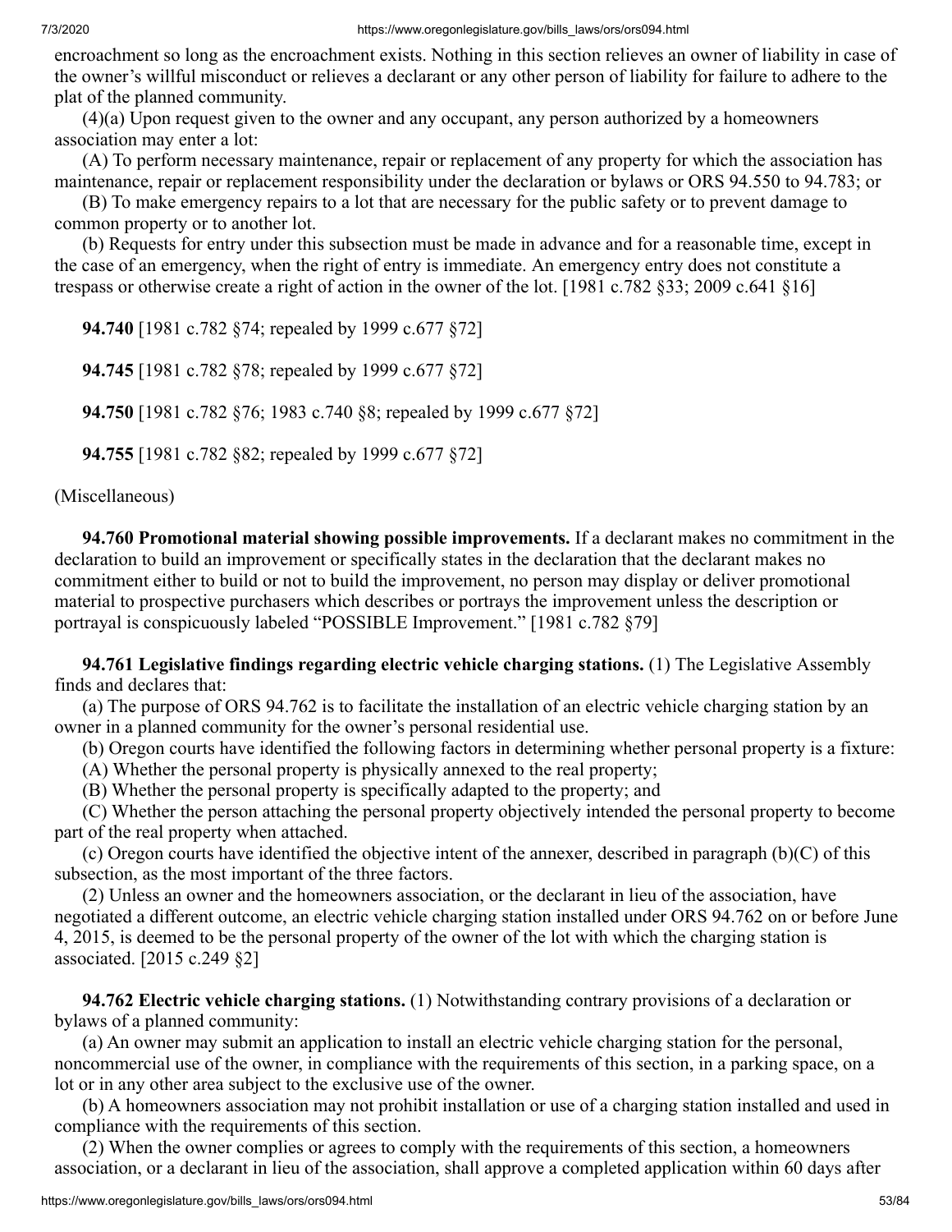encroachment so long as the encroachment exists. Nothing in this section relieves an owner of liability in case of the owner's willful misconduct or relieves a declarant or any other person of liability for failure to adhere to the plat of the planned community.

(4)(a) Upon request given to the owner and any occupant, any person authorized by a homeowners association may enter a lot:

(A) To perform necessary maintenance, repair or replacement of any property for which the association has maintenance, repair or replacement responsibility under the declaration or bylaws or ORS 94.550 to 94.783; or

(B) To make emergency repairs to a lot that are necessary for the public safety or to prevent damage to common property or to another lot.

(b) Requests for entry under this subsection must be made in advance and for a reasonable time, except in the case of an emergency, when the right of entry is immediate. An emergency entry does not constitute a trespass or otherwise create a right of action in the owner of the lot. [1981 c.782 §33; 2009 c.641 §16]

**94.740** [1981 c.782 §74; repealed by 1999 c.677 §72]

**94.745** [1981 c.782 §78; repealed by 1999 c.677 §72]

**94.750** [1981 c.782 §76; 1983 c.740 §8; repealed by 1999 c.677 §72]

**94.755** [1981 c.782 §82; repealed by 1999 c.677 §72]

(Miscellaneous)

**94.760 Promotional material showing possible improvements.** If a declarant makes no commitment in the declaration to build an improvement or specifically states in the declaration that the declarant makes no commitment either to build or not to build the improvement, no person may display or deliver promotional material to prospective purchasers which describes or portrays the improvement unless the description or portrayal is conspicuously labeled "POSSIBLE Improvement." [1981 c.782 §79]

**94.761 Legislative findings regarding electric vehicle charging stations.** (1) The Legislative Assembly finds and declares that:

(a) The purpose of ORS 94.762 is to facilitate the installation of an electric vehicle charging station by an owner in a planned community for the owner's personal residential use.

(b) Oregon courts have identified the following factors in determining whether personal property is a fixture:

(A) Whether the personal property is physically annexed to the real property;

(B) Whether the personal property is specifically adapted to the property; and

(C) Whether the person attaching the personal property objectively intended the personal property to become part of the real property when attached.

(c) Oregon courts have identified the objective intent of the annexer, described in paragraph (b)(C) of this subsection, as the most important of the three factors.

(2) Unless an owner and the homeowners association, or the declarant in lieu of the association, have negotiated a different outcome, an electric vehicle charging station installed under ORS 94.762 on or before June 4, 2015, is deemed to be the personal property of the owner of the lot with which the charging station is associated. [2015 c.249 §2]

**94.762 Electric vehicle charging stations.** (1) Notwithstanding contrary provisions of a declaration or bylaws of a planned community:

(a) An owner may submit an application to install an electric vehicle charging station for the personal, noncommercial use of the owner, in compliance with the requirements of this section, in a parking space, on a lot or in any other area subject to the exclusive use of the owner.

(b) A homeowners association may not prohibit installation or use of a charging station installed and used in compliance with the requirements of this section.

(2) When the owner complies or agrees to comply with the requirements of this section, a homeowners association, or a declarant in lieu of the association, shall approve a completed application within 60 days after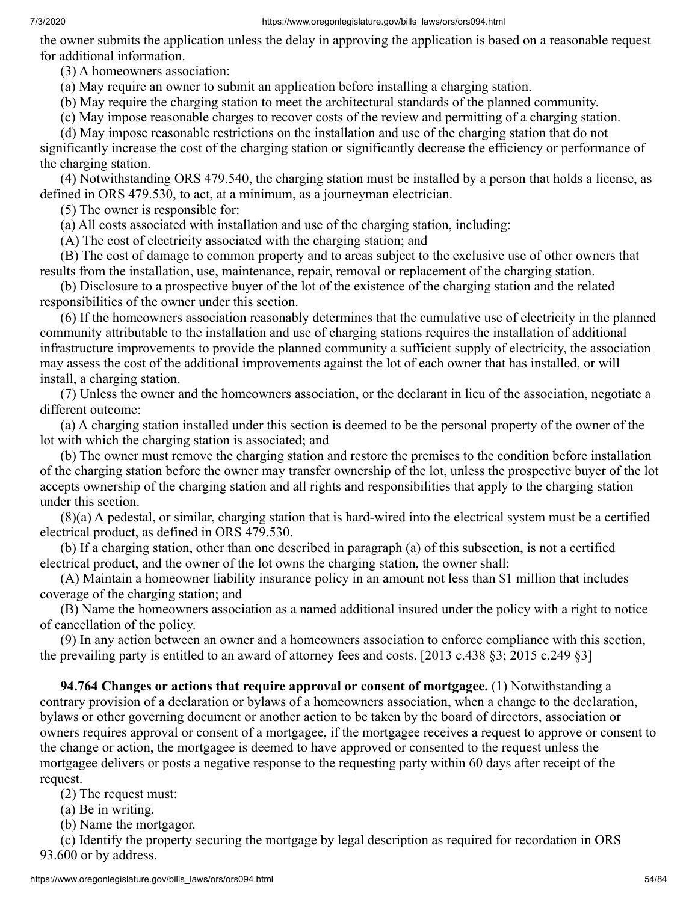the owner submits the application unless the delay in approving the application is based on a reasonable request for additional information.

(3) A homeowners association:

(a) May require an owner to submit an application before installing a charging station.

(b) May require the charging station to meet the architectural standards of the planned community.

(c) May impose reasonable charges to recover costs of the review and permitting of a charging station.

(d) May impose reasonable restrictions on the installation and use of the charging station that do not significantly increase the cost of the charging station or significantly decrease the efficiency or performance of the charging station.

(4) Notwithstanding ORS 479.540, the charging station must be installed by a person that holds a license, as defined in ORS 479.530, to act, at a minimum, as a journeyman electrician.

(5) The owner is responsible for:

(a) All costs associated with installation and use of the charging station, including:

(A) The cost of electricity associated with the charging station; and

(B) The cost of damage to common property and to areas subject to the exclusive use of other owners that results from the installation, use, maintenance, repair, removal or replacement of the charging station.

(b) Disclosure to a prospective buyer of the lot of the existence of the charging station and the related responsibilities of the owner under this section.

(6) If the homeowners association reasonably determines that the cumulative use of electricity in the planned community attributable to the installation and use of charging stations requires the installation of additional infrastructure improvements to provide the planned community a sufficient supply of electricity, the association may assess the cost of the additional improvements against the lot of each owner that has installed, or will install, a charging station.

(7) Unless the owner and the homeowners association, or the declarant in lieu of the association, negotiate a different outcome:

(a) A charging station installed under this section is deemed to be the personal property of the owner of the lot with which the charging station is associated; and

(b) The owner must remove the charging station and restore the premises to the condition before installation of the charging station before the owner may transfer ownership of the lot, unless the prospective buyer of the lot accepts ownership of the charging station and all rights and responsibilities that apply to the charging station under this section.

(8)(a) A pedestal, or similar, charging station that is hard-wired into the electrical system must be a certified electrical product, as defined in ORS 479.530.

(b) If a charging station, other than one described in paragraph (a) of this subsection, is not a certified electrical product, and the owner of the lot owns the charging station, the owner shall:

(A) Maintain a homeowner liability insurance policy in an amount not less than $1 million that includes coverage of the charging station; and

(B) Name the homeowners association as a named additional insured under the policy with a right to notice of cancellation of the policy.

(9) In any action between an owner and a homeowners association to enforce compliance with this section, the prevailing party is entitled to an award of attorney fees and costs. [2013 c.438 §3; 2015 c.249 §3]

**94.764 Changes or actions that require approval or consent of mortgagee.** (1) Notwithstanding a contrary provision of a declaration or bylaws of a homeowners association, when a change to the declaration, bylaws or other governing document or another action to be taken by the board of directors, association or owners requires approval or consent of a mortgagee, if the mortgagee receives a request to approve or consent to the change or action, the mortgagee is deemed to have approved or consented to the request unless the mortgagee delivers or posts a negative response to the requesting party within 60 days after receipt of the request.

(2) The request must:

(a) Be in writing.

(b) Name the mortgagor.

(c) Identify the property securing the mortgage by legal description as required for recordation in ORS 93.600 or by address.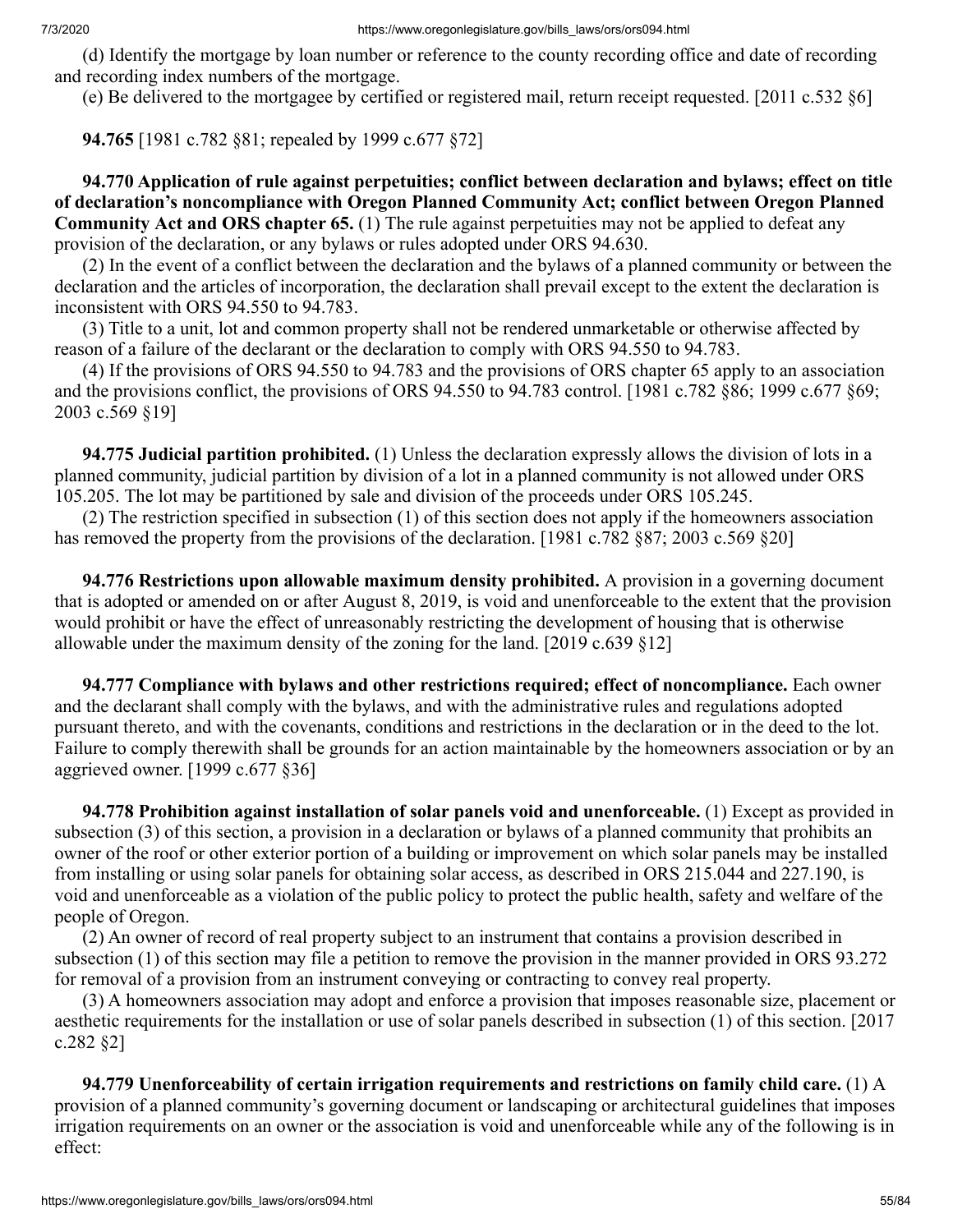(d) Identify the mortgage by loan number or reference to the county recording office and date of recording and recording index numbers of the mortgage.

(e) Be delivered to the mortgagee by certified or registered mail, return receipt requested. [2011 c.532 §6]

**94.765** [1981 c.782 §81; repealed by 1999 c.677 §72]

**94.770 Application of rule against perpetuities; conflict between declaration and bylaws; effect on title of declaration's noncompliance with Oregon Planned Community Act; conflict between Oregon Planned Community Act and ORS chapter 65.** (1) The rule against perpetuities may not be applied to defeat any provision of the declaration, or any bylaws or rules adopted under ORS 94.630.

(2) In the event of a conflict between the declaration and the bylaws of a planned community or between the declaration and the articles of incorporation, the declaration shall prevail except to the extent the declaration is inconsistent with ORS 94.550 to 94.783.

(3) Title to a unit, lot and common property shall not be rendered unmarketable or otherwise affected by reason of a failure of the declarant or the declaration to comply with ORS 94.550 to 94.783.

(4) If the provisions of ORS 94.550 to 94.783 and the provisions of ORS chapter 65 apply to an association and the provisions conflict, the provisions of ORS 94.550 to 94.783 control. [1981 c.782 §86; 1999 c.677 §69; 2003 c.569 §19]

**94.775 Judicial partition prohibited.** (1) Unless the declaration expressly allows the division of lots in a planned community, judicial partition by division of a lot in a planned community is not allowed under ORS 105.205. The lot may be partitioned by sale and division of the proceeds under ORS 105.245.

(2) The restriction specified in subsection (1) of this section does not apply if the homeowners association has removed the property from the provisions of the declaration. [1981 c.782 §87; 2003 c.569 §20]

**94.776 Restrictions upon allowable maximum density prohibited.** A provision in a governing document that is adopted or amended on or after August 8, 2019, is void and unenforceable to the extent that the provision would prohibit or have the effect of unreasonably restricting the development of housing that is otherwise allowable under the maximum density of the zoning for the land. [2019 c.639 §12]

**94.777 Compliance with bylaws and other restrictions required; effect of noncompliance.** Each owner and the declarant shall comply with the bylaws, and with the administrative rules and regulations adopted pursuant thereto, and with the covenants, conditions and restrictions in the declaration or in the deed to the lot. Failure to comply therewith shall be grounds for an action maintainable by the homeowners association or by an aggrieved owner. [1999 c.677 §36]

**94.778 Prohibition against installation of solar panels void and unenforceable.** (1) Except as provided in subsection (3) of this section, a provision in a declaration or bylaws of a planned community that prohibits an owner of the roof or other exterior portion of a building or improvement on which solar panels may be installed from installing or using solar panels for obtaining solar access, as described in ORS 215.044 and 227.190, is void and unenforceable as a violation of the public policy to protect the public health, safety and welfare of the people of Oregon.

(2) An owner of record of real property subject to an instrument that contains a provision described in subsection (1) of this section may file a petition to remove the provision in the manner provided in ORS 93.272 for removal of a provision from an instrument conveying or contracting to convey real property.

(3) A homeowners association may adopt and enforce a provision that imposes reasonable size, placement or aesthetic requirements for the installation or use of solar panels described in subsection (1) of this section. [2017 c.282 §2]

**94.779 Unenforceability of certain irrigation requirements and restrictions on family child care.** (1) A provision of a planned community's governing document or landscaping or architectural guidelines that imposes irrigation requirements on an owner or the association is void and unenforceable while any of the following is in effect: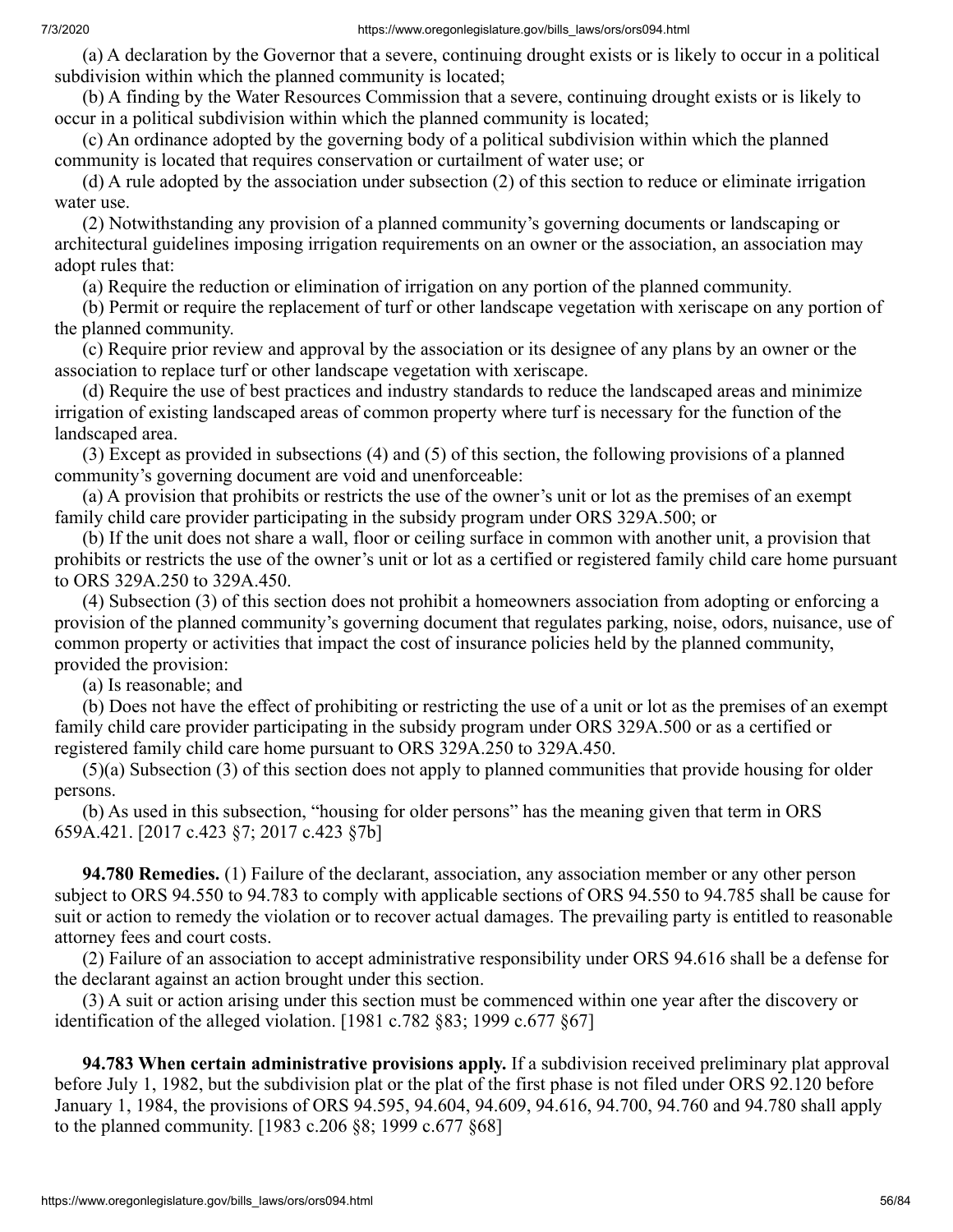(a) A declaration by the Governor that a severe, continuing drought exists or is likely to occur in a political subdivision within which the planned community is located;

(b) A finding by the Water Resources Commission that a severe, continuing drought exists or is likely to occur in a political subdivision within which the planned community is located;

(c) An ordinance adopted by the governing body of a political subdivision within which the planned community is located that requires conservation or curtailment of water use; or

(d) A rule adopted by the association under subsection (2) of this section to reduce or eliminate irrigation water use.

(2) Notwithstanding any provision of a planned community's governing documents or landscaping or architectural guidelines imposing irrigation requirements on an owner or the association, an association may adopt rules that:

(a) Require the reduction or elimination of irrigation on any portion of the planned community.

(b) Permit or require the replacement of turf or other landscape vegetation with xeriscape on any portion of the planned community.

(c) Require prior review and approval by the association or its designee of any plans by an owner or the association to replace turf or other landscape vegetation with xeriscape.

(d) Require the use of best practices and industry standards to reduce the landscaped areas and minimize irrigation of existing landscaped areas of common property where turf is necessary for the function of the landscaped area.

(3) Except as provided in subsections (4) and (5) of this section, the following provisions of a planned community's governing document are void and unenforceable:

(a) A provision that prohibits or restricts the use of the owner's unit or lot as the premises of an exempt family child care provider participating in the subsidy program under ORS 329A.500; or

(b) If the unit does not share a wall, floor or ceiling surface in common with another unit, a provision that prohibits or restricts the use of the owner's unit or lot as a certified or registered family child care home pursuant to ORS 329A.250 to 329A.450.

(4) Subsection (3) of this section does not prohibit a homeowners association from adopting or enforcing a provision of the planned community's governing document that regulates parking, noise, odors, nuisance, use of common property or activities that impact the cost of insurance policies held by the planned community, provided the provision:

(a) Is reasonable; and

(b) Does not have the effect of prohibiting or restricting the use of a unit or lot as the premises of an exempt family child care provider participating in the subsidy program under ORS 329A.500 or as a certified or registered family child care home pursuant to ORS 329A.250 to 329A.450.

(5)(a) Subsection (3) of this section does not apply to planned communities that provide housing for older persons.

(b) As used in this subsection, "housing for older persons" has the meaning given that term in ORS 659A.421. [2017 c.423 §7; 2017 c.423 §7b]

**94.780 Remedies.** (1) Failure of the declarant, association, any association member or any other person subject to ORS 94.550 to 94.783 to comply with applicable sections of ORS 94.550 to 94.785 shall be cause for suit or action to remedy the violation or to recover actual damages. The prevailing party is entitled to reasonable attorney fees and court costs.

(2) Failure of an association to accept administrative responsibility under ORS 94.616 shall be a defense for the declarant against an action brought under this section.

(3) A suit or action arising under this section must be commenced within one year after the discovery or identification of the alleged violation. [1981 c.782 §83; 1999 c.677 §67]

**94.783 When certain administrative provisions apply.** If a subdivision received preliminary plat approval before July 1, 1982, but the subdivision plat or the plat of the first phase is not filed under ORS 92.120 before January 1, 1984, the provisions of ORS 94.595, 94.604, 94.609, 94.616, 94.700, 94.760 and 94.780 shall apply to the planned community. [1983 c.206 §8; 1999 c.677 §68]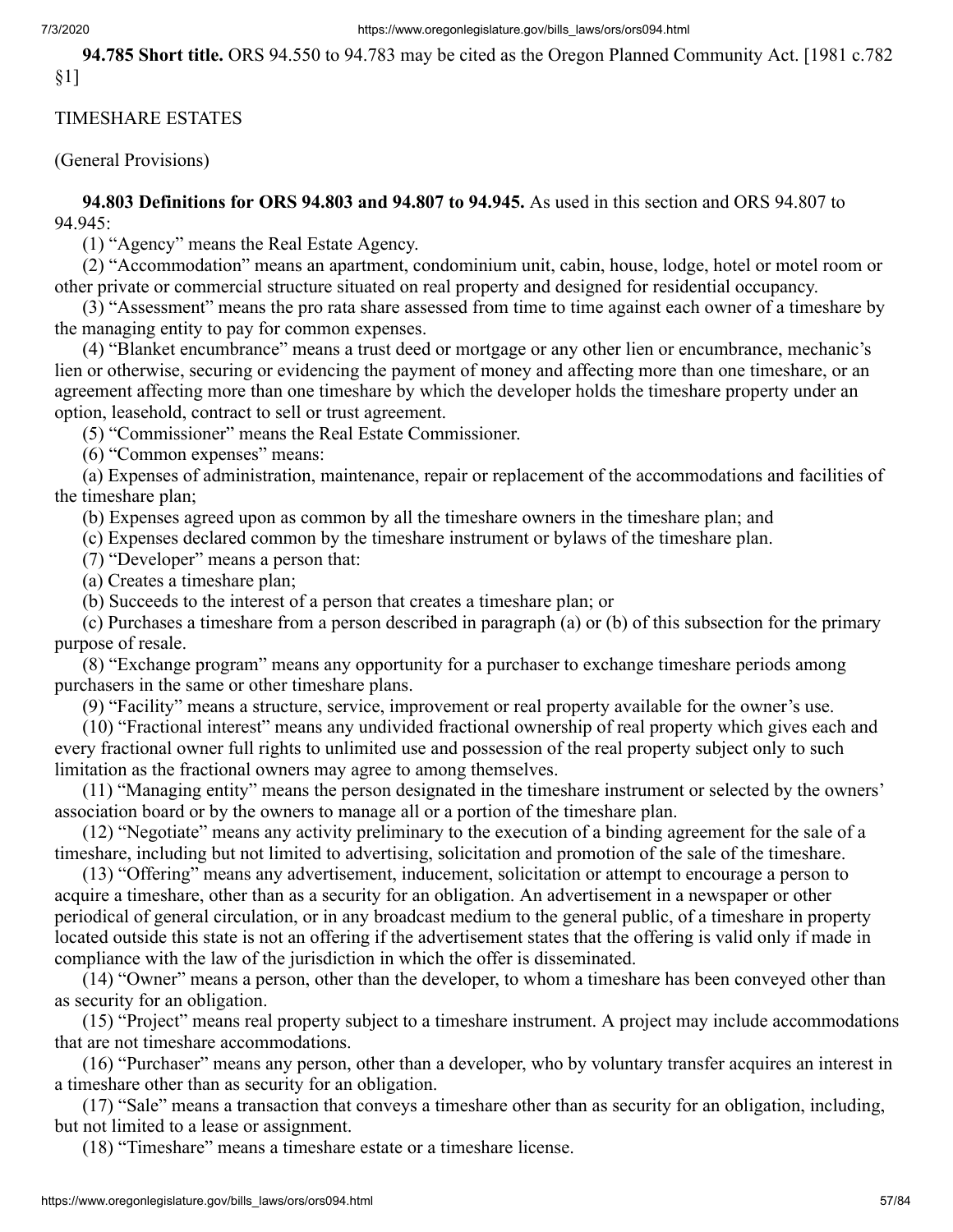**94.785 Short title.** ORS 94.550 to 94.783 may be cited as the Oregon Planned Community Act. [1981 c.782 §1]

TIMESHARE ESTATES

(General Provisions)

**94.803 Definitions for ORS 94.803 and 94.807 to 94.945.** As used in this section and ORS 94.807 to 94.945:

(1) "Agency" means the Real Estate Agency.

(2) "Accommodation" means an apartment, condominium unit, cabin, house, lodge, hotel or motel room or other private or commercial structure situated on real property and designed for residential occupancy.

(3) "Assessment" means the pro rata share assessed from time to time against each owner of a timeshare by the managing entity to pay for common expenses.

(4) "Blanket encumbrance" means a trust deed or mortgage or any other lien or encumbrance, mechanic's lien or otherwise, securing or evidencing the payment of money and affecting more than one timeshare, or an agreement affecting more than one timeshare by which the developer holds the timeshare property under an option, leasehold, contract to sell or trust agreement.

(5) "Commissioner" means the Real Estate Commissioner.

(6) "Common expenses" means:

(a) Expenses of administration, maintenance, repair or replacement of the accommodations and facilities of the timeshare plan;

(b) Expenses agreed upon as common by all the timeshare owners in the timeshare plan; and

(c) Expenses declared common by the timeshare instrument or bylaws of the timeshare plan.

(7) "Developer" means a person that:

(a) Creates a timeshare plan;

(b) Succeeds to the interest of a person that creates a timeshare plan; or

(c) Purchases a timeshare from a person described in paragraph (a) or (b) of this subsection for the primary purpose of resale.

(8) "Exchange program" means any opportunity for a purchaser to exchange timeshare periods among purchasers in the same or other timeshare plans.

(9) "Facility" means a structure, service, improvement or real property available for the owner's use.

(10) "Fractional interest" means any undivided fractional ownership of real property which gives each and every fractional owner full rights to unlimited use and possession of the real property subject only to such limitation as the fractional owners may agree to among themselves.

(11) "Managing entity" means the person designated in the timeshare instrument or selected by the owners' association board or by the owners to manage all or a portion of the timeshare plan.

(12) "Negotiate" means any activity preliminary to the execution of a binding agreement for the sale of a timeshare, including but not limited to advertising, solicitation and promotion of the sale of the timeshare.

(13) "Offering" means any advertisement, inducement, solicitation or attempt to encourage a person to acquire a timeshare, other than as a security for an obligation. An advertisement in a newspaper or other periodical of general circulation, or in any broadcast medium to the general public, of a timeshare in property located outside this state is not an offering if the advertisement states that the offering is valid only if made in compliance with the law of the jurisdiction in which the offer is disseminated.

(14) "Owner" means a person, other than the developer, to whom a timeshare has been conveyed other than as security for an obligation.

(15) "Project" means real property subject to a timeshare instrument. A project may include accommodations that are not timeshare accommodations.

(16) "Purchaser" means any person, other than a developer, who by voluntary transfer acquires an interest in a timeshare other than as security for an obligation.

(17) "Sale" means a transaction that conveys a timeshare other than as security for an obligation, including, but not limited to a lease or assignment.

(18) "Timeshare" means a timeshare estate or a timeshare license.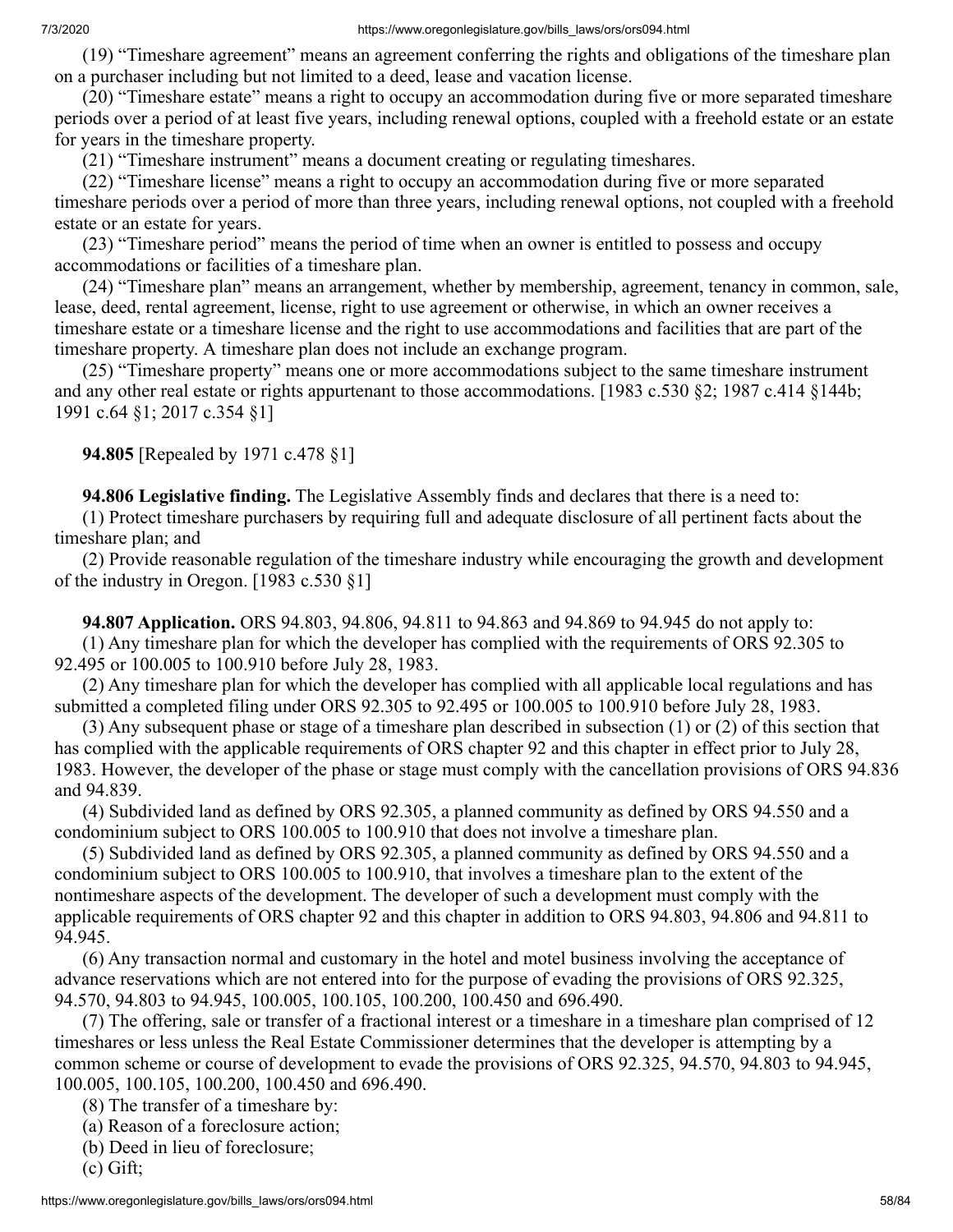(19) "Timeshare agreement" means an agreement conferring the rights and obligations of the timeshare plan on a purchaser including but not limited to a deed, lease and vacation license.

(20) "Timeshare estate" means a right to occupy an accommodation during five or more separated timeshare periods over a period of at least five years, including renewal options, coupled with a freehold estate or an estate for years in the timeshare property.

(21) "Timeshare instrument" means a document creating or regulating timeshares.

(22) "Timeshare license" means a right to occupy an accommodation during five or more separated timeshare periods over a period of more than three years, including renewal options, not coupled with a freehold estate or an estate for years.

(23) "Timeshare period" means the period of time when an owner is entitled to possess and occupy accommodations or facilities of a timeshare plan.

(24) "Timeshare plan" means an arrangement, whether by membership, agreement, tenancy in common, sale, lease, deed, rental agreement, license, right to use agreement or otherwise, in which an owner receives a timeshare estate or a timeshare license and the right to use accommodations and facilities that are part of the timeshare property. A timeshare plan does not include an exchange program.

(25) "Timeshare property" means one or more accommodations subject to the same timeshare instrument and any other real estate or rights appurtenant to those accommodations. [1983 c.530 §2; 1987 c.414 §144b; 1991 c.64 §1; 2017 c.354 §1]

**94.805** [Repealed by 1971 c.478 §1]

**94.806 Legislative finding.** The Legislative Assembly finds and declares that there is a need to:

(1) Protect timeshare purchasers by requiring full and adequate disclosure of all pertinent facts about the timeshare plan; and

(2) Provide reasonable regulation of the timeshare industry while encouraging the growth and development of the industry in Oregon. [1983 c.530 §1]

**94.807 Application.** ORS 94.803, 94.806, 94.811 to 94.863 and 94.869 to 94.945 do not apply to:

(1) Any timeshare plan for which the developer has complied with the requirements of ORS 92.305 to 92.495 or 100.005 to 100.910 before July 28, 1983.

(2) Any timeshare plan for which the developer has complied with all applicable local regulations and has submitted a completed filing under ORS 92.305 to 92.495 or 100.005 to 100.910 before July 28, 1983.

(3) Any subsequent phase or stage of a timeshare plan described in subsection (1) or (2) of this section that has complied with the applicable requirements of ORS chapter 92 and this chapter in effect prior to July 28, 1983. However, the developer of the phase or stage must comply with the cancellation provisions of ORS 94.836 and 94.839.

(4) Subdivided land as defined by ORS 92.305, a planned community as defined by ORS 94.550 and a condominium subject to ORS 100.005 to 100.910 that does not involve a timeshare plan.

(5) Subdivided land as defined by ORS 92.305, a planned community as defined by ORS 94.550 and a condominium subject to ORS 100.005 to 100.910, that involves a timeshare plan to the extent of the nontimeshare aspects of the development. The developer of such a development must comply with the applicable requirements of ORS chapter 92 and this chapter in addition to ORS 94.803, 94.806 and 94.811 to 94.945.

(6) Any transaction normal and customary in the hotel and motel business involving the acceptance of advance reservations which are not entered into for the purpose of evading the provisions of ORS 92.325, 94.570, 94.803 to 94.945, 100.005, 100.105, 100.200, 100.450 and 696.490.

(7) The offering, sale or transfer of a fractional interest or a timeshare in a timeshare plan comprised of 12 timeshares or less unless the Real Estate Commissioner determines that the developer is attempting by a common scheme or course of development to evade the provisions of ORS 92.325, 94.570, 94.803 to 94.945, 100.005, 100.105, 100.200, 100.450 and 696.490.

(8) The transfer of a timeshare by:

(a) Reason of a foreclosure action;

(b) Deed in lieu of foreclosure;

(c) Gift;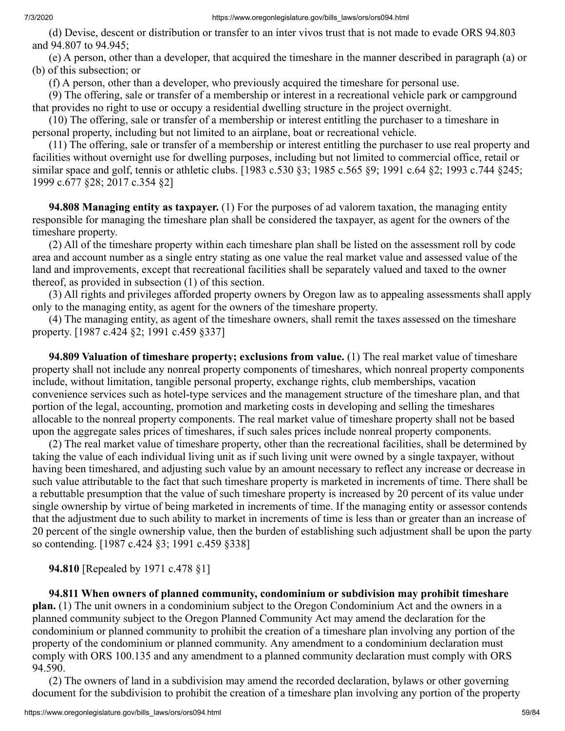(d) Devise, descent or distribution or transfer to an inter vivos trust that is not made to evade ORS 94.803 and 94.807 to 94.945;

(e) A person, other than a developer, that acquired the timeshare in the manner described in paragraph (a) or (b) of this subsection; or

(f) A person, other than a developer, who previously acquired the timeshare for personal use.

(9) The offering, sale or transfer of a membership or interest in a recreational vehicle park or campground that provides no right to use or occupy a residential dwelling structure in the project overnight.

(10) The offering, sale or transfer of a membership or interest entitling the purchaser to a timeshare in personal property, including but not limited to an airplane, boat or recreational vehicle.

(11) The offering, sale or transfer of a membership or interest entitling the purchaser to use real property and facilities without overnight use for dwelling purposes, including but not limited to commercial office, retail or similar space and golf, tennis or athletic clubs. [1983 c.530 §3; 1985 c.565 §9; 1991 c.64 §2; 1993 c.744 §245; 1999 c.677 §28; 2017 c.354 §2]

**94.808 Managing entity as taxpayer.** (1) For the purposes of ad valorem taxation, the managing entity responsible for managing the timeshare plan shall be considered the taxpayer, as agent for the owners of the timeshare property.

(2) All of the timeshare property within each timeshare plan shall be listed on the assessment roll by code area and account number as a single entry stating as one value the real market value and assessed value of the land and improvements, except that recreational facilities shall be separately valued and taxed to the owner thereof, as provided in subsection (1) of this section.

(3) All rights and privileges afforded property owners by Oregon law as to appealing assessments shall apply only to the managing entity, as agent for the owners of the timeshare property.

(4) The managing entity, as agent of the timeshare owners, shall remit the taxes assessed on the timeshare property. [1987 c.424 §2; 1991 c.459 §337]

**94.809 Valuation of timeshare property; exclusions from value.** (1) The real market value of timeshare property shall not include any nonreal property components of timeshares, which nonreal property components include, without limitation, tangible personal property, exchange rights, club memberships, vacation convenience services such as hotel-type services and the management structure of the timeshare plan, and that portion of the legal, accounting, promotion and marketing costs in developing and selling the timeshares allocable to the nonreal property components. The real market value of timeshare property shall not be based upon the aggregate sales prices of timeshares, if such sales prices include nonreal property components.

(2) The real market value of timeshare property, other than the recreational facilities, shall be determined by taking the value of each individual living unit as if such living unit were owned by a single taxpayer, without having been timeshared, and adjusting such value by an amount necessary to reflect any increase or decrease in such value attributable to the fact that such timeshare property is marketed in increments of time. There shall be a rebuttable presumption that the value of such timeshare property is increased by 20 percent of its value under single ownership by virtue of being marketed in increments of time. If the managing entity or assessor contends that the adjustment due to such ability to market in increments of time is less than or greater than an increase of 20 percent of the single ownership value, then the burden of establishing such adjustment shall be upon the party so contending. [1987 c.424 §3; 1991 c.459 §338]

**94.810** [Repealed by 1971 c.478 §1]

**94.811 When owners of planned community, condominium or subdivision may prohibit timeshare plan.** (1) The unit owners in a condominium subject to the Oregon Condominium Act and the owners in a planned community subject to the Oregon Planned Community Act may amend the declaration for the condominium or planned community to prohibit the creation of a timeshare plan involving any portion of the property of the condominium or planned community. Any amendment to a condominium declaration must comply with ORS 100.135 and any amendment to a planned community declaration must comply with ORS 94.590.

(2) The owners of land in a subdivision may amend the recorded declaration, bylaws or other governing document for the subdivision to prohibit the creation of a timeshare plan involving any portion of the property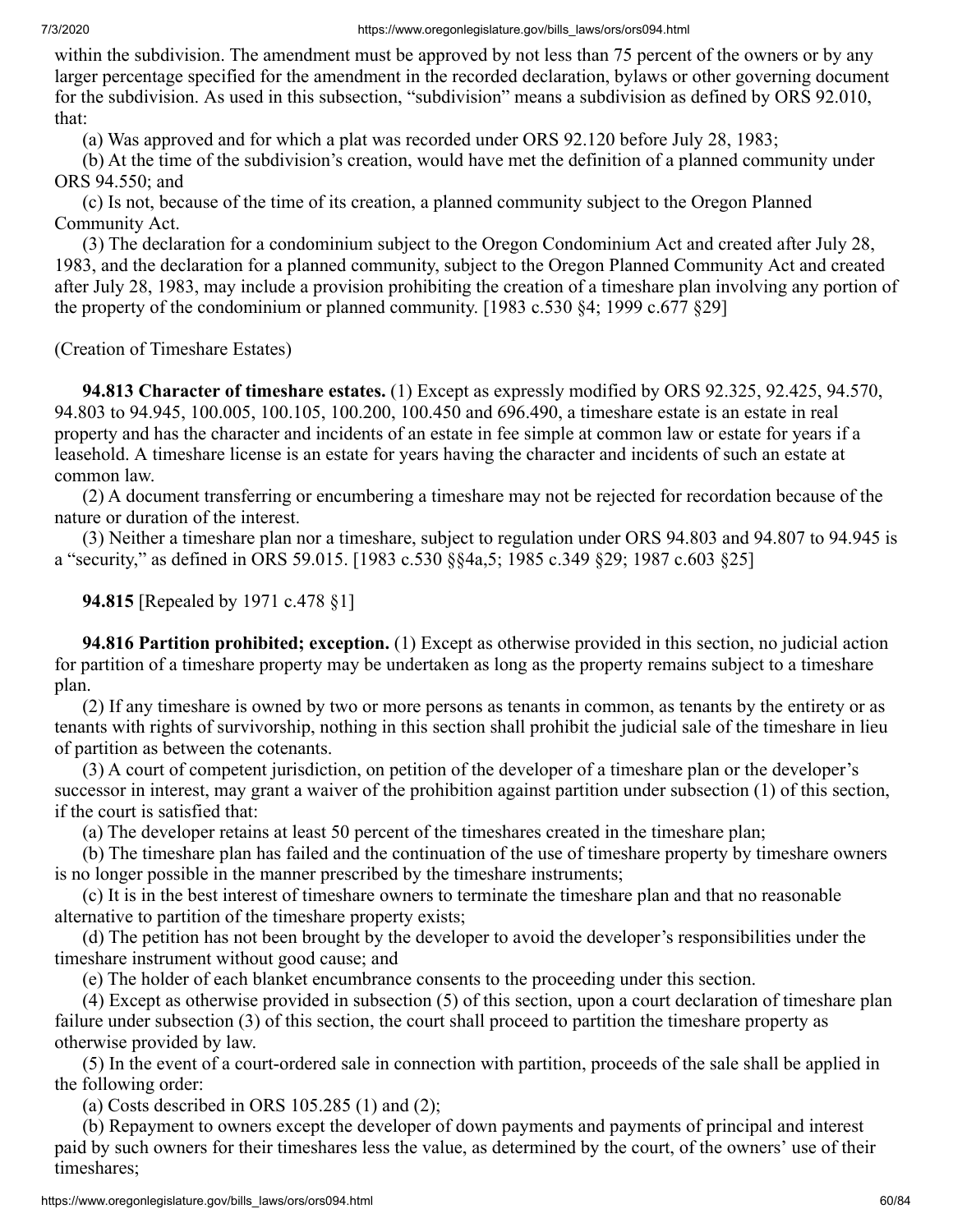within the subdivision. The amendment must be approved by not less than 75 percent of the owners or by any larger percentage specified for the amendment in the recorded declaration, bylaws or other governing document for the subdivision. As used in this subsection, "subdivision" means a subdivision as defined by ORS 92.010, that:

(a) Was approved and for which a plat was recorded under ORS 92.120 before July 28, 1983;

(b) At the time of the subdivision's creation, would have met the definition of a planned community under ORS 94.550; and

(c) Is not, because of the time of its creation, a planned community subject to the Oregon Planned Community Act.

(3) The declaration for a condominium subject to the Oregon Condominium Act and created after July 28, 1983, and the declaration for a planned community, subject to the Oregon Planned Community Act and created after July 28, 1983, may include a provision prohibiting the creation of a timeshare plan involving any portion of the property of the condominium or planned community. [1983 c.530 §4; 1999 c.677 §29]

(Creation of Timeshare Estates)

**94.813 Character of timeshare estates.** (1) Except as expressly modified by ORS 92.325, 92.425, 94.570, 94.803 to 94.945, 100.005, 100.105, 100.200, 100.450 and 696.490, a timeshare estate is an estate in real property and has the character and incidents of an estate in fee simple at common law or estate for years if a leasehold. A timeshare license is an estate for years having the character and incidents of such an estate at common law.

(2) A document transferring or encumbering a timeshare may not be rejected for recordation because of the nature or duration of the interest.

(3) Neither a timeshare plan nor a timeshare, subject to regulation under ORS 94.803 and 94.807 to 94.945 is a "security," as defined in ORS 59.015. [1983 c.530 §§4a,5; 1985 c.349 §29; 1987 c.603 §25]

**94.815** [Repealed by 1971 c.478 §1]

**94.816 Partition prohibited; exception.** (1) Except as otherwise provided in this section, no judicial action for partition of a timeshare property may be undertaken as long as the property remains subject to a timeshare plan.

(2) If any timeshare is owned by two or more persons as tenants in common, as tenants by the entirety or as tenants with rights of survivorship, nothing in this section shall prohibit the judicial sale of the timeshare in lieu of partition as between the cotenants.

(3) A court of competent jurisdiction, on petition of the developer of a timeshare plan or the developer's successor in interest, may grant a waiver of the prohibition against partition under subsection (1) of this section, if the court is satisfied that:

(a) The developer retains at least 50 percent of the timeshares created in the timeshare plan;

(b) The timeshare plan has failed and the continuation of the use of timeshare property by timeshare owners is no longer possible in the manner prescribed by the timeshare instruments;

(c) It is in the best interest of timeshare owners to terminate the timeshare plan and that no reasonable alternative to partition of the timeshare property exists;

(d) The petition has not been brought by the developer to avoid the developer's responsibilities under the timeshare instrument without good cause; and

(e) The holder of each blanket encumbrance consents to the proceeding under this section.

(4) Except as otherwise provided in subsection (5) of this section, upon a court declaration of timeshare plan failure under subsection (3) of this section, the court shall proceed to partition the timeshare property as otherwise provided by law.

(5) In the event of a court-ordered sale in connection with partition, proceeds of the sale shall be applied in the following order:

(a) Costs described in ORS 105.285 (1) and (2);

(b) Repayment to owners except the developer of down payments and payments of principal and interest paid by such owners for their timeshares less the value, as determined by the court, of the owners' use of their timeshares;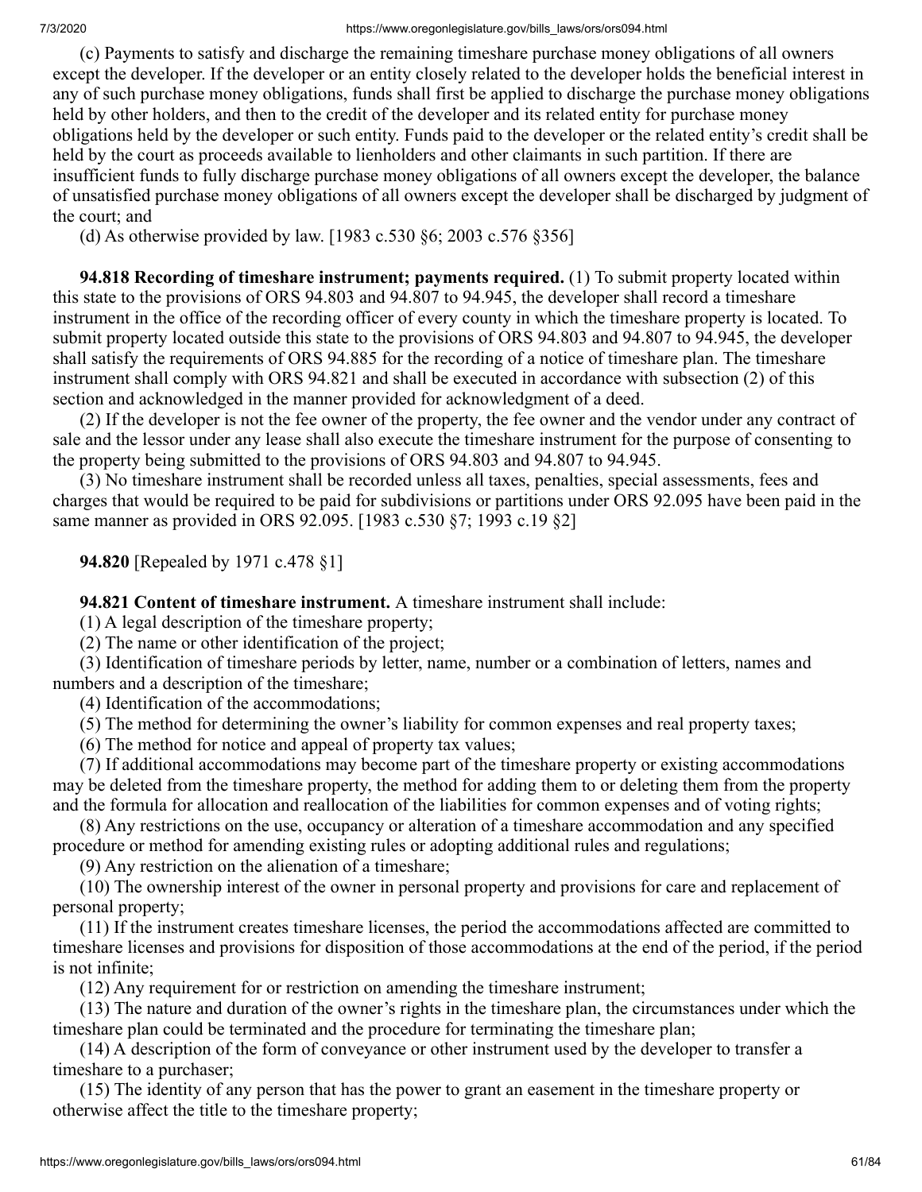(c) Payments to satisfy and discharge the remaining timeshare purchase money obligations of all owners except the developer. If the developer or an entity closely related to the developer holds the beneficial interest in any of such purchase money obligations, funds shall first be applied to discharge the purchase money obligations held by other holders, and then to the credit of the developer and its related entity for purchase money obligations held by the developer or such entity. Funds paid to the developer or the related entity's credit shall be held by the court as proceeds available to lienholders and other claimants in such partition. If there are insufficient funds to fully discharge purchase money obligations of all owners except the developer, the balance of unsatisfied purchase money obligations of all owners except the developer shall be discharged by judgment of the court; and

(d) As otherwise provided by law. [1983 c.530 §6; 2003 c.576 §356]

**94.818 Recording of timeshare instrument; payments required.** (1) To submit property located within this state to the provisions of ORS 94.803 and 94.807 to 94.945, the developer shall record a timeshare instrument in the office of the recording officer of every county in which the timeshare property is located. To submit property located outside this state to the provisions of ORS 94.803 and 94.807 to 94.945, the developer shall satisfy the requirements of ORS 94.885 for the recording of a notice of timeshare plan. The timeshare instrument shall comply with ORS 94.821 and shall be executed in accordance with subsection (2) of this section and acknowledged in the manner provided for acknowledgment of a deed.

(2) If the developer is not the fee owner of the property, the fee owner and the vendor under any contract of sale and the lessor under any lease shall also execute the timeshare instrument for the purpose of consenting to the property being submitted to the provisions of ORS 94.803 and 94.807 to 94.945.

(3) No timeshare instrument shall be recorded unless all taxes, penalties, special assessments, fees and charges that would be required to be paid for subdivisions or partitions under ORS 92.095 have been paid in the same manner as provided in ORS 92.095. [1983 c.530 §7; 1993 c.19 §2]

**94.820** [Repealed by 1971 c.478 §1]

**94.821 Content of timeshare instrument.** A timeshare instrument shall include:

(1) A legal description of the timeshare property;

(2) The name or other identification of the project;

(3) Identification of timeshare periods by letter, name, number or a combination of letters, names and numbers and a description of the timeshare;

(4) Identification of the accommodations;

(5) The method for determining the owner's liability for common expenses and real property taxes;

(6) The method for notice and appeal of property tax values;

(7) If additional accommodations may become part of the timeshare property or existing accommodations may be deleted from the timeshare property, the method for adding them to or deleting them from the property and the formula for allocation and reallocation of the liabilities for common expenses and of voting rights;

(8) Any restrictions on the use, occupancy or alteration of a timeshare accommodation and any specified procedure or method for amending existing rules or adopting additional rules and regulations;

(9) Any restriction on the alienation of a timeshare;

(10) The ownership interest of the owner in personal property and provisions for care and replacement of personal property;

(11) If the instrument creates timeshare licenses, the period the accommodations affected are committed to timeshare licenses and provisions for disposition of those accommodations at the end of the period, if the period is not infinite;

(12) Any requirement for or restriction on amending the timeshare instrument;

(13) The nature and duration of the owner's rights in the timeshare plan, the circumstances under which the timeshare plan could be terminated and the procedure for terminating the timeshare plan;

(14) A description of the form of conveyance or other instrument used by the developer to transfer a timeshare to a purchaser;

(15) The identity of any person that has the power to grant an easement in the timeshare property or otherwise affect the title to the timeshare property;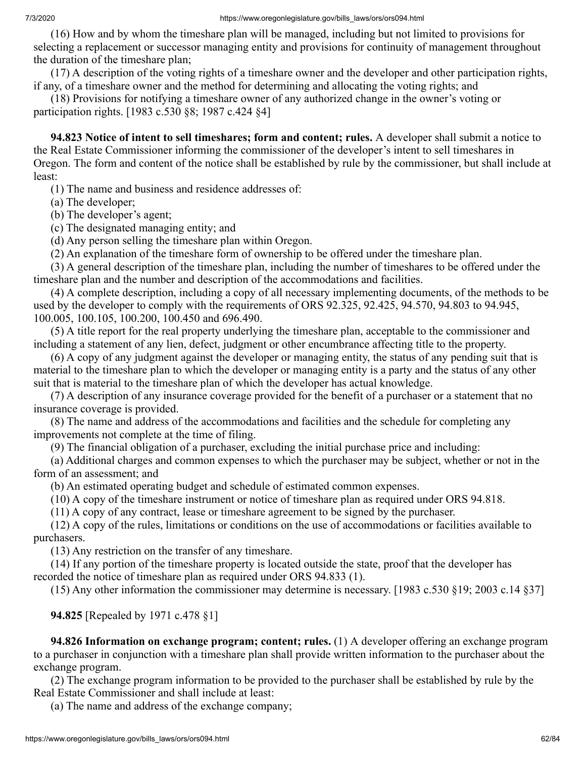(16) How and by whom the timeshare plan will be managed, including but not limited to provisions for selecting a replacement or successor managing entity and provisions for continuity of management throughout the duration of the timeshare plan;

(17) A description of the voting rights of a timeshare owner and the developer and other participation rights, if any, of a timeshare owner and the method for determining and allocating the voting rights; and

(18) Provisions for notifying a timeshare owner of any authorized change in the owner's voting or participation rights. [1983 c.530 §8; 1987 c.424 §4]

**94.823 Notice of intent to sell timeshares; form and content; rules.** A developer shall submit a notice to the Real Estate Commissioner informing the commissioner of the developer's intent to sell timeshares in Oregon. The form and content of the notice shall be established by rule by the commissioner, but shall include at least:

(1) The name and business and residence addresses of:

(a) The developer;

(b) The developer's agent;

(c) The designated managing entity; and

(d) Any person selling the timeshare plan within Oregon.

(2) An explanation of the timeshare form of ownership to be offered under the timeshare plan.

(3) A general description of the timeshare plan, including the number of timeshares to be offered under the timeshare plan and the number and description of the accommodations and facilities.

(4) A complete description, including a copy of all necessary implementing documents, of the methods to be used by the developer to comply with the requirements of ORS 92.325, 92.425, 94.570, 94.803 to 94.945, 100.005, 100.105, 100.200, 100.450 and 696.490.

(5) A title report for the real property underlying the timeshare plan, acceptable to the commissioner and including a statement of any lien, defect, judgment or other encumbrance affecting title to the property.

(6) A copy of any judgment against the developer or managing entity, the status of any pending suit that is material to the timeshare plan to which the developer or managing entity is a party and the status of any other suit that is material to the timeshare plan of which the developer has actual knowledge.

(7) A description of any insurance coverage provided for the benefit of a purchaser or a statement that no insurance coverage is provided.

(8) The name and address of the accommodations and facilities and the schedule for completing any improvements not complete at the time of filing.

(9) The financial obligation of a purchaser, excluding the initial purchase price and including:

(a) Additional charges and common expenses to which the purchaser may be subject, whether or not in the form of an assessment; and

(b) An estimated operating budget and schedule of estimated common expenses.

(10) A copy of the timeshare instrument or notice of timeshare plan as required under ORS 94.818.

(11) A copy of any contract, lease or timeshare agreement to be signed by the purchaser.

(12) A copy of the rules, limitations or conditions on the use of accommodations or facilities available to purchasers.

(13) Any restriction on the transfer of any timeshare.

(14) If any portion of the timeshare property is located outside the state, proof that the developer has recorded the notice of timeshare plan as required under ORS 94.833 (1).

(15) Any other information the commissioner may determine is necessary. [1983 c.530 §19; 2003 c.14 §37]

**94.825** [Repealed by 1971 c.478 §1]

**94.826 Information on exchange program; content; rules.** (1) A developer offering an exchange program to a purchaser in conjunction with a timeshare plan shall provide written information to the purchaser about the exchange program.

(2) The exchange program information to be provided to the purchaser shall be established by rule by the Real Estate Commissioner and shall include at least:

(a) The name and address of the exchange company;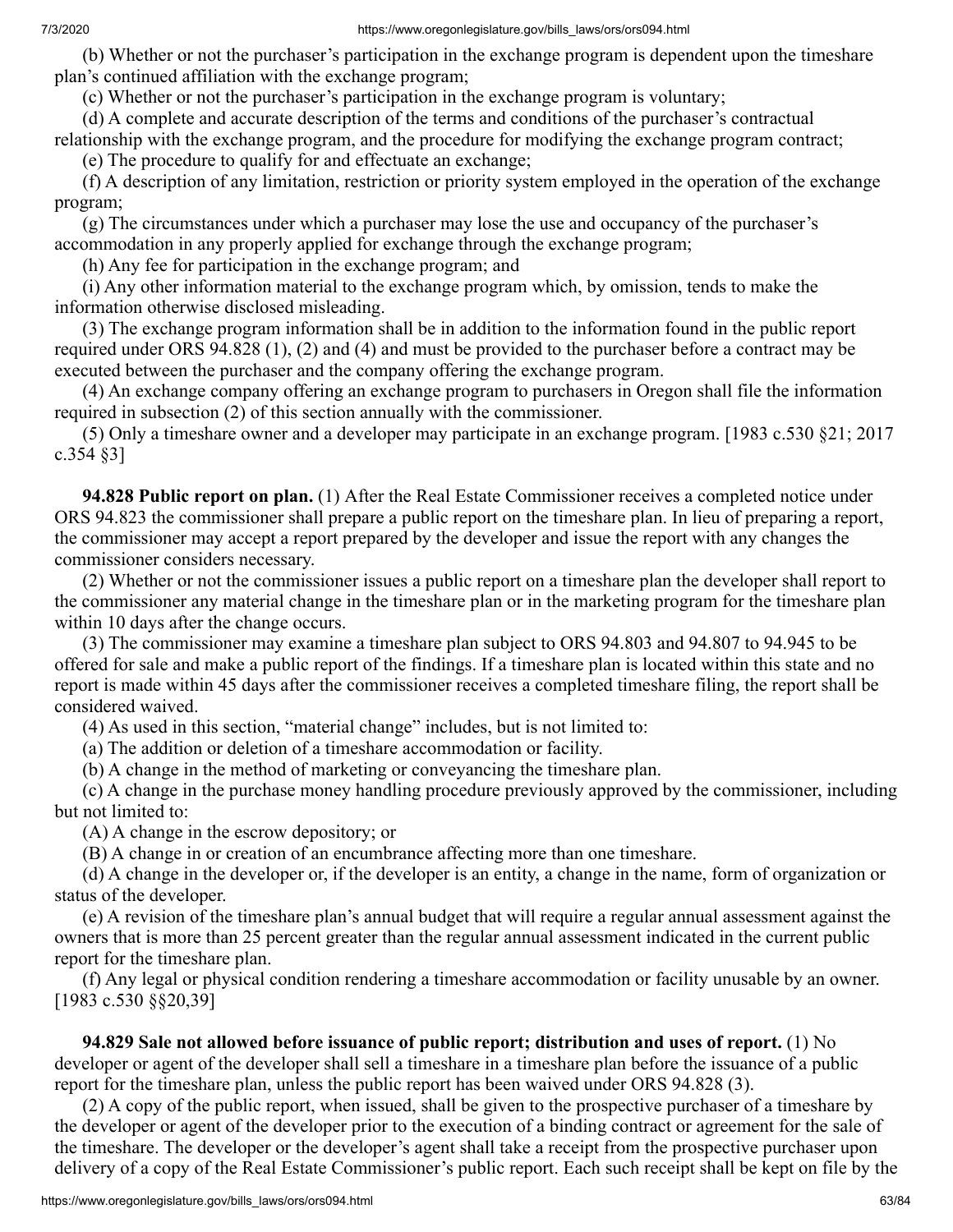(b) Whether or not the purchaser's participation in the exchange program is dependent upon the timeshare plan's continued affiliation with the exchange program;

(c) Whether or not the purchaser's participation in the exchange program is voluntary;

(d) A complete and accurate description of the terms and conditions of the purchaser's contractual relationship with the exchange program, and the procedure for modifying the exchange program contract;

(e) The procedure to qualify for and effectuate an exchange;

(f) A description of any limitation, restriction or priority system employed in the operation of the exchange program;

(g) The circumstances under which a purchaser may lose the use and occupancy of the purchaser's accommodation in any properly applied for exchange through the exchange program;

(h) Any fee for participation in the exchange program; and

(i) Any other information material to the exchange program which, by omission, tends to make the information otherwise disclosed misleading.

(3) The exchange program information shall be in addition to the information found in the public report required under ORS 94.828 (1), (2) and (4) and must be provided to the purchaser before a contract may be executed between the purchaser and the company offering the exchange program.

(4) An exchange company offering an exchange program to purchasers in Oregon shall file the information required in subsection (2) of this section annually with the commissioner.

(5) Only a timeshare owner and a developer may participate in an exchange program. [1983 c.530 §21; 2017 c.354 §3]

**94.828 Public report on plan.** (1) After the Real Estate Commissioner receives a completed notice under ORS 94.823 the commissioner shall prepare a public report on the timeshare plan. In lieu of preparing a report, the commissioner may accept a report prepared by the developer and issue the report with any changes the commissioner considers necessary.

(2) Whether or not the commissioner issues a public report on a timeshare plan the developer shall report to the commissioner any material change in the timeshare plan or in the marketing program for the timeshare plan within 10 days after the change occurs.

(3) The commissioner may examine a timeshare plan subject to ORS 94.803 and 94.807 to 94.945 to be offered for sale and make a public report of the findings. If a timeshare plan is located within this state and no report is made within 45 days after the commissioner receives a completed timeshare filing, the report shall be considered waived.

(4) As used in this section, "material change" includes, but is not limited to:

(a) The addition or deletion of a timeshare accommodation or facility.

(b) A change in the method of marketing or conveyancing the timeshare plan.

(c) A change in the purchase money handling procedure previously approved by the commissioner, including but not limited to:

(A) A change in the escrow depository; or

(B) A change in or creation of an encumbrance affecting more than one timeshare.

(d) A change in the developer or, if the developer is an entity, a change in the name, form of organization or status of the developer.

(e) A revision of the timeshare plan's annual budget that will require a regular annual assessment against the owners that is more than 25 percent greater than the regular annual assessment indicated in the current public report for the timeshare plan.

(f) Any legal or physical condition rendering a timeshare accommodation or facility unusable by an owner. [1983 c.530 §§20,39]

**94.829 Sale not allowed before issuance of public report; distribution and uses of report.** (1) No developer or agent of the developer shall sell a timeshare in a timeshare plan before the issuance of a public report for the timeshare plan, unless the public report has been waived under ORS 94.828 (3).

(2) A copy of the public report, when issued, shall be given to the prospective purchaser of a timeshare by the developer or agent of the developer prior to the execution of a binding contract or agreement for the sale of the timeshare. The developer or the developer's agent shall take a receipt from the prospective purchaser upon delivery of a copy of the Real Estate Commissioner's public report. Each such receipt shall be kept on file by the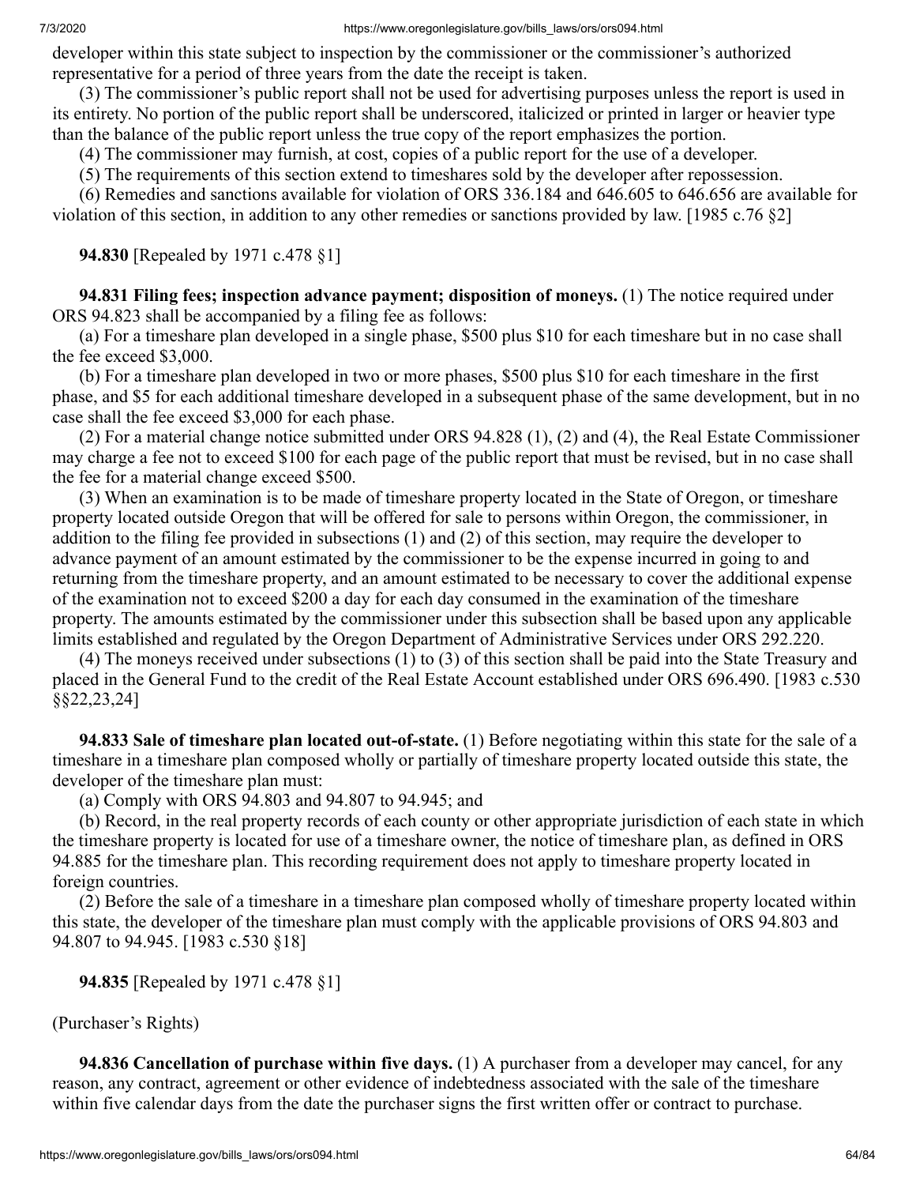developer within this state subject to inspection by the commissioner or the commissioner's authorized representative for a period of three years from the date the receipt is taken.

(3) The commissioner's public report shall not be used for advertising purposes unless the report is used in its entirety. No portion of the public report shall be underscored, italicized or printed in larger or heavier type than the balance of the public report unless the true copy of the report emphasizes the portion.

(4) The commissioner may furnish, at cost, copies of a public report for the use of a developer.

(5) The requirements of this section extend to timeshares sold by the developer after repossession.

(6) Remedies and sanctions available for violation of ORS 336.184 and 646.605 to 646.656 are available for violation of this section, in addition to any other remedies or sanctions provided by law. [1985 c.76 §2]

**94.830** [Repealed by 1971 c.478 §1]

**94.831 Filing fees; inspection advance payment; disposition of moneys.** (1) The notice required under ORS 94.823 shall be accompanied by a filing fee as follows:

(a) For a timeshare plan developed in a single phase, $500 plus $10 for each timeshare but in no case shall the fee exceed $3,000.

(b) For a timeshare plan developed in two or more phases, $500 plus $10 for each timeshare in the first phase, and $5 for each additional timeshare developed in a subsequent phase of the same development, but in no case shall the fee exceed $3,000 for each phase.

(2) For a material change notice submitted under ORS 94.828 (1), (2) and (4), the Real Estate Commissioner may charge a fee not to exceed $100 for each page of the public report that must be revised, but in no case shall the fee for a material change exceed $500.

(3) When an examination is to be made of timeshare property located in the State of Oregon, or timeshare property located outside Oregon that will be offered for sale to persons within Oregon, the commissioner, in addition to the filing fee provided in subsections (1) and (2) of this section, may require the developer to advance payment of an amount estimated by the commissioner to be the expense incurred in going to and returning from the timeshare property, and an amount estimated to be necessary to cover the additional expense of the examination not to exceed $200 a day for each day consumed in the examination of the timeshare property. The amounts estimated by the commissioner under this subsection shall be based upon any applicable limits established and regulated by the Oregon Department of Administrative Services under ORS 292.220.

(4) The moneys received under subsections (1) to (3) of this section shall be paid into the State Treasury and placed in the General Fund to the credit of the Real Estate Account established under ORS 696.490. [1983 c.530 §§22,23,24]

**94.833 Sale of timeshare plan located out-of-state.** (1) Before negotiating within this state for the sale of a timeshare in a timeshare plan composed wholly or partially of timeshare property located outside this state, the developer of the timeshare plan must:

(a) Comply with ORS 94.803 and 94.807 to 94.945; and

(b) Record, in the real property records of each county or other appropriate jurisdiction of each state in which the timeshare property is located for use of a timeshare owner, the notice of timeshare plan, as defined in ORS 94.885 for the timeshare plan. This recording requirement does not apply to timeshare property located in foreign countries.

(2) Before the sale of a timeshare in a timeshare plan composed wholly of timeshare property located within this state, the developer of the timeshare plan must comply with the applicable provisions of ORS 94.803 and 94.807 to 94.945. [1983 c.530 §18]

**94.835** [Repealed by 1971 c.478 §1]

(Purchaser's Rights)

**94.836 Cancellation of purchase within five days.** (1) A purchaser from a developer may cancel, for any reason, any contract, agreement or other evidence of indebtedness associated with the sale of the timeshare within five calendar days from the date the purchaser signs the first written offer or contract to purchase.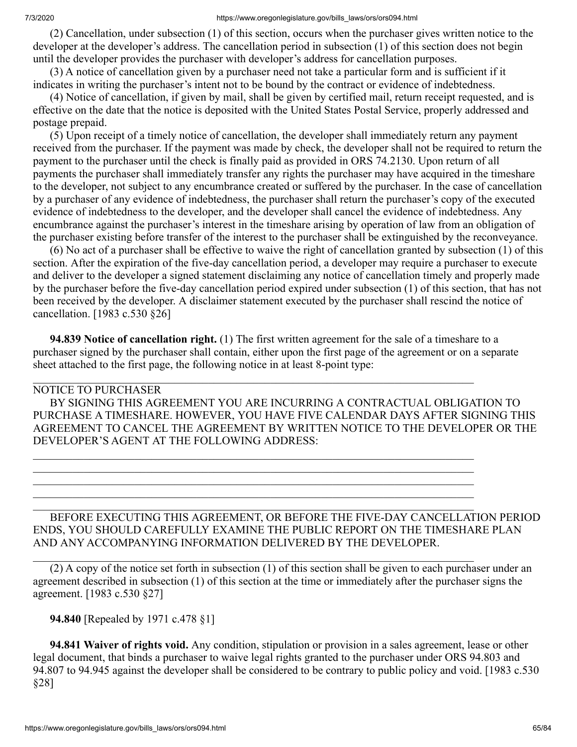(2) Cancellation, under subsection (1) of this section, occurs when the purchaser gives written notice to the developer at the developer's address. The cancellation period in subsection (1) of this section does not begin until the developer provides the purchaser with developer's address for cancellation purposes.

(3) A notice of cancellation given by a purchaser need not take a particular form and is sufficient if it indicates in writing the purchaser's intent not to be bound by the contract or evidence of indebtedness.

(4) Notice of cancellation, if given by mail, shall be given by certified mail, return receipt requested, and is effective on the date that the notice is deposited with the United States Postal Service, properly addressed and postage prepaid.

(5) Upon receipt of a timely notice of cancellation, the developer shall immediately return any payment received from the purchaser. If the payment was made by check, the developer shall not be required to return the payment to the purchaser until the check is finally paid as provided in ORS 74.2130. Upon return of all payments the purchaser shall immediately transfer any rights the purchaser may have acquired in the timeshare to the developer, not subject to any encumbrance created or suffered by the purchaser. In the case of cancellation by a purchaser of any evidence of indebtedness, the purchaser shall return the purchaser's copy of the executed evidence of indebtedness to the developer, and the developer shall cancel the evidence of indebtedness. Any encumbrance against the purchaser's interest in the timeshare arising by operation of law from an obligation of the purchaser existing before transfer of the interest to the purchaser shall be extinguished by the reconveyance.

(6) No act of a purchaser shall be effective to waive the right of cancellation granted by subsection (1) of this section. After the expiration of the five-day cancellation period, a developer may require a purchaser to execute and deliver to the developer a signed statement disclaiming any notice of cancellation timely and properly made by the purchaser before the five-day cancellation period expired under subsection (1) of this section, that has not been received by the developer. A disclaimer statement executed by the purchaser shall rescind the notice of cancellation. [1983 c.530 §26]

**94.839 Notice of cancellation right.** (1) The first written agreement for the sale of a timeshare to a purchaser signed by the purchaser shall contain, either upon the first page of the agreement or on a separate sheet attached to the first page, the following notice in at least 8-point type:

______________________________________________________________________________

NOTICE TO PURCHASER

BY SIGNING THIS AGREEMENT YOU ARE INCURRING A CONTRACTUAL OBLIGATION TO PURCHASE A TIMESHARE. HOWEVER, YOU HAVE FIVE CALENDAR DAYS AFTER SIGNING THIS AGREEMENT TO CANCEL THE AGREEMENT BY WRITTEN NOTICE TO THE DEVELOPER OR THE DEVELOPER'S AGENT AT THE FOLLOWING ADDRESS:

______________________________________________________________________________

______________________________________________________________________________

______________________________________________________________________________

______________________________________________________________________________

______________________________________________________________________________

BEFORE EXECUTING THIS AGREEMENT, OR BEFORE THE FIVE-DAY CANCELLATION PERIOD ENDS, YOU SHOULD CAREFULLY EXAMINE THE PUBLIC REPORT ON THE TIMESHARE PLAN AND ANY ACCOMPANYING INFORMATION DELIVERED BY THE DEVELOPER.

______________________________________________________________________________

(2) A copy of the notice set forth in subsection (1) of this section shall be given to each purchaser under an agreement described in subsection (1) of this section at the time or immediately after the purchaser signs the agreement. [1983 c.530 §27]

**94.840** [Repealed by 1971 c.478 §1]

**94.841 Waiver of rights void.** Any condition, stipulation or provision in a sales agreement, lease or other legal document, that binds a purchaser to waive legal rights granted to the purchaser under ORS 94.803 and 94.807 to 94.945 against the developer shall be considered to be contrary to public policy and void. [1983 c.530 §28]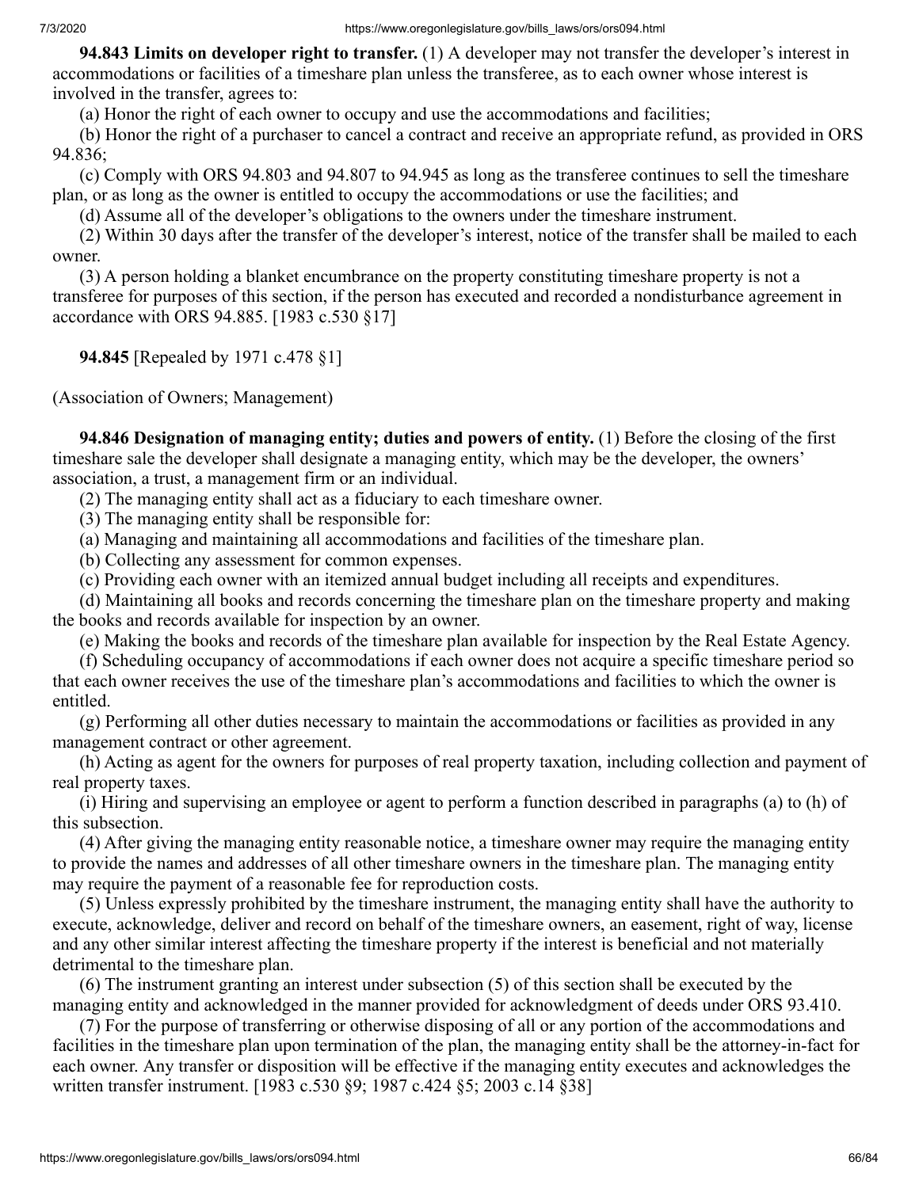**94.843 Limits on developer right to transfer.** (1) A developer may not transfer the developer's interest in accommodations or facilities of a timeshare plan unless the transferee, as to each owner whose interest is involved in the transfer, agrees to:

(a) Honor the right of each owner to occupy and use the accommodations and facilities;

(b) Honor the right of a purchaser to cancel a contract and receive an appropriate refund, as provided in ORS 94.836;

(c) Comply with ORS 94.803 and 94.807 to 94.945 as long as the transferee continues to sell the timeshare plan, or as long as the owner is entitled to occupy the accommodations or use the facilities; and

(d) Assume all of the developer's obligations to the owners under the timeshare instrument.

(2) Within 30 days after the transfer of the developer's interest, notice of the transfer shall be mailed to each owner.

(3) A person holding a blanket encumbrance on the property constituting timeshare property is not a transferee for purposes of this section, if the person has executed and recorded a nondisturbance agreement in accordance with ORS 94.885. [1983 c.530 §17]

**94.845** [Repealed by 1971 c.478 §1]

(Association of Owners; Management)

**94.846 Designation of managing entity; duties and powers of entity.** (1) Before the closing of the first timeshare sale the developer shall designate a managing entity, which may be the developer, the owners' association, a trust, a management firm or an individual.

(2) The managing entity shall act as a fiduciary to each timeshare owner.

(3) The managing entity shall be responsible for:

(a) Managing and maintaining all accommodations and facilities of the timeshare plan.

(b) Collecting any assessment for common expenses.

(c) Providing each owner with an itemized annual budget including all receipts and expenditures.

(d) Maintaining all books and records concerning the timeshare plan on the timeshare property and making the books and records available for inspection by an owner.

(e) Making the books and records of the timeshare plan available for inspection by the Real Estate Agency.

(f) Scheduling occupancy of accommodations if each owner does not acquire a specific timeshare period so that each owner receives the use of the timeshare plan's accommodations and facilities to which the owner is entitled.

(g) Performing all other duties necessary to maintain the accommodations or facilities as provided in any management contract or other agreement.

(h) Acting as agent for the owners for purposes of real property taxation, including collection and payment of real property taxes.

(i) Hiring and supervising an employee or agent to perform a function described in paragraphs (a) to (h) of this subsection.

(4) After giving the managing entity reasonable notice, a timeshare owner may require the managing entity to provide the names and addresses of all other timeshare owners in the timeshare plan. The managing entity may require the payment of a reasonable fee for reproduction costs.

(5) Unless expressly prohibited by the timeshare instrument, the managing entity shall have the authority to execute, acknowledge, deliver and record on behalf of the timeshare owners, an easement, right of way, license and any other similar interest affecting the timeshare property if the interest is beneficial and not materially detrimental to the timeshare plan.

(6) The instrument granting an interest under subsection (5) of this section shall be executed by the managing entity and acknowledged in the manner provided for acknowledgment of deeds under ORS 93.410.

(7) For the purpose of transferring or otherwise disposing of all or any portion of the accommodations and facilities in the timeshare plan upon termination of the plan, the managing entity shall be the attorney-in-fact for each owner. Any transfer or disposition will be effective if the managing entity executes and acknowledges the written transfer instrument. [1983 c.530 §9; 1987 c.424 §5; 2003 c.14 §38]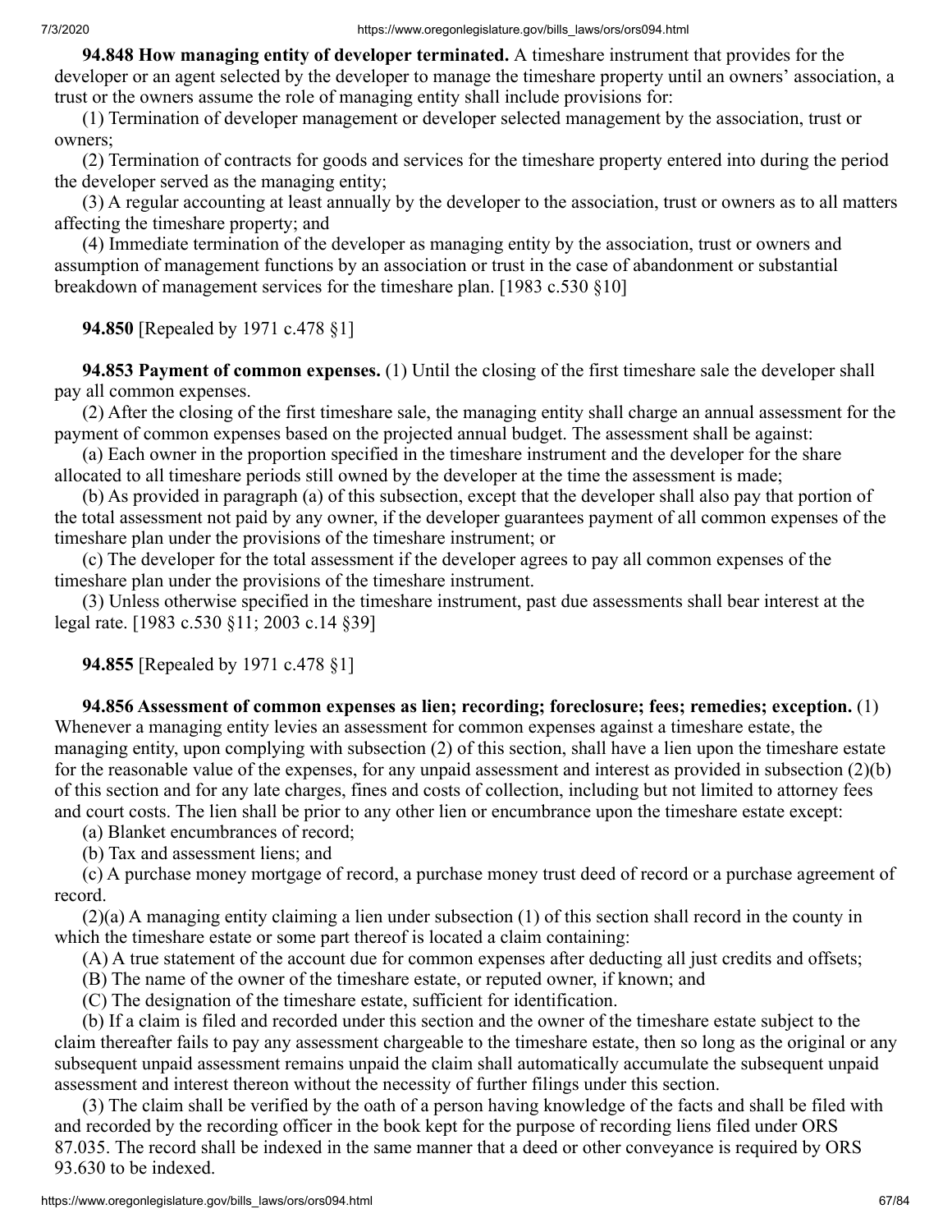**94.848 How managing entity of developer terminated.** A timeshare instrument that provides for the developer or an agent selected by the developer to manage the timeshare property until an owners' association, a trust or the owners assume the role of managing entity shall include provisions for:

(1) Termination of developer management or developer selected management by the association, trust or owners;

(2) Termination of contracts for goods and services for the timeshare property entered into during the period the developer served as the managing entity;

(3) A regular accounting at least annually by the developer to the association, trust or owners as to all matters affecting the timeshare property; and

(4) Immediate termination of the developer as managing entity by the association, trust or owners and assumption of management functions by an association or trust in the case of abandonment or substantial breakdown of management services for the timeshare plan. [1983 c.530 §10]

**94.850** [Repealed by 1971 c.478 §1]

**94.853 Payment of common expenses.** (1) Until the closing of the first timeshare sale the developer shall pay all common expenses.

(2) After the closing of the first timeshare sale, the managing entity shall charge an annual assessment for the payment of common expenses based on the projected annual budget. The assessment shall be against:

(a) Each owner in the proportion specified in the timeshare instrument and the developer for the share allocated to all timeshare periods still owned by the developer at the time the assessment is made;

(b) As provided in paragraph (a) of this subsection, except that the developer shall also pay that portion of the total assessment not paid by any owner, if the developer guarantees payment of all common expenses of the timeshare plan under the provisions of the timeshare instrument; or

(c) The developer for the total assessment if the developer agrees to pay all common expenses of the timeshare plan under the provisions of the timeshare instrument.

(3) Unless otherwise specified in the timeshare instrument, past due assessments shall bear interest at the legal rate. [1983 c.530 §11; 2003 c.14 §39]

**94.855** [Repealed by 1971 c.478 §1]

**94.856 Assessment of common expenses as lien; recording; foreclosure; fees; remedies; exception.** (1) Whenever a managing entity levies an assessment for common expenses against a timeshare estate, the managing entity, upon complying with subsection (2) of this section, shall have a lien upon the timeshare estate for the reasonable value of the expenses, for any unpaid assessment and interest as provided in subsection (2)(b) of this section and for any late charges, fines and costs of collection, including but not limited to attorney fees and court costs. The lien shall be prior to any other lien or encumbrance upon the timeshare estate except:

(a) Blanket encumbrances of record;

(b) Tax and assessment liens; and

(c) A purchase money mortgage of record, a purchase money trust deed of record or a purchase agreement of record.

(2)(a) A managing entity claiming a lien under subsection (1) of this section shall record in the county in which the timeshare estate or some part thereof is located a claim containing:

(A) A true statement of the account due for common expenses after deducting all just credits and offsets;

(B) The name of the owner of the timeshare estate, or reputed owner, if known; and

(C) The designation of the timeshare estate, sufficient for identification.

(b) If a claim is filed and recorded under this section and the owner of the timeshare estate subject to the claim thereafter fails to pay any assessment chargeable to the timeshare estate, then so long as the original or any subsequent unpaid assessment remains unpaid the claim shall automatically accumulate the subsequent unpaid assessment and interest thereon without the necessity of further filings under this section.

(3) The claim shall be verified by the oath of a person having knowledge of the facts and shall be filed with and recorded by the recording officer in the book kept for the purpose of recording liens filed under ORS 87.035. The record shall be indexed in the same manner that a deed or other conveyance is required by ORS 93.630 to be indexed.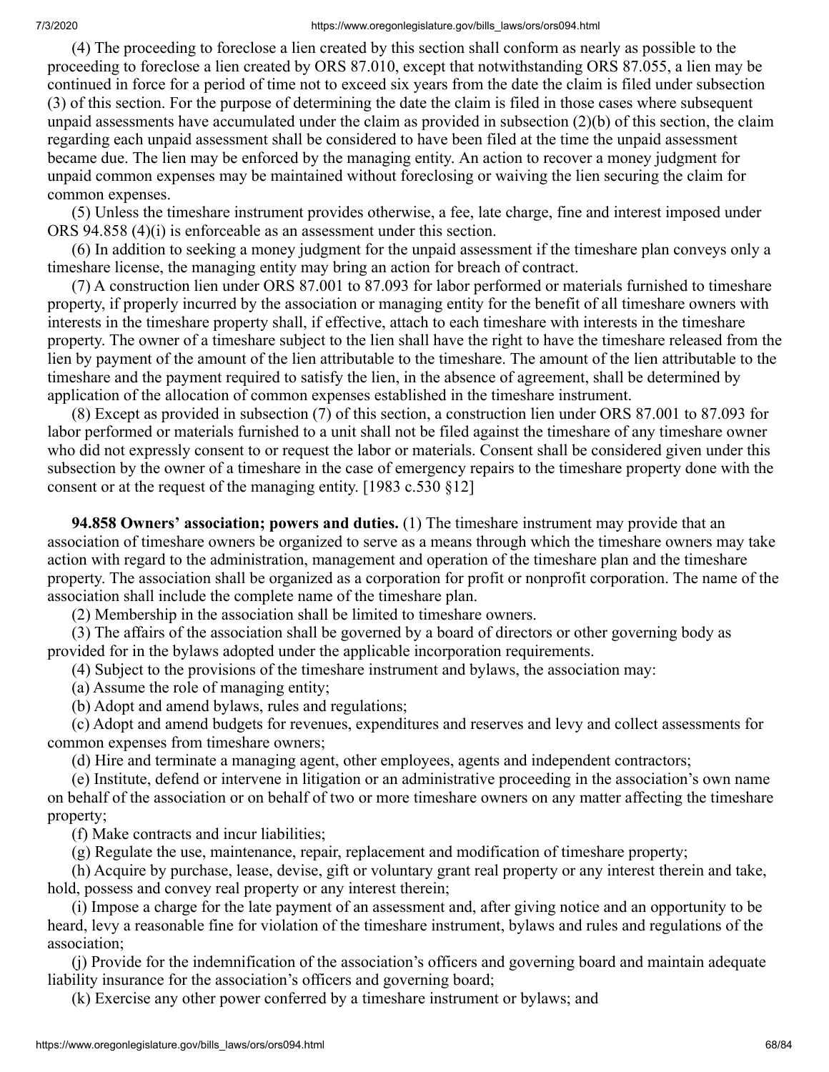(4) The proceeding to foreclose a lien created by this section shall conform as nearly as possible to the proceeding to foreclose a lien created by ORS 87.010, except that notwithstanding ORS 87.055, a lien may be continued in force for a period of time not to exceed six years from the date the claim is filed under subsection (3) of this section. For the purpose of determining the date the claim is filed in those cases where subsequent unpaid assessments have accumulated under the claim as provided in subsection (2)(b) of this section, the claim regarding each unpaid assessment shall be considered to have been filed at the time the unpaid assessment became due. The lien may be enforced by the managing entity. An action to recover a money judgment for unpaid common expenses may be maintained without foreclosing or waiving the lien securing the claim for common expenses.

(5) Unless the timeshare instrument provides otherwise, a fee, late charge, fine and interest imposed under ORS 94.858 (4)(i) is enforceable as an assessment under this section.

(6) In addition to seeking a money judgment for the unpaid assessment if the timeshare plan conveys only a timeshare license, the managing entity may bring an action for breach of contract.

(7) A construction lien under ORS 87.001 to 87.093 for labor performed or materials furnished to timeshare property, if properly incurred by the association or managing entity for the benefit of all timeshare owners with interests in the timeshare property shall, if effective, attach to each timeshare with interests in the timeshare property. The owner of a timeshare subject to the lien shall have the right to have the timeshare released from the lien by payment of the amount of the lien attributable to the timeshare. The amount of the lien attributable to the timeshare and the payment required to satisfy the lien, in the absence of agreement, shall be determined by application of the allocation of common expenses established in the timeshare instrument.

(8) Except as provided in subsection (7) of this section, a construction lien under ORS 87.001 to 87.093 for labor performed or materials furnished to a unit shall not be filed against the timeshare of any timeshare owner who did not expressly consent to or request the labor or materials. Consent shall be considered given under this subsection by the owner of a timeshare in the case of emergency repairs to the timeshare property done with the consent or at the request of the managing entity. [1983 c.530 §12]

**94.858 Owners' association; powers and duties.** (1) The timeshare instrument may provide that an association of timeshare owners be organized to serve as a means through which the timeshare owners may take action with regard to the administration, management and operation of the timeshare plan and the timeshare property. The association shall be organized as a corporation for profit or nonprofit corporation. The name of the association shall include the complete name of the timeshare plan.

(2) Membership in the association shall be limited to timeshare owners.

(3) The affairs of the association shall be governed by a board of directors or other governing body as provided for in the bylaws adopted under the applicable incorporation requirements.

(4) Subject to the provisions of the timeshare instrument and bylaws, the association may:

(a) Assume the role of managing entity;

(b) Adopt and amend bylaws, rules and regulations;

(c) Adopt and amend budgets for revenues, expenditures and reserves and levy and collect assessments for common expenses from timeshare owners;

(d) Hire and terminate a managing agent, other employees, agents and independent contractors;

(e) Institute, defend or intervene in litigation or an administrative proceeding in the association's own name on behalf of the association or on behalf of two or more timeshare owners on any matter affecting the timeshare property;

(f) Make contracts and incur liabilities;

(g) Regulate the use, maintenance, repair, replacement and modification of timeshare property;

(h) Acquire by purchase, lease, devise, gift or voluntary grant real property or any interest therein and take, hold, possess and convey real property or any interest therein;

(i) Impose a charge for the late payment of an assessment and, after giving notice and an opportunity to be heard, levy a reasonable fine for violation of the timeshare instrument, bylaws and rules and regulations of the association;

(j) Provide for the indemnification of the association's officers and governing board and maintain adequate liability insurance for the association's officers and governing board;

(k) Exercise any other power conferred by a timeshare instrument or bylaws; and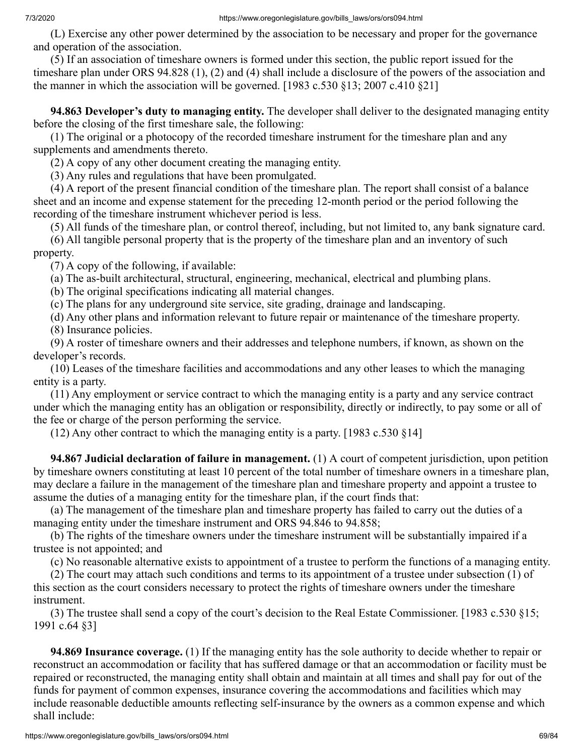(L) Exercise any other power determined by the association to be necessary and proper for the governance and operation of the association.

(5) If an association of timeshare owners is formed under this section, the public report issued for the timeshare plan under ORS 94.828 (1), (2) and (4) shall include a disclosure of the powers of the association and the manner in which the association will be governed. [1983 c.530 §13; 2007 c.410 §21]

**94.863 Developer's duty to managing entity.** The developer shall deliver to the designated managing entity before the closing of the first timeshare sale, the following:

(1) The original or a photocopy of the recorded timeshare instrument for the timeshare plan and any supplements and amendments thereto.

(2) A copy of any other document creating the managing entity.

(3) Any rules and regulations that have been promulgated.

(4) A report of the present financial condition of the timeshare plan. The report shall consist of a balance sheet and an income and expense statement for the preceding 12-month period or the period following the recording of the timeshare instrument whichever period is less.

(5) All funds of the timeshare plan, or control thereof, including, but not limited to, any bank signature card.

(6) All tangible personal property that is the property of the timeshare plan and an inventory of such property.

(7) A copy of the following, if available:

(a) The as-built architectural, structural, engineering, mechanical, electrical and plumbing plans.

(b) The original specifications indicating all material changes.

(c) The plans for any underground site service, site grading, drainage and landscaping.

(d) Any other plans and information relevant to future repair or maintenance of the timeshare property.

(8) Insurance policies.

(9) A roster of timeshare owners and their addresses and telephone numbers, if known, as shown on the developer's records.

(10) Leases of the timeshare facilities and accommodations and any other leases to which the managing entity is a party.

(11) Any employment or service contract to which the managing entity is a party and any service contract under which the managing entity has an obligation or responsibility, directly or indirectly, to pay some or all of the fee or charge of the person performing the service.

(12) Any other contract to which the managing entity is a party. [1983 c.530 §14]

**94.867 Judicial declaration of failure in management.** (1) A court of competent jurisdiction, upon petition by timeshare owners constituting at least 10 percent of the total number of timeshare owners in a timeshare plan, may declare a failure in the management of the timeshare plan and timeshare property and appoint a trustee to assume the duties of a managing entity for the timeshare plan, if the court finds that:

(a) The management of the timeshare plan and timeshare property has failed to carry out the duties of a managing entity under the timeshare instrument and ORS 94.846 to 94.858;

(b) The rights of the timeshare owners under the timeshare instrument will be substantially impaired if a trustee is not appointed; and

(c) No reasonable alternative exists to appointment of a trustee to perform the functions of a managing entity.

(2) The court may attach such conditions and terms to its appointment of a trustee under subsection (1) of this section as the court considers necessary to protect the rights of timeshare owners under the timeshare instrument.

(3) The trustee shall send a copy of the court's decision to the Real Estate Commissioner. [1983 c.530 §15; 1991 c.64 §3]

**94.869 Insurance coverage.** (1) If the managing entity has the sole authority to decide whether to repair or reconstruct an accommodation or facility that has suffered damage or that an accommodation or facility must be repaired or reconstructed, the managing entity shall obtain and maintain at all times and shall pay for out of the funds for payment of common expenses, insurance covering the accommodations and facilities which may include reasonable deductible amounts reflecting self-insurance by the owners as a common expense and which shall include: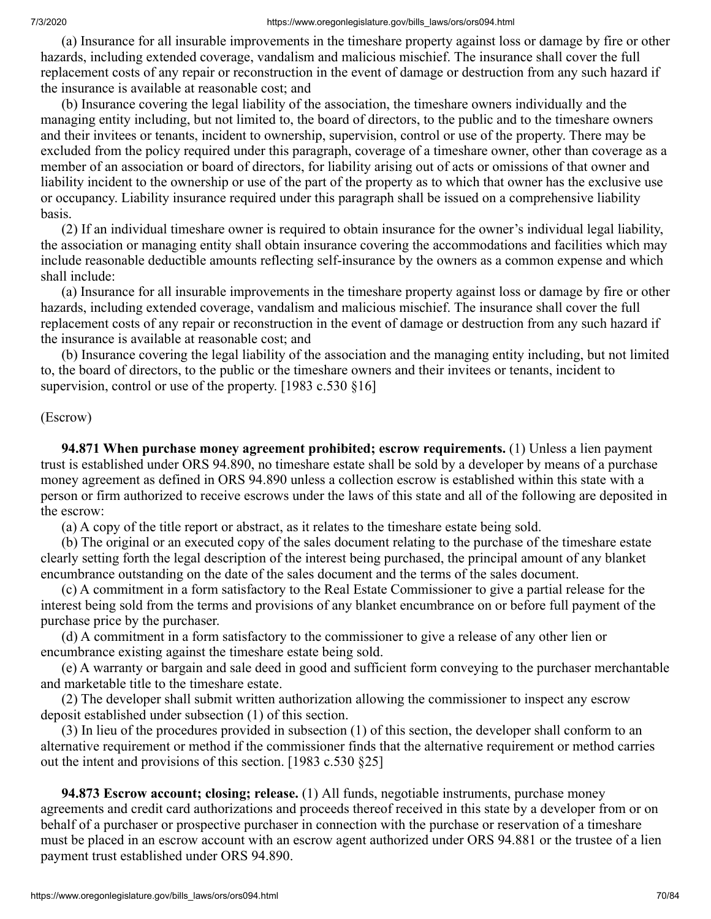(a) Insurance for all insurable improvements in the timeshare property against loss or damage by fire or other hazards, including extended coverage, vandalism and malicious mischief. The insurance shall cover the full replacement costs of any repair or reconstruction in the event of damage or destruction from any such hazard if the insurance is available at reasonable cost; and

(b) Insurance covering the legal liability of the association, the timeshare owners individually and the managing entity including, but not limited to, the board of directors, to the public and to the timeshare owners and their invitees or tenants, incident to ownership, supervision, control or use of the property. There may be excluded from the policy required under this paragraph, coverage of a timeshare owner, other than coverage as a member of an association or board of directors, for liability arising out of acts or omissions of that owner and liability incident to the ownership or use of the part of the property as to which that owner has the exclusive use or occupancy. Liability insurance required under this paragraph shall be issued on a comprehensive liability basis.

(2) If an individual timeshare owner is required to obtain insurance for the owner's individual legal liability, the association or managing entity shall obtain insurance covering the accommodations and facilities which may include reasonable deductible amounts reflecting self-insurance by the owners as a common expense and which shall include:

(a) Insurance for all insurable improvements in the timeshare property against loss or damage by fire or other hazards, including extended coverage, vandalism and malicious mischief. The insurance shall cover the full replacement costs of any repair or reconstruction in the event of damage or destruction from any such hazard if the insurance is available at reasonable cost; and

(b) Insurance covering the legal liability of the association and the managing entity including, but not limited to, the board of directors, to the public or the timeshare owners and their invitees or tenants, incident to supervision, control or use of the property. [1983 c.530 §16]

(Escrow)

**94.871 When purchase money agreement prohibited; escrow requirements.** (1) Unless a lien payment trust is established under ORS 94.890, no timeshare estate shall be sold by a developer by means of a purchase money agreement as defined in ORS 94.890 unless a collection escrow is established within this state with a person or firm authorized to receive escrows under the laws of this state and all of the following are deposited in the escrow:

(a) A copy of the title report or abstract, as it relates to the timeshare estate being sold.

(b) The original or an executed copy of the sales document relating to the purchase of the timeshare estate clearly setting forth the legal description of the interest being purchased, the principal amount of any blanket encumbrance outstanding on the date of the sales document and the terms of the sales document.

(c) A commitment in a form satisfactory to the Real Estate Commissioner to give a partial release for the interest being sold from the terms and provisions of any blanket encumbrance on or before full payment of the purchase price by the purchaser.

(d) A commitment in a form satisfactory to the commissioner to give a release of any other lien or encumbrance existing against the timeshare estate being sold.

(e) A warranty or bargain and sale deed in good and sufficient form conveying to the purchaser merchantable and marketable title to the timeshare estate.

(2) The developer shall submit written authorization allowing the commissioner to inspect any escrow deposit established under subsection (1) of this section.

(3) In lieu of the procedures provided in subsection (1) of this section, the developer shall conform to an alternative requirement or method if the commissioner finds that the alternative requirement or method carries out the intent and provisions of this section. [1983 c.530 §25]

**94.873 Escrow account; closing; release.** (1) All funds, negotiable instruments, purchase money agreements and credit card authorizations and proceeds thereof received in this state by a developer from or on behalf of a purchaser or prospective purchaser in connection with the purchase or reservation of a timeshare must be placed in an escrow account with an escrow agent authorized under ORS 94.881 or the trustee of a lien payment trust established under ORS 94.890.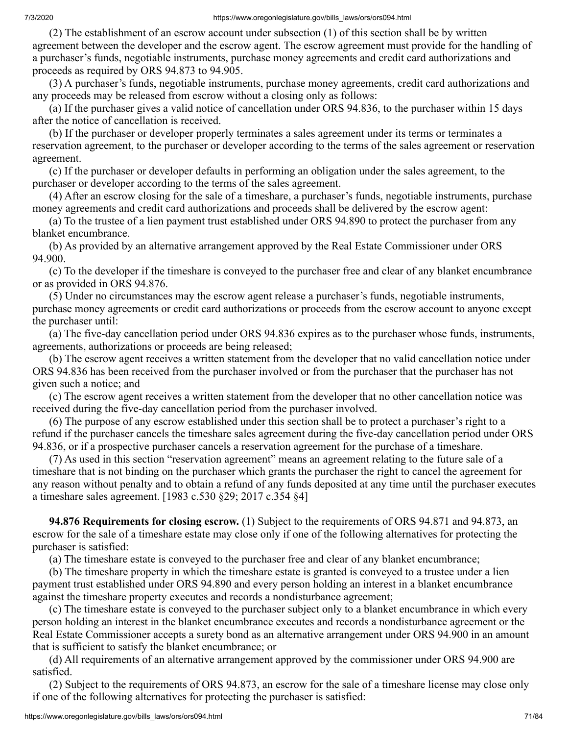(2) The establishment of an escrow account under subsection (1) of this section shall be by written agreement between the developer and the escrow agent. The escrow agreement must provide for the handling of a purchaser's funds, negotiable instruments, purchase money agreements and credit card authorizations and proceeds as required by ORS 94.873 to 94.905.

(3) A purchaser's funds, negotiable instruments, purchase money agreements, credit card authorizations and any proceeds may be released from escrow without a closing only as follows:

(a) If the purchaser gives a valid notice of cancellation under ORS 94.836, to the purchaser within 15 days after the notice of cancellation is received.

(b) If the purchaser or developer properly terminates a sales agreement under its terms or terminates a reservation agreement, to the purchaser or developer according to the terms of the sales agreement or reservation agreement.

(c) If the purchaser or developer defaults in performing an obligation under the sales agreement, to the purchaser or developer according to the terms of the sales agreement.

(4) After an escrow closing for the sale of a timeshare, a purchaser's funds, negotiable instruments, purchase money agreements and credit card authorizations and proceeds shall be delivered by the escrow agent:

(a) To the trustee of a lien payment trust established under ORS 94.890 to protect the purchaser from any blanket encumbrance.

(b) As provided by an alternative arrangement approved by the Real Estate Commissioner under ORS 94.900.

(c) To the developer if the timeshare is conveyed to the purchaser free and clear of any blanket encumbrance or as provided in ORS 94.876.

(5) Under no circumstances may the escrow agent release a purchaser's funds, negotiable instruments, purchase money agreements or credit card authorizations or proceeds from the escrow account to anyone except the purchaser until:

(a) The five-day cancellation period under ORS 94.836 expires as to the purchaser whose funds, instruments, agreements, authorizations or proceeds are being released;

(b) The escrow agent receives a written statement from the developer that no valid cancellation notice under ORS 94.836 has been received from the purchaser involved or from the purchaser that the purchaser has not given such a notice; and

(c) The escrow agent receives a written statement from the developer that no other cancellation notice was received during the five-day cancellation period from the purchaser involved.

(6) The purpose of any escrow established under this section shall be to protect a purchaser's right to a refund if the purchaser cancels the timeshare sales agreement during the five-day cancellation period under ORS 94.836, or if a prospective purchaser cancels a reservation agreement for the purchase of a timeshare.

(7) As used in this section "reservation agreement" means an agreement relating to the future sale of a timeshare that is not binding on the purchaser which grants the purchaser the right to cancel the agreement for any reason without penalty and to obtain a refund of any funds deposited at any time until the purchaser executes a timeshare sales agreement. [1983 c.530 §29; 2017 c.354 §4]

**94.876 Requirements for closing escrow.** (1) Subject to the requirements of ORS 94.871 and 94.873, an escrow for the sale of a timeshare estate may close only if one of the following alternatives for protecting the purchaser is satisfied:

(a) The timeshare estate is conveyed to the purchaser free and clear of any blanket encumbrance;

(b) The timeshare property in which the timeshare estate is granted is conveyed to a trustee under a lien payment trust established under ORS 94.890 and every person holding an interest in a blanket encumbrance against the timeshare property executes and records a nondisturbance agreement;

(c) The timeshare estate is conveyed to the purchaser subject only to a blanket encumbrance in which every person holding an interest in the blanket encumbrance executes and records a nondisturbance agreement or the Real Estate Commissioner accepts a surety bond as an alternative arrangement under ORS 94.900 in an amount that is sufficient to satisfy the blanket encumbrance; or

(d) All requirements of an alternative arrangement approved by the commissioner under ORS 94.900 are satisfied.

(2) Subject to the requirements of ORS 94.873, an escrow for the sale of a timeshare license may close only if one of the following alternatives for protecting the purchaser is satisfied: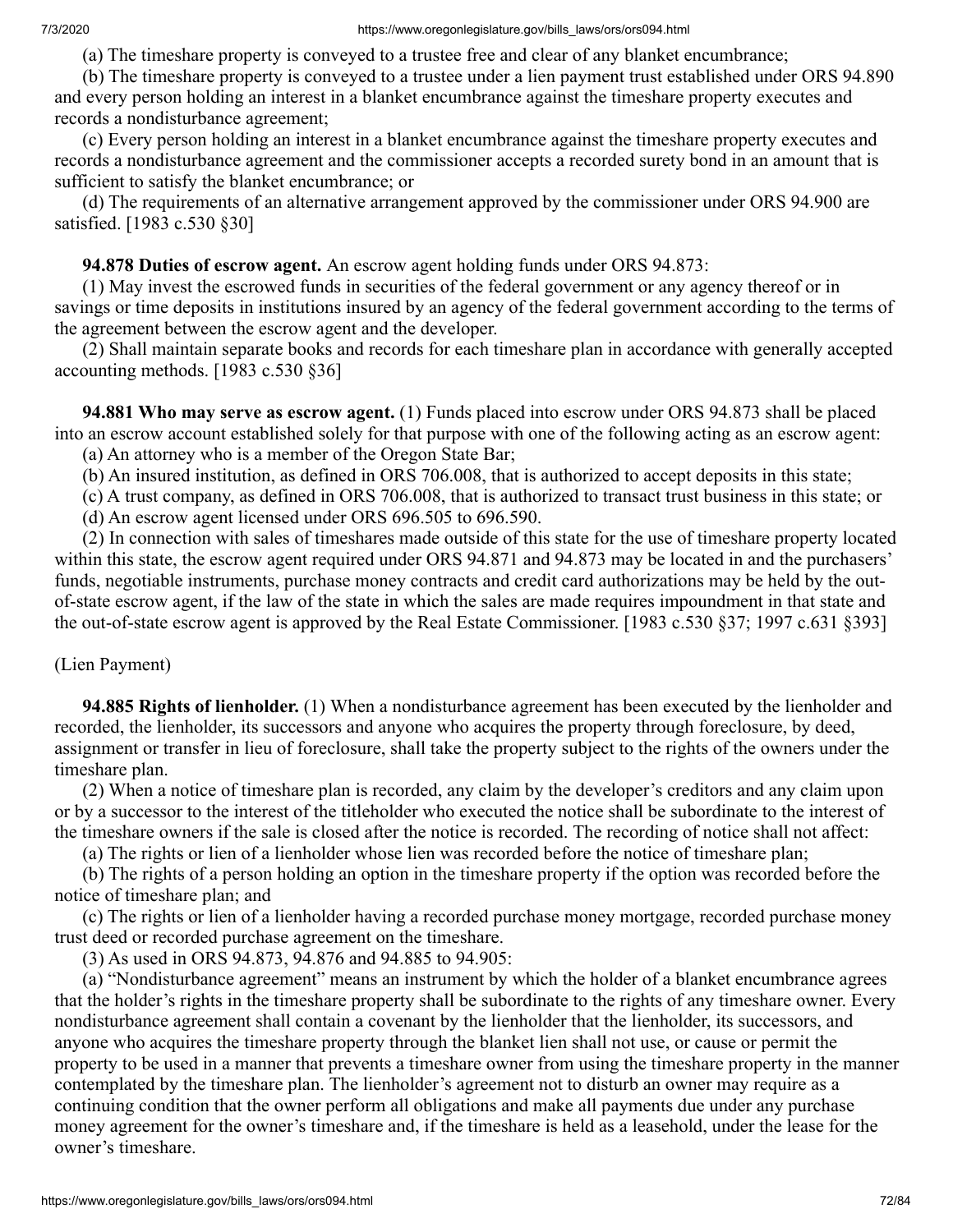(a) The timeshare property is conveyed to a trustee free and clear of any blanket encumbrance;

(b) The timeshare property is conveyed to a trustee under a lien payment trust established under ORS 94.890 and every person holding an interest in a blanket encumbrance against the timeshare property executes and records a nondisturbance agreement;

(c) Every person holding an interest in a blanket encumbrance against the timeshare property executes and records a nondisturbance agreement and the commissioner accepts a recorded surety bond in an amount that is sufficient to satisfy the blanket encumbrance; or

(d) The requirements of an alternative arrangement approved by the commissioner under ORS 94.900 are satisfied. [1983 c.530 §30]

**94.878 Duties of escrow agent.** An escrow agent holding funds under ORS 94.873:

(1) May invest the escrowed funds in securities of the federal government or any agency thereof or in savings or time deposits in institutions insured by an agency of the federal government according to the terms of the agreement between the escrow agent and the developer.

(2) Shall maintain separate books and records for each timeshare plan in accordance with generally accepted accounting methods. [1983 c.530 §36]

**94.881 Who may serve as escrow agent.** (1) Funds placed into escrow under ORS 94.873 shall be placed into an escrow account established solely for that purpose with one of the following acting as an escrow agent:

(a) An attorney who is a member of the Oregon State Bar;

(b) An insured institution, as defined in ORS 706.008, that is authorized to accept deposits in this state;

(c) A trust company, as defined in ORS 706.008, that is authorized to transact trust business in this state; or

(d) An escrow agent licensed under ORS 696.505 to 696.590.

(2) In connection with sales of timeshares made outside of this state for the use of timeshare property located within this state, the escrow agent required under ORS 94.871 and 94.873 may be located in and the purchasers' funds, negotiable instruments, purchase money contracts and credit card authorizations may be held by the out-of-state escrow agent, if the law of the state in which the sales are made requires impoundment in that state and the out-of-state escrow agent is approved by the Real Estate Commissioner. [1983 c.530 §37; 1997 c.631 §393]

(Lien Payment)

**94.885 Rights of lienholder.** (1) When a nondisturbance agreement has been executed by the lienholder and recorded, the lienholder, its successors and anyone who acquires the property through foreclosure, by deed, assignment or transfer in lieu of foreclosure, shall take the property subject to the rights of the owners under the timeshare plan.

(2) When a notice of timeshare plan is recorded, any claim by the developer's creditors and any claim upon or by a successor to the interest of the titleholder who executed the notice shall be subordinate to the interest of the timeshare owners if the sale is closed after the notice is recorded. The recording of notice shall not affect:

(a) The rights or lien of a lienholder whose lien was recorded before the notice of timeshare plan;

(b) The rights of a person holding an option in the timeshare property if the option was recorded before the notice of timeshare plan; and

(c) The rights or lien of a lienholder having a recorded purchase money mortgage, recorded purchase money trust deed or recorded purchase agreement on the timeshare.

(3) As used in ORS 94.873, 94.876 and 94.885 to 94.905:

(a) "Nondisturbance agreement" means an instrument by which the holder of a blanket encumbrance agrees that the holder's rights in the timeshare property shall be subordinate to the rights of any timeshare owner. Every nondisturbance agreement shall contain a covenant by the lienholder that the lienholder, its successors, and anyone who acquires the timeshare property through the blanket lien shall not use, or cause or permit the property to be used in a manner that prevents a timeshare owner from using the timeshare property in the manner contemplated by the timeshare plan. The lienholder's agreement not to disturb an owner may require as a continuing condition that the owner perform all obligations and make all payments due under any purchase money agreement for the owner's timeshare and, if the timeshare is held as a leasehold, under the lease for the owner's timeshare.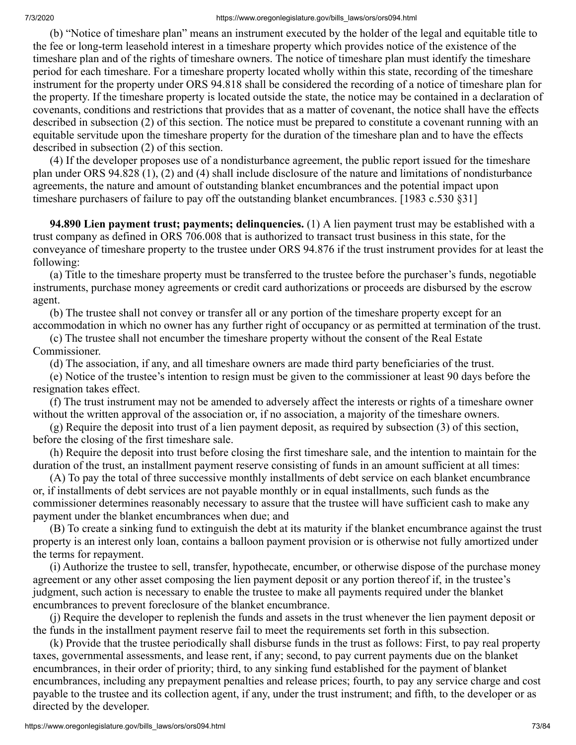(b) "Notice of timeshare plan" means an instrument executed by the holder of the legal and equitable title to the fee or long-term leasehold interest in a timeshare property which provides notice of the existence of the timeshare plan and of the rights of timeshare owners. The notice of timeshare plan must identify the timeshare period for each timeshare. For a timeshare property located wholly within this state, recording of the timeshare instrument for the property under ORS 94.818 shall be considered the recording of a notice of timeshare plan for the property. If the timeshare property is located outside the state, the notice may be contained in a declaration of covenants, conditions and restrictions that provides that as a matter of covenant, the notice shall have the effects described in subsection (2) of this section. The notice must be prepared to constitute a covenant running with an equitable servitude upon the timeshare property for the duration of the timeshare plan and to have the effects described in subsection (2) of this section.

(4) If the developer proposes use of a nondisturbance agreement, the public report issued for the timeshare plan under ORS 94.828 (1), (2) and (4) shall include disclosure of the nature and limitations of nondisturbance agreements, the nature and amount of outstanding blanket encumbrances and the potential impact upon timeshare purchasers of failure to pay off the outstanding blanket encumbrances. [1983 c.530 §31]

**94.890 Lien payment trust; payments; delinquencies.** (1) A lien payment trust may be established with a trust company as defined in ORS 706.008 that is authorized to transact trust business in this state, for the conveyance of timeshare property to the trustee under ORS 94.876 if the trust instrument provides for at least the following:

(a) Title to the timeshare property must be transferred to the trustee before the purchaser's funds, negotiable instruments, purchase money agreements or credit card authorizations or proceeds are disbursed by the escrow agent.

(b) The trustee shall not convey or transfer all or any portion of the timeshare property except for an accommodation in which no owner has any further right of occupancy or as permitted at termination of the trust.

(c) The trustee shall not encumber the timeshare property without the consent of the Real Estate Commissioner.

(d) The association, if any, and all timeshare owners are made third party beneficiaries of the trust.

(e) Notice of the trustee's intention to resign must be given to the commissioner at least 90 days before the resignation takes effect.

(f) The trust instrument may not be amended to adversely affect the interests or rights of a timeshare owner without the written approval of the association or, if no association, a majority of the timeshare owners.

(g) Require the deposit into trust of a lien payment deposit, as required by subsection (3) of this section, before the closing of the first timeshare sale.

(h) Require the deposit into trust before closing the first timeshare sale, and the intention to maintain for the duration of the trust, an installment payment reserve consisting of funds in an amount sufficient at all times:

(A) To pay the total of three successive monthly installments of debt service on each blanket encumbrance or, if installments of debt services are not payable monthly or in equal installments, such funds as the commissioner determines reasonably necessary to assure that the trustee will have sufficient cash to make any payment under the blanket encumbrances when due; and

(B) To create a sinking fund to extinguish the debt at its maturity if the blanket encumbrance against the trust property is an interest only loan, contains a balloon payment provision or is otherwise not fully amortized under the terms for repayment.

(i) Authorize the trustee to sell, transfer, hypothecate, encumber, or otherwise dispose of the purchase money agreement or any other asset composing the lien payment deposit or any portion thereof if, in the trustee's judgment, such action is necessary to enable the trustee to make all payments required under the blanket encumbrances to prevent foreclosure of the blanket encumbrance.

(j) Require the developer to replenish the funds and assets in the trust whenever the lien payment deposit or the funds in the installment payment reserve fail to meet the requirements set forth in this subsection.

(k) Provide that the trustee periodically shall disburse funds in the trust as follows: First, to pay real property taxes, governmental assessments, and lease rent, if any; second, to pay current payments due on the blanket encumbrances, in their order of priority; third, to any sinking fund established for the payment of blanket encumbrances, including any prepayment penalties and release prices; fourth, to pay any service charge and cost payable to the trustee and its collection agent, if any, under the trust instrument; and fifth, to the developer or as directed by the developer.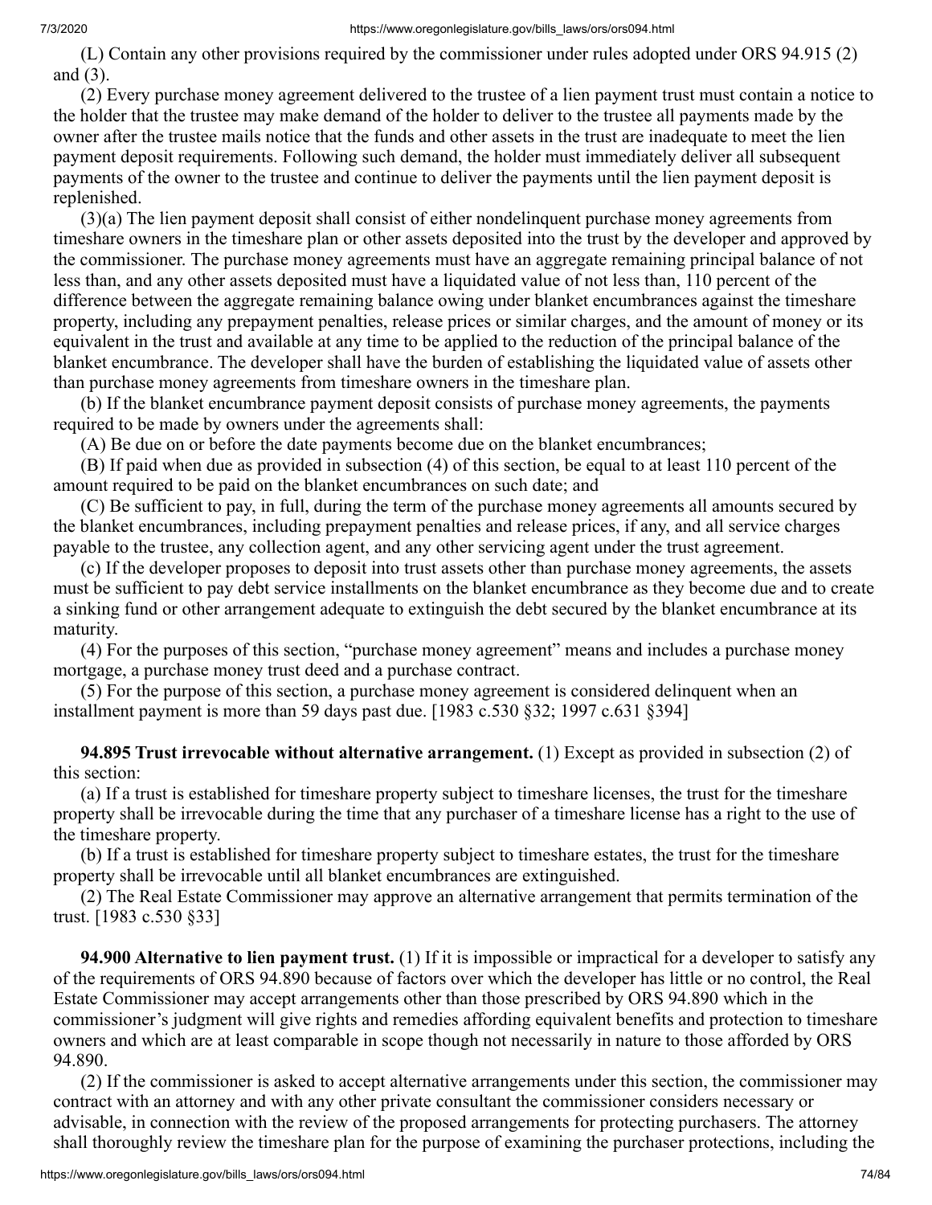(L) Contain any other provisions required by the commissioner under rules adopted under ORS 94.915 (2) and (3).

(2) Every purchase money agreement delivered to the trustee of a lien payment trust must contain a notice to the holder that the trustee may make demand of the holder to deliver to the trustee all payments made by the owner after the trustee mails notice that the funds and other assets in the trust are inadequate to meet the lien payment deposit requirements. Following such demand, the holder must immediately deliver all subsequent payments of the owner to the trustee and continue to deliver the payments until the lien payment deposit is replenished.

(3)(a) The lien payment deposit shall consist of either nondelinquent purchase money agreements from timeshare owners in the timeshare plan or other assets deposited into the trust by the developer and approved by the commissioner. The purchase money agreements must have an aggregate remaining principal balance of not less than, and any other assets deposited must have a liquidated value of not less than, 110 percent of the difference between the aggregate remaining balance owing under blanket encumbrances against the timeshare property, including any prepayment penalties, release prices or similar charges, and the amount of money or its equivalent in the trust and available at any time to be applied to the reduction of the principal balance of the blanket encumbrance. The developer shall have the burden of establishing the liquidated value of assets other than purchase money agreements from timeshare owners in the timeshare plan.

(b) If the blanket encumbrance payment deposit consists of purchase money agreements, the payments required to be made by owners under the agreements shall:

(A) Be due on or before the date payments become due on the blanket encumbrances;

(B) If paid when due as provided in subsection (4) of this section, be equal to at least 110 percent of the amount required to be paid on the blanket encumbrances on such date; and

(C) Be sufficient to pay, in full, during the term of the purchase money agreements all amounts secured by the blanket encumbrances, including prepayment penalties and release prices, if any, and all service charges payable to the trustee, any collection agent, and any other servicing agent under the trust agreement.

(c) If the developer proposes to deposit into trust assets other than purchase money agreements, the assets must be sufficient to pay debt service installments on the blanket encumbrance as they become due and to create a sinking fund or other arrangement adequate to extinguish the debt secured by the blanket encumbrance at its maturity.

(4) For the purposes of this section, "purchase money agreement" means and includes a purchase money mortgage, a purchase money trust deed and a purchase contract.

(5) For the purpose of this section, a purchase money agreement is considered delinquent when an installment payment is more than 59 days past due. [1983 c.530 §32; 1997 c.631 §394]

**94.895 Trust irrevocable without alternative arrangement.** (1) Except as provided in subsection (2) of this section:

(a) If a trust is established for timeshare property subject to timeshare licenses, the trust for the timeshare property shall be irrevocable during the time that any purchaser of a timeshare license has a right to the use of the timeshare property.

(b) If a trust is established for timeshare property subject to timeshare estates, the trust for the timeshare property shall be irrevocable until all blanket encumbrances are extinguished.

(2) The Real Estate Commissioner may approve an alternative arrangement that permits termination of the trust. [1983 c.530 §33]

**94.900 Alternative to lien payment trust.** (1) If it is impossible or impractical for a developer to satisfy any of the requirements of ORS 94.890 because of factors over which the developer has little or no control, the Real Estate Commissioner may accept arrangements other than those prescribed by ORS 94.890 which in the commissioner's judgment will give rights and remedies affording equivalent benefits and protection to timeshare owners and which are at least comparable in scope though not necessarily in nature to those afforded by ORS 94.890.

(2) If the commissioner is asked to accept alternative arrangements under this section, the commissioner may contract with an attorney and with any other private consultant the commissioner considers necessary or advisable, in connection with the review of the proposed arrangements for protecting purchasers. The attorney shall thoroughly review the timeshare plan for the purpose of examining the purchaser protections, including the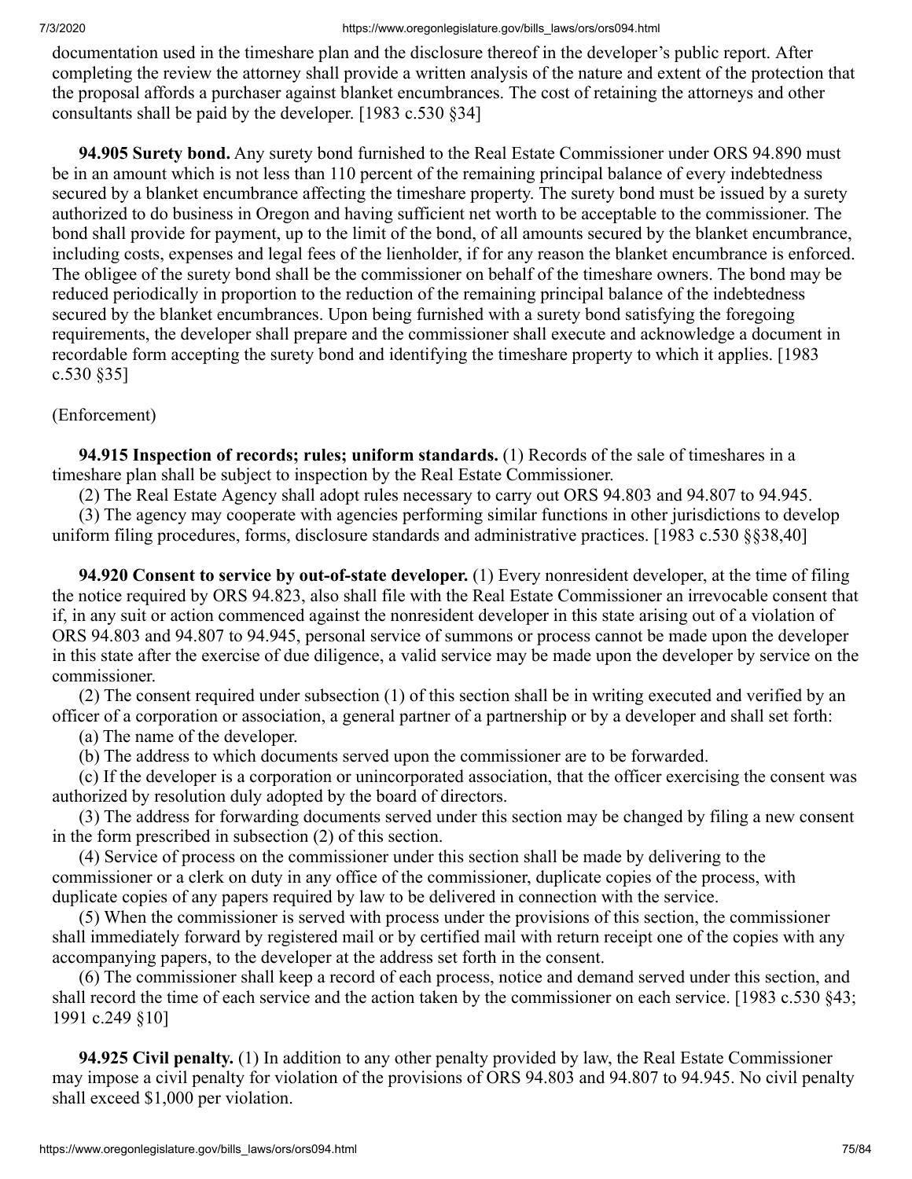documentation used in the timeshare plan and the disclosure thereof in the developer's public report. After completing the review the attorney shall provide a written analysis of the nature and extent of the protection that the proposal affords a purchaser against blanket encumbrances. The cost of retaining the attorneys and other consultants shall be paid by the developer. [1983 c.530 §34]

**94.905 Surety bond.** Any surety bond furnished to the Real Estate Commissioner under ORS 94.890 must be in an amount which is not less than 110 percent of the remaining principal balance of every indebtedness secured by a blanket encumbrance affecting the timeshare property. The surety bond must be issued by a surety authorized to do business in Oregon and having sufficient net worth to be acceptable to the commissioner. The bond shall provide for payment, up to the limit of the bond, of all amounts secured by the blanket encumbrance, including costs, expenses and legal fees of the lienholder, if for any reason the blanket encumbrance is enforced. The obligee of the surety bond shall be the commissioner on behalf of the timeshare owners. The bond may be reduced periodically in proportion to the reduction of the remaining principal balance of the indebtedness secured by the blanket encumbrances. Upon being furnished with a surety bond satisfying the foregoing requirements, the developer shall prepare and the commissioner shall execute and acknowledge a document in recordable form accepting the surety bond and identifying the timeshare property to which it applies. [1983 c.530 §35]

(Enforcement)

**94.915 Inspection of records; rules; uniform standards.** (1) Records of the sale of timeshares in a timeshare plan shall be subject to inspection by the Real Estate Commissioner.

(2) The Real Estate Agency shall adopt rules necessary to carry out ORS 94.803 and 94.807 to 94.945.

(3) The agency may cooperate with agencies performing similar functions in other jurisdictions to develop uniform filing procedures, forms, disclosure standards and administrative practices. [1983 c.530 §§38,40]

**94.920 Consent to service by out-of-state developer.** (1) Every nonresident developer, at the time of filing the notice required by ORS 94.823, also shall file with the Real Estate Commissioner an irrevocable consent that if, in any suit or action commenced against the nonresident developer in this state arising out of a violation of ORS 94.803 and 94.807 to 94.945, personal service of summons or process cannot be made upon the developer in this state after the exercise of due diligence, a valid service may be made upon the developer by service on the commissioner.

(2) The consent required under subsection (1) of this section shall be in writing executed and verified by an officer of a corporation or association, a general partner of a partnership or by a developer and shall set forth:

(a) The name of the developer.

(b) The address to which documents served upon the commissioner are to be forwarded.

(c) If the developer is a corporation or unincorporated association, that the officer exercising the consent was authorized by resolution duly adopted by the board of directors.

(3) The address for forwarding documents served under this section may be changed by filing a new consent in the form prescribed in subsection (2) of this section.

(4) Service of process on the commissioner under this section shall be made by delivering to the commissioner or a clerk on duty in any office of the commissioner, duplicate copies of the process, with duplicate copies of any papers required by law to be delivered in connection with the service.

(5) When the commissioner is served with process under the provisions of this section, the commissioner shall immediately forward by registered mail or by certified mail with return receipt one of the copies with any accompanying papers, to the developer at the address set forth in the consent.

(6) The commissioner shall keep a record of each process, notice and demand served under this section, and shall record the time of each service and the action taken by the commissioner on each service. [1983 c.530 §43; 1991 c.249 §10]

**94.925 Civil penalty.** (1) In addition to any other penalty provided by law, the Real Estate Commissioner may impose a civil penalty for violation of the provisions of ORS 94.803 and 94.807 to 94.945. No civil penalty shall exceed $1,000 per violation.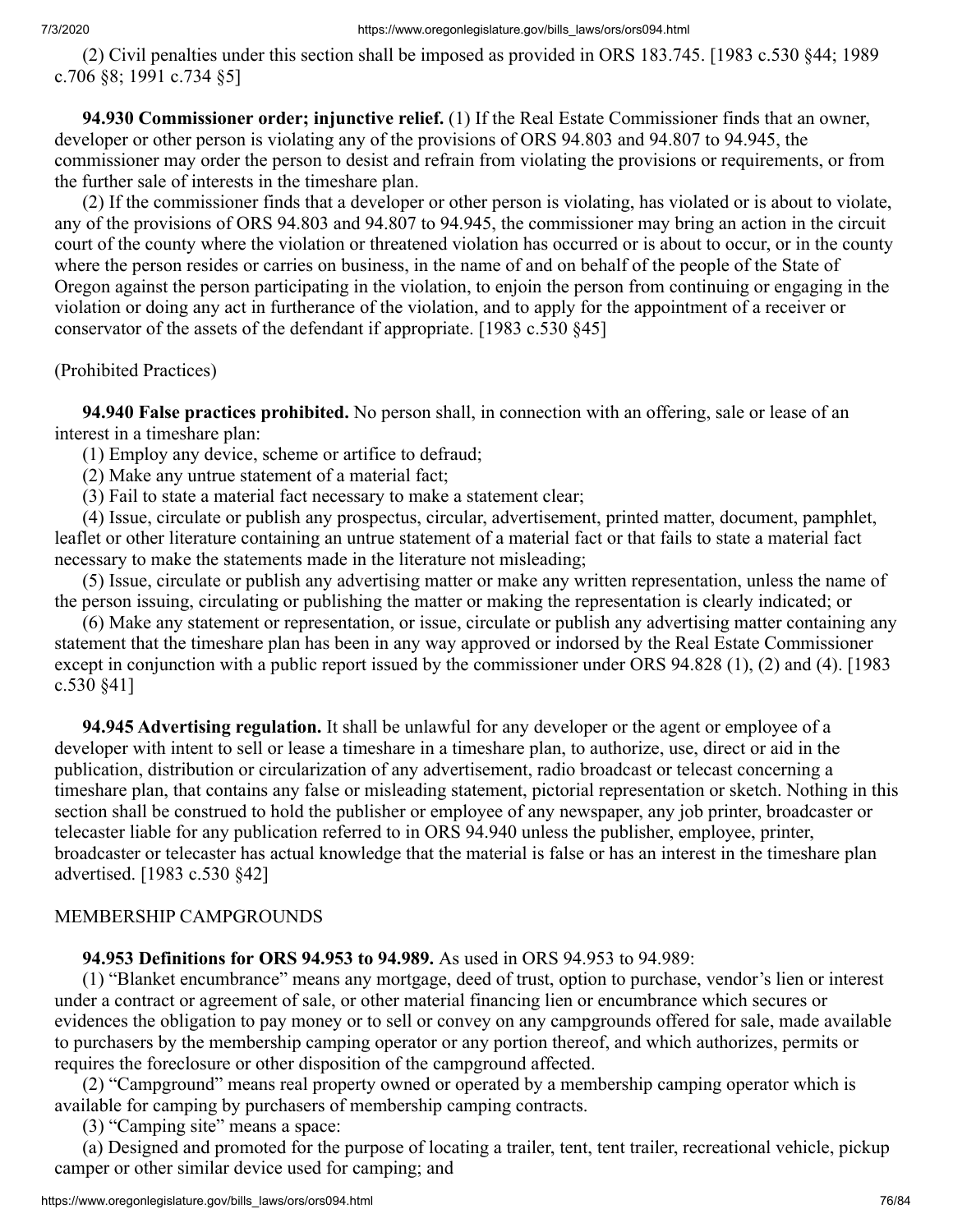(2) Civil penalties under this section shall be imposed as provided in ORS 183.745. [1983 c.530 §44; 1989 c.706 §8; 1991 c.734 §5]

**94.930 Commissioner order; injunctive relief.** (1) If the Real Estate Commissioner finds that an owner, developer or other person is violating any of the provisions of ORS 94.803 and 94.807 to 94.945, the commissioner may order the person to desist and refrain from violating the provisions or requirements, or from the further sale of interests in the timeshare plan.

(2) If the commissioner finds that a developer or other person is violating, has violated or is about to violate, any of the provisions of ORS 94.803 and 94.807 to 94.945, the commissioner may bring an action in the circuit court of the county where the violation or threatened violation has occurred or is about to occur, or in the county where the person resides or carries on business, in the name of and on behalf of the people of the State of Oregon against the person participating in the violation, to enjoin the person from continuing or engaging in the violation or doing any act in furtherance of the violation, and to apply for the appointment of a receiver or conservator of the assets of the defendant if appropriate. [1983 c.530 §45]

(Prohibited Practices)

**94.940 False practices prohibited.** No person shall, in connection with an offering, sale or lease of an interest in a timeshare plan:

(1) Employ any device, scheme or artifice to defraud;

(2) Make any untrue statement of a material fact;

(3) Fail to state a material fact necessary to make a statement clear;

(4) Issue, circulate or publish any prospectus, circular, advertisement, printed matter, document, pamphlet, leaflet or other literature containing an untrue statement of a material fact or that fails to state a material fact necessary to make the statements made in the literature not misleading;

(5) Issue, circulate or publish any advertising matter or make any written representation, unless the name of the person issuing, circulating or publishing the matter or making the representation is clearly indicated; or

(6) Make any statement or representation, or issue, circulate or publish any advertising matter containing any statement that the timeshare plan has been in any way approved or indorsed by the Real Estate Commissioner except in conjunction with a public report issued by the commissioner under ORS 94.828 (1), (2) and (4). [1983 c.530 §41]

**94.945 Advertising regulation.** It shall be unlawful for any developer or the agent or employee of a developer with intent to sell or lease a timeshare in a timeshare plan, to authorize, use, direct or aid in the publication, distribution or circularization of any advertisement, radio broadcast or telecast concerning a timeshare plan, that contains any false or misleading statement, pictorial representation or sketch. Nothing in this section shall be construed to hold the publisher or employee of any newspaper, any job printer, broadcaster or telecaster liable for any publication referred to in ORS 94.940 unless the publisher, employee, printer, broadcaster or telecaster has actual knowledge that the material is false or has an interest in the timeshare plan advertised. [1983 c.530 §42]

MEMBERSHIP CAMPGROUNDS

**94.953 Definitions for ORS 94.953 to 94.989.** As used in ORS 94.953 to 94.989:

(1) "Blanket encumbrance" means any mortgage, deed of trust, option to purchase, vendor's lien or interest under a contract or agreement of sale, or other material financing lien or encumbrance which secures or evidences the obligation to pay money or to sell or convey on any campgrounds offered for sale, made available to purchasers by the membership camping operator or any portion thereof, and which authorizes, permits or requires the foreclosure or other disposition of the campground affected.

(2) "Campground" means real property owned or operated by a membership camping operator which is available for camping by purchasers of membership camping contracts.

(3) "Camping site" means a space:

(a) Designed and promoted for the purpose of locating a trailer, tent, tent trailer, recreational vehicle, pickup camper or other similar device used for camping; and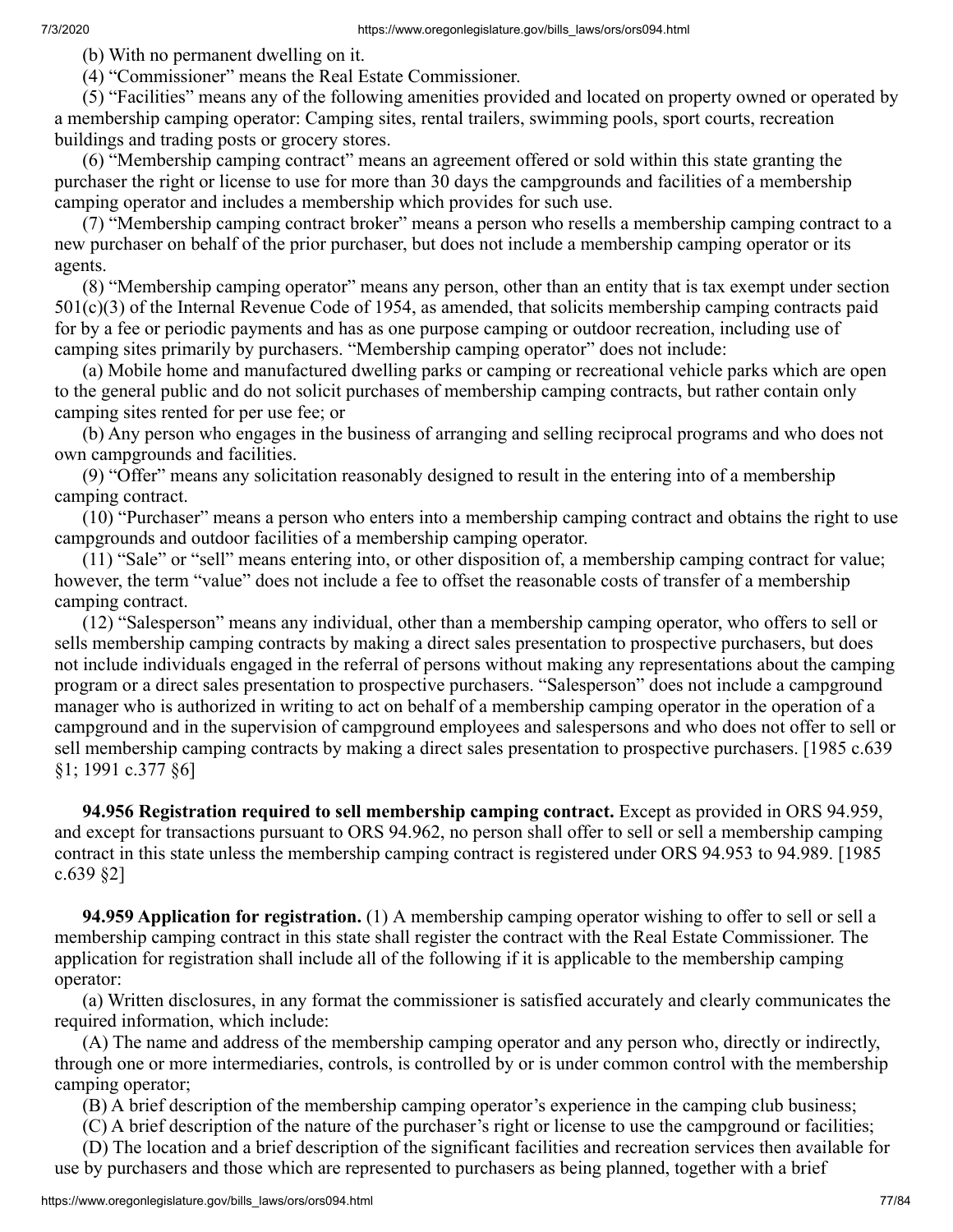(b) With no permanent dwelling on it.

(4) "Commissioner" means the Real Estate Commissioner.

(5) "Facilities" means any of the following amenities provided and located on property owned or operated by a membership camping operator: Camping sites, rental trailers, swimming pools, sport courts, recreation buildings and trading posts or grocery stores.

(6) "Membership camping contract" means an agreement offered or sold within this state granting the purchaser the right or license to use for more than 30 days the campgrounds and facilities of a membership camping operator and includes a membership which provides for such use.

(7) "Membership camping contract broker" means a person who resells a membership camping contract to a new purchaser on behalf of the prior purchaser, but does not include a membership camping operator or its agents.

(8) "Membership camping operator" means any person, other than an entity that is tax exempt under section 501(c)(3) of the Internal Revenue Code of 1954, as amended, that solicits membership camping contracts paid for by a fee or periodic payments and has as one purpose camping or outdoor recreation, including use of camping sites primarily by purchasers. "Membership camping operator" does not include:

(a) Mobile home and manufactured dwelling parks or camping or recreational vehicle parks which are open to the general public and do not solicit purchases of membership camping contracts, but rather contain only camping sites rented for per use fee; or

(b) Any person who engages in the business of arranging and selling reciprocal programs and who does not own campgrounds and facilities.

(9) "Offer" means any solicitation reasonably designed to result in the entering into of a membership camping contract.

(10) "Purchaser" means a person who enters into a membership camping contract and obtains the right to use campgrounds and outdoor facilities of a membership camping operator.

(11) "Sale" or "sell" means entering into, or other disposition of, a membership camping contract for value; however, the term "value" does not include a fee to offset the reasonable costs of transfer of a membership camping contract.

(12) "Salesperson" means any individual, other than a membership camping operator, who offers to sell or sells membership camping contracts by making a direct sales presentation to prospective purchasers, but does not include individuals engaged in the referral of persons without making any representations about the camping program or a direct sales presentation to prospective purchasers. "Salesperson" does not include a campground manager who is authorized in writing to act on behalf of a membership camping operator in the operation of a campground and in the supervision of campground employees and salespersons and who does not offer to sell or sell membership camping contracts by making a direct sales presentation to prospective purchasers. [1985 c.639 §1; 1991 c.377 §6]

**94.956 Registration required to sell membership camping contract.** Except as provided in ORS 94.959, and except for transactions pursuant to ORS 94.962, no person shall offer to sell or sell a membership camping contract in this state unless the membership camping contract is registered under ORS 94.953 to 94.989. [1985 c.639 §2]

**94.959 Application for registration.** (1) A membership camping operator wishing to offer to sell or sell a membership camping contract in this state shall register the contract with the Real Estate Commissioner. The application for registration shall include all of the following if it is applicable to the membership camping operator:

(a) Written disclosures, in any format the commissioner is satisfied accurately and clearly communicates the required information, which include:

(A) The name and address of the membership camping operator and any person who, directly or indirectly, through one or more intermediaries, controls, is controlled by or is under common control with the membership camping operator;

(B) A brief description of the membership camping operator's experience in the camping club business;

(C) A brief description of the nature of the purchaser's right or license to use the campground or facilities;

(D) The location and a brief description of the significant facilities and recreation services then available for use by purchasers and those which are represented to purchasers as being planned, together with a brief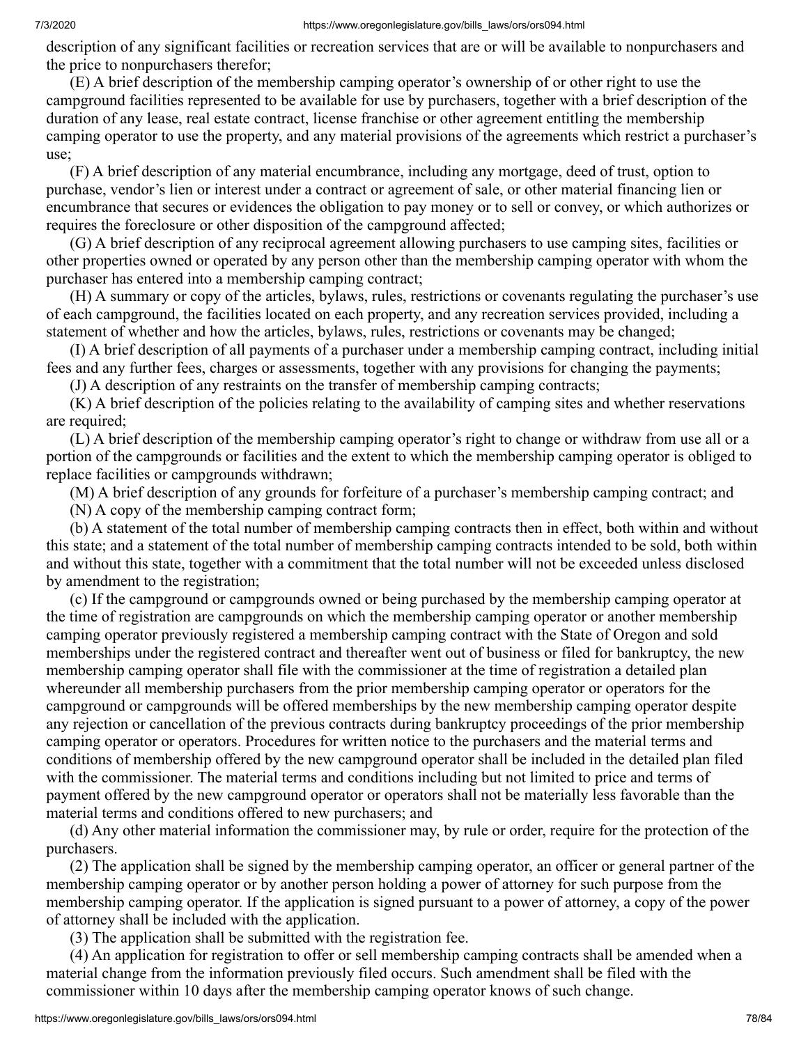description of any significant facilities or recreation services that are or will be available to nonpurchasers and the price to nonpurchasers therefor;

(E) A brief description of the membership camping operator's ownership of or other right to use the campground facilities represented to be available for use by purchasers, together with a brief description of the duration of any lease, real estate contract, license franchise or other agreement entitling the membership camping operator to use the property, and any material provisions of the agreements which restrict a purchaser's use;

(F) A brief description of any material encumbrance, including any mortgage, deed of trust, option to purchase, vendor's lien or interest under a contract or agreement of sale, or other material financing lien or encumbrance that secures or evidences the obligation to pay money or to sell or convey, or which authorizes or requires the foreclosure or other disposition of the campground affected;

(G) A brief description of any reciprocal agreement allowing purchasers to use camping sites, facilities or other properties owned or operated by any person other than the membership camping operator with whom the purchaser has entered into a membership camping contract;

(H) A summary or copy of the articles, bylaws, rules, restrictions or covenants regulating the purchaser's use of each campground, the facilities located on each property, and any recreation services provided, including a statement of whether and how the articles, bylaws, rules, restrictions or covenants may be changed;

(I) A brief description of all payments of a purchaser under a membership camping contract, including initial fees and any further fees, charges or assessments, together with any provisions for changing the payments;

(J) A description of any restraints on the transfer of membership camping contracts;

(K) A brief description of the policies relating to the availability of camping sites and whether reservations are required;

(L) A brief description of the membership camping operator's right to change or withdraw from use all or a portion of the campgrounds or facilities and the extent to which the membership camping operator is obliged to replace facilities or campgrounds withdrawn;

(M) A brief description of any grounds for forfeiture of a purchaser's membership camping contract; and

(N) A copy of the membership camping contract form;

(b) A statement of the total number of membership camping contracts then in effect, both within and without this state; and a statement of the total number of membership camping contracts intended to be sold, both within and without this state, together with a commitment that the total number will not be exceeded unless disclosed by amendment to the registration;

(c) If the campground or campgrounds owned or being purchased by the membership camping operator at the time of registration are campgrounds on which the membership camping operator or another membership camping operator previously registered a membership camping contract with the State of Oregon and sold memberships under the registered contract and thereafter went out of business or filed for bankruptcy, the new membership camping operator shall file with the commissioner at the time of registration a detailed plan whereunder all membership purchasers from the prior membership camping operator or operators for the campground or campgrounds will be offered memberships by the new membership camping operator despite any rejection or cancellation of the previous contracts during bankruptcy proceedings of the prior membership camping operator or operators. Procedures for written notice to the purchasers and the material terms and conditions of membership offered by the new campground operator shall be included in the detailed plan filed with the commissioner. The material terms and conditions including but not limited to price and terms of payment offered by the new campground operator or operators shall not be materially less favorable than the material terms and conditions offered to new purchasers; and

(d) Any other material information the commissioner may, by rule or order, require for the protection of the purchasers.

(2) The application shall be signed by the membership camping operator, an officer or general partner of the membership camping operator or by another person holding a power of attorney for such purpose from the membership camping operator. If the application is signed pursuant to a power of attorney, a copy of the power of attorney shall be included with the application.

(3) The application shall be submitted with the registration fee.

(4) An application for registration to offer or sell membership camping contracts shall be amended when a material change from the information previously filed occurs. Such amendment shall be filed with the commissioner within 10 days after the membership camping operator knows of such change.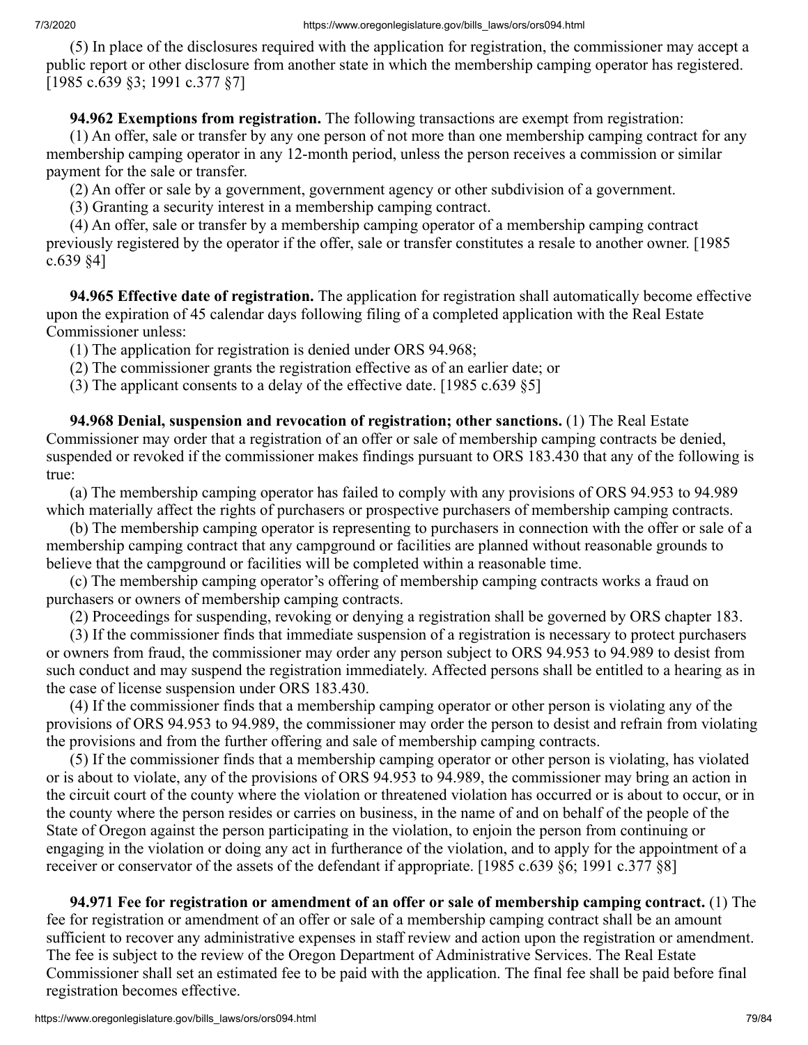(5) In place of the disclosures required with the application for registration, the commissioner may accept a public report or other disclosure from another state in which the membership camping operator has registered. [1985 c.639 §3; 1991 c.377 §7]

**94.962 Exemptions from registration.** The following transactions are exempt from registration:

(1) An offer, sale or transfer by any one person of not more than one membership camping contract for any membership camping operator in any 12-month period, unless the person receives a commission or similar payment for the sale or transfer.

(2) An offer or sale by a government, government agency or other subdivision of a government.

(3) Granting a security interest in a membership camping contract.

(4) An offer, sale or transfer by a membership camping operator of a membership camping contract previously registered by the operator if the offer, sale or transfer constitutes a resale to another owner. [1985 c.639 §4]

**94.965 Effective date of registration.** The application for registration shall automatically become effective upon the expiration of 45 calendar days following filing of a completed application with the Real Estate Commissioner unless:

(1) The application for registration is denied under ORS 94.968;

(2) The commissioner grants the registration effective as of an earlier date; or

(3) The applicant consents to a delay of the effective date. [1985 c.639 §5]

**94.968 Denial, suspension and revocation of registration; other sanctions.** (1) The Real Estate Commissioner may order that a registration of an offer or sale of membership camping contracts be denied, suspended or revoked if the commissioner makes findings pursuant to ORS 183.430 that any of the following is true:

(a) The membership camping operator has failed to comply with any provisions of ORS 94.953 to 94.989 which materially affect the rights of purchasers or prospective purchasers of membership camping contracts.

(b) The membership camping operator is representing to purchasers in connection with the offer or sale of a membership camping contract that any campground or facilities are planned without reasonable grounds to believe that the campground or facilities will be completed within a reasonable time.

(c) The membership camping operator's offering of membership camping contracts works a fraud on purchasers or owners of membership camping contracts.

(2) Proceedings for suspending, revoking or denying a registration shall be governed by ORS chapter 183.

(3) If the commissioner finds that immediate suspension of a registration is necessary to protect purchasers or owners from fraud, the commissioner may order any person subject to ORS 94.953 to 94.989 to desist from such conduct and may suspend the registration immediately. Affected persons shall be entitled to a hearing as in the case of license suspension under ORS 183.430.

(4) If the commissioner finds that a membership camping operator or other person is violating any of the provisions of ORS 94.953 to 94.989, the commissioner may order the person to desist and refrain from violating the provisions and from the further offering and sale of membership camping contracts.

(5) If the commissioner finds that a membership camping operator or other person is violating, has violated or is about to violate, any of the provisions of ORS 94.953 to 94.989, the commissioner may bring an action in the circuit court of the county where the violation or threatened violation has occurred or is about to occur, or in the county where the person resides or carries on business, in the name of and on behalf of the people of the State of Oregon against the person participating in the violation, to enjoin the person from continuing or engaging in the violation or doing any act in furtherance of the violation, and to apply for the appointment of a receiver or conservator of the assets of the defendant if appropriate. [1985 c.639 §6; 1991 c.377 §8]

**94.971 Fee for registration or amendment of an offer or sale of membership camping contract.** (1) The fee for registration or amendment of an offer or sale of a membership camping contract shall be an amount sufficient to recover any administrative expenses in staff review and action upon the registration or amendment. The fee is subject to the review of the Oregon Department of Administrative Services. The Real Estate Commissioner shall set an estimated fee to be paid with the application. The final fee shall be paid before final registration becomes effective.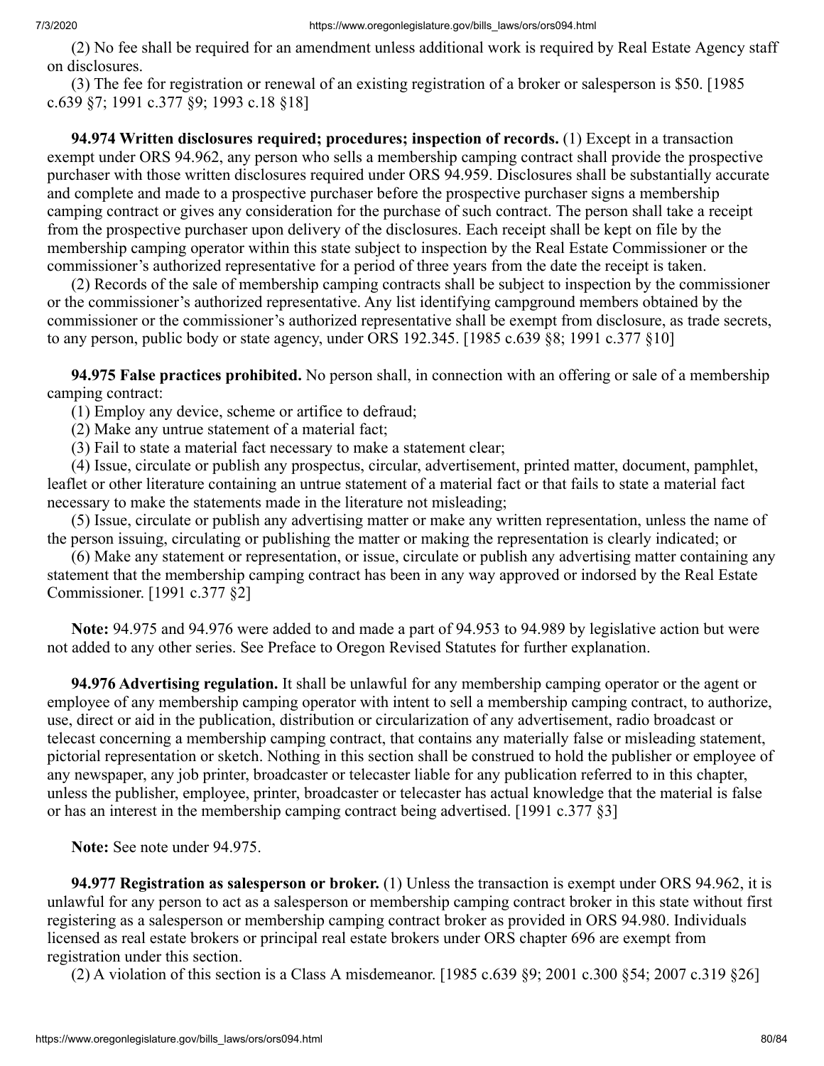(2) No fee shall be required for an amendment unless additional work is required by Real Estate Agency staff on disclosures.

(3) The fee for registration or renewal of an existing registration of a broker or salesperson is $50. [1985 c.639 §7; 1991 c.377 §9; 1993 c.18 §18]

**94.974 Written disclosures required; procedures; inspection of records.** (1) Except in a transaction exempt under ORS 94.962, any person who sells a membership camping contract shall provide the prospective purchaser with those written disclosures required under ORS 94.959. Disclosures shall be substantially accurate and complete and made to a prospective purchaser before the prospective purchaser signs a membership camping contract or gives any consideration for the purchase of such contract. The person shall take a receipt from the prospective purchaser upon delivery of the disclosures. Each receipt shall be kept on file by the membership camping operator within this state subject to inspection by the Real Estate Commissioner or the commissioner's authorized representative for a period of three years from the date the receipt is taken.

(2) Records of the sale of membership camping contracts shall be subject to inspection by the commissioner or the commissioner's authorized representative. Any list identifying campground members obtained by the commissioner or the commissioner's authorized representative shall be exempt from disclosure, as trade secrets, to any person, public body or state agency, under ORS 192.345. [1985 c.639 §8; 1991 c.377 §10]

**94.975 False practices prohibited.** No person shall, in connection with an offering or sale of a membership camping contract:

(1) Employ any device, scheme or artifice to defraud;

(2) Make any untrue statement of a material fact;

(3) Fail to state a material fact necessary to make a statement clear;

(4) Issue, circulate or publish any prospectus, circular, advertisement, printed matter, document, pamphlet, leaflet or other literature containing an untrue statement of a material fact or that fails to state a material fact necessary to make the statements made in the literature not misleading;

(5) Issue, circulate or publish any advertising matter or make any written representation, unless the name of the person issuing, circulating or publishing the matter or making the representation is clearly indicated; or

(6) Make any statement or representation, or issue, circulate or publish any advertising matter containing any statement that the membership camping contract has been in any way approved or indorsed by the Real Estate Commissioner. [1991 c.377 §2]

**Note:** 94.975 and 94.976 were added to and made a part of 94.953 to 94.989 by legislative action but were not added to any other series. See Preface to Oregon Revised Statutes for further explanation.

**94.976 Advertising regulation.** It shall be unlawful for any membership camping operator or the agent or employee of any membership camping operator with intent to sell a membership camping contract, to authorize, use, direct or aid in the publication, distribution or circularization of any advertisement, radio broadcast or telecast concerning a membership camping contract, that contains any materially false or misleading statement, pictorial representation or sketch. Nothing in this section shall be construed to hold the publisher or employee of any newspaper, any job printer, broadcaster or telecaster liable for any publication referred to in this chapter, unless the publisher, employee, printer, broadcaster or telecaster has actual knowledge that the material is false or has an interest in the membership camping contract being advertised. [1991 c.377 §3]

**Note:** See note under 94.975.

**94.977 Registration as salesperson or broker.** (1) Unless the transaction is exempt under ORS 94.962, it is unlawful for any person to act as a salesperson or membership camping contract broker in this state without first registering as a salesperson or membership camping contract broker as provided in ORS 94.980. Individuals licensed as real estate brokers or principal real estate brokers under ORS chapter 696 are exempt from registration under this section.

(2) A violation of this section is a Class A misdemeanor. [1985 c.639 §9; 2001 c.300 §54; 2007 c.319 §26]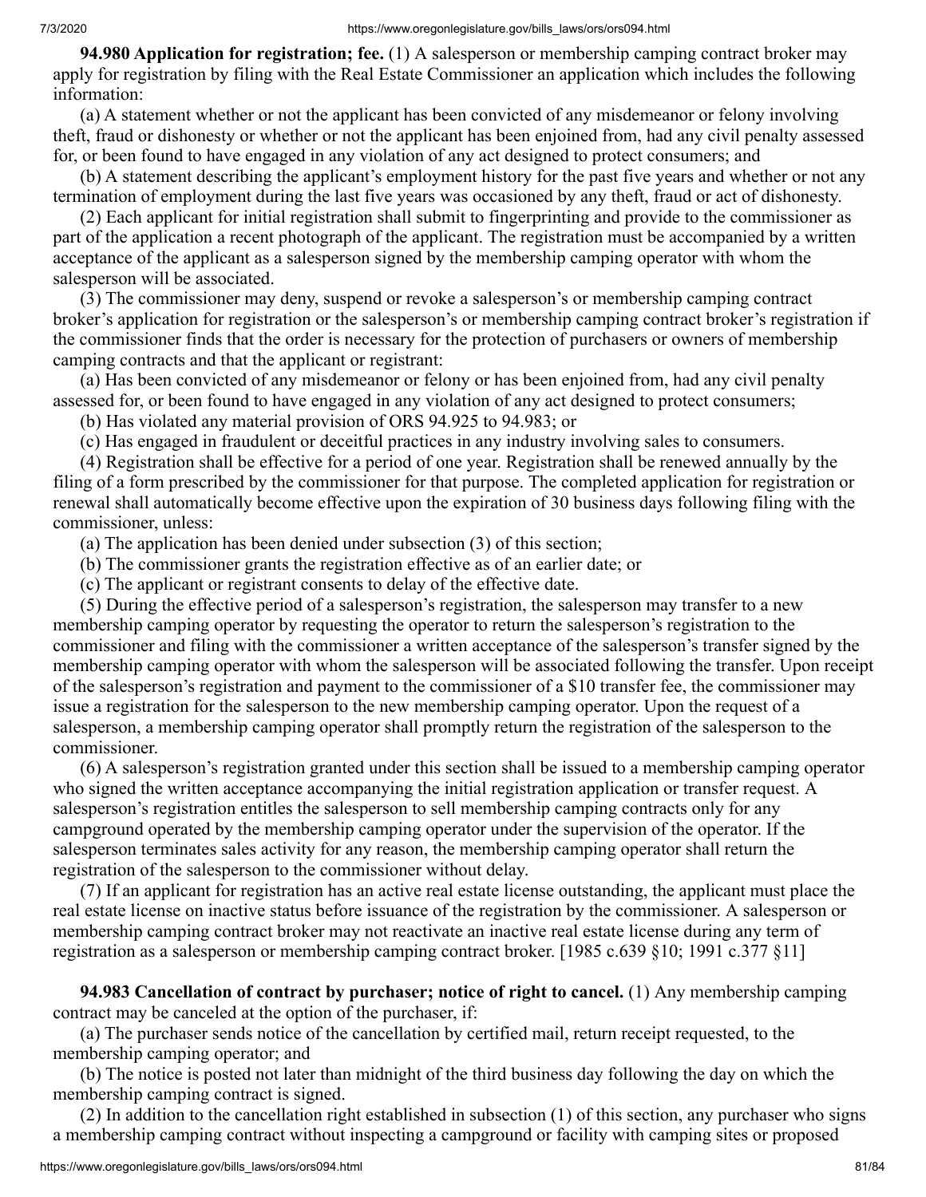**94.980 Application for registration; fee.** (1) A salesperson or membership camping contract broker may apply for registration by filing with the Real Estate Commissioner an application which includes the following information:

(a) A statement whether or not the applicant has been convicted of any misdemeanor or felony involving theft, fraud or dishonesty or whether or not the applicant has been enjoined from, had any civil penalty assessed for, or been found to have engaged in any violation of any act designed to protect consumers; and

(b) A statement describing the applicant's employment history for the past five years and whether or not any termination of employment during the last five years was occasioned by any theft, fraud or act of dishonesty.

(2) Each applicant for initial registration shall submit to fingerprinting and provide to the commissioner as part of the application a recent photograph of the applicant. The registration must be accompanied by a written acceptance of the applicant as a salesperson signed by the membership camping operator with whom the salesperson will be associated.

(3) The commissioner may deny, suspend or revoke a salesperson's or membership camping contract broker's application for registration or the salesperson's or membership camping contract broker's registration if the commissioner finds that the order is necessary for the protection of purchasers or owners of membership camping contracts and that the applicant or registrant:

(a) Has been convicted of any misdemeanor or felony or has been enjoined from, had any civil penalty assessed for, or been found to have engaged in any violation of any act designed to protect consumers;

(b) Has violated any material provision of ORS 94.925 to 94.983; or

(c) Has engaged in fraudulent or deceitful practices in any industry involving sales to consumers.

(4) Registration shall be effective for a period of one year. Registration shall be renewed annually by the filing of a form prescribed by the commissioner for that purpose. The completed application for registration or renewal shall automatically become effective upon the expiration of 30 business days following filing with the commissioner, unless:

(a) The application has been denied under subsection (3) of this section;

(b) The commissioner grants the registration effective as of an earlier date; or

(c) The applicant or registrant consents to delay of the effective date.

(5) During the effective period of a salesperson's registration, the salesperson may transfer to a new membership camping operator by requesting the operator to return the salesperson's registration to the commissioner and filing with the commissioner a written acceptance of the salesperson's transfer signed by the membership camping operator with whom the salesperson will be associated following the transfer. Upon receipt of the salesperson's registration and payment to the commissioner of a $10 transfer fee, the commissioner may issue a registration for the salesperson to the new membership camping operator. Upon the request of a salesperson, a membership camping operator shall promptly return the registration of the salesperson to the commissioner.

(6) A salesperson's registration granted under this section shall be issued to a membership camping operator who signed the written acceptance accompanying the initial registration application or transfer request. A salesperson's registration entitles the salesperson to sell membership camping contracts only for any campground operated by the membership camping operator under the supervision of the operator. If the salesperson terminates sales activity for any reason, the membership camping operator shall return the registration of the salesperson to the commissioner without delay.

(7) If an applicant for registration has an active real estate license outstanding, the applicant must place the real estate license on inactive status before issuance of the registration by the commissioner. A salesperson or membership camping contract broker may not reactivate an inactive real estate license during any term of registration as a salesperson or membership camping contract broker. [1985 c.639 §10; 1991 c.377 §11]

**94.983 Cancellation of contract by purchaser; notice of right to cancel.** (1) Any membership camping contract may be canceled at the option of the purchaser, if:

(a) The purchaser sends notice of the cancellation by certified mail, return receipt requested, to the membership camping operator; and

(b) The notice is posted not later than midnight of the third business day following the day on which the membership camping contract is signed.

(2) In addition to the cancellation right established in subsection (1) of this section, any purchaser who signs a membership camping contract without inspecting a campground or facility with camping sites or proposed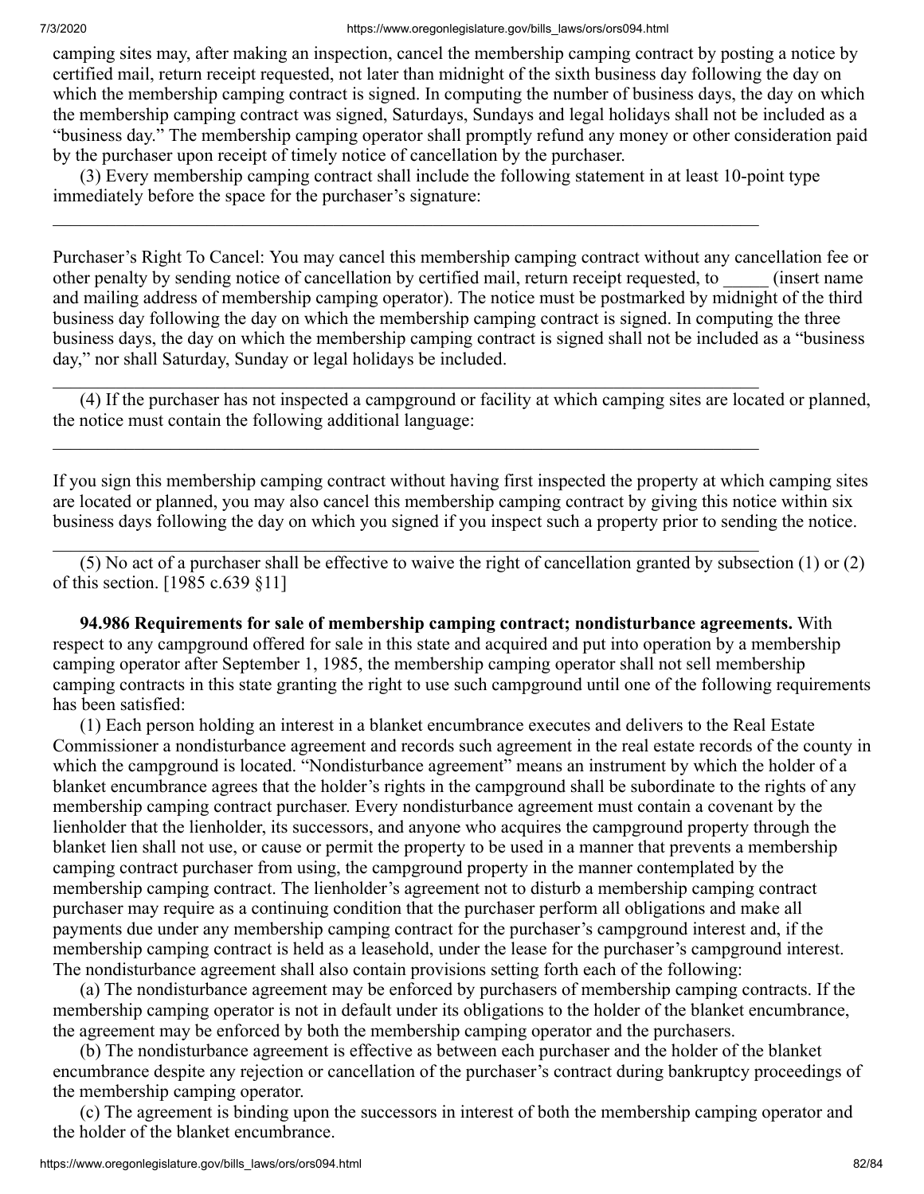camping sites may, after making an inspection, cancel the membership camping contract by posting a notice by certified mail, return receipt requested, not later than midnight of the sixth business day following the day on which the membership camping contract is signed. In computing the number of business days, the day on which the membership camping contract was signed, Saturdays, Sundays and legal holidays shall not be included as a "business day." The membership camping operator shall promptly refund any money or other consideration paid by the purchaser upon receipt of timely notice of cancellation by the purchaser.

(3) Every membership camping contract shall include the following statement in at least 10-point type immediately before the space for the purchaser's signature:

---

Purchaser's Right To Cancel: You may cancel this membership camping contract without any cancellation fee or other penalty by sending notice of cancellation by certified mail, return receipt requested, to _____ (insert name and mailing address of membership camping operator). The notice must be postmarked by midnight of the third business day following the day on which the membership camping contract is signed. In computing the three business days, the day on which the membership camping contract is signed shall not be included as a "business day," nor shall Saturday, Sunday or legal holidays be included.

---

(4) If the purchaser has not inspected a campground or facility at which camping sites are located or planned, the notice must contain the following additional language:

---

If you sign this membership camping contract without having first inspected the property at which camping sites are located or planned, you may also cancel this membership camping contract by giving this notice within six business days following the day on which you signed if you inspect such a property prior to sending the notice.

---

(5) No act of a purchaser shall be effective to waive the right of cancellation granted by subsection (1) or (2) of this section. [1985 c.639 §11]

**94.986 Requirements for sale of membership camping contract; nondisturbance agreements.** With respect to any campground offered for sale in this state and acquired and put into operation by a membership camping operator after September 1, 1985, the membership camping operator shall not sell membership camping contracts in this state granting the right to use such campground until one of the following requirements has been satisfied:

(1) Each person holding an interest in a blanket encumbrance executes and delivers to the Real Estate Commissioner a nondisturbance agreement and records such agreement in the real estate records of the county in which the campground is located. "Nondisturbance agreement" means an instrument by which the holder of a blanket encumbrance agrees that the holder's rights in the campground shall be subordinate to the rights of any membership camping contract purchaser. Every nondisturbance agreement must contain a covenant by the lienholder that the lienholder, its successors, and anyone who acquires the campground property through the blanket lien shall not use, or cause or permit the property to be used in a manner that prevents a membership camping contract purchaser from using, the campground property in the manner contemplated by the membership camping contract. The lienholder's agreement not to disturb a membership camping contract purchaser may require as a continuing condition that the purchaser perform all obligations and make all payments due under any membership camping contract for the purchaser's campground interest and, if the membership camping contract is held as a leasehold, under the lease for the purchaser's campground interest. The nondisturbance agreement shall also contain provisions setting forth each of the following:

(a) The nondisturbance agreement may be enforced by purchasers of membership camping contracts. If the membership camping operator is not in default under its obligations to the holder of the blanket encumbrance, the agreement may be enforced by both the membership camping operator and the purchasers.

(b) The nondisturbance agreement is effective as between each purchaser and the holder of the blanket encumbrance despite any rejection or cancellation of the purchaser's contract during bankruptcy proceedings of the membership camping operator.

(c) The agreement is binding upon the successors in interest of both the membership camping operator and the holder of the blanket encumbrance.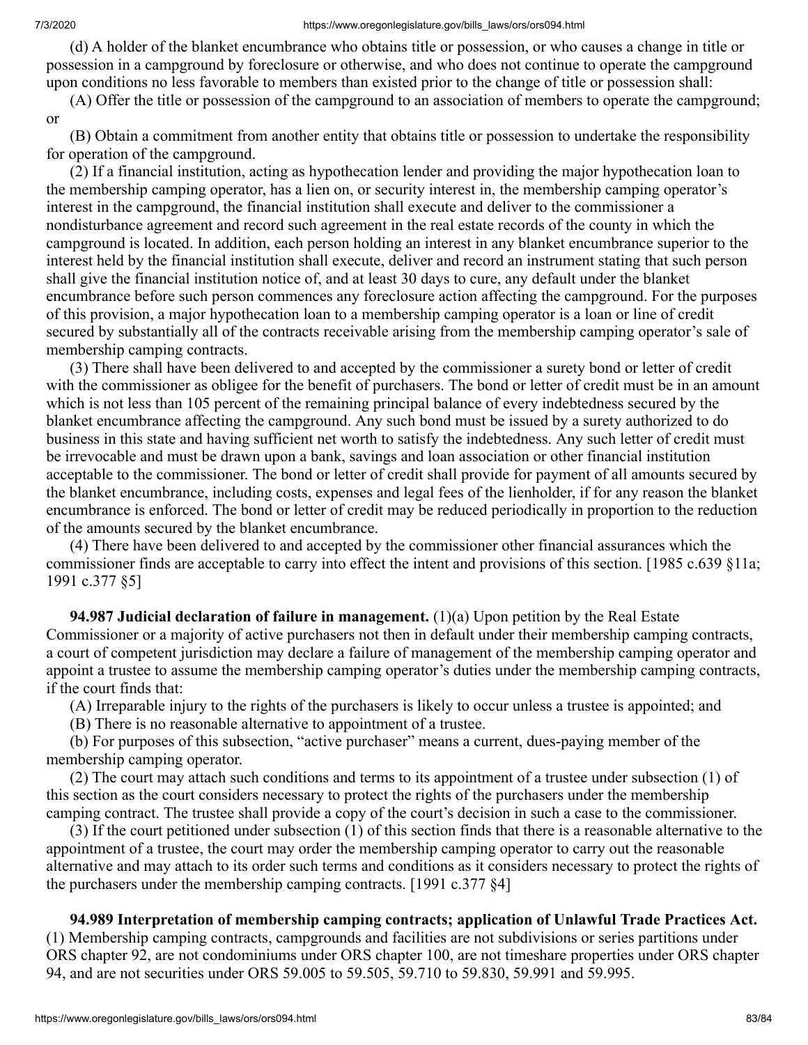(d) A holder of the blanket encumbrance who obtains title or possession, or who causes a change in title or possession in a campground by foreclosure or otherwise, and who does not continue to operate the campground upon conditions no less favorable to members than existed prior to the change of title or possession shall:

(A) Offer the title or possession of the campground to an association of members to operate the campground; or

(B) Obtain a commitment from another entity that obtains title or possession to undertake the responsibility for operation of the campground.

(2) If a financial institution, acting as hypothecation lender and providing the major hypothecation loan to the membership camping operator, has a lien on, or security interest in, the membership camping operator's interest in the campground, the financial institution shall execute and deliver to the commissioner a nondisturbance agreement and record such agreement in the real estate records of the county in which the campground is located. In addition, each person holding an interest in any blanket encumbrance superior to the interest held by the financial institution shall execute, deliver and record an instrument stating that such person shall give the financial institution notice of, and at least 30 days to cure, any default under the blanket encumbrance before such person commences any foreclosure action affecting the campground. For the purposes of this provision, a major hypothecation loan to a membership camping operator is a loan or line of credit secured by substantially all of the contracts receivable arising from the membership camping operator's sale of membership camping contracts.

(3) There shall have been delivered to and accepted by the commissioner a surety bond or letter of credit with the commissioner as obligee for the benefit of purchasers. The bond or letter of credit must be in an amount which is not less than 105 percent of the remaining principal balance of every indebtedness secured by the blanket encumbrance affecting the campground. Any such bond must be issued by a surety authorized to do business in this state and having sufficient net worth to satisfy the indebtedness. Any such letter of credit must be irrevocable and must be drawn upon a bank, savings and loan association or other financial institution acceptable to the commissioner. The bond or letter of credit shall provide for payment of all amounts secured by the blanket encumbrance, including costs, expenses and legal fees of the lienholder, if for any reason the blanket encumbrance is enforced. The bond or letter of credit may be reduced periodically in proportion to the reduction of the amounts secured by the blanket encumbrance.

(4) There have been delivered to and accepted by the commissioner other financial assurances which the commissioner finds are acceptable to carry into effect the intent and provisions of this section. [1985 c.639 §11a; 1991 c.377 §5]

**94.987 Judicial declaration of failure in management.** (1)(a) Upon petition by the Real Estate Commissioner or a majority of active purchasers not then in default under their membership camping contracts, a court of competent jurisdiction may declare a failure of management of the membership camping operator and appoint a trustee to assume the membership camping operator's duties under the membership camping contracts, if the court finds that:

(A) Irreparable injury to the rights of the purchasers is likely to occur unless a trustee is appointed; and

(B) There is no reasonable alternative to appointment of a trustee.

(b) For purposes of this subsection, "active purchaser" means a current, dues-paying member of the membership camping operator.

(2) The court may attach such conditions and terms to its appointment of a trustee under subsection (1) of this section as the court considers necessary to protect the rights of the purchasers under the membership camping contract. The trustee shall provide a copy of the court's decision in such a case to the commissioner.

(3) If the court petitioned under subsection (1) of this section finds that there is a reasonable alternative to the appointment of a trustee, the court may order the membership camping operator to carry out the reasonable alternative and may attach to its order such terms and conditions as it considers necessary to protect the rights of the purchasers under the membership camping contracts. [1991 c.377 §4]

**94.989 Interpretation of membership camping contracts; application of Unlawful Trade Practices Act.** (1) Membership camping contracts, campgrounds and facilities are not subdivisions or series partitions under ORS chapter 92, are not condominiums under ORS chapter 100, are not timeshare properties under ORS chapter 94, and are not securities under ORS 59.005 to 59.505, 59.710 to 59.830, 59.991 and 59.995.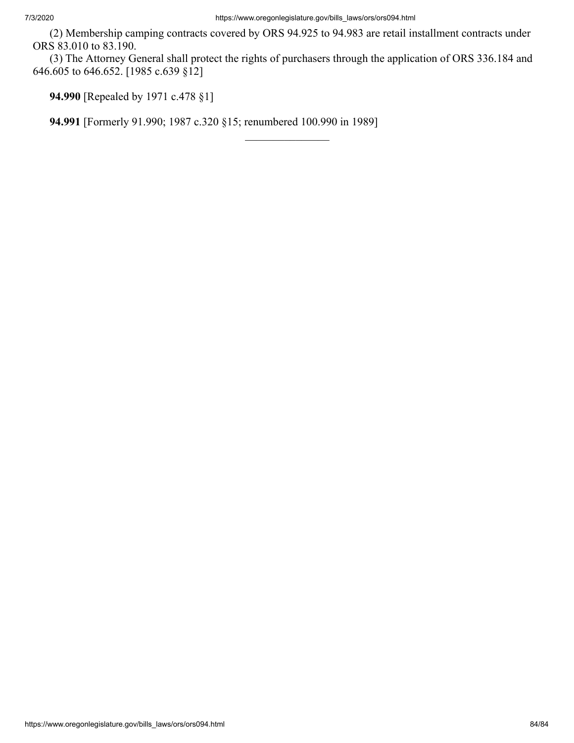(2) Membership camping contracts covered by ORS 94.925 to 94.983 are retail installment contracts under ORS 83.010 to 83.190.

(3) The Attorney General shall protect the rights of purchasers through the application of ORS 336.184 and 646.605 to 646.652. [1985 c.639 §12]

**94.990** [Repealed by 1971 c.478 §1]

**94.991** [Formerly 91.990; 1987 c.320 §15; renumbered 100.990 in 1989]

---